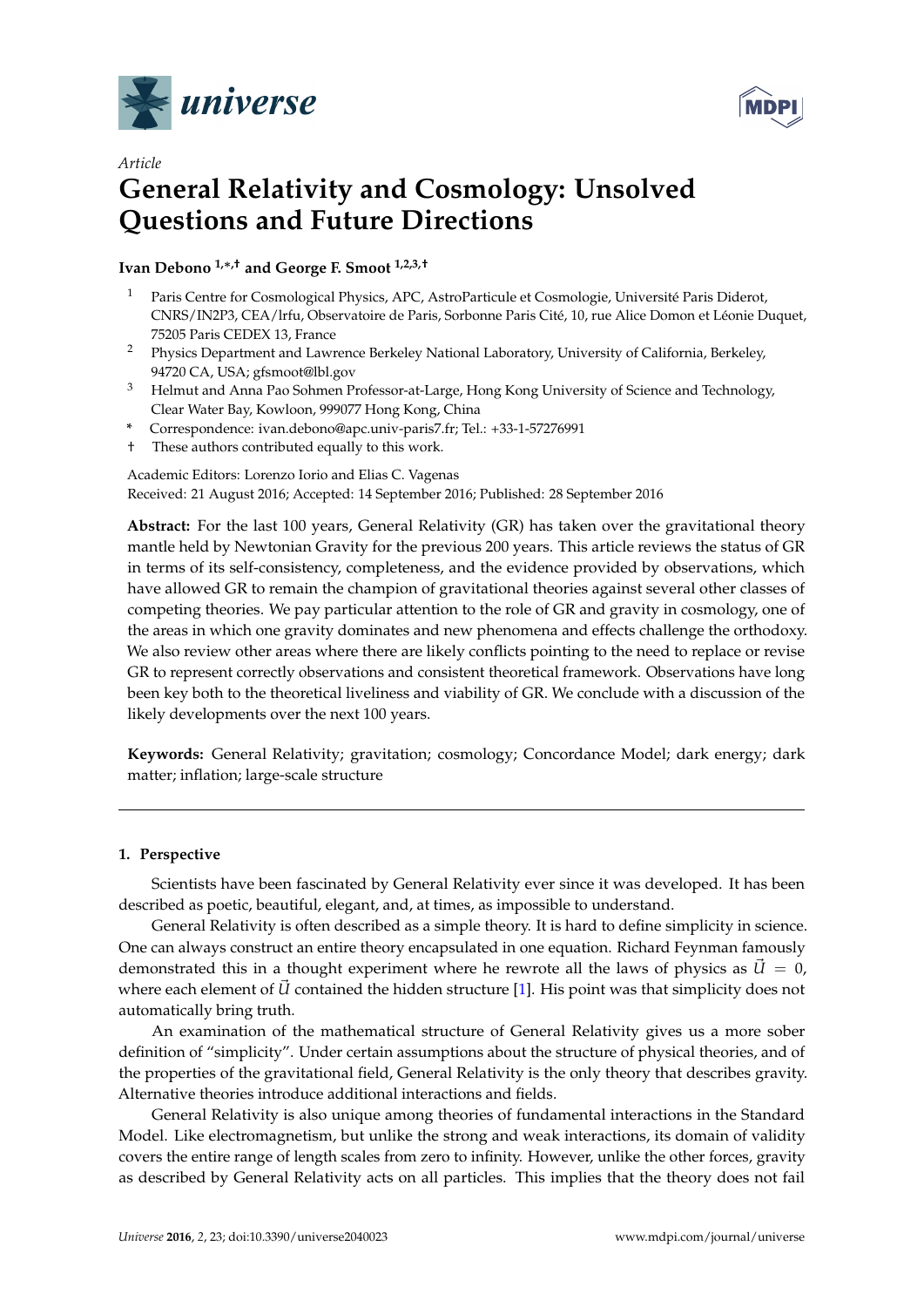*Article*

# General Relativity and Cosmology: Unsolved Questions and Future Directions

**Ivan Debono [1,*,†] and George F. Smoot [1,2,3,†]**

[1] Paris Centre for Cosmological Physics, APC, AstroParticule et Cosmologie, Université Paris Diderot, CNRS/IN2P3, CEA/lrfu, Observatoire de Paris, Sorbonne Paris Cité, 10, rue Alice Domon et Léonie Duquet, 75205 Paris CEDEX 13, France

[2] Physics Department and Lawrence Berkeley National Laboratory, University of California, Berkeley, 94720 CA, USA; gfsmoot@lbl.gov

[3] Helmut and Anna Pao Sohmen Professor-at-Large, Hong Kong University of Science and Technology, Clear Water Bay, Kowloon, 999077 Hong Kong, China

\* Correspondence: ivan.debono@apc.univ-paris7.fr; Tel.: +33-1-57276991

† These authors contributed equally to this work.

Academic Editors: Lorenzo Iorio and Elias C. Vagenas

Received: 21 August 2016; Accepted: 14 September 2016; Published: 28 September 2016

**Abstract:** For the last 100 years, General Relativity (GR) has taken over the gravitational theory mantle held by Newtonian Gravity for the previous 200 years. This article reviews the status of GR in terms of its self-consistency, completeness, and the evidence provided by observations, which have allowed GR to remain the champion of gravitational theories against several other classes of competing theories. We pay particular attention to the role of GR and gravity in cosmology, one of the areas in which one gravity dominates and new phenomena and effects challenge the orthodoxy. We also review other areas where there are likely conflicts pointing to the need to replace or revise GR to represent correctly observations and consistent theoretical framework. Observations have long been key both to the theoretical liveliness and viability of GR. We conclude with a discussion of the likely developments over the next 100 years.

**Keywords:** General Relativity; gravitation; cosmology; Concordance Model; dark energy; dark matter; inflation; large-scale structure

---

## 1. Perspective

Scientists have been fascinated by General Relativity ever since it was developed. It has been described as poetic, beautiful, elegant, and, at times, as impossible to understand.

General Relativity is often described as a simple theory. It is hard to define simplicity in science. One can always construct an entire theory encapsulated in one equation. Richard Feynman famously demonstrated this in a thought experiment where he rewrote all the laws of physics as $\vec{U} = 0$, where each element of $\vec{U}$ contained the hidden structure [1]. His point was that simplicity does not automatically bring truth.

An examination of the mathematical structure of General Relativity gives us a more sober definition of "simplicity". Under certain assumptions about the structure of physical theories, and of the properties of the gravitational field, General Relativity is the only theory that describes gravity. Alternative theories introduce additional interactions and fields.

General Relativity is also unique among theories of fundamental interactions in the Standard Model. Like electromagnetism, but unlike the strong and weak interactions, its domain of validity covers the entire range of length scales from zero to infinity. However, unlike the other forces, gravity as described by General Relativity acts on all particles. This implies that the theory does not fail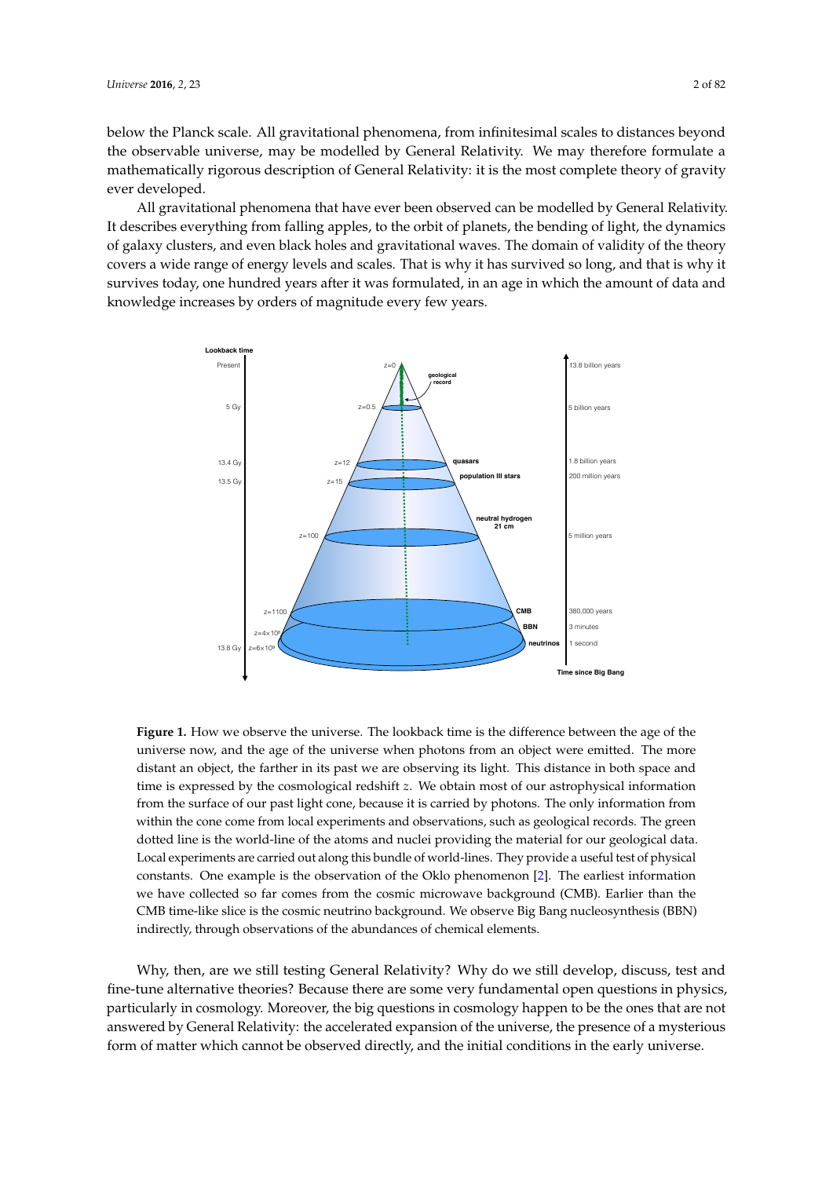below the Planck scale. All gravitational phenomena, from infinitesimal scales to distances beyond the observable universe, may be modelled by General Relativity. We may therefore formulate a mathematically rigorous description of General Relativity: it is the most complete theory of gravity ever developed.

All gravitational phenomena that have ever been observed can be modelled by General Relativity. It describes everything from falling apples, to the orbit of planets, the bending of light, the dynamics of galaxy clusters, and even black holes and gravitational waves. The domain of validity of the theory covers a wide range of energy levels and scales. That is why it has survived so long, and that is why it survives today, one hundred years after it was formulated, in an age in which the amount of data and knowledge increases by orders of magnitude every few years.

**Figure 1.** How we observe the universe. The lookback time is the difference between the age of the universe now, and the age of the universe when photons from an object were emitted. The more distant an object, the farther in its past we are observing its light. This distance in both space and time is expressed by the cosmological redshift $z$. We obtain most of our astrophysical information from the surface of our past light cone, because it is carried by photons. The only information from within the cone come from local experiments and observations, such as geological records. The green dotted line is the world-line of the atoms and nuclei providing the material for our geological data. Local experiments are carried out along this bundle of world-lines. They provide a useful test of physical constants. One example is the observation of the Oklo phenomenon [2]. The earliest information we have collected so far comes from the cosmic microwave background (CMB). Earlier than the CMB time-like slice is the cosmic neutrino background. We observe Big Bang nucleosynthesis (BBN) indirectly, through observations of the abundances of chemical elements.

Why, then, are we still testing General Relativity? Why do we still develop, discuss, test and fine-tune alternative theories? Because there are some very fundamental open questions in physics, particularly in cosmology. Moreover, the big questions in cosmology happen to be the ones that are not answered by General Relativity: the accelerated expansion of the universe, the presence of a mysterious form of matter which cannot be observed directly, and the initial conditions in the early universe.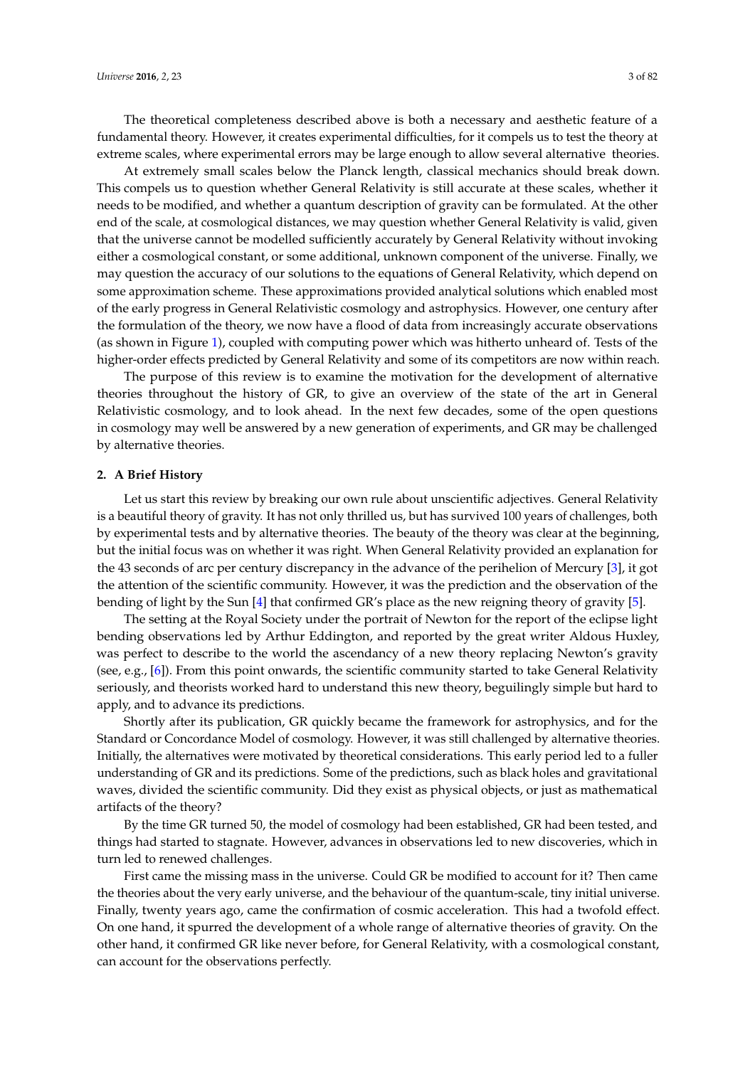The theoretical completeness described above is both a necessary and aesthetic feature of a fundamental theory. However, it creates experimental difficulties, for it compels us to test the theory at extreme scales, where experimental errors may be large enough to allow several alternative theories.

At extremely small scales below the Planck length, classical mechanics should break down. This compels us to question whether General Relativity is still accurate at these scales, whether it needs to be modified, and whether a quantum description of gravity can be formulated. At the other end of the scale, at cosmological distances, we may question whether General Relativity is valid, given that the universe cannot be modelled sufficiently accurately by General Relativity without invoking either a cosmological constant, or some additional, unknown component of the universe. Finally, we may question the accuracy of our solutions to the equations of General Relativity, which depend on some approximation scheme. These approximations provided analytical solutions which enabled most of the early progress in General Relativistic cosmology and astrophysics. However, one century after the formulation of the theory, we now have a flood of data from increasingly accurate observations (as shown in Figure 1), coupled with computing power which was hitherto unheard of. Tests of the higher-order effects predicted by General Relativity and some of its competitors are now within reach.

The purpose of this review is to examine the motivation for the development of alternative theories throughout the history of GR, to give an overview of the state of the art in General Relativistic cosmology, and to look ahead. In the next few decades, some of the open questions in cosmology may well be answered by a new generation of experiments, and GR may be challenged by alternative theories.

## 2. A Brief History

Let us start this review by breaking our own rule about unscientific adjectives. General Relativity is a beautiful theory of gravity. It has not only thrilled us, but has survived 100 years of challenges, both by experimental tests and by alternative theories. The beauty of the theory was clear at the beginning, but the initial focus was on whether it was right. When General Relativity provided an explanation for the 43 seconds of arc per century discrepancy in the advance of the perihelion of Mercury [3], it got the attention of the scientific community. However, it was the prediction and the observation of the bending of light by the Sun [4] that confirmed GR's place as the new reigning theory of gravity [5].

The setting at the Royal Society under the portrait of Newton for the report of the eclipse light bending observations led by Arthur Eddington, and reported by the great writer Aldous Huxley, was perfect to describe to the world the ascendancy of a new theory replacing Newton's gravity (see, e.g., [6]). From this point onwards, the scientific community started to take General Relativity seriously, and theorists worked hard to understand this new theory, beguilingly simple but hard to apply, and to advance its predictions.

Shortly after its publication, GR quickly became the framework for astrophysics, and for the Standard or Concordance Model of cosmology. However, it was still challenged by alternative theories. Initially, the alternatives were motivated by theoretical considerations. This early period led to a fuller understanding of GR and its predictions. Some of the predictions, such as black holes and gravitational waves, divided the scientific community. Did they exist as physical objects, or just as mathematical artifacts of the theory?

By the time GR turned 50, the model of cosmology had been established, GR had been tested, and things had started to stagnate. However, advances in observations led to new discoveries, which in turn led to renewed challenges.

First came the missing mass in the universe. Could GR be modified to account for it? Then came the theories about the very early universe, and the behaviour of the quantum-scale, tiny initial universe. Finally, twenty years ago, came the confirmation of cosmic acceleration. This had a twofold effect. On one hand, it spurred the development of a whole range of alternative theories of gravity. On the other hand, it confirmed GR like never before, for General Relativity, with a cosmological constant, can account for the observations perfectly.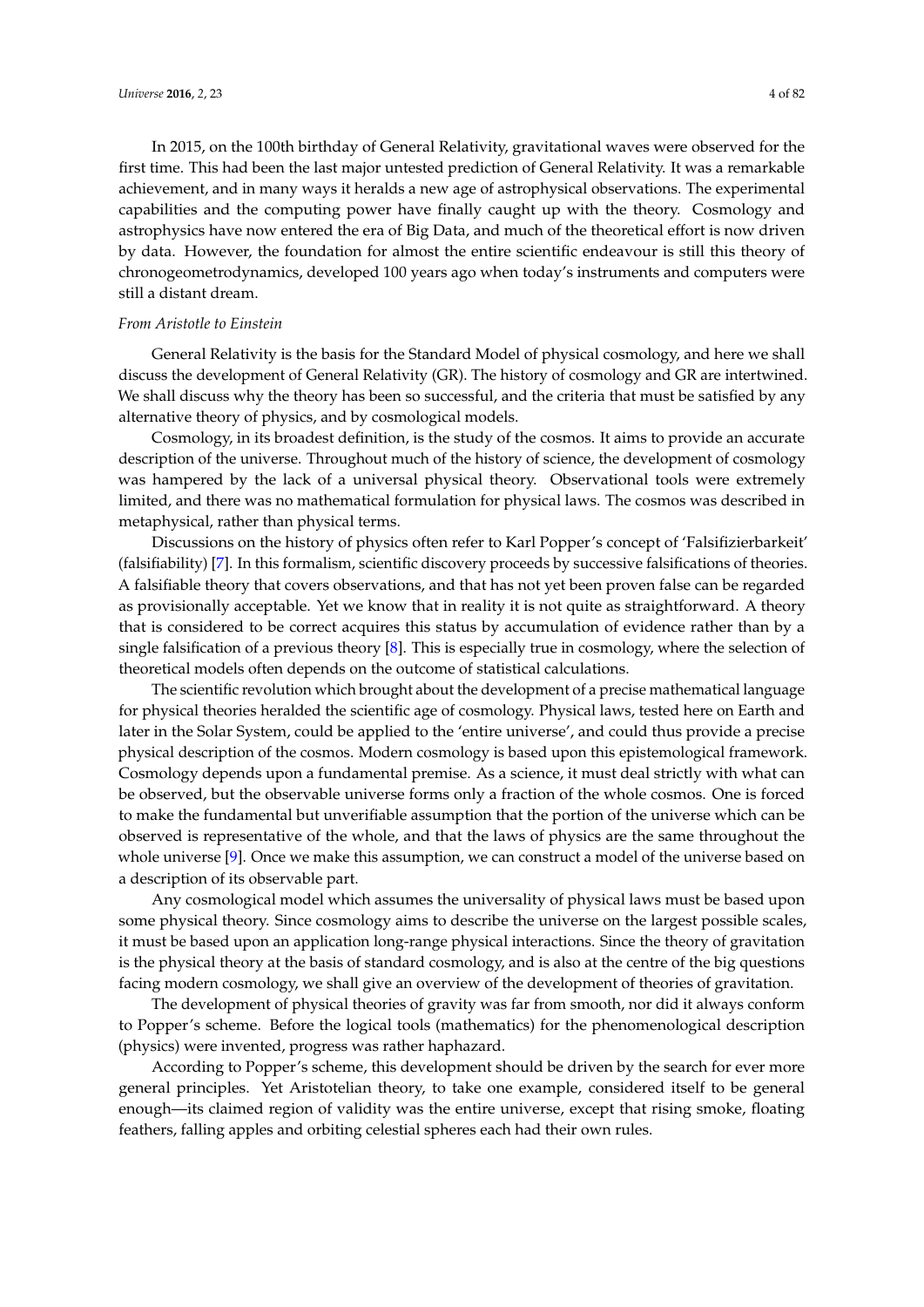In 2015, on the 100th birthday of General Relativity, gravitational waves were observed for the first time. This had been the last major untested prediction of General Relativity. It was a remarkable achievement, and in many ways it heralds a new age of astrophysical observations. The experimental capabilities and the computing power have finally caught up with the theory. Cosmology and astrophysics have now entered the era of Big Data, and much of the theoretical effort is now driven by data. However, the foundation for almost the entire scientific endeavour is still this theory of chronogeometrodynamics, developed 100 years ago when today's instruments and computers were still a distant dream.

*From Aristotle to Einstein*

General Relativity is the basis for the Standard Model of physical cosmology, and here we shall discuss the development of General Relativity (GR). The history of cosmology and GR are intertwined. We shall discuss why the theory has been so successful, and the criteria that must be satisfied by any alternative theory of physics, and by cosmological models.

Cosmology, in its broadest definition, is the study of the cosmos. It aims to provide an accurate description of the universe. Throughout much of the history of science, the development of cosmology was hampered by the lack of a universal physical theory. Observational tools were extremely limited, and there was no mathematical formulation for physical laws. The cosmos was described in metaphysical, rather than physical terms.

Discussions on the history of physics often refer to Karl Popper's concept of 'Falsifizierbarkeit' (falsifiability) [7]. In this formalism, scientific discovery proceeds by successive falsifications of theories. A falsifiable theory that covers observations, and that has not yet been proven false can be regarded as provisionally acceptable. Yet we know that in reality it is not quite as straightforward. A theory that is considered to be correct acquires this status by accumulation of evidence rather than by a single falsification of a previous theory [8]. This is especially true in cosmology, where the selection of theoretical models often depends on the outcome of statistical calculations.

The scientific revolution which brought about the development of a precise mathematical language for physical theories heralded the scientific age of cosmology. Physical laws, tested here on Earth and later in the Solar System, could be applied to the 'entire universe', and could thus provide a precise physical description of the cosmos. Modern cosmology is based upon this epistemological framework. Cosmology depends upon a fundamental premise. As a science, it must deal strictly with what can be observed, but the observable universe forms only a fraction of the whole cosmos. One is forced to make the fundamental but unverifiable assumption that the portion of the universe which can be observed is representative of the whole, and that the laws of physics are the same throughout the whole universe [9]. Once we make this assumption, we can construct a model of the universe based on a description of its observable part.

Any cosmological model which assumes the universality of physical laws must be based upon some physical theory. Since cosmology aims to describe the universe on the largest possible scales, it must be based upon an application long-range physical interactions. Since the theory of gravitation is the physical theory at the basis of standard cosmology, and is also at the centre of the big questions facing modern cosmology, we shall give an overview of the development of theories of gravitation.

The development of physical theories of gravity was far from smooth, nor did it always conform to Popper's scheme. Before the logical tools (mathematics) for the phenomenological description (physics) were invented, progress was rather haphazard.

According to Popper's scheme, this development should be driven by the search for ever more general principles. Yet Aristotelian theory, to take one example, considered itself to be general enough—its claimed region of validity was the entire universe, except that rising smoke, floating feathers, falling apples and orbiting celestial spheres each had their own rules.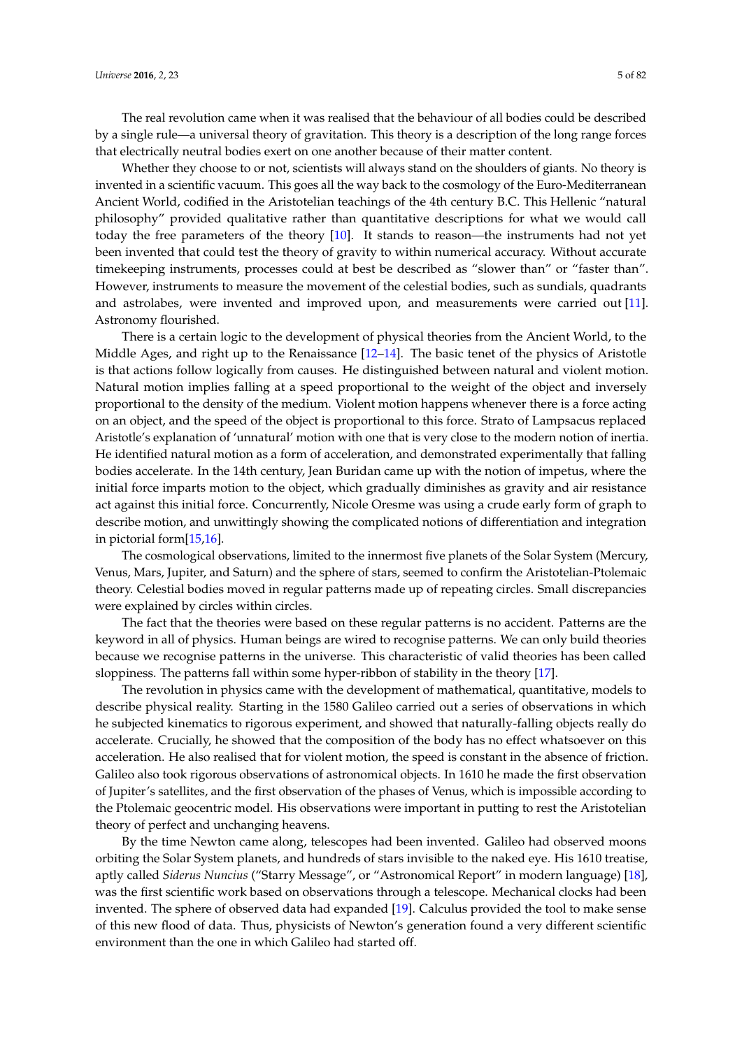The real revolution came when it was realised that the behaviour of all bodies could be described by a single rule—a universal theory of gravitation. This theory is a description of the long range forces that electrically neutral bodies exert on one another because of their matter content.

Whether they choose to or not, scientists will always stand on the shoulders of giants. No theory is invented in a scientific vacuum. This goes all the way back to the cosmology of the Euro-Mediterranean Ancient World, codified in the Aristotelian teachings of the 4th century B.C. This Hellenic "natural philosophy" provided qualitative rather than quantitative descriptions for what we would call today the free parameters of the theory [10]. It stands to reason—the instruments had not yet been invented that could test the theory of gravity to within numerical accuracy. Without accurate timekeeping instruments, processes could at best be described as "slower than" or "faster than". However, instruments to measure the movement of the celestial bodies, such as sundials, quadrants and astrolabes, were invented and improved upon, and measurements were carried out [11]. Astronomy flourished.

There is a certain logic to the development of physical theories from the Ancient World, to the Middle Ages, and right up to the Renaissance [12–14]. The basic tenet of the physics of Aristotle is that actions follow logically from causes. He distinguished between natural and violent motion. Natural motion implies falling at a speed proportional to the weight of the object and inversely proportional to the density of the medium. Violent motion happens whenever there is a force acting on an object, and the speed of the object is proportional to this force. Strato of Lampsacus replaced Aristotle's explanation of 'unnatural' motion with one that is very close to the modern notion of inertia. He identified natural motion as a form of acceleration, and demonstrated experimentally that falling bodies accelerate. In the 14th century, Jean Buridan came up with the notion of impetus, where the initial force imparts motion to the object, which gradually diminishes as gravity and air resistance act against this initial force. Concurrently, Nicole Oresme was using a crude early form of graph to describe motion, and unwittingly showing the complicated notions of differentiation and integration in pictorial form[15,16].

The cosmological observations, limited to the innermost five planets of the Solar System (Mercury, Venus, Mars, Jupiter, and Saturn) and the sphere of stars, seemed to confirm the Aristotelian-Ptolemaic theory. Celestial bodies moved in regular patterns made up of repeating circles. Small discrepancies were explained by circles within circles.

The fact that the theories were based on these regular patterns is no accident. Patterns are the keyword in all of physics. Human beings are wired to recognise patterns. We can only build theories because we recognise patterns in the universe. This characteristic of valid theories has been called sloppiness. The patterns fall within some hyper-ribbon of stability in the theory [17].

The revolution in physics came with the development of mathematical, quantitative, models to describe physical reality. Starting in the 1580 Galileo carried out a series of observations in which he subjected kinematics to rigorous experiment, and showed that naturally-falling objects really do accelerate. Crucially, he showed that the composition of the body has no effect whatsoever on this acceleration. He also realised that for violent motion, the speed is constant in the absence of friction. Galileo also took rigorous observations of astronomical objects. In 1610 he made the first observation of Jupiter's satellites, and the first observation of the phases of Venus, which is impossible according to the Ptolemaic geocentric model. His observations were important in putting to rest the Aristotelian theory of perfect and unchanging heavens.

By the time Newton came along, telescopes had been invented. Galileo had observed moons orbiting the Solar System planets, and hundreds of stars invisible to the naked eye. His 1610 treatise, aptly called *Siderus Nuncius* ("Starry Message", or "Astronomical Report" in modern language) [18], was the first scientific work based on observations through a telescope. Mechanical clocks had been invented. The sphere of observed data had expanded [19]. Calculus provided the tool to make sense of this new flood of data. Thus, physicists of Newton's generation found a very different scientific environment than the one in which Galileo had started off.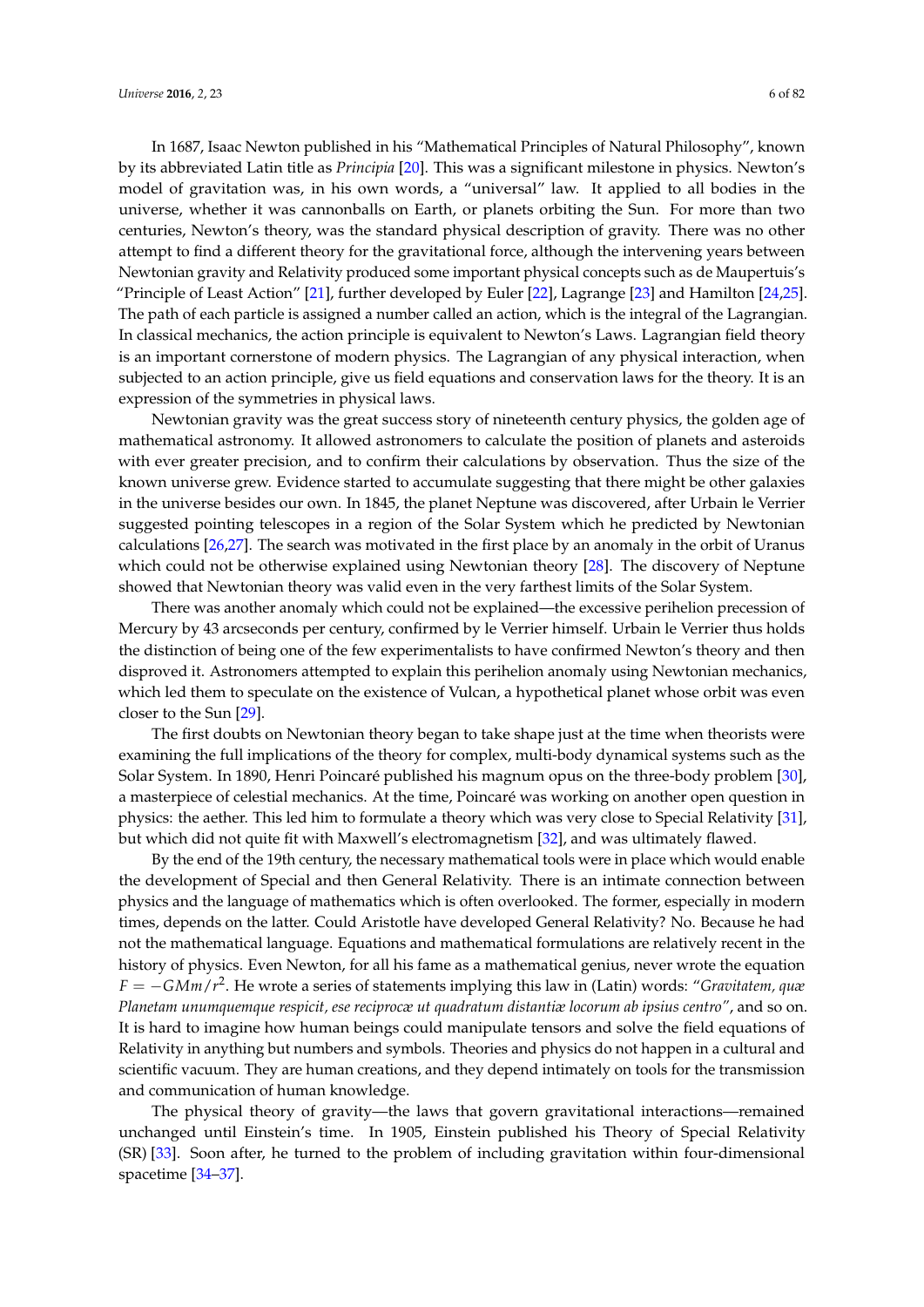In 1687, Isaac Newton published in his "Mathematical Principles of Natural Philosophy", known by its abbreviated Latin title as *Principia* [20]. This was a significant milestone in physics. Newton's model of gravitation was, in his own words, a "universal" law. It applied to all bodies in the universe, whether it was cannonballs on Earth, or planets orbiting the Sun. For more than two centuries, Newton's theory, was the standard physical description of gravity. There was no other attempt to find a different theory for the gravitational force, although the intervening years between Newtonian gravity and Relativity produced some important physical concepts such as de Maupertuis's "Principle of Least Action" [21], further developed by Euler [22], Lagrange [23] and Hamilton [24,25]. The path of each particle is assigned a number called an action, which is the integral of the Lagrangian. In classical mechanics, the action principle is equivalent to Newton's Laws. Lagrangian field theory is an important cornerstone of modern physics. The Lagrangian of any physical interaction, when subjected to an action principle, give us field equations and conservation laws for the theory. It is an expression of the symmetries in physical laws.

Newtonian gravity was the great success story of nineteenth century physics, the golden age of mathematical astronomy. It allowed astronomers to calculate the position of planets and asteroids with ever greater precision, and to confirm their calculations by observation. Thus the size of the known universe grew. Evidence started to accumulate suggesting that there might be other galaxies in the universe besides our own. In 1845, the planet Neptune was discovered, after Urbain le Verrier suggested pointing telescopes in a region of the Solar System which he predicted by Newtonian calculations [26,27]. The search was motivated in the first place by an anomaly in the orbit of Uranus which could not be otherwise explained using Newtonian theory [28]. The discovery of Neptune showed that Newtonian theory was valid even in the very farthest limits of the Solar System.

There was another anomaly which could not be explained—the excessive perihelion precession of Mercury by 43 arcseconds per century, confirmed by le Verrier himself. Urbain le Verrier thus holds the distinction of being one of the few experimentalists to have confirmed Newton's theory and then disproved it. Astronomers attempted to explain this perihelion anomaly using Newtonian mechanics, which led them to speculate on the existence of Vulcan, a hypothetical planet whose orbit was even closer to the Sun [29].

The first doubts on Newtonian theory began to take shape just at the time when theorists were examining the full implications of the theory for complex, multi-body dynamical systems such as the Solar System. In 1890, Henri Poincaré published his magnum opus on the three-body problem [30], a masterpiece of celestial mechanics. At the time, Poincaré was working on another open question in physics: the aether. This led him to formulate a theory which was very close to Special Relativity [31], but which did not quite fit with Maxwell's electromagnetism [32], and was ultimately flawed.

By the end of the 19th century, the necessary mathematical tools were in place which would enable the development of Special and then General Relativity. There is an intimate connection between physics and the language of mathematics which is often overlooked. The former, especially in modern times, depends on the latter. Could Aristotle have developed General Relativity? No. Because he had not the mathematical language. Equations and mathematical formulations are relatively recent in the history of physics. Even Newton, for all his fame as a mathematical genius, never wrote the equation $F = -GMm/r^2$. He wrote a series of statements implying this law in (Latin) words: "*Gravitatem, quæ Planetam unumquemque respicit, ese reciprocæ ut quadratum distantiæ locorum ab ipsius centro*", and so on. It is hard to imagine how human beings could manipulate tensors and solve the field equations of Relativity in anything but numbers and symbols. Theories and physics do not happen in a cultural and scientific vacuum. They are human creations, and they depend intimately on tools for the transmission and communication of human knowledge.

The physical theory of gravity—the laws that govern gravitational interactions—remained unchanged until Einstein's time. In 1905, Einstein published his Theory of Special Relativity (SR) [33]. Soon after, he turned to the problem of including gravitation within four-dimensional spacetime [34–37].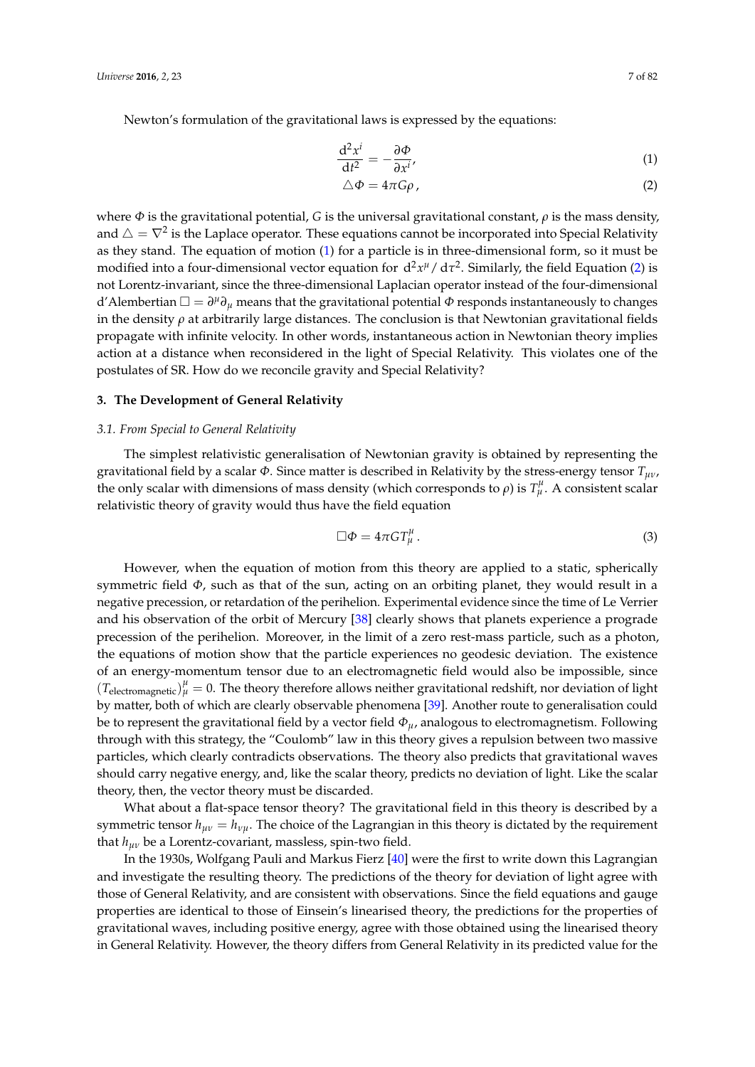Newton's formulation of the gravitational laws is expressed by the equations:

$$\frac{\mathrm{d}^2 x^i}{\mathrm{d}t^2} = -\frac{\partial \Phi}{\partial x^i}, \tag{1}$$

$$\triangle \Phi = 4\pi G \rho, \tag{2}$$

where $\Phi$ is the gravitational potential, $G$ is the universal gravitational constant, $\rho$ is the mass density, and $\triangle = \nabla^2$ is the Laplace operator. These equations cannot be incorporated into Special Relativity as they stand. The equation of motion (1) for a particle is in three-dimensional form, so it must be modified into a four-dimensional vector equation for $\mathrm{d}^2 x^\mu / \mathrm{d}\tau^2$. Similarly, the field Equation (2) is not Lorentz-invariant, since the three-dimensional Laplacian operator instead of the four-dimensional d'Alembertian $\square = \partial^\mu \partial_\mu$ means that the gravitational potential $\Phi$ responds instantaneously to changes in the density $\rho$ at arbitrarily large distances. The conclusion is that Newtonian gravitational fields propagate with infinite velocity. In other words, instantaneous action in Newtonian theory implies action at a distance when reconsidered in the light of Special Relativity. This violates one of the postulates of SR. How do we reconcile gravity and Special Relativity?

## 3. The Development of General Relativity

### 3.1. From Special to General Relativity

The simplest relativistic generalisation of Newtonian gravity is obtained by representing the gravitational field by a scalar $\Phi$. Since matter is described in Relativity by the stress-energy tensor $T_{\mu\nu}$, the only scalar with dimensions of mass density (which corresponds to $\rho$) is $T^\mu_\mu$. A consistent scalar relativistic theory of gravity would thus have the field equation

$$\square \Phi = 4\pi G T^\mu_\mu. \tag{3}$$

However, when the equation of motion from this theory are applied to a static, spherically symmetric field $\Phi$, such as that of the sun, acting on an orbiting planet, they would result in a negative precession, or retardation of the perihelion. Experimental evidence since the time of Le Verrier and his observation of the orbit of Mercury [38] clearly shows that planets experience a prograde precession of the perihelion. Moreover, in the limit of a zero rest-mass particle, such as a photon, the equations of motion show that the particle experiences no geodesic deviation. The existence of an energy-momentum tensor due to an electromagnetic field would also be impossible, since $(T_{\text{electromagnetic}})^\mu_\mu = 0$. The theory therefore allows neither gravitational redshift, nor deviation of light by matter, both of which are clearly observable phenomena [39]. Another route to generalisation could be to represent the gravitational field by a vector field $\Phi_\mu$, analogous to electromagnetism. Following through with this strategy, the "Coulomb" law in this theory gives a repulsion between two massive particles, which clearly contradicts observations. The theory also predicts that gravitational waves should carry negative energy, and, like the scalar theory, predicts no deviation of light. Like the scalar theory, then, the vector theory must be discarded.

What about a flat-space tensor theory? The gravitational field in this theory is described by a symmetric tensor $h_{\mu\nu} = h_{\nu\mu}$. The choice of the Lagrangian in this theory is dictated by the requirement that $h_{\mu\nu}$ be a Lorentz-covariant, massless, spin-two field.

In the 1930s, Wolfgang Pauli and Markus Fierz [40] were the first to write down this Lagrangian and investigate the resulting theory. The predictions of the theory for deviation of light agree with those of General Relativity, and are consistent with observations. Since the field equations and gauge properties are identical to those of Einsein's linearised theory, the predictions for the properties of gravitational waves, including positive energy, agree with those obtained using the linearised theory in General Relativity. However, the theory differs from General Relativity in its predicted value for the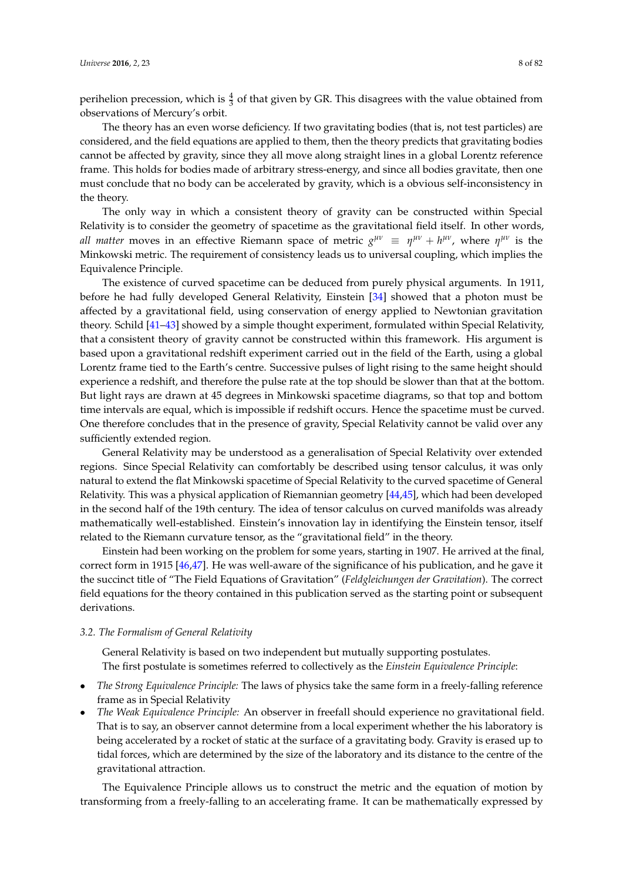perihelion precession, which is $\frac{4}{3}$ of that given by GR. This disagrees with the value obtained from observations of Mercury's orbit.

The theory has an even worse deficiency. If two gravitating bodies (that is, not test particles) are considered, and the field equations are applied to them, then the theory predicts that gravitating bodies cannot be affected by gravity, since they all move along straight lines in a global Lorentz reference frame. This holds for bodies made of arbitrary stress-energy, and since all bodies gravitate, then one must conclude that no body can be accelerated by gravity, which is a obvious self-inconsistency in the theory.

The only way in which a consistent theory of gravity can be constructed within Special Relativity is to consider the geometry of spacetime as the gravitational field itself. In other words, *all matter* moves in an effective Riemann space of metric $g^{\mu\nu} \equiv \eta^{\mu\nu} + h^{\mu\nu}$, where $\eta^{\mu\nu}$ is the Minkowski metric. The requirement of consistency leads us to universal coupling, which implies the Equivalence Principle.

The existence of curved spacetime can be deduced from purely physical arguments. In 1911, before he had fully developed General Relativity, Einstein [34] showed that a photon must be affected by a gravitational field, using conservation of energy applied to Newtonian gravitation theory. Schild [41–43] showed by a simple thought experiment, formulated within Special Relativity, that a consistent theory of gravity cannot be constructed within this framework. His argument is based upon a gravitational redshift experiment carried out in the field of the Earth, using a global Lorentz frame tied to the Earth's centre. Successive pulses of light rising to the same height should experience a redshift, and therefore the pulse rate at the top should be slower than that at the bottom. But light rays are drawn at 45 degrees in Minkowski spacetime diagrams, so that top and bottom time intervals are equal, which is impossible if redshift occurs. Hence the spacetime must be curved. One therefore concludes that in the presence of gravity, Special Relativity cannot be valid over any sufficiently extended region.

General Relativity may be understood as a generalisation of Special Relativity over extended regions. Since Special Relativity can comfortably be described using tensor calculus, it was only natural to extend the flat Minkowski spacetime of Special Relativity to the curved spacetime of General Relativity. This was a physical application of Riemannian geometry [44,45], which had been developed in the second half of the 19th century. The idea of tensor calculus on curved manifolds was already mathematically well-established. Einstein's innovation lay in identifying the Einstein tensor, itself related to the Riemann curvature tensor, as the "gravitational field" in the theory.

Einstein had been working on the problem for some years, starting in 1907. He arrived at the final, correct form in 1915 [46,47]. He was well-aware of the significance of his publication, and he gave it the succinct title of "The Field Equations of Gravitation" (*Feldgleichungen der Gravitation*). The correct field equations for the theory contained in this publication served as the starting point or subsequent derivations.

### 3.2. The Formalism of General Relativity

General Relativity is based on two independent but mutually supporting postulates.

The first postulate is sometimes referred to collectively as the *Einstein Equivalence Principle*:

- *The Strong Equivalence Principle:* The laws of physics take the same form in a freely-falling reference frame as in Special Relativity
- *The Weak Equivalence Principle:* An observer in freefall should experience no gravitational field. That is to say, an observer cannot determine from a local experiment whether the his laboratory is being accelerated by a rocket of static at the surface of a gravitating body. Gravity is erased up to tidal forces, which are determined by the size of the laboratory and its distance to the centre of the gravitational attraction.

The Equivalence Principle allows us to construct the metric and the equation of motion by transforming from a freely-falling to an accelerating frame. It can be mathematically expressed by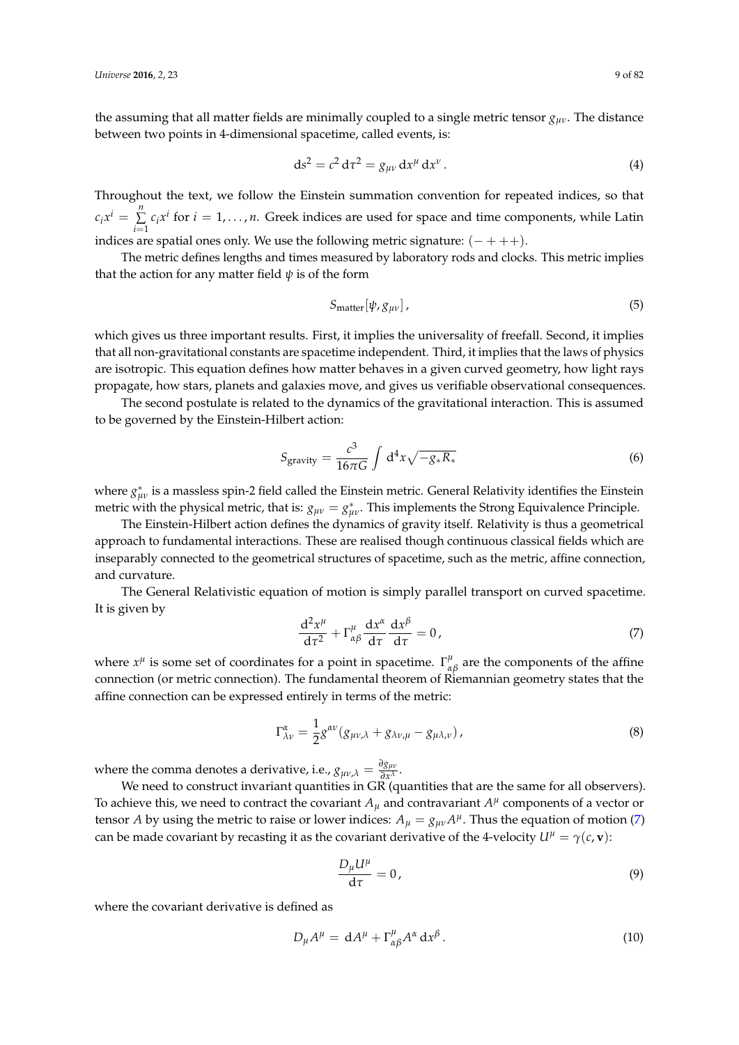the assuming that all matter fields are minimally coupled to a single metric tensor $g_{\mu\nu}$. The distance between two points in 4-dimensional spacetime, called events, is:

$$\mathrm{d}s^2 = c^2\,\mathrm{d}\tau^2 = g_{\mu\nu}\,\mathrm{d}x^\mu\,\mathrm{d}x^\nu\,. \tag{4}$$

Throughout the text, we follow the Einstein summation convention for repeated indices, so that $c_i x^i = \sum_{i=1}^{n} c_i x^i$ for $i = 1, \ldots, n$. Greek indices are used for space and time components, while Latin indices are spatial ones only. We use the following metric signature: $(-+++)$.

The metric defines lengths and times measured by laboratory rods and clocks. This metric implies that the action for any matter field $\psi$ is of the form

$$S_{\mathrm{matter}}[\psi, g_{\mu\nu}]\,, \tag{5}$$

which gives us three important results. First, it implies the universality of freefall. Second, it implies that all non-gravitational constants are spacetime independent. Third, it implies that the laws of physics are isotropic. This equation defines how matter behaves in a given curved geometry, how light rays propagate, how stars, planets and galaxies move, and gives us verifiable observational consequences.

The second postulate is related to the dynamics of the gravitational interaction. This is assumed to be governed by the Einstein-Hilbert action:

$$S_{\mathrm{gravity}} = \frac{c^3}{16\pi G}\int \mathrm{d}^4x\sqrt{-g_* R_*} \tag{6}$$

where $g^*_{\mu\nu}$ is a massless spin-2 field called the Einstein metric. General Relativity identifies the Einstein metric with the physical metric, that is: $g_{\mu\nu} = g^*_{\mu\nu}$. This implements the Strong Equivalence Principle.

The Einstein-Hilbert action defines the dynamics of gravity itself. Relativity is thus a geometrical approach to fundamental interactions. These are realised though continuous classical fields which are inseparably connected to the geometrical structures of spacetime, such as the metric, affine connection, and curvature.

The General Relativistic equation of motion is simply parallel transport on curved spacetime. It is given by

$$\frac{\mathrm{d}^2x^\mu}{\mathrm{d}\tau^2} + \Gamma^\mu_{\alpha\beta}\frac{\mathrm{d}x^\alpha}{\mathrm{d}\tau}\frac{\mathrm{d}x^\beta}{\mathrm{d}\tau} = 0\,, \tag{7}$$

where $x^\mu$ is some set of coordinates for a point in spacetime. $\Gamma^\mu_{\alpha\beta}$ are the components of the affine connection (or metric connection). The fundamental theorem of Riemannian geometry states that the affine connection can be expressed entirely in terms of the metric:

$$\Gamma^\alpha_{\lambda\nu} = \frac{1}{2}g^{\alpha\nu}(g_{\mu\nu,\lambda} + g_{\lambda\nu,\mu} - g_{\mu\lambda,\nu})\,, \tag{8}$$

where the comma denotes a derivative, i.e., $g_{\mu\nu,\lambda} = \frac{\partial g_{\mu\nu}}{\partial x^\lambda}$.

We need to construct invariant quantities in GR (quantities that are the same for all observers). To achieve this, we need to contract the covariant $A_\mu$ and contravariant $A^\mu$ components of a vector or tensor $A$ by using the metric to raise or lower indices: $A_\mu = g_{\mu\nu}A^\mu$. Thus the equation of motion (7) can be made covariant by recasting it as the covariant derivative of the 4-velocity $U^\mu = \gamma(c, \mathbf{v})$:

$$\frac{D_\mu U^\mu}{\mathrm{d}\tau} = 0\,, \tag{9}$$

where the covariant derivative is defined as

$$D_\mu A^\mu = \mathrm{d}A^\mu + \Gamma^\mu_{\alpha\beta}A^\alpha\,\mathrm{d}x^\beta\,. \tag{10}$$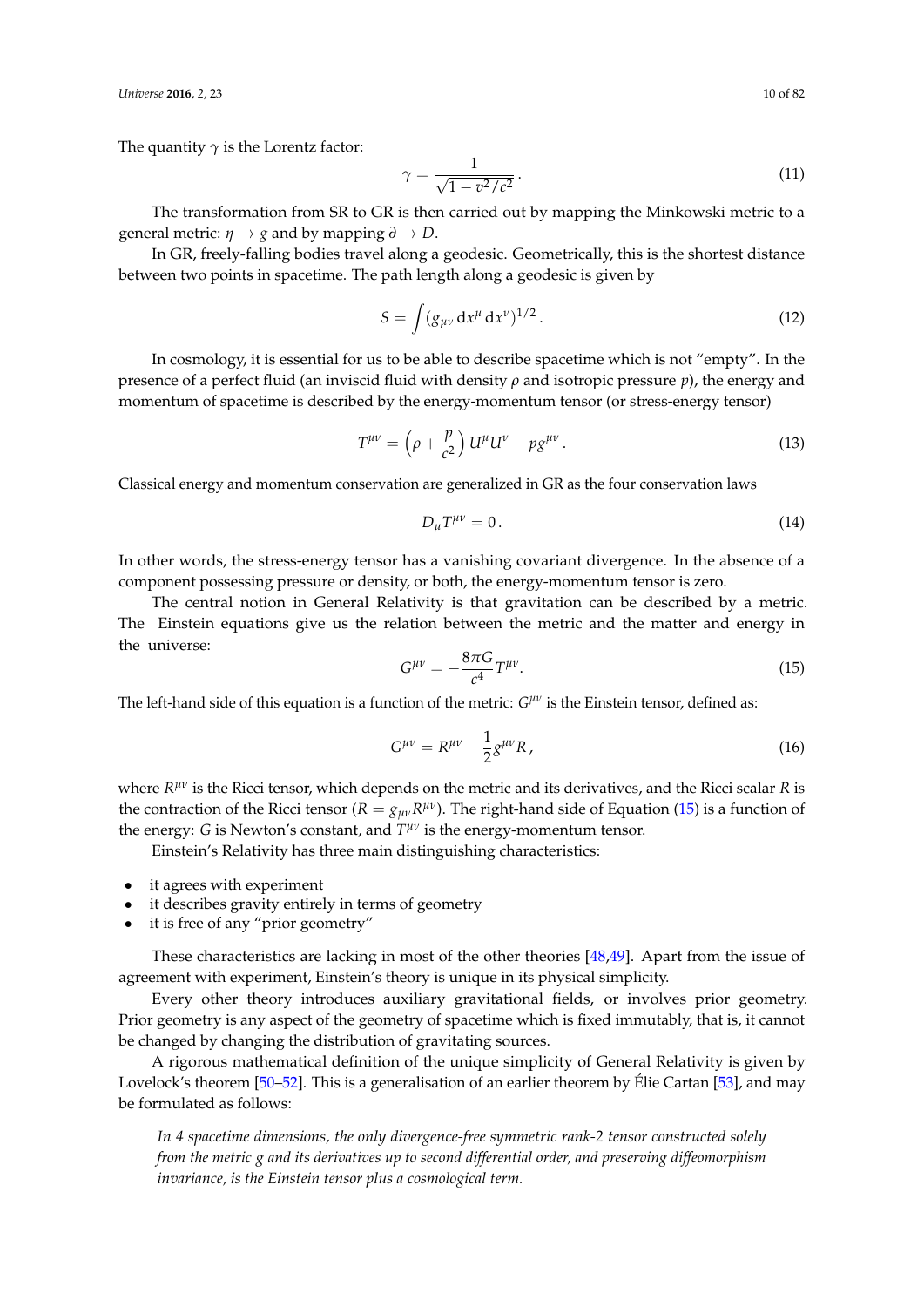The quantity $\gamma$ is the Lorentz factor:

$$\gamma = \frac{1}{\sqrt{1 - v^2/c^2}}\,. \tag{11}$$

The transformation from SR to GR is then carried out by mapping the Minkowski metric to a general metric: $\eta \to g$ and by mapping $\partial \to D$.

In GR, freely-falling bodies travel along a geodesic. Geometrically, this is the shortest distance between two points in spacetime. The path length along a geodesic is given by

$$S = \int (g_{\mu\nu}\, \mathrm{d}x^\mu\, \mathrm{d}x^\nu)^{1/2}\,. \tag{12}$$

In cosmology, it is essential for us to be able to describe spacetime which is not "empty". In the presence of a perfect fluid (an inviscid fluid with density $\rho$ and isotropic pressure $p$), the energy and momentum of spacetime is described by the energy-momentum tensor (or stress-energy tensor)

$$T^{\mu\nu} = \left(\rho + \frac{p}{c^2}\right) U^\mu U^\nu - p g^{\mu\nu}\,. \tag{13}$$

Classical energy and momentum conservation are generalized in GR as the four conservation laws

$$D_\mu T^{\mu\nu} = 0\,. \tag{14}$$

In other words, the stress-energy tensor has a vanishing covariant divergence. In the absence of a component possessing pressure or density, or both, the energy-momentum tensor is zero.

The central notion in General Relativity is that gravitation can be described by a metric. The Einstein equations give us the relation between the metric and the matter and energy in the universe:

$$G^{\mu\nu} = -\frac{8\pi G}{c^4} T^{\mu\nu}. \tag{15}$$

The left-hand side of this equation is a function of the metric: $G^{\mu\nu}$ is the Einstein tensor, defined as:

$$G^{\mu\nu} = R^{\mu\nu} - \frac{1}{2} g^{\mu\nu} R\,, \tag{16}$$

where $R^{\mu\nu}$ is the Ricci tensor, which depends on the metric and its derivatives, and the Ricci scalar $R$ is the contraction of the Ricci tensor ($R = g_{\mu\nu} R^{\mu\nu}$). The right-hand side of Equation (15) is a function of the energy: $G$ is Newton's constant, and $T^{\mu\nu}$ is the energy-momentum tensor.

Einstein's Relativity has three main distinguishing characteristics:

- it agrees with experiment
- it describes gravity entirely in terms of geometry
- it is free of any "prior geometry"

These characteristics are lacking in most of the other theories [48,49]. Apart from the issue of agreement with experiment, Einstein's theory is unique in its physical simplicity.

Every other theory introduces auxiliary gravitational fields, or involves prior geometry. Prior geometry is any aspect of the geometry of spacetime which is fixed immutably, that is, it cannot be changed by changing the distribution of gravitating sources.

A rigorous mathematical definition of the unique simplicity of General Relativity is given by Lovelock's theorem [50–52]. This is a generalisation of an earlier theorem by Élie Cartan [53], and may be formulated as follows:

> *In 4 spacetime dimensions, the only divergence-free symmetric rank-2 tensor constructed solely from the metric g and its derivatives up to second differential order, and preserving diffeomorphism invariance, is the Einstein tensor plus a cosmological term.*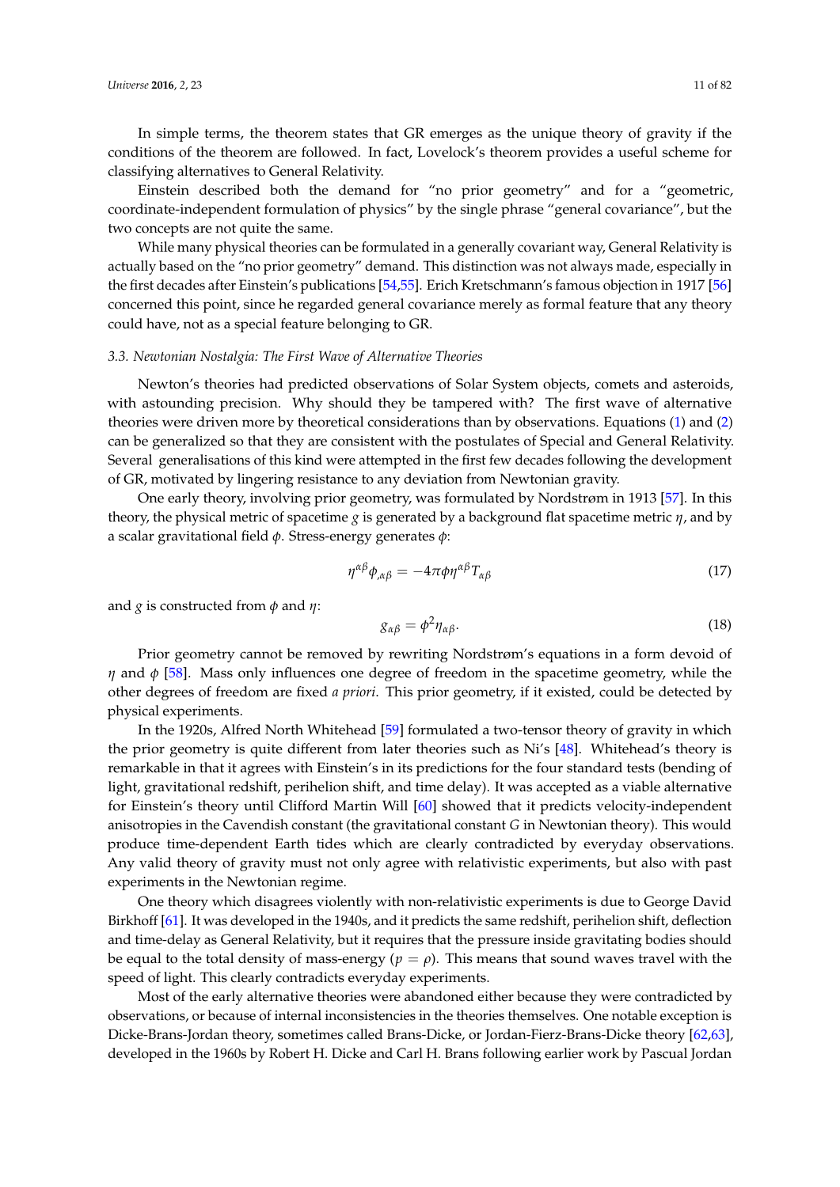In simple terms, the theorem states that GR emerges as the unique theory of gravity if the conditions of the theorem are followed. In fact, Lovelock's theorem provides a useful scheme for classifying alternatives to General Relativity.

Einstein described both the demand for "no prior geometry" and for a "geometric, coordinate-independent formulation of physics" by the single phrase "general covariance", but the two concepts are not quite the same.

While many physical theories can be formulated in a generally covariant way, General Relativity is actually based on the "no prior geometry" demand. This distinction was not always made, especially in the first decades after Einstein's publications [54,55]. Erich Kretschmann's famous objection in 1917 [56] concerned this point, since he regarded general covariance merely as formal feature that any theory could have, not as a special feature belonging to GR.

### 3.3. Newtonian Nostalgia: The First Wave of Alternative Theories

Newton's theories had predicted observations of Solar System objects, comets and asteroids, with astounding precision. Why should they be tampered with? The first wave of alternative theories were driven more by theoretical considerations than by observations. Equations (1) and (2) can be generalized so that they are consistent with the postulates of Special and General Relativity. Several generalisations of this kind were attempted in the first few decades following the development of GR, motivated by lingering resistance to any deviation from Newtonian gravity.

One early theory, involving prior geometry, was formulated by Nordstrøm in 1913 [57]. In this theory, the physical metric of spacetime $g$ is generated by a background flat spacetime metric $\eta$, and by a scalar gravitational field $\phi$. Stress-energy generates $\phi$:

$$\eta^{\alpha\beta}\phi_{,\alpha\beta} = -4\pi\phi\eta^{\alpha\beta}T_{\alpha\beta} \tag{17}$$

and $g$ is constructed from $\phi$ and $\eta$:

$$g_{\alpha\beta} = \phi^2\eta_{\alpha\beta}. \tag{18}$$

Prior geometry cannot be removed by rewriting Nordstrøm's equations in a form devoid of $\eta$ and $\phi$ [58]. Mass only influences one degree of freedom in the spacetime geometry, while the other degrees of freedom are fixed *a priori*. This prior geometry, if it existed, could be detected by physical experiments.

In the 1920s, Alfred North Whitehead [59] formulated a two-tensor theory of gravity in which the prior geometry is quite different from later theories such as Ni's [48]. Whitehead's theory is remarkable in that it agrees with Einstein's in its predictions for the four standard tests (bending of light, gravitational redshift, perihelion shift, and time delay). It was accepted as a viable alternative for Einstein's theory until Clifford Martin Will [60] showed that it predicts velocity-independent anisotropies in the Cavendish constant (the gravitational constant $G$ in Newtonian theory). This would produce time-dependent Earth tides which are clearly contradicted by everyday observations. Any valid theory of gravity must not only agree with relativistic experiments, but also with past experiments in the Newtonian regime.

One theory which disagrees violently with non-relativistic experiments is due to George David Birkhoff [61]. It was developed in the 1940s, and it predicts the same redshift, perihelion shift, deflection and time-delay as General Relativity, but it requires that the pressure inside gravitating bodies should be equal to the total density of mass-energy ($p = \rho$). This means that sound waves travel with the speed of light. This clearly contradicts everyday experiments.

Most of the early alternative theories were abandoned either because they were contradicted by observations, or because of internal inconsistencies in the theories themselves. One notable exception is Dicke-Brans-Jordan theory, sometimes called Brans-Dicke, or Jordan-Fierz-Brans-Dicke theory [62,63], developed in the 1960s by Robert H. Dicke and Carl H. Brans following earlier work by Pascual Jordan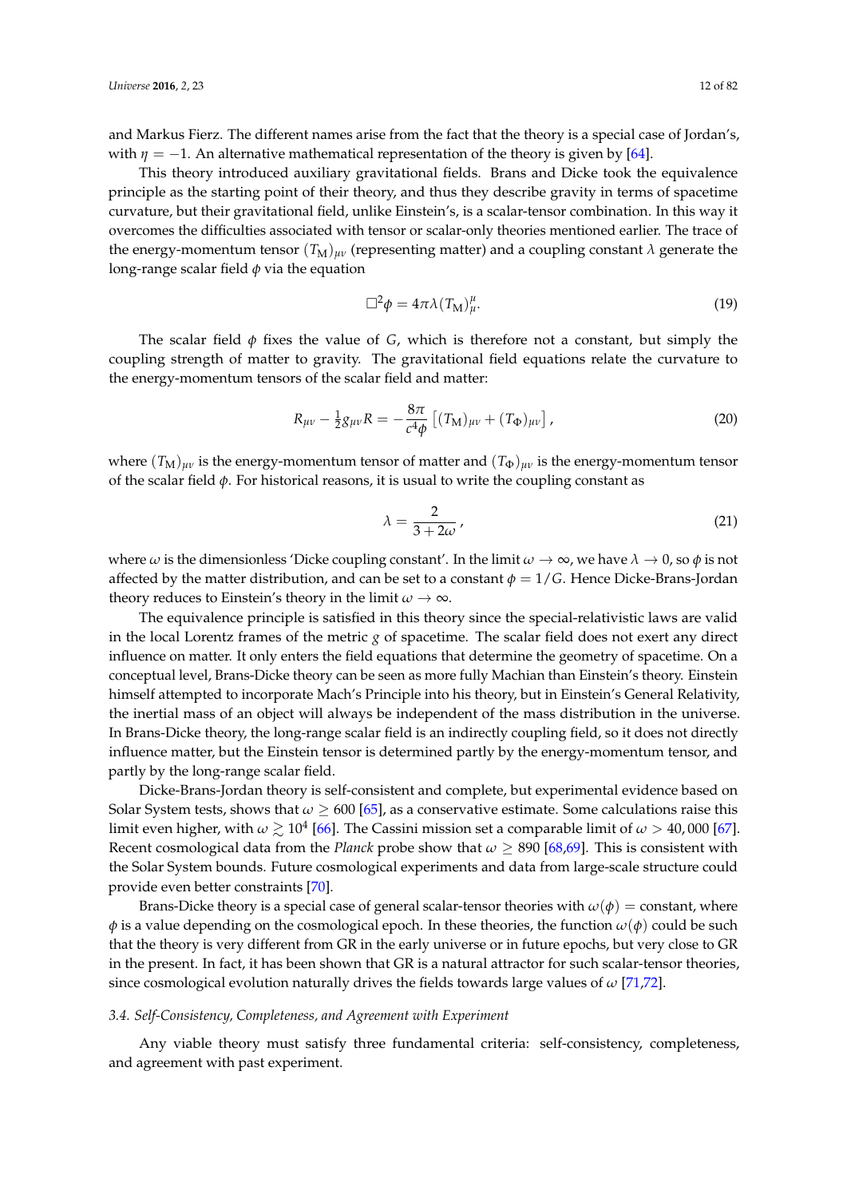and Markus Fierz. The different names arise from the fact that the theory is a special case of Jordan's, with $\eta = -1$. An alternative mathematical representation of the theory is given by [64].

This theory introduced auxiliary gravitational fields. Brans and Dicke took the equivalence principle as the starting point of their theory, and thus they describe gravity in terms of spacetime curvature, but their gravitational field, unlike Einstein's, is a scalar-tensor combination. In this way it overcomes the difficulties associated with tensor or scalar-only theories mentioned earlier. The trace of the energy-momentum tensor $(T_\mathrm{M})_{\mu\nu}$ (representing matter) and a coupling constant $\lambda$ generate the long-range scalar field $\phi$ via the equation

$$\Box^2 \phi = 4\pi\lambda (T_\mathrm{M})^\mu_\mu. \tag{19}$$

The scalar field $\phi$ fixes the value of $G$, which is therefore not a constant, but simply the coupling strength of matter to gravity. The gravitational field equations relate the curvature to the energy-momentum tensors of the scalar field and matter:

$$R_{\mu\nu} - \tfrac{1}{2} g_{\mu\nu} R = -\frac{8\pi}{c^4 \phi} \left[ (T_\mathrm{M})_{\mu\nu} + (T_\Phi)_{\mu\nu} \right], \tag{20}$$

where $(T_\mathrm{M})_{\mu\nu}$ is the energy-momentum tensor of matter and $(T_\Phi)_{\mu\nu}$ is the energy-momentum tensor of the scalar field $\phi$. For historical reasons, it is usual to write the coupling constant as

$$\lambda = \frac{2}{3 + 2\omega}, \tag{21}$$

where $\omega$ is the dimensionless 'Dicke coupling constant'. In the limit $\omega \to \infty$, we have $\lambda \to 0$, so $\phi$ is not affected by the matter distribution, and can be set to a constant $\phi = 1/G$. Hence Dicke-Brans-Jordan theory reduces to Einstein's theory in the limit $\omega \to \infty$.

The equivalence principle is satisfied in this theory since the special-relativistic laws are valid in the local Lorentz frames of the metric $g$ of spacetime. The scalar field does not exert any direct influence on matter. It only enters the field equations that determine the geometry of spacetime. On a conceptual level, Brans-Dicke theory can be seen as more fully Machian than Einstein's theory. Einstein himself attempted to incorporate Mach's Principle into his theory, but in Einstein's General Relativity, the inertial mass of an object will always be independent of the mass distribution in the universe. In Brans-Dicke theory, the long-range scalar field is an indirectly coupling field, so it does not directly influence matter, but the Einstein tensor is determined partly by the energy-momentum tensor, and partly by the long-range scalar field.

Dicke-Brans-Jordan theory is self-consistent and complete, but experimental evidence based on Solar System tests, shows that $\omega \geq 600$ [65], as a conservative estimate. Some calculations raise this limit even higher, with $\omega \gtrsim 10^4$ [66]. The Cassini mission set a comparable limit of $\omega > 40,000$ [67]. Recent cosmological data from the *Planck* probe show that $\omega \geq 890$ [68,69]. This is consistent with the Solar System bounds. Future cosmological experiments and data from large-scale structure could provide even better constraints [70].

Brans-Dicke theory is a special case of general scalar-tensor theories with $\omega(\phi) =$ constant, where $\phi$ is a value depending on the cosmological epoch. In these theories, the function $\omega(\phi)$ could be such that the theory is very different from GR in the early universe or in future epochs, but very close to GR in the present. In fact, it has been shown that GR is a natural attractor for such scalar-tensor theories, since cosmological evolution naturally drives the fields towards large values of $\omega$ [71,72].

### *3.4. Self-Consistency, Completeness, and Agreement with Experiment*

Any viable theory must satisfy three fundamental criteria: self-consistency, completeness, and agreement with past experiment.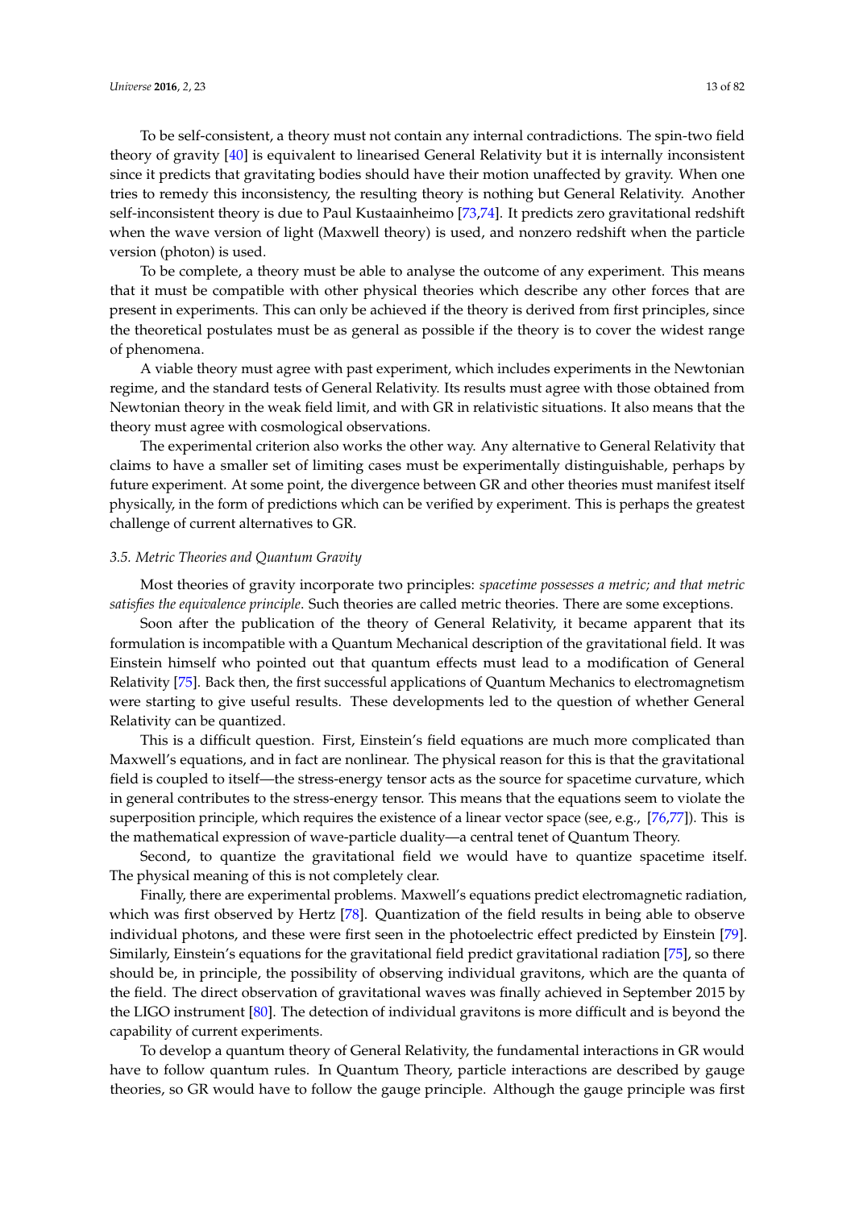To be self-consistent, a theory must not contain any internal contradictions. The spin-two field theory of gravity [40] is equivalent to linearised General Relativity but it is internally inconsistent since it predicts that gravitating bodies should have their motion unaffected by gravity. When one tries to remedy this inconsistency, the resulting theory is nothing but General Relativity. Another self-inconsistent theory is due to Paul Kustaainheimo [73,74]. It predicts zero gravitational redshift when the wave version of light (Maxwell theory) is used, and nonzero redshift when the particle version (photon) is used.

To be complete, a theory must be able to analyse the outcome of any experiment. This means that it must be compatible with other physical theories which describe any other forces that are present in experiments. This can only be achieved if the theory is derived from first principles, since the theoretical postulates must be as general as possible if the theory is to cover the widest range of phenomena.

A viable theory must agree with past experiment, which includes experiments in the Newtonian regime, and the standard tests of General Relativity. Its results must agree with those obtained from Newtonian theory in the weak field limit, and with GR in relativistic situations. It also means that the theory must agree with cosmological observations.

The experimental criterion also works the other way. Any alternative to General Relativity that claims to have a smaller set of limiting cases must be experimentally distinguishable, perhaps by future experiment. At some point, the divergence between GR and other theories must manifest itself physically, in the form of predictions which can be verified by experiment. This is perhaps the greatest challenge of current alternatives to GR.

### *3.5. Metric Theories and Quantum Gravity*

Most theories of gravity incorporate two principles: *spacetime possesses a metric; and that metric satisfies the equivalence principle*. Such theories are called metric theories. There are some exceptions.

Soon after the publication of the theory of General Relativity, it became apparent that its formulation is incompatible with a Quantum Mechanical description of the gravitational field. It was Einstein himself who pointed out that quantum effects must lead to a modification of General Relativity [75]. Back then, the first successful applications of Quantum Mechanics to electromagnetism were starting to give useful results. These developments led to the question of whether General Relativity can be quantized.

This is a difficult question. First, Einstein's field equations are much more complicated than Maxwell's equations, and in fact are nonlinear. The physical reason for this is that the gravitational field is coupled to itself—the stress-energy tensor acts as the source for spacetime curvature, which in general contributes to the stress-energy tensor. This means that the equations seem to violate the superposition principle, which requires the existence of a linear vector space (see, e.g., [76,77]). This is the mathematical expression of wave-particle duality—a central tenet of Quantum Theory.

Second, to quantize the gravitational field we would have to quantize spacetime itself. The physical meaning of this is not completely clear.

Finally, there are experimental problems. Maxwell's equations predict electromagnetic radiation, which was first observed by Hertz [78]. Quantization of the field results in being able to observe individual photons, and these were first seen in the photoelectric effect predicted by Einstein [79]. Similarly, Einstein's equations for the gravitational field predict gravitational radiation [75], so there should be, in principle, the possibility of observing individual gravitons, which are the quanta of the field. The direct observation of gravitational waves was finally achieved in September 2015 by the LIGO instrument [80]. The detection of individual gravitons is more difficult and is beyond the capability of current experiments.

To develop a quantum theory of General Relativity, the fundamental interactions in GR would have to follow quantum rules. In Quantum Theory, particle interactions are described by gauge theories, so GR would have to follow the gauge principle. Although the gauge principle was first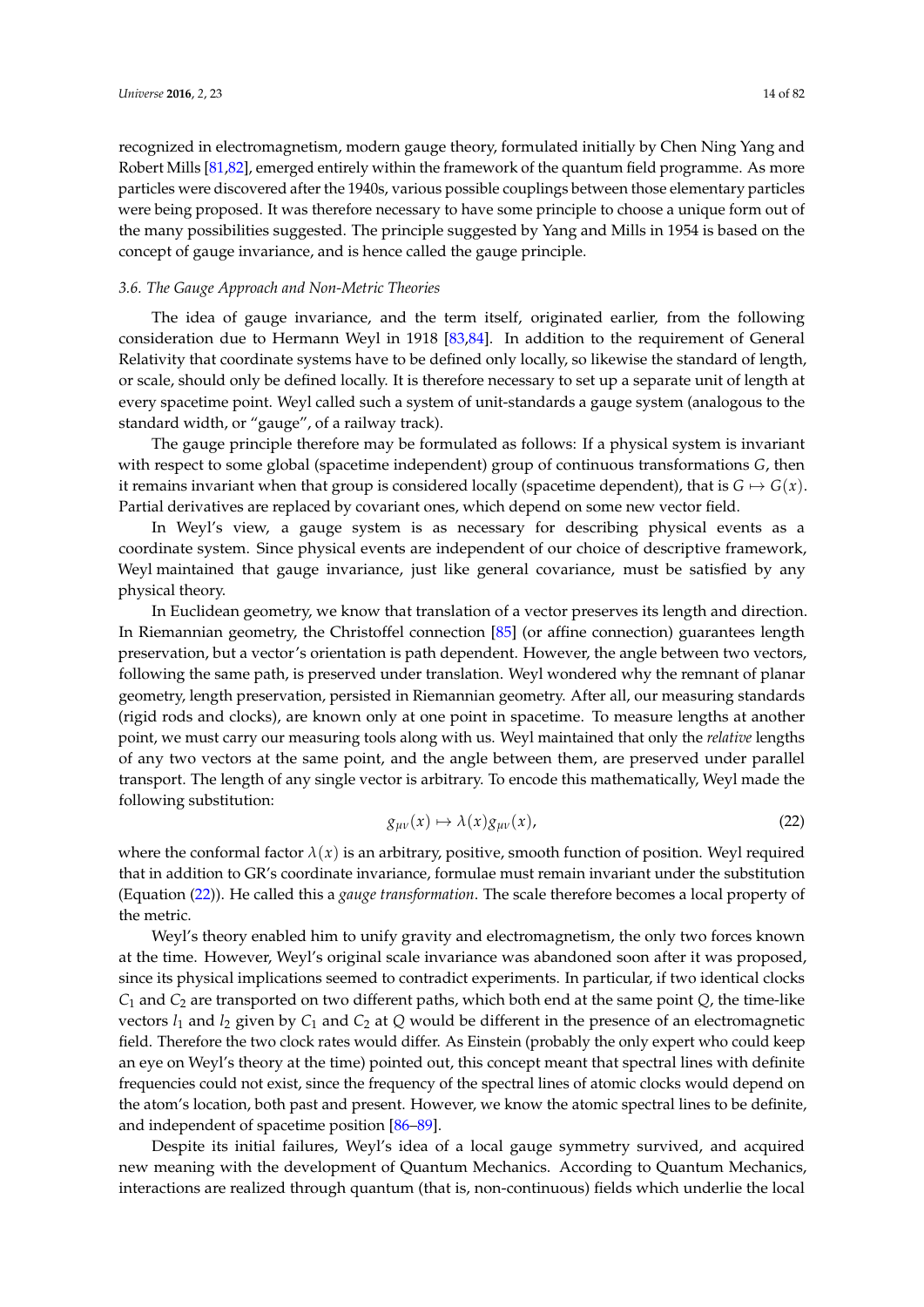recognized in electromagnetism, modern gauge theory, formulated initially by Chen Ning Yang and Robert Mills [81,82], emerged entirely within the framework of the quantum field programme. As more particles were discovered after the 1940s, various possible couplings between those elementary particles were being proposed. It was therefore necessary to have some principle to choose a unique form out of the many possibilities suggested. The principle suggested by Yang and Mills in 1954 is based on the concept of gauge invariance, and is hence called the gauge principle.

### *3.6. The Gauge Approach and Non-Metric Theories*

The idea of gauge invariance, and the term itself, originated earlier, from the following consideration due to Hermann Weyl in 1918 [83,84]. In addition to the requirement of General Relativity that coordinate systems have to be defined only locally, so likewise the standard of length, or scale, should only be defined locally. It is therefore necessary to set up a separate unit of length at every spacetime point. Weyl called such a system of unit-standards a gauge system (analogous to the standard width, or "gauge", of a railway track).

The gauge principle therefore may be formulated as follows: If a physical system is invariant with respect to some global (spacetime independent) group of continuous transformations $G$, then it remains invariant when that group is considered locally (spacetime dependent), that is $G \mapsto G(x)$. Partial derivatives are replaced by covariant ones, which depend on some new vector field.

In Weyl's view, a gauge system is as necessary for describing physical events as a coordinate system. Since physical events are independent of our choice of descriptive framework, Weyl maintained that gauge invariance, just like general covariance, must be satisfied by any physical theory.

In Euclidean geometry, we know that translation of a vector preserves its length and direction. In Riemannian geometry, the Christoffel connection [85] (or affine connection) guarantees length preservation, but a vector's orientation is path dependent. However, the angle between two vectors, following the same path, is preserved under translation. Weyl wondered why the remnant of planar geometry, length preservation, persisted in Riemannian geometry. After all, our measuring standards (rigid rods and clocks), are known only at one point in spacetime. To measure lengths at another point, we must carry our measuring tools along with us. Weyl maintained that only the *relative* lengths of any two vectors at the same point, and the angle between them, are preserved under parallel transport. The length of any single vector is arbitrary. To encode this mathematically, Weyl made the following substitution:

$$g_{\mu\nu}(x) \mapsto \lambda(x) g_{\mu\nu}(x), \tag{22}$$

where the conformal factor $\lambda(x)$ is an arbitrary, positive, smooth function of position. Weyl required that in addition to GR's coordinate invariance, formulae must remain invariant under the substitution (Equation (22)). He called this a *gauge transformation*. The scale therefore becomes a local property of the metric.

Weyl's theory enabled him to unify gravity and electromagnetism, the only two forces known at the time. However, Weyl's original scale invariance was abandoned soon after it was proposed, since its physical implications seemed to contradict experiments. In particular, if two identical clocks $C_1$ and $C_2$ are transported on two different paths, which both end at the same point $Q$, the time-like vectors $l_1$ and $l_2$ given by $C_1$ and $C_2$ at $Q$ would be different in the presence of an electromagnetic field. Therefore the two clock rates would differ. As Einstein (probably the only expert who could keep an eye on Weyl's theory at the time) pointed out, this concept meant that spectral lines with definite frequencies could not exist, since the frequency of the spectral lines of atomic clocks would depend on the atom's location, both past and present. However, we know the atomic spectral lines to be definite, and independent of spacetime position [86–89].

Despite its initial failures, Weyl's idea of a local gauge symmetry survived, and acquired new meaning with the development of Quantum Mechanics. According to Quantum Mechanics, interactions are realized through quantum (that is, non-continuous) fields which underlie the local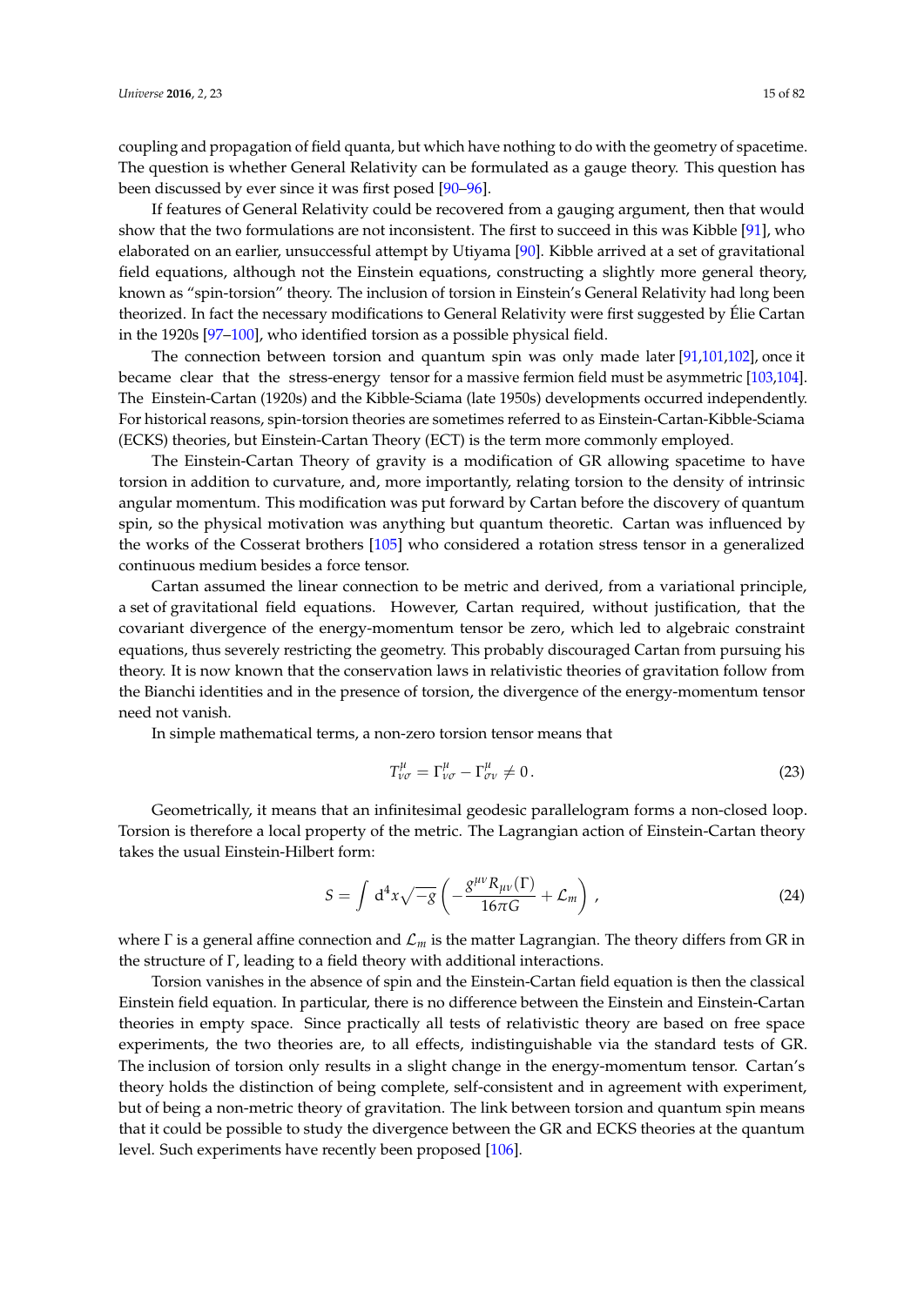coupling and propagation of field quanta, but which have nothing to do with the geometry of spacetime. The question is whether General Relativity can be formulated as a gauge theory. This question has been discussed by ever since it was first posed [90–96].

If features of General Relativity could be recovered from a gauging argument, then that would show that the two formulations are not inconsistent. The first to succeed in this was Kibble [91], who elaborated on an earlier, unsuccessful attempt by Utiyama [90]. Kibble arrived at a set of gravitational field equations, although not the Einstein equations, constructing a slightly more general theory, known as "spin-torsion" theory. The inclusion of torsion in Einstein's General Relativity had long been theorized. In fact the necessary modifications to General Relativity were first suggested by Élie Cartan in the 1920s [97–100], who identified torsion as a possible physical field.

The connection between torsion and quantum spin was only made later [91,101,102], once it became clear that the stress-energy tensor for a massive fermion field must be asymmetric [103,104]. The Einstein-Cartan (1920s) and the Kibble-Sciama (late 1950s) developments occurred independently. For historical reasons, spin-torsion theories are sometimes referred to as Einstein-Cartan-Kibble-Sciama (ECKS) theories, but Einstein-Cartan Theory (ECT) is the term more commonly employed.

The Einstein-Cartan Theory of gravity is a modification of GR allowing spacetime to have torsion in addition to curvature, and, more importantly, relating torsion to the density of intrinsic angular momentum. This modification was put forward by Cartan before the discovery of quantum spin, so the physical motivation was anything but quantum theoretic. Cartan was influenced by the works of the Cosserat brothers [105] who considered a rotation stress tensor in a generalized continuous medium besides a force tensor.

Cartan assumed the linear connection to be metric and derived, from a variational principle, a set of gravitational field equations. However, Cartan required, without justification, that the covariant divergence of the energy-momentum tensor be zero, which led to algebraic constraint equations, thus severely restricting the geometry. This probably discouraged Cartan from pursuing his theory. It is now known that the conservation laws in relativistic theories of gravitation follow from the Bianchi identities and in the presence of torsion, the divergence of the energy-momentum tensor need not vanish.

In simple mathematical terms, a non-zero torsion tensor means that

$$T^{\mu}_{\nu\sigma} = \Gamma^{\mu}_{\nu\sigma} - \Gamma^{\mu}_{\sigma\nu} \neq 0\,. \tag{23}$$

Geometrically, it means that an infinitesimal geodesic parallelogram forms a non-closed loop. Torsion is therefore a local property of the metric. The Lagrangian action of Einstein-Cartan theory takes the usual Einstein-Hilbert form:

$$S = \int \mathrm{d}^4x \sqrt{-g} \left( -\frac{g^{\mu\nu} R_{\mu\nu}(\Gamma)}{16\pi G} + \mathcal{L}_m \right)\,, \tag{24}$$

where $\Gamma$ is a general affine connection and $\mathcal{L}_m$ is the matter Lagrangian. The theory differs from GR in the structure of $\Gamma$, leading to a field theory with additional interactions.

Torsion vanishes in the absence of spin and the Einstein-Cartan field equation is then the classical Einstein field equation. In particular, there is no difference between the Einstein and Einstein-Cartan theories in empty space. Since practically all tests of relativistic theory are based on free space experiments, the two theories are, to all effects, indistinguishable via the standard tests of GR. The inclusion of torsion only results in a slight change in the energy-momentum tensor. Cartan's theory holds the distinction of being complete, self-consistent and in agreement with experiment, but of being a non-metric theory of gravitation. The link between torsion and quantum spin means that it could be possible to study the divergence between the GR and ECKS theories at the quantum level. Such experiments have recently been proposed [106].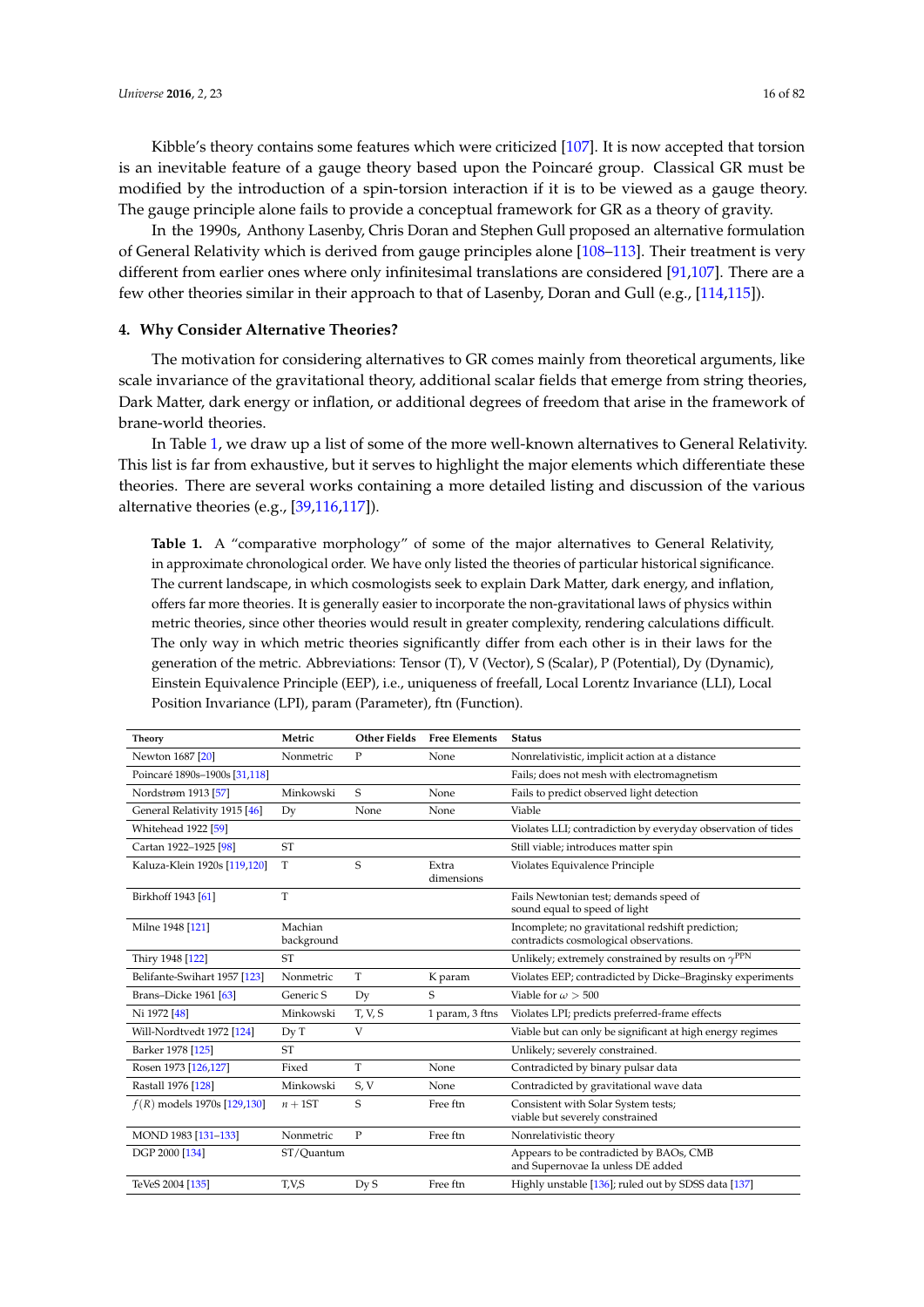Kibble's theory contains some features which were criticized [107]. It is now accepted that torsion is an inevitable feature of a gauge theory based upon the Poincaré group. Classical GR must be modified by the introduction of a spin-torsion interaction if it is to be viewed as a gauge theory. The gauge principle alone fails to provide a conceptual framework for GR as a theory of gravity.

In the 1990s, Anthony Lasenby, Chris Doran and Stephen Gull proposed an alternative formulation of General Relativity which is derived from gauge principles alone [108–113]. Their treatment is very different from earlier ones where only infinitesimal translations are considered [91,107]. There are a few other theories similar in their approach to that of Lasenby, Doran and Gull (e.g., [114,115]).

## 4. Why Consider Alternative Theories?

The motivation for considering alternatives to GR comes mainly from theoretical arguments, like scale invariance of the gravitational theory, additional scalar fields that emerge from string theories, Dark Matter, dark energy or inflation, or additional degrees of freedom that arise in the framework of brane-world theories.

In Table 1, we draw up a list of some of the more well-known alternatives to General Relativity. This list is far from exhaustive, but it serves to highlight the major elements which differentiate these theories. There are several works containing a more detailed listing and discussion of the various alternative theories (e.g., [39,116,117]).

**Table 1.** A "comparative morphology" of some of the major alternatives to General Relativity, in approximate chronological order. We have only listed the theories of particular historical significance. The current landscape, in which cosmologists seek to explain Dark Matter, dark energy, and inflation, offers far more theories. It is generally easier to incorporate the non-gravitational laws of physics within metric theories, since other theories would result in greater complexity, rendering calculations difficult. The only way in which metric theories significantly differ from each other is in their laws for the generation of the metric. Abbreviations: Tensor (T), V (Vector), S (Scalar), P (Potential), Dy (Dynamic), Einstein Equivalence Principle (EEP), i.e., uniqueness of freefall, Local Lorentz Invariance (LLI), Local Position Invariance (LPI), param (Parameter), ftn (Function).

| Theory | Metric | Other Fields | Free Elements | Status |
|---|---|---|---|---|
| Newton 1687 [20] | Nonmetric | P | None | Nonrelativistic, implicit action at a distance |
| Poincaré 1890s–1900s [31,118] | | | | Fails; does not mesh with electromagnetism |
| Nordstrøm 1913 [57] | Minkowski | S | None | Fails to predict observed light detection |
| General Relativity 1915 [46] | Dy | None | None | Viable |
| Whitehead 1922 [59] | | | | Violates LLI; contradiction by everyday observation of tides |
| Cartan 1922–1925 [98] | ST | | | Still viable; introduces matter spin |
| Kaluza-Klein 1920s [119,120] | T | S | Extra dimensions | Violates Equivalence Principle |
| Birkhoff 1943 [61] | T | | | Fails Newtonian test; demands speed of sound equal to speed of light |
| Milne 1948 [121] | Machian background | | | Incomplete; no gravitational redshift prediction; contradicts cosmological observations. |
| Thiry 1948 [122] | ST | | | Unlikely; extremely constrained by results on $\gamma^{PPN}$ |
| Belifante-Swihart 1957 [123] | Nonmetric | T | K param | Violates EEP; contradicted by Dicke–Braginsky experiments |
| Brans–Dicke 1961 [63] | Generic S | Dy | S | Viable for $\omega > 500$ |
| Ni 1972 [48] | Minkowski | T, V, S | 1 param, 3 ftns | Violates LPI; predicts preferred-frame effects |
| Will-Nordtvedt 1972 [124] | Dy T | V | | Viable but can only be significant at high energy regimes |
| Barker 1978 [125] | ST | | | Unlikely; severely constrained. |
| Rosen 1973 [126,127] | Fixed | T | None | Contradicted by binary pulsar data |
| Rastall 1976 [128] | Minkowski | S, V | None | Contradicted by gravitational wave data |
| $f(R)$ models 1970s [129,130] | $n+1$ST | S | Free ftn | Consistent with Solar System tests; viable but severely constrained |
| MOND 1983 [131–133] | Nonmetric | P | Free ftn | Nonrelativistic theory |
| DGP 2000 [134] | ST/Quantum | | | Appears to be contradicted by BAOs, CMB and Supernovae Ia unless DE added |
| TeVeS 2004 [135] | T,V,S | Dy S | Free ftn | Highly unstable [136]; ruled out by SDSS data [137] |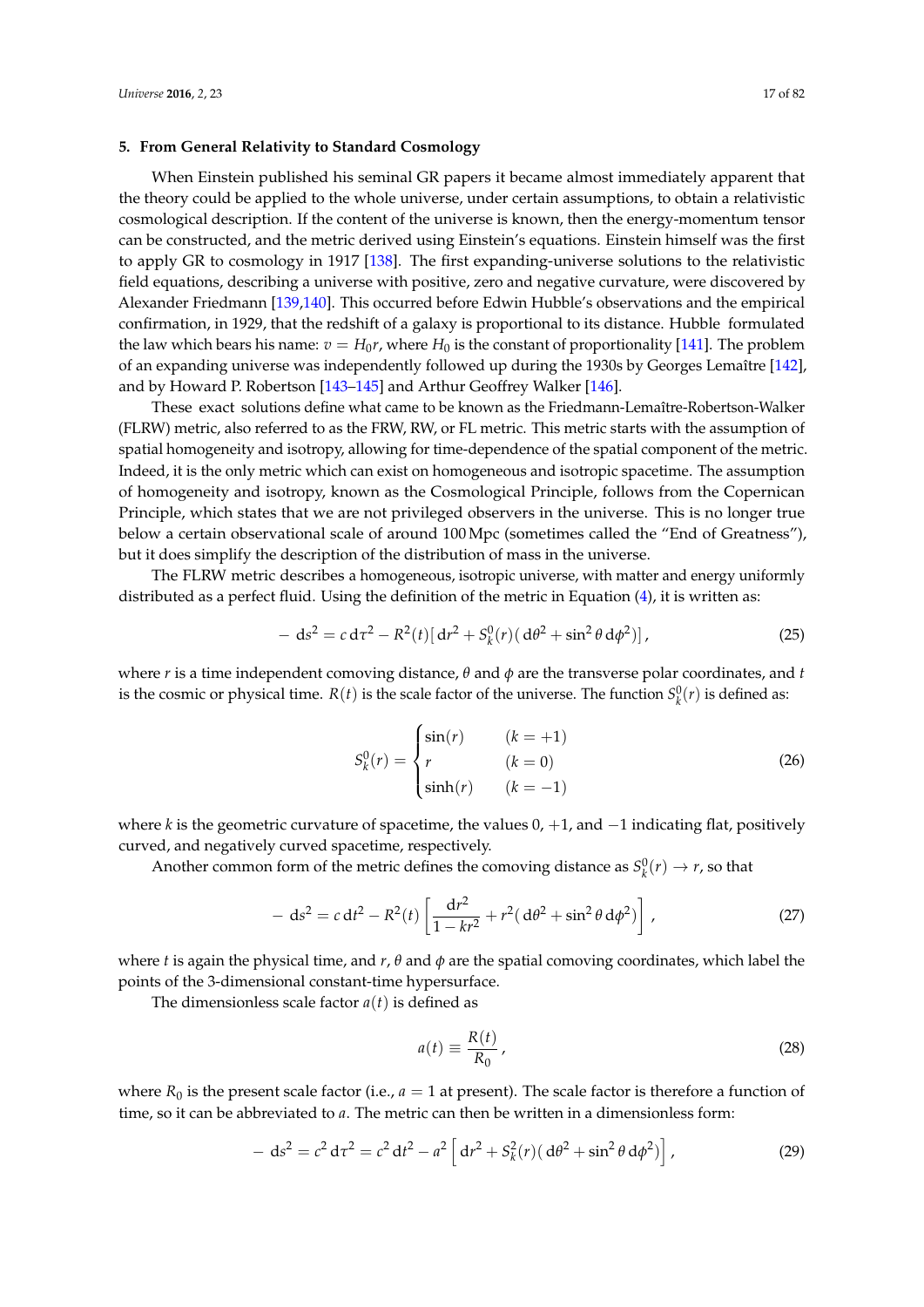## 5. From General Relativity to Standard Cosmology

When Einstein published his seminal GR papers it became almost immediately apparent that the theory could be applied to the whole universe, under certain assumptions, to obtain a relativistic cosmological description. If the content of the universe is known, then the energy-momentum tensor can be constructed, and the metric derived using Einstein's equations. Einstein himself was the first to apply GR to cosmology in 1917 [138]. The first expanding-universe solutions to the relativistic field equations, describing a universe with positive, zero and negative curvature, were discovered by Alexander Friedmann [139,140]. This occurred before Edwin Hubble's observations and the empirical confirmation, in 1929, that the redshift of a galaxy is proportional to its distance. Hubble formulated the law which bears his name: $v = H_0 r$, where $H_0$ is the constant of proportionality [141]. The problem of an expanding universe was independently followed up during the 1930s by Georges Lemaître [142], and by Howard P. Robertson [143–145] and Arthur Geoffrey Walker [146].

These exact solutions define what came to be known as the Friedmann-Lemaître-Robertson-Walker (FLRW) metric, also referred to as the FRW, RW, or FL metric. This metric starts with the assumption of spatial homogeneity and isotropy, allowing for time-dependence of the spatial component of the metric. Indeed, it is the only metric which can exist on homogeneous and isotropic spacetime. The assumption of homogeneity and isotropy, known as the Cosmological Principle, follows from the Copernican Principle, which states that we are not privileged observers in the universe. This is no longer true below a certain observational scale of around 100 Mpc (sometimes called the "End of Greatness"), but it does simplify the description of the distribution of mass in the universe.

The FLRW metric describes a homogeneous, isotropic universe, with matter and energy uniformly distributed as a perfect fluid. Using the definition of the metric in Equation (4), it is written as:

$$-\,\mathrm{d}s^2 = c\,\mathrm{d}\tau^2 - R^2(t)[\,\mathrm{d}r^2 + S_k^0(r)(\,\mathrm{d}\theta^2 + \sin^2\theta\,\mathrm{d}\phi^2)]\,, \tag{25}$$

where $r$ is a time independent comoving distance, $\theta$ and $\phi$ are the transverse polar coordinates, and $t$ is the cosmic or physical time. $R(t)$ is the scale factor of the universe. The function $S_k^0(r)$ is defined as:

$$S_k^0(r) = \begin{cases} \sin(r) & (k = +1) \\ r & (k = 0) \\ \sinh(r) & (k = -1) \end{cases} \tag{26}$$

where $k$ is the geometric curvature of spacetime, the values 0, +1, and −1 indicating flat, positively curved, and negatively curved spacetime, respectively.

Another common form of the metric defines the comoving distance as $S_k^0(r) \to r$, so that

$$-\,\mathrm{d}s^2 = c\,\mathrm{d}t^2 - R^2(t)\left[\frac{\mathrm{d}r^2}{1-kr^2} + r^2(\,\mathrm{d}\theta^2 + \sin^2\theta\,\mathrm{d}\phi^2)\right]\,, \tag{27}$$

where $t$ is again the physical time, and $r$, $\theta$ and $\phi$ are the spatial comoving coordinates, which label the points of the 3-dimensional constant-time hypersurface.

The dimensionless scale factor $a(t)$ is defined as

$$a(t) \equiv \frac{R(t)}{R_0}\,, \tag{28}$$

where $R_0$ is the present scale factor (i.e., $a = 1$ at present). The scale factor is therefore a function of time, so it can be abbreviated to $a$. The metric can then be written in a dimensionless form:

$$-\,\mathrm{d}s^2 = c^2\,\mathrm{d}\tau^2 = c^2\,\mathrm{d}t^2 - a^2\left[\,\mathrm{d}r^2 + S_k^2(r)(\,\mathrm{d}\theta^2 + \sin^2\theta\,\mathrm{d}\phi^2)\right]\,, \tag{29}$$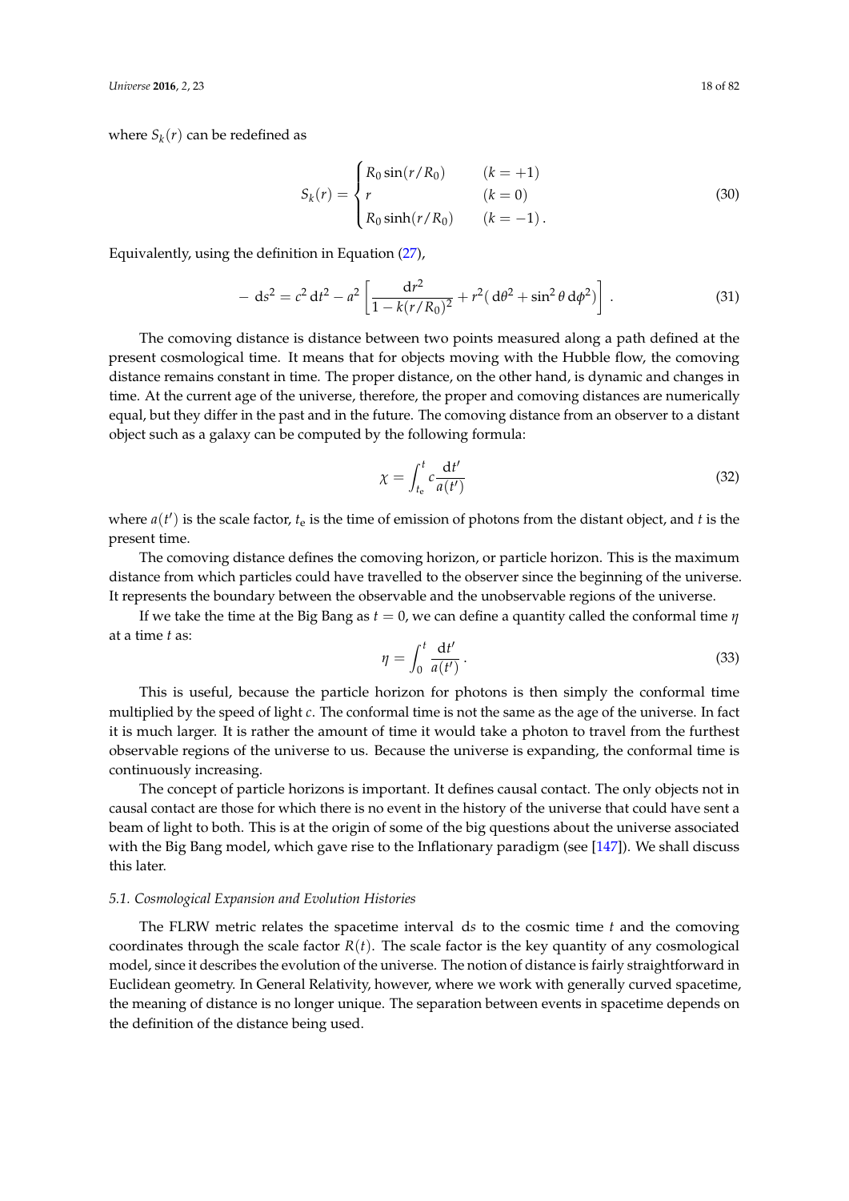where $S_k(r)$ can be redefined as

$$
S_k(r) = \begin{cases} R_0 \sin(r/R_0) & (k = +1) \\ r & (k = 0) \\ R_0 \sinh(r/R_0) & (k = -1)\,. \end{cases} \tag{30}
$$

Equivalently, using the definition in Equation (27),

$$
-\,\mathrm{d}s^2 = c^2\,\mathrm{d}t^2 - a^2 \left[ \frac{\mathrm{d}r^2}{1 - k(r/R_0)^2} + r^2(\,\mathrm{d}\theta^2 + \sin^2\theta\,\mathrm{d}\phi^2) \right]. \tag{31}
$$

The comoving distance is distance between two points measured along a path defined at the present cosmological time. It means that for objects moving with the Hubble flow, the comoving distance remains constant in time. The proper distance, on the other hand, is dynamic and changes in time. At the current age of the universe, therefore, the proper and comoving distances are numerically equal, but they differ in the past and in the future. The comoving distance from an observer to a distant object such as a galaxy can be computed by the following formula:

$$
\chi = \int_{t_e}^{t} c \frac{\mathrm{d}t'}{a(t')} \tag{32}
$$

where $a(t')$ is the scale factor, $t_e$ is the time of emission of photons from the distant object, and $t$ is the present time.

The comoving distance defines the comoving horizon, or particle horizon. This is the maximum distance from which particles could have travelled to the observer since the beginning of the universe. It represents the boundary between the observable and the unobservable regions of the universe.

If we take the time at the Big Bang as $t = 0$, we can define a quantity called the conformal time $\eta$ at a time $t$ as:

$$
\eta = \int_0^t \frac{\mathrm{d}t'}{a(t')}\,. \tag{33}
$$

This is useful, because the particle horizon for photons is then simply the conformal time multiplied by the speed of light $c$. The conformal time is not the same as the age of the universe. In fact it is much larger. It is rather the amount of time it would take a photon to travel from the furthest observable regions of the universe to us. Because the universe is expanding, the conformal time is continuously increasing.

The concept of particle horizons is important. It defines causal contact. The only objects not in causal contact are those for which there is no event in the history of the universe that could have sent a beam of light to both. This is at the origin of some of the big questions about the universe associated with the Big Bang model, which gave rise to the Inflationary paradigm (see [147]). We shall discuss this later.

### *5.1. Cosmological Expansion and Evolution Histories*

The FLRW metric relates the spacetime interval $\mathrm{d}s$ to the cosmic time $t$ and the comoving coordinates through the scale factor $R(t)$. The scale factor is the key quantity of any cosmological model, since it describes the evolution of the universe. The notion of distance is fairly straightforward in Euclidean geometry. In General Relativity, however, where we work with generally curved spacetime, the meaning of distance is no longer unique. The separation between events in spacetime depends on the definition of the distance being used.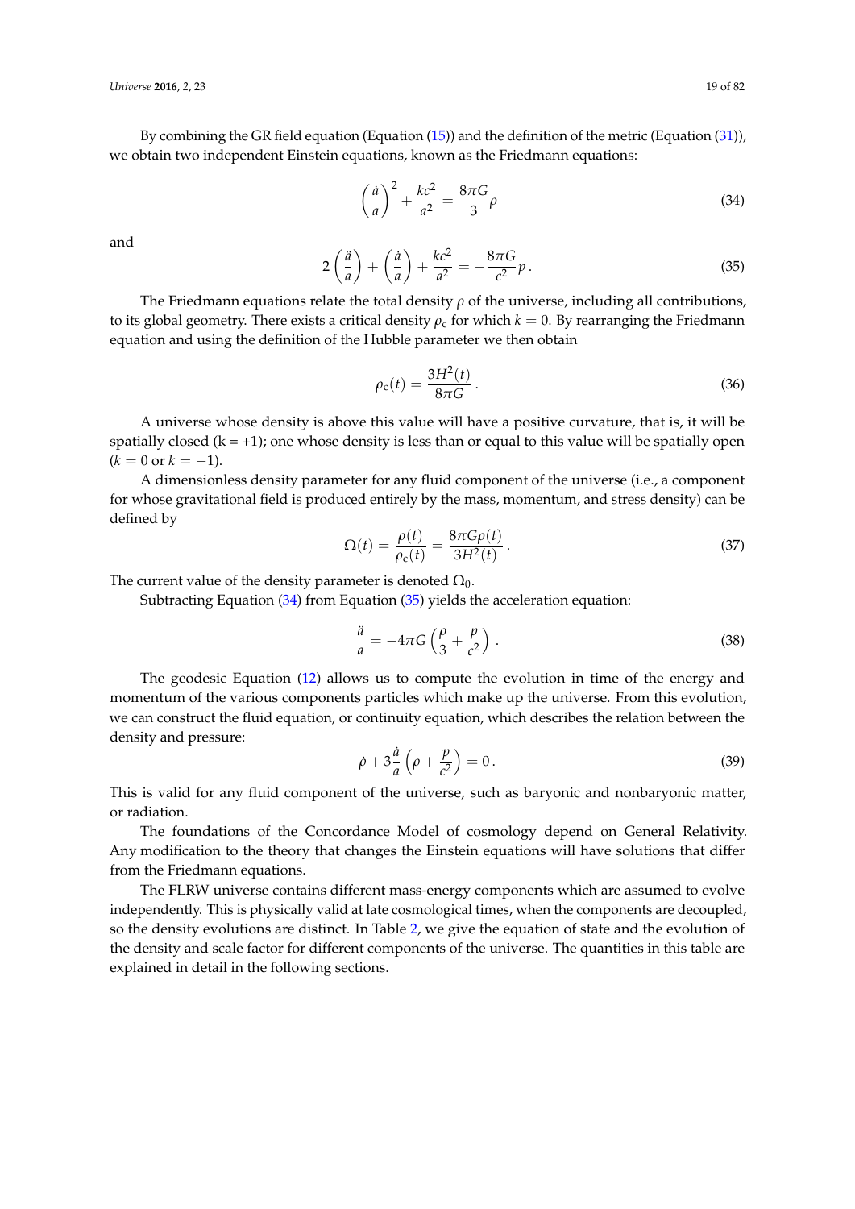By combining the GR field equation (Equation (15)) and the definition of the metric (Equation (31)), we obtain two independent Einstein equations, known as the Friedmann equations:

$$\left(\frac{\dot{a}}{a}\right)^2 + \frac{kc^2}{a^2} = \frac{8\pi G}{3}\rho \tag{34}$$

and

$$2\left(\frac{\ddot{a}}{a}\right) + \left(\frac{\dot{a}}{a}\right) + \frac{kc^2}{a^2} = -\frac{8\pi G}{c^2}p\,. \tag{35}$$

The Friedmann equations relate the total density $\rho$ of the universe, including all contributions, to its global geometry. There exists a critical density $\rho_c$ for which $k = 0$. By rearranging the Friedmann equation and using the definition of the Hubble parameter we then obtain

$$\rho_c(t) = \frac{3H^2(t)}{8\pi G}\,. \tag{36}$$

A universe whose density is above this value will have a positive curvature, that is, it will be spatially closed (k = +1); one whose density is less than or equal to this value will be spatially open ($k = 0$ or $k = -1$).

A dimensionless density parameter for any fluid component of the universe (i.e., a component for whose gravitational field is produced entirely by the mass, momentum, and stress density) can be defined by

$$\Omega(t) = \frac{\rho(t)}{\rho_c(t)} = \frac{8\pi G\rho(t)}{3H^2(t)}\,. \tag{37}$$

The current value of the density parameter is denoted $\Omega_0$.

Subtracting Equation (34) from Equation (35) yields the acceleration equation:

$$\frac{\ddot{a}}{a} = -4\pi G\left(\frac{\rho}{3} + \frac{p}{c^2}\right)\,. \tag{38}$$

The geodesic Equation (12) allows us to compute the evolution in time of the energy and momentum of the various components particles which make up the universe. From this evolution, we can construct the fluid equation, or continuity equation, which describes the relation between the density and pressure:

$$\dot{\rho} + 3\frac{\dot{a}}{a}\left(\rho + \frac{p}{c^2}\right) = 0\,. \tag{39}$$

This is valid for any fluid component of the universe, such as baryonic and nonbaryonic matter, or radiation.

The foundations of the Concordance Model of cosmology depend on General Relativity. Any modification to the theory that changes the Einstein equations will have solutions that differ from the Friedmann equations.

The FLRW universe contains different mass-energy components which are assumed to evolve independently. This is physically valid at late cosmological times, when the components are decoupled, so the density evolutions are distinct. In Table 2, we give the equation of state and the evolution of the density and scale factor for different components of the universe. The quantities in this table are explained in detail in the following sections.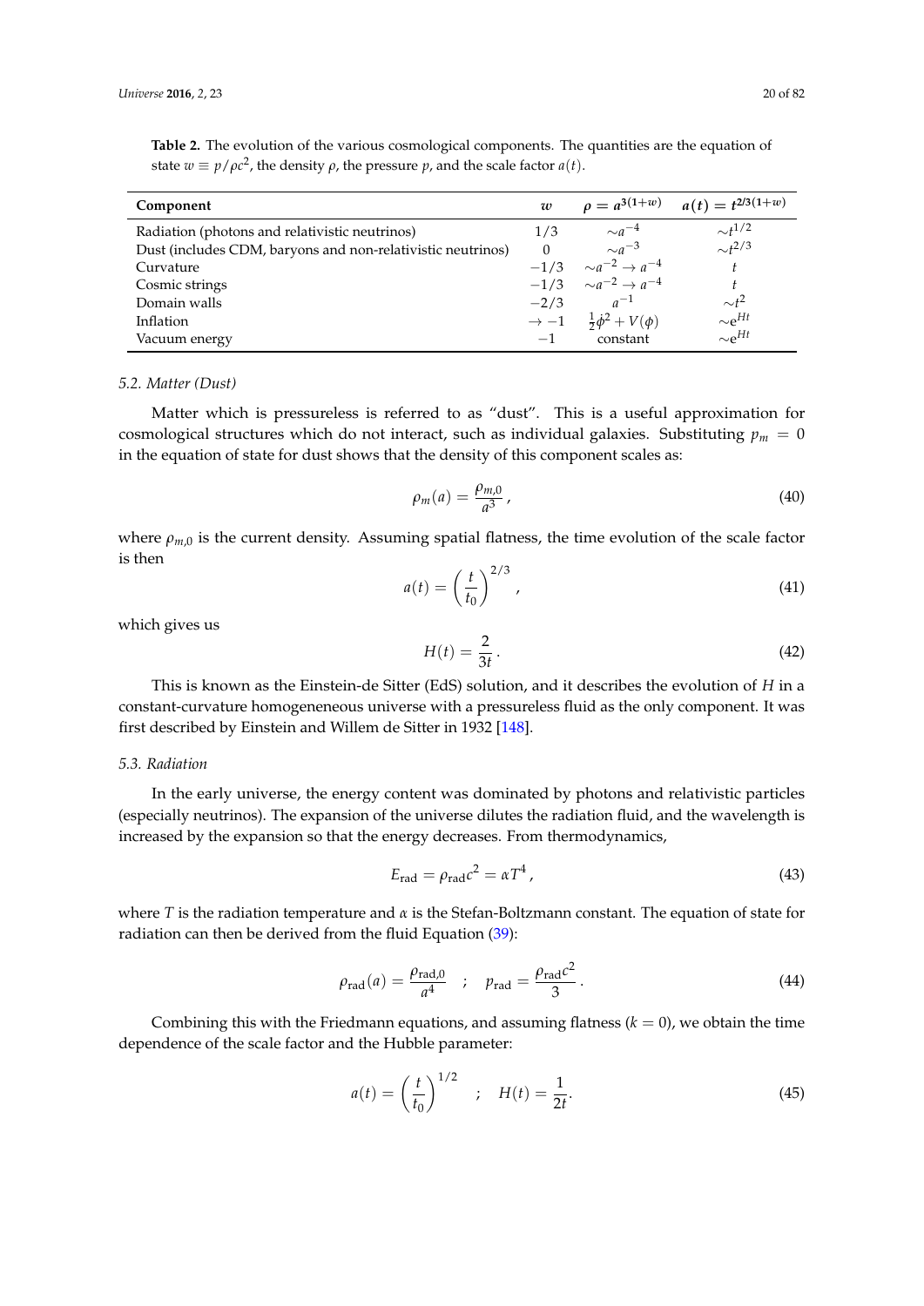**Table 2.** The evolution of the various cosmological components. The quantities are the equation of state $w \equiv p/\rho c^2$, the density $\rho$, the pressure $p$, and the scale factor $a(t)$.

| Component | $w$ | $\rho = a^{3(1+w)}$ | $a(t) = t^{2/3(1+w)}$ |
|---|---|---|---|
| Radiation (photons and relativistic neutrinos) | $1/3$ | $\sim a^{-4}$ | $\sim t^{1/2}$ |
| Dust (includes CDM, baryons and non-relativistic neutrinos) | $0$ | $\sim a^{-3}$ | $\sim t^{2/3}$ |
| Curvature | $-1/3$ | $\sim a^{-2} \to a^{-4}$ | $t$ |
| Cosmic strings | $-1/3$ | $\sim a^{-2} \to a^{-4}$ | $t$ |
| Domain walls | $-2/3$ | $a^{-1}$ | $\sim t^2$ |
| Inflation | $\to -1$ | $\frac{1}{2}\dot{\phi}^2 + V(\phi)$ | $\sim e^{Ht}$ |
| Vacuum energy | $-1$ | constant | $\sim e^{Ht}$ |

### 5.2. Matter (Dust)

Matter which is pressureless is referred to as "dust". This is a useful approximation for cosmological structures which do not interact, such as individual galaxies. Substituting $p_m = 0$ in the equation of state for dust shows that the density of this component scales as:

$$\rho_m(a) = \frac{\rho_{m,0}}{a^3}\,, \tag{40}$$

where $\rho_{m,0}$ is the current density. Assuming spatial flatness, the time evolution of the scale factor is then

$$a(t) = \left(\frac{t}{t_0}\right)^{2/3}\,, \tag{41}$$

which gives us

$$H(t) = \frac{2}{3t}\,. \tag{42}$$

This is known as the Einstein-de Sitter (EdS) solution, and it describes the evolution of $H$ in a constant-curvature homogeneneous universe with a pressureless fluid as the only component. It was first described by Einstein and Willem de Sitter in 1932 [148].

### 5.3. Radiation

In the early universe, the energy content was dominated by photons and relativistic particles (especially neutrinos). The expansion of the universe dilutes the radiation fluid, and the wavelength is increased by the expansion so that the energy decreases. From thermodynamics,

$$E_{\rm rad} = \rho_{\rm rad} c^2 = \alpha T^4\,, \tag{43}$$

where $T$ is the radiation temperature and $\alpha$ is the Stefan-Boltzmann constant. The equation of state for radiation can then be derived from the fluid Equation (39):

$$\rho_{\rm rad}(a) = \frac{\rho_{\rm rad,0}}{a^4} \quad ; \quad p_{\rm rad} = \frac{\rho_{\rm rad} c^2}{3}\,. \tag{44}$$

Combining this with the Friedmann equations, and assuming flatness ($k = 0$), we obtain the time dependence of the scale factor and the Hubble parameter:

$$a(t) = \left(\frac{t}{t_0}\right)^{1/2} \quad ; \quad H(t) = \frac{1}{2t}. \tag{45}$$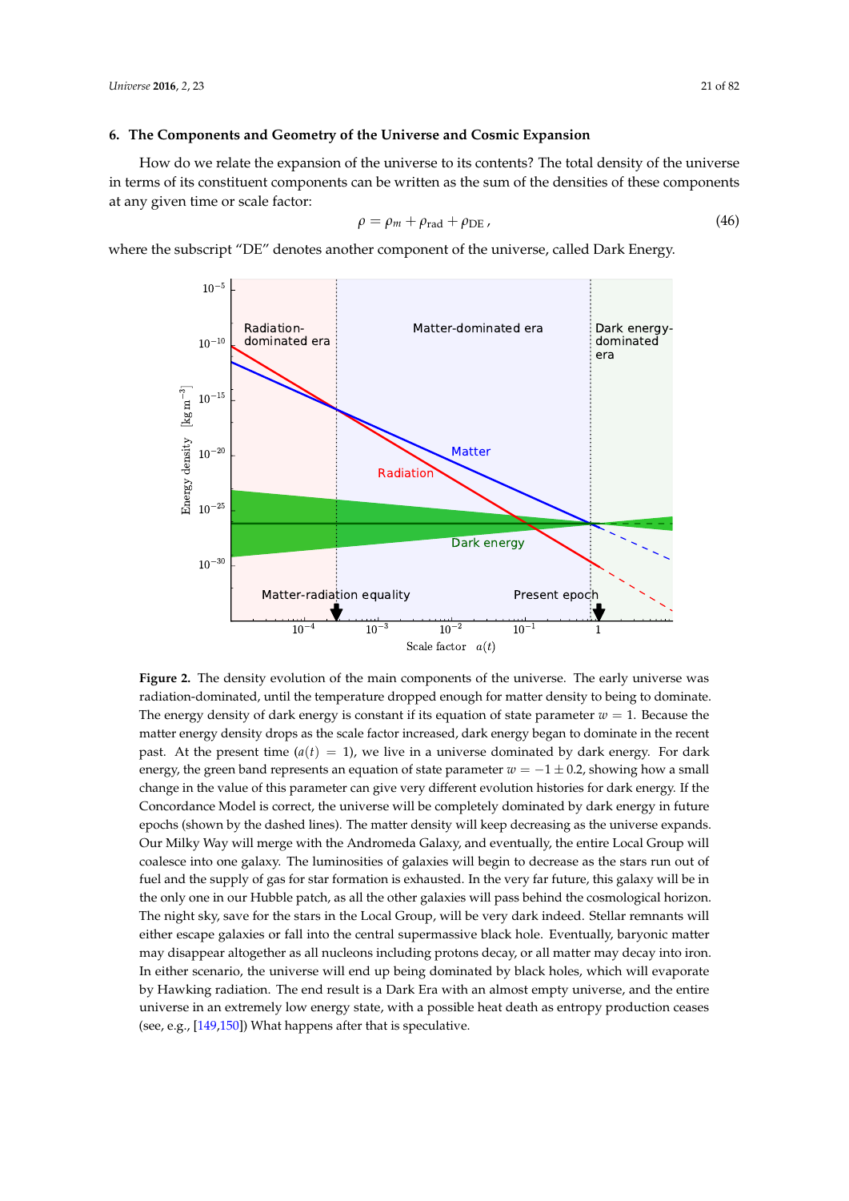## 6. The Components and Geometry of the Universe and Cosmic Expansion

How do we relate the expansion of the universe to its contents? The total density of the universe in terms of its constituent components can be written as the sum of the densities of these components at any given time or scale factor:

$$\rho = \rho_m + \rho_{\text{rad}} + \rho_{\text{DE}}\,, \tag{46}$$

where the subscript "DE" denotes another component of the universe, called Dark Energy.

**Figure 2.** The density evolution of the main components of the universe. The early universe was radiation-dominated, until the temperature dropped enough for matter density to being to dominate. The energy density of dark energy is constant if its equation of state parameter $w = 1$. Because the matter energy density drops as the scale factor increased, dark energy began to dominate in the recent past. At the present time ($a(t) = 1$), we live in a universe dominated by dark energy. For dark energy, the green band represents an equation of state parameter $w = -1 \pm 0.2$, showing how a small change in the value of this parameter can give very different evolution histories for dark energy. If the Concordance Model is correct, the universe will be completely dominated by dark energy in future epochs (shown by the dashed lines). The matter density will keep decreasing as the universe expands. Our Milky Way will merge with the Andromeda Galaxy, and eventually, the entire Local Group will coalesce into one galaxy. The luminosities of galaxies will begin to decrease as the stars run out of fuel and the supply of gas for star formation is exhausted. In the very far future, this galaxy will be in the only one in our Hubble patch, as all the other galaxies will pass behind the cosmological horizon. The night sky, save for the stars in the Local Group, will be very dark indeed. Stellar remnants will either escape galaxies or fall into the central supermassive black hole. Eventually, baryonic matter may disappear altogether as all nucleons including protons decay, or all matter may decay into iron. In either scenario, the universe will end up being dominated by black holes, which will evaporate by Hawking radiation. The end result is a Dark Era with an almost empty universe, and the entire universe in an extremely low energy state, with a possible heat death as entropy production ceases (see, e.g., [149,150]) What happens after that is speculative.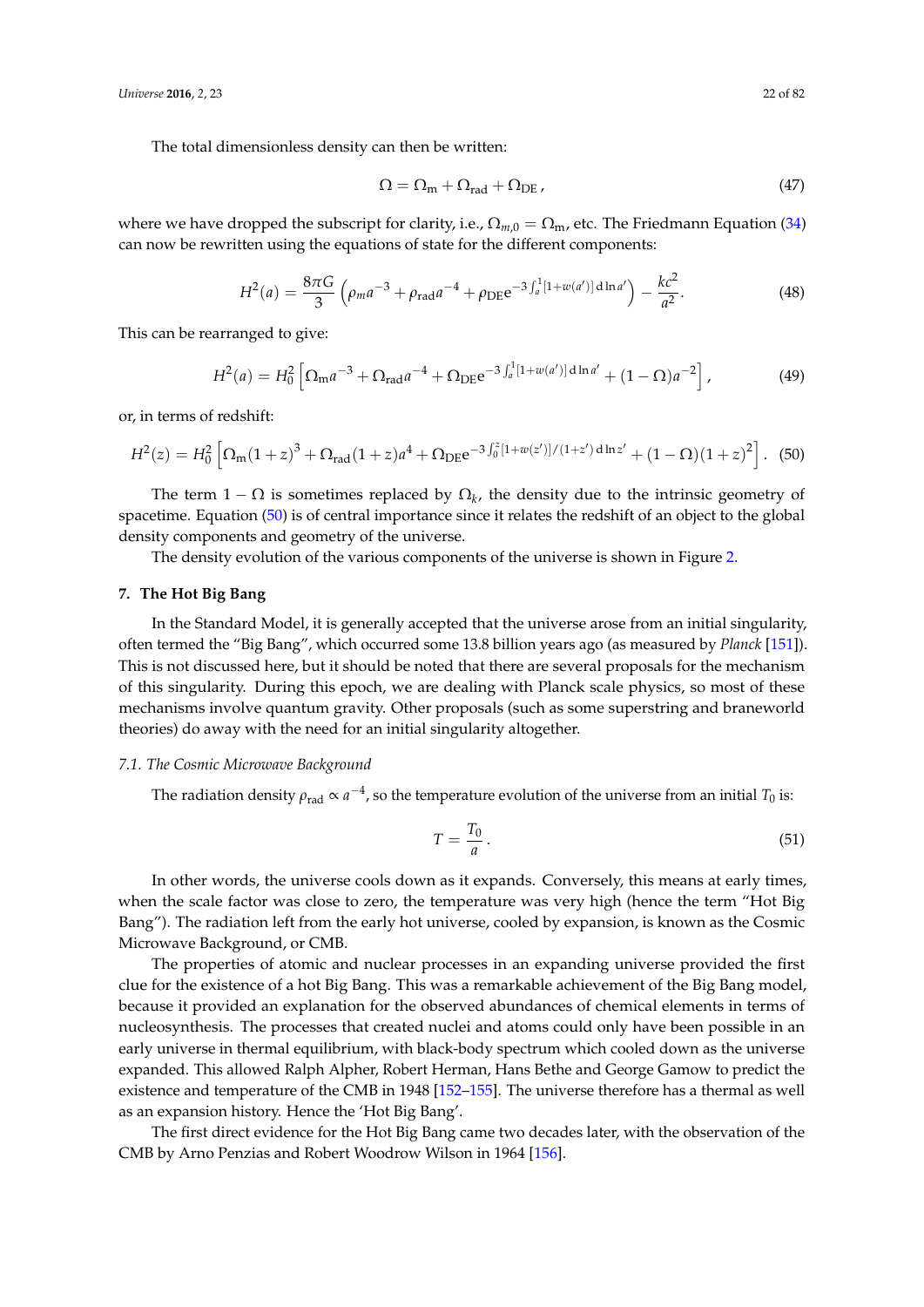The total dimensionless density can then be written:

$$\Omega = \Omega_{\rm m} + \Omega_{\rm rad} + \Omega_{\rm DE}\,, \tag{47}$$

where we have dropped the subscript for clarity, i.e., $\Omega_{m,0} = \Omega_{\rm m}$, etc. The Friedmann Equation (34) can now be rewritten using the equations of state for the different components:

$$H^2(a) = \frac{8\pi G}{3}\left(\rho_m a^{-3} + \rho_{\rm rad} a^{-4} + \rho_{\rm DE} e^{-3\int_a^1 [1+w(a')]\,{\rm d}\ln a'}\right) - \frac{kc^2}{a^2}. \tag{48}$$

This can be rearranged to give:

$$H^2(a) = H_0^2\left[\Omega_{\rm m} a^{-3} + \Omega_{\rm rad} a^{-4} + \Omega_{\rm DE} e^{-3\int_a^1 [1+w(a')]\,{\rm d}\ln a'} + (1-\Omega)a^{-2}\right], \tag{49}$$

or, in terms of redshift:

$$H^2(z) = H_0^2\left[\Omega_{\rm m}(1+z)^3 + \Omega_{\rm rad}(1+z)a^4 + \Omega_{\rm DE} e^{-3\int_0^z [1+w(z')]/(1+z')\,{\rm d}\ln z'} + (1-\Omega)(1+z)^2\right]. \tag{50}$$

The term $1 - \Omega$ is sometimes replaced by $\Omega_k$, the density due to the intrinsic geometry of spacetime. Equation (50) is of central importance since it relates the redshift of an object to the global density components and geometry of the universe.

The density evolution of the various components of the universe is shown in Figure 2.

## 7. The Hot Big Bang

In the Standard Model, it is generally accepted that the universe arose from an initial singularity, often termed the "Big Bang", which occurred some 13.8 billion years ago (as measured by *Planck* [151]). This is not discussed here, but it should be noted that there are several proposals for the mechanism of this singularity. During this epoch, we are dealing with Planck scale physics, so most of these mechanisms involve quantum gravity. Other proposals (such as some superstring and braneworld theories) do away with the need for an initial singularity altogether.

### *7.1. The Cosmic Microwave Background*

The radiation density $\rho_{\rm rad} \propto a^{-4}$, so the temperature evolution of the universe from an initial $T_0$ is:

$$T = \frac{T_0}{a}. \tag{51}$$

In other words, the universe cools down as it expands. Conversely, this means at early times, when the scale factor was close to zero, the temperature was very high (hence the term "Hot Big Bang"). The radiation left from the early hot universe, cooled by expansion, is known as the Cosmic Microwave Background, or CMB.

The properties of atomic and nuclear processes in an expanding universe provided the first clue for the existence of a hot Big Bang. This was a remarkable achievement of the Big Bang model, because it provided an explanation for the observed abundances of chemical elements in terms of nucleosynthesis. The processes that created nuclei and atoms could only have been possible in an early universe in thermal equilibrium, with black-body spectrum which cooled down as the universe expanded. This allowed Ralph Alpher, Robert Herman, Hans Bethe and George Gamow to predict the existence and temperature of the CMB in 1948 [152–155]. The universe therefore has a thermal as well as an expansion history. Hence the 'Hot Big Bang'.

The first direct evidence for the Hot Big Bang came two decades later, with the observation of the CMB by Arno Penzias and Robert Woodrow Wilson in 1964 [156].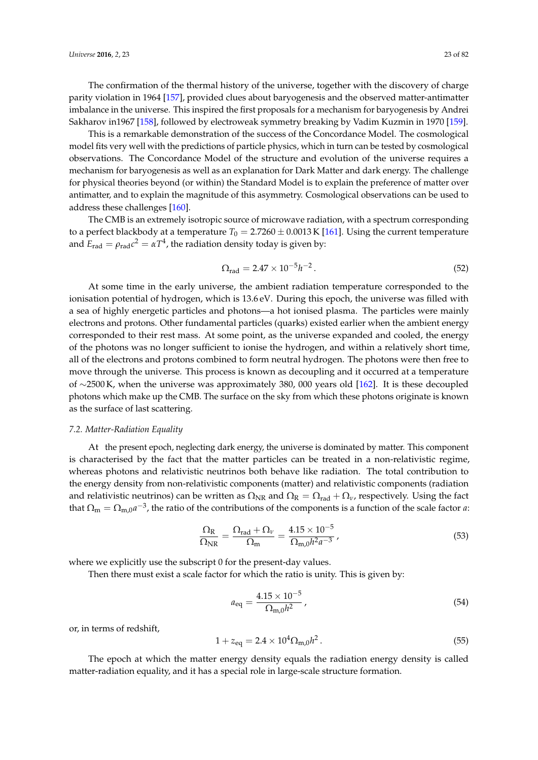The confirmation of the thermal history of the universe, together with the discovery of charge parity violation in 1964 [157], provided clues about baryogenesis and the observed matter-antimatter imbalance in the universe. This inspired the first proposals for a mechanism for baryogenesis by Andrei Sakharov in1967 [158], followed by electroweak symmetry breaking by Vadim Kuzmin in 1970 [159].

This is a remarkable demonstration of the success of the Concordance Model. The cosmological model fits very well with the predictions of particle physics, which in turn can be tested by cosmological observations. The Concordance Model of the structure and evolution of the universe requires a mechanism for baryogenesis as well as an explanation for Dark Matter and dark energy. The challenge for physical theories beyond (or within) the Standard Model is to explain the preference of matter over antimatter, and to explain the magnitude of this asymmetry. Cosmological observations can be used to address these challenges [160].

The CMB is an extremely isotropic source of microwave radiation, with a spectrum corresponding to a perfect blackbody at a temperature $T_0 = 2.7260 \pm 0.0013\,\mathrm{K}$ [161]. Using the current temperature and $E_{\mathrm{rad}} = \rho_{\mathrm{rad}} c^2 = \alpha T^4$, the radiation density today is given by:

$$\Omega_{\mathrm{rad}} = 2.47 \times 10^{-5} h^{-2} \,. \tag{52}$$

At some time in the early universe, the ambient radiation temperature corresponded to the ionisation potential of hydrogen, which is 13.6 eV. During this epoch, the universe was filled with a sea of highly energetic particles and photons—a hot ionised plasma. The particles were mainly electrons and protons. Other fundamental particles (quarks) existed earlier when the ambient energy corresponded to their rest mass. At some point, as the universe expanded and cooled, the energy of the photons was no longer sufficient to ionise the hydrogen, and within a relatively short time, all of the electrons and protons combined to form neutral hydrogen. The photons were then free to move through the universe. This process is known as decoupling and it occurred at a temperature of $\sim$2500 K, when the universe was approximately 380, 000 years old [162]. It is these decoupled photons which make up the CMB. The surface on the sky from which these photons originate is known as the surface of last scattering.

### 7.2. Matter-Radiation Equality

At the present epoch, neglecting dark energy, the universe is dominated by matter. This component is characterised by the fact that the matter particles can be treated in a non-relativistic regime, whereas photons and relativistic neutrinos both behave like radiation. The total contribution to the energy density from non-relativistic components (matter) and relativistic components (radiation and relativistic neutrinos) can be written as $\Omega_{\mathrm{NR}}$ and $\Omega_{\mathrm{R}} = \Omega_{\mathrm{rad}} + \Omega_{\nu}$, respectively. Using the fact that $\Omega_{\mathrm{m}} = \Omega_{\mathrm{m},0} a^{-3}$, the ratio of the contributions of the components is a function of the scale factor $a$:

$$\frac{\Omega_{\mathrm{R}}}{\Omega_{\mathrm{NR}}} = \frac{\Omega_{\mathrm{rad}} + \Omega_{\nu}}{\Omega_{\mathrm{m}}} = \frac{4.15 \times 10^{-5}}{\Omega_{\mathrm{m},0} h^2 a^{-3}} \,, \tag{53}$$

where we explicitly use the subscript 0 for the present-day values.

Then there must exist a scale factor for which the ratio is unity. This is given by:

$$a_{\mathrm{eq}} = \frac{4.15 \times 10^{-5}}{\Omega_{\mathrm{m},0} h^2} \,, \tag{54}$$

or, in terms of redshift,

$$1 + z_{\mathrm{eq}} = 2.4 \times 10^4 \Omega_{\mathrm{m},0} h^2 \,. \tag{55}$$

The epoch at which the matter energy density equals the radiation energy density is called matter-radiation equality, and it has a special role in large-scale structure formation.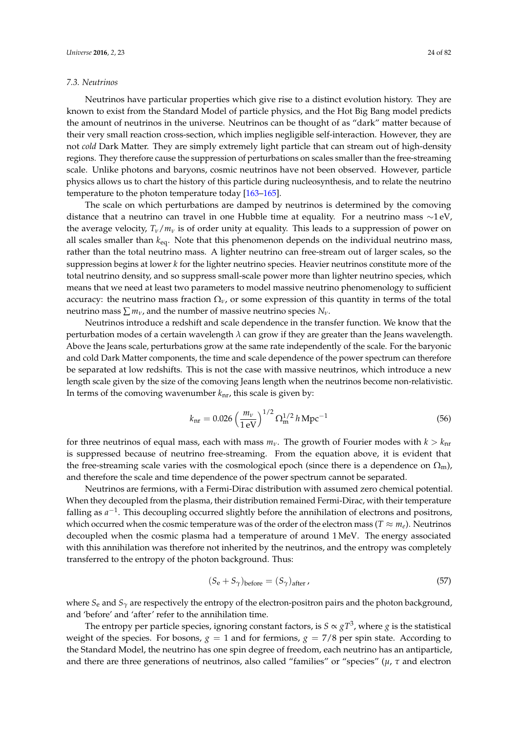### 7.3. Neutrinos

Neutrinos have particular properties which give rise to a distinct evolution history. They are known to exist from the Standard Model of particle physics, and the Hot Big Bang model predicts the amount of neutrinos in the universe. Neutrinos can be thought of as "dark" matter because of their very small reaction cross-section, which implies negligible self-interaction. However, they are not *cold* Dark Matter. They are simply extremely light particle that can stream out of high-density regions. They therefore cause the suppression of perturbations on scales smaller than the free-streaming scale. Unlike photons and baryons, cosmic neutrinos have not been observed. However, particle physics allows us to chart the history of this particle during nucleosynthesis, and to relate the neutrino temperature to the photon temperature today [163–165].

The scale on which perturbations are damped by neutrinos is determined by the comoving distance that a neutrino can travel in one Hubble time at equality. For a neutrino mass $\sim$1 eV, the average velocity, $T_\nu/m_\nu$ is of order unity at equality. This leads to a suppression of power on all scales smaller than $k_{\rm eq}$. Note that this phenomenon depends on the individual neutrino mass, rather than the total neutrino mass. A lighter neutrino can free-stream out of larger scales, so the suppression begins at lower $k$ for the lighter neutrino species. Heavier neutrinos constitute more of the total neutrino density, and so suppress small-scale power more than lighter neutrino species, which means that we need at least two parameters to model massive neutrino phenomenology to sufficient accuracy: the neutrino mass fraction $\Omega_\nu$, or some expression of this quantity in terms of the total neutrino mass $\sum m_\nu$, and the number of massive neutrino species $N_\nu$.

Neutrinos introduce a redshift and scale dependence in the transfer function. We know that the perturbation modes of a certain wavelength $\lambda$ can grow if they are greater than the Jeans wavelength. Above the Jeans scale, perturbations grow at the same rate independently of the scale. For the baryonic and cold Dark Matter components, the time and scale dependence of the power spectrum can therefore be separated at low redshifts. This is not the case with massive neutrinos, which introduce a new length scale given by the size of the comoving Jeans length when the neutrinos become non-relativistic. In terms of the comoving wavenumber $k_{\rm nr}$, this scale is given by:

$$k_{\rm nr} = 0.026 \left(\frac{m_\nu}{1\,{\rm eV}}\right)^{1/2} \Omega_{\rm m}^{1/2}\, h\,{\rm Mpc}^{-1} \tag{56}$$

for three neutrinos of equal mass, each with mass $m_\nu$. The growth of Fourier modes with $k > k_{\rm nr}$ is suppressed because of neutrino free-streaming. From the equation above, it is evident that the free-streaming scale varies with the cosmological epoch (since there is a dependence on $\Omega_{\rm m}$), and therefore the scale and time dependence of the power spectrum cannot be separated.

Neutrinos are fermions, with a Fermi-Dirac distribution with assumed zero chemical potential. When they decoupled from the plasma, their distribution remained Fermi-Dirac, with their temperature falling as $a^{-1}$. This decoupling occurred slightly before the annihilation of electrons and positrons, which occurred when the cosmic temperature was of the order of the electron mass ($T \approx m_e$). Neutrinos decoupled when the cosmic plasma had a temperature of around 1 MeV. The energy associated with this annihilation was therefore not inherited by the neutrinos, and the entropy was completely transferred to the entropy of the photon background. Thus:

$$(S_{\rm e} + S_\gamma)_{\rm before} = (S_\gamma)_{\rm after}\,, \tag{57}$$

where $S_{\rm e}$ and $S_\gamma$ are respectively the entropy of the electron-positron pairs and the photon background, and 'before' and 'after' refer to the annihilation time.

The entropy per particle species, ignoring constant factors, is $S \propto gT^3$, where $g$ is the statistical weight of the species. For bosons, $g = 1$ and for fermions, $g = 7/8$ per spin state. According to the Standard Model, the neutrino has one spin degree of freedom, each neutrino has an antiparticle, and there are three generations of neutrinos, also called "families" or "species" ($\mu$, $\tau$ and electron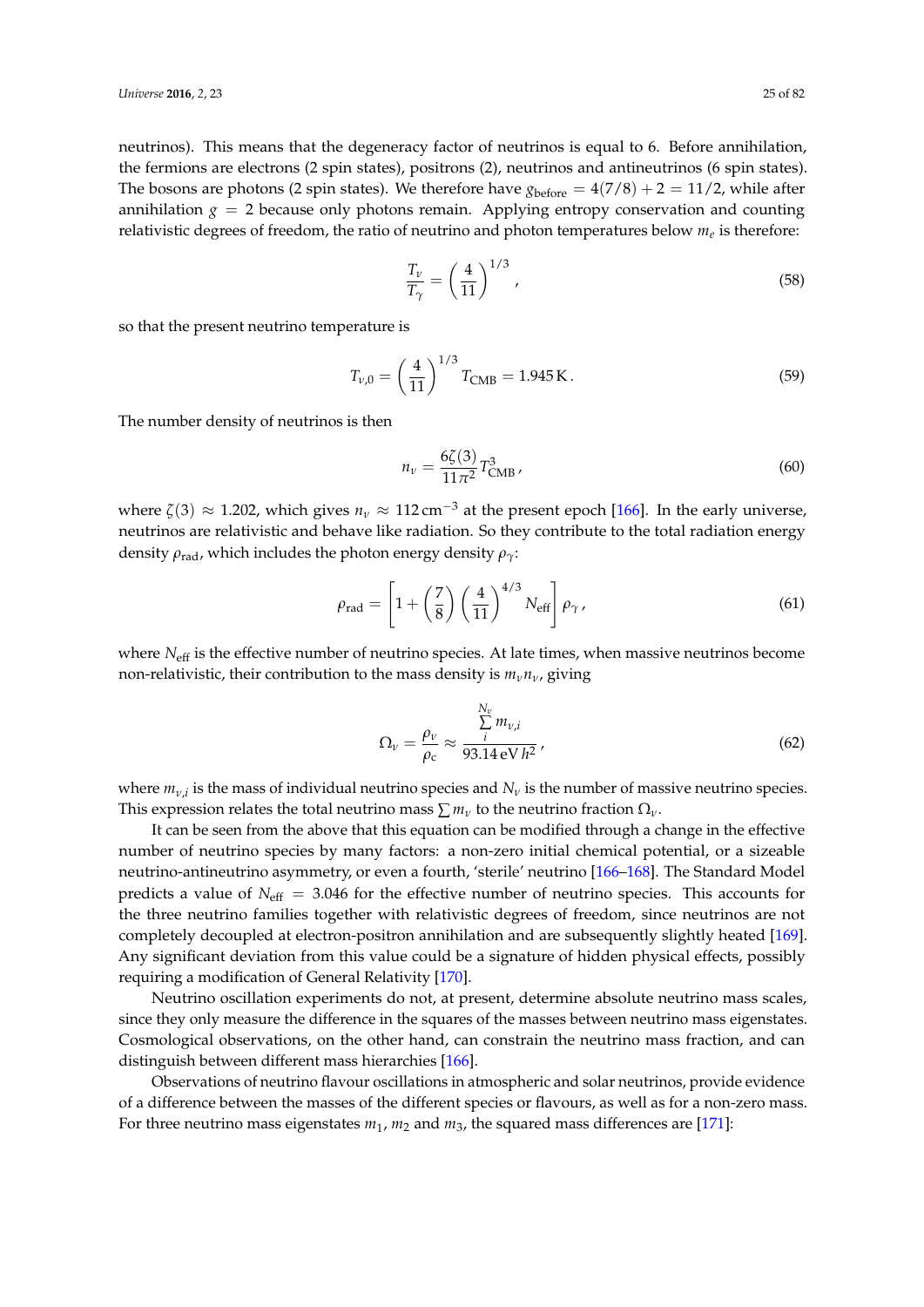neutrinos). This means that the degeneracy factor of neutrinos is equal to 6. Before annihilation, the fermions are electrons (2 spin states), positrons (2), neutrinos and antineutrinos (6 spin states). The bosons are photons (2 spin states). We therefore have $g_{\text{before}} = 4(7/8) + 2 = 11/2$, while after annihilation $g = 2$ because only photons remain. Applying entropy conservation and counting relativistic degrees of freedom, the ratio of neutrino and photon temperatures below $m_e$ is therefore:

$$\frac{T_\nu}{T_\gamma} = \left(\frac{4}{11}\right)^{1/3}, \tag{58}$$

so that the present neutrino temperature is

$$T_{\nu,0} = \left(\frac{4}{11}\right)^{1/3} T_{\text{CMB}} = 1.945\,\text{K}. \tag{59}$$

The number density of neutrinos is then

$$n_\nu = \frac{6\zeta(3)}{11\pi^2} T_{\text{CMB}}^3, \tag{60}$$

where $\zeta(3) \approx 1.202$, which gives $n_\nu \approx 112\,\text{cm}^{-3}$ at the present epoch [166]. In the early universe, neutrinos are relativistic and behave like radiation. So they contribute to the total radiation energy density $\rho_{\text{rad}}$, which includes the photon energy density $\rho_\gamma$:

$$\rho_{\text{rad}} = \left[1 + \left(\frac{7}{8}\right)\left(\frac{4}{11}\right)^{4/3} N_{\text{eff}}\right] \rho_\gamma, \tag{61}$$

where $N_{\text{eff}}$ is the effective number of neutrino species. At late times, when massive neutrinos become non-relativistic, their contribution to the mass density is $m_\nu n_\nu$, giving

$$\Omega_\nu = \frac{\rho_\nu}{\rho_c} \approx \frac{\sum_i^{N_\nu} m_{\nu,i}}{93.14\,\text{eV}\,h^2}, \tag{62}$$

where $m_{\nu,i}$ is the mass of individual neutrino species and $N_\nu$ is the number of massive neutrino species. This expression relates the total neutrino mass $\sum m_\nu$ to the neutrino fraction $\Omega_\nu$.

It can be seen from the above that this equation can be modified through a change in the effective number of neutrino species by many factors: a non-zero initial chemical potential, or a sizeable neutrino-antineutrino asymmetry, or even a fourth, 'sterile' neutrino [166–168]. The Standard Model predicts a value of $N_{\text{eff}} = 3.046$ for the effective number of neutrino species. This accounts for the three neutrino families together with relativistic degrees of freedom, since neutrinos are not completely decoupled at electron-positron annihilation and are subsequently slightly heated [169]. Any significant deviation from this value could be a signature of hidden physical effects, possibly requiring a modification of General Relativity [170].

Neutrino oscillation experiments do not, at present, determine absolute neutrino mass scales, since they only measure the difference in the squares of the masses between neutrino mass eigenstates. Cosmological observations, on the other hand, can constrain the neutrino mass fraction, and can distinguish between different mass hierarchies [166].

Observations of neutrino flavour oscillations in atmospheric and solar neutrinos, provide evidence of a difference between the masses of the different species or flavours, as well as for a non-zero mass. For three neutrino mass eigenstates $m_1$, $m_2$ and $m_3$, the squared mass differences are [171]: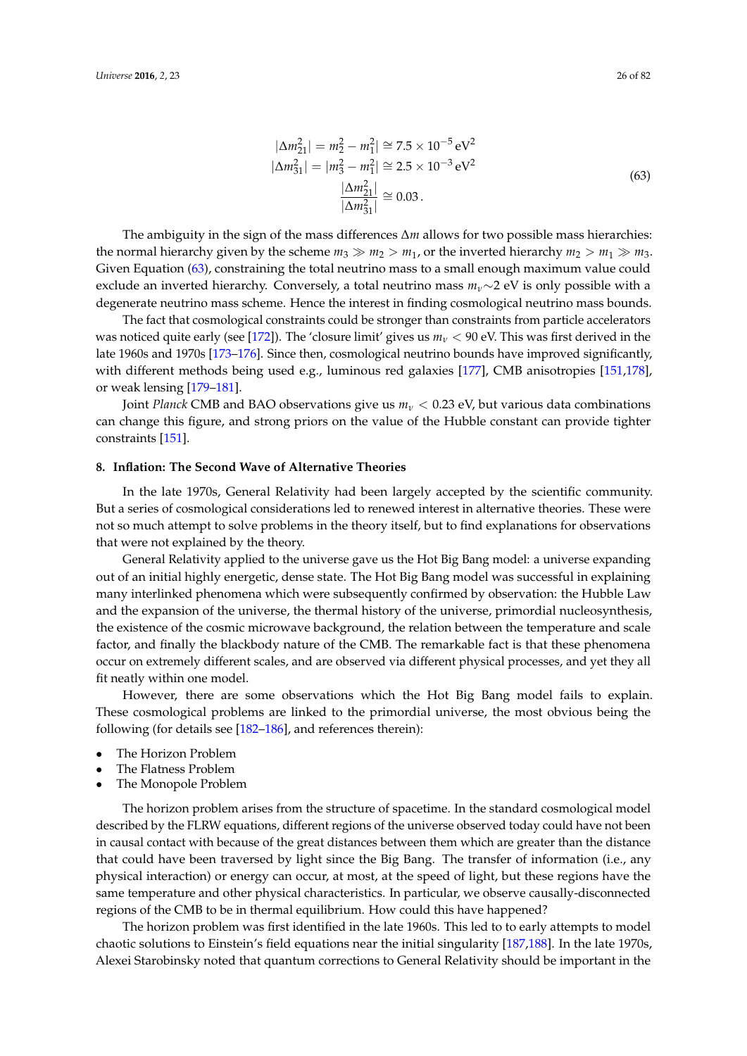$$
\begin{aligned}
|\Delta m_{21}^2| &= m_2^2 - m_1^2| \cong 7.5 \times 10^{-5}\,\mathrm{eV}^2 \\
|\Delta m_{31}^2| &= |m_3^2 - m_1^2| \cong 2.5 \times 10^{-3}\,\mathrm{eV}^2 \\
\frac{|\Delta m_{21}^2|}{|\Delta m_{31}^2|} &\cong 0.03\,.
\end{aligned}
\tag{63}
$$

The ambiguity in the sign of the mass differences $\Delta m$ allows for two possible mass hierarchies: the normal hierarchy given by the scheme $m_3 \gg m_2 > m_1$, or the inverted hierarchy $m_2 > m_1 \gg m_3$. Given Equation (63), constraining the total neutrino mass to a small enough maximum value could exclude an inverted hierarchy. Conversely, a total neutrino mass $m_\nu \sim 2$ eV is only possible with a degenerate neutrino mass scheme. Hence the interest in finding cosmological neutrino mass bounds.

The fact that cosmological constraints could be stronger than constraints from particle accelerators was noticed quite early (see [172]). The 'closure limit' gives us $m_\nu < 90$ eV. This was first derived in the late 1960s and 1970s [173–176]. Since then, cosmological neutrino bounds have improved significantly, with different methods being used e.g., luminous red galaxies [177], CMB anisotropies [151,178], or weak lensing [179–181].

Joint *Planck* CMB and BAO observations give us $m_\nu < 0.23$ eV, but various data combinations can change this figure, and strong priors on the value of the Hubble constant can provide tighter constraints [151].

## 8. Inflation: The Second Wave of Alternative Theories

In the late 1970s, General Relativity had been largely accepted by the scientific community. But a series of cosmological considerations led to renewed interest in alternative theories. These were not so much attempt to solve problems in the theory itself, but to find explanations for observations that were not explained by the theory.

General Relativity applied to the universe gave us the Hot Big Bang model: a universe expanding out of an initial highly energetic, dense state. The Hot Big Bang model was successful in explaining many interlinked phenomena which were subsequently confirmed by observation: the Hubble Law and the expansion of the universe, the thermal history of the universe, primordial nucleosynthesis, the existence of the cosmic microwave background, the relation between the temperature and scale factor, and finally the blackbody nature of the CMB. The remarkable fact is that these phenomena occur on extremely different scales, and are observed via different physical processes, and yet they all fit neatly within one model.

However, there are some observations which the Hot Big Bang model fails to explain. These cosmological problems are linked to the primordial universe, the most obvious being the following (for details see [182–186], and references therein):

- The Horizon Problem
- The Flatness Problem
- The Monopole Problem

The horizon problem arises from the structure of spacetime. In the standard cosmological model described by the FLRW equations, different regions of the universe observed today could have not been in causal contact with because of the great distances between them which are greater than the distance that could have been traversed by light since the Big Bang. The transfer of information (i.e., any physical interaction) or energy can occur, at most, at the speed of light, but these regions have the same temperature and other physical characteristics. In particular, we observe causally-disconnected regions of the CMB to be in thermal equilibrium. How could this have happened?

The horizon problem was first identified in the late 1960s. This led to to early attempts to model chaotic solutions to Einstein's field equations near the initial singularity [187,188]. In the late 1970s, Alexei Starobinsky noted that quantum corrections to General Relativity should be important in the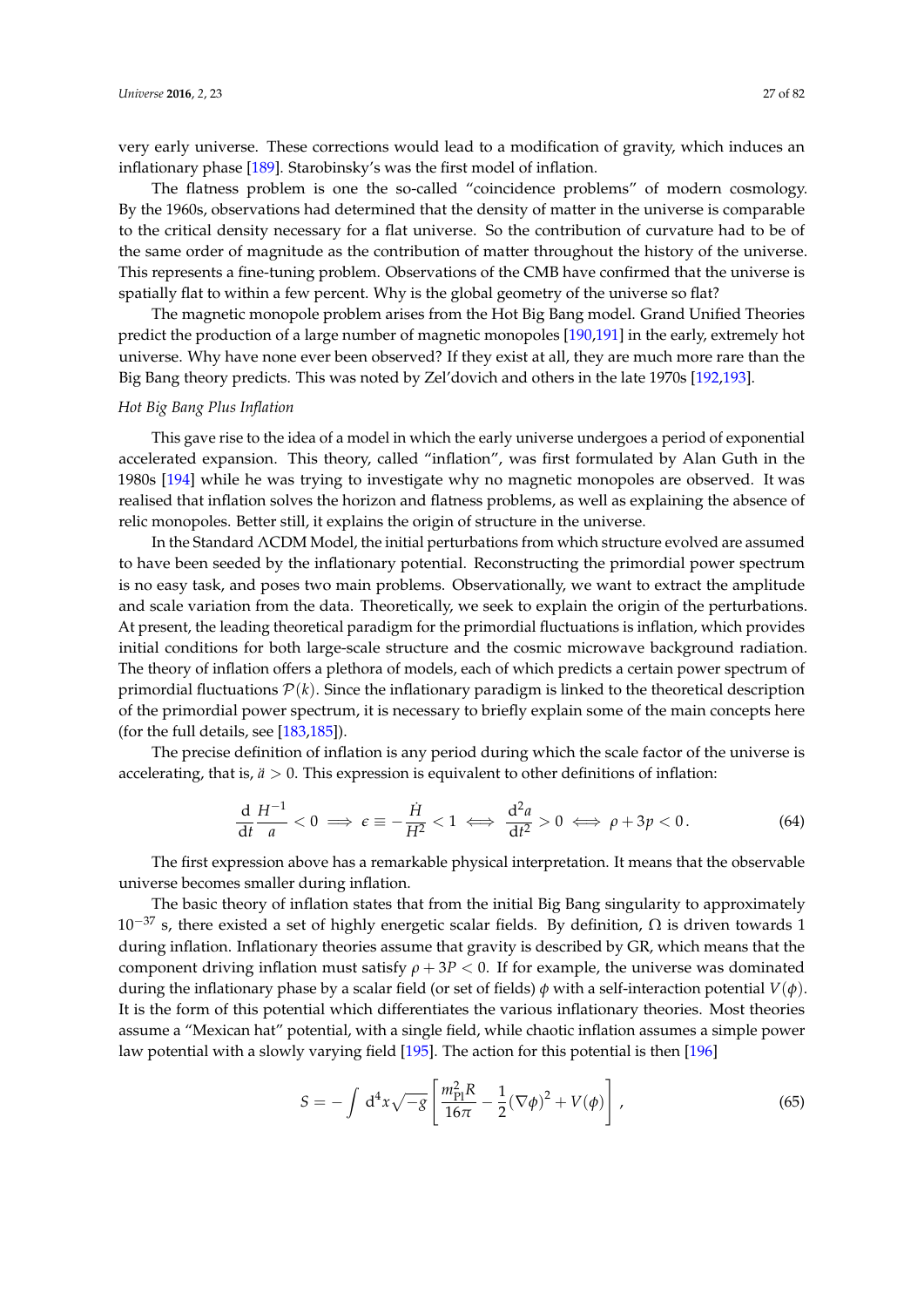very early universe. These corrections would lead to a modification of gravity, which induces an inflationary phase [189]. Starobinsky's was the first model of inflation.

The flatness problem is one the so-called "coincidence problems" of modern cosmology. By the 1960s, observations had determined that the density of matter in the universe is comparable to the critical density necessary for a flat universe. So the contribution of curvature had to be of the same order of magnitude as the contribution of matter throughout the history of the universe. This represents a fine-tuning problem. Observations of the CMB have confirmed that the universe is spatially flat to within a few percent. Why is the global geometry of the universe so flat?

The magnetic monopole problem arises from the Hot Big Bang model. Grand Unified Theories predict the production of a large number of magnetic monopoles [190,191] in the early, extremely hot universe. Why have none ever been observed? If they exist at all, they are much more rare than the Big Bang theory predicts. This was noted by Zel'dovich and others in the late 1970s [192,193].

*Hot Big Bang Plus Inflation*

This gave rise to the idea of a model in which the early universe undergoes a period of exponential accelerated expansion. This theory, called "inflation", was first formulated by Alan Guth in the 1980s [194] while he was trying to investigate why no magnetic monopoles are observed. It was realised that inflation solves the horizon and flatness problems, as well as explaining the absence of relic monopoles. Better still, it explains the origin of structure in the universe.

In the Standard ΛCDM Model, the initial perturbations from which structure evolved are assumed to have been seeded by the inflationary potential. Reconstructing the primordial power spectrum is no easy task, and poses two main problems. Observationally, we want to extract the amplitude and scale variation from the data. Theoretically, we seek to explain the origin of the perturbations. At present, the leading theoretical paradigm for the primordial fluctuations is inflation, which provides initial conditions for both large-scale structure and the cosmic microwave background radiation. The theory of inflation offers a plethora of models, each of which predicts a certain power spectrum of primordial fluctuations $\mathcal{P}(k)$. Since the inflationary paradigm is linked to the theoretical description of the primordial power spectrum, it is necessary to briefly explain some of the main concepts here (for the full details, see [183,185]).

The precise definition of inflation is any period during which the scale factor of the universe is accelerating, that is, $\ddot{a} > 0$. This expression is equivalent to other definitions of inflation:

$$\frac{\mathrm{d}}{\mathrm{d}t}\frac{H^{-1}}{a} < 0 \implies \epsilon \equiv -\frac{\dot{H}}{H^2} < 1 \iff \frac{\mathrm{d}^2 a}{\mathrm{d}t^2} > 0 \iff \rho + 3p < 0 \, . \tag{64}$$

The first expression above has a remarkable physical interpretation. It means that the observable universe becomes smaller during inflation.

The basic theory of inflation states that from the initial Big Bang singularity to approximately $10^{-37}$ s, there existed a set of highly energetic scalar fields. By definition, $\Omega$ is driven towards 1 during inflation. Inflationary theories assume that gravity is described by GR, which means that the component driving inflation must satisfy $\rho + 3P < 0$. If for example, the universe was dominated during the inflationary phase by a scalar field (or set of fields) $\phi$ with a self-interaction potential $V(\phi)$. It is the form of this potential which differentiates the various inflationary theories. Most theories assume a "Mexican hat" potential, with a single field, while chaotic inflation assumes a simple power law potential with a slowly varying field [195]. The action for this potential is then [196]

$$S = -\int \mathrm{d}^4 x \sqrt{-g} \left[ \frac{m_{\mathrm{Pl}}^2 R}{16\pi} - \frac{1}{2}(\nabla\phi)^2 + V(\phi) \right] \, , \tag{65}$$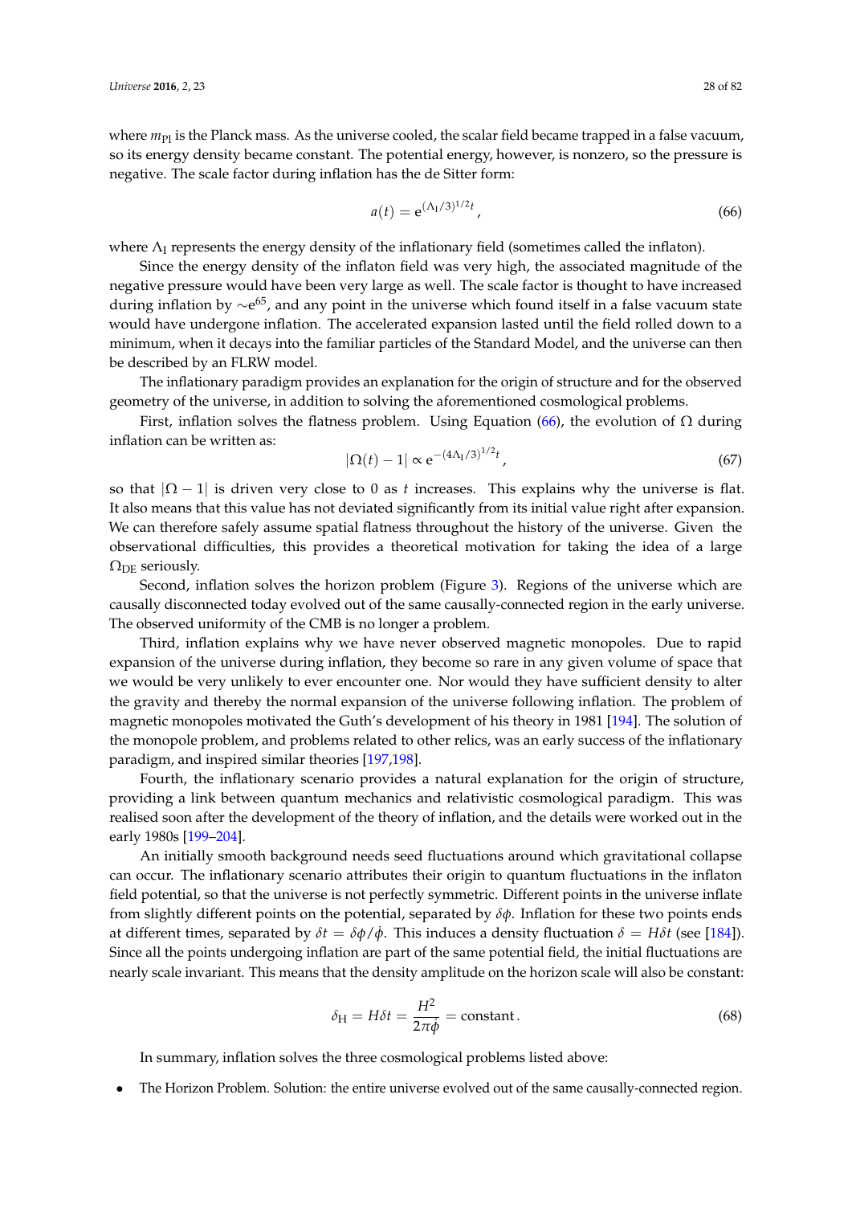where $m_{\text{Pl}}$ is the Planck mass. As the universe cooled, the scalar field became trapped in a false vacuum, so its energy density became constant. The potential energy, however, is nonzero, so the pressure is negative. The scale factor during inflation has the de Sitter form:

$$a(t) = \mathrm{e}^{(\Lambda_{\mathrm{I}}/3)^{1/2} t}, \tag{66}$$

where $\Lambda_{\mathrm{I}}$ represents the energy density of the inflationary field (sometimes called the inflaton).

Since the energy density of the inflaton field was very high, the associated magnitude of the negative pressure would have been very large as well. The scale factor is thought to have increased during inflation by $\sim \mathrm{e}^{65}$, and any point in the universe which found itself in a false vacuum state would have undergone inflation. The accelerated expansion lasted until the field rolled down to a minimum, when it decays into the familiar particles of the Standard Model, and the universe can then be described by an FLRW model.

The inflationary paradigm provides an explanation for the origin of structure and for the observed geometry of the universe, in addition to solving the aforementioned cosmological problems.

First, inflation solves the flatness problem. Using Equation (66), the evolution of $\Omega$ during inflation can be written as:

$$|\Omega(t) - 1| \propto \mathrm{e}^{-(4\Lambda_{\mathrm{I}}/3)^{1/2} t}, \tag{67}$$

so that $|\Omega - 1|$ is driven very close to 0 as $t$ increases. This explains why the universe is flat. It also means that this value has not deviated significantly from its initial value right after expansion. We can therefore safely assume spatial flatness throughout the history of the universe. Given the observational difficulties, this provides a theoretical motivation for taking the idea of a large $\Omega_{\mathrm{DE}}$ seriously.

Second, inflation solves the horizon problem (Figure 3). Regions of the universe which are causally disconnected today evolved out of the same causally-connected region in the early universe. The observed uniformity of the CMB is no longer a problem.

Third, inflation explains why we have never observed magnetic monopoles. Due to rapid expansion of the universe during inflation, they become so rare in any given volume of space that we would be very unlikely to ever encounter one. Nor would they have sufficient density to alter the gravity and thereby the normal expansion of the universe following inflation. The problem of magnetic monopoles motivated the Guth's development of his theory in 1981 [194]. The solution of the monopole problem, and problems related to other relics, was an early success of the inflationary paradigm, and inspired similar theories [197,198].

Fourth, the inflationary scenario provides a natural explanation for the origin of structure, providing a link between quantum mechanics and relativistic cosmological paradigm. This was realised soon after the development of the theory of inflation, and the details were worked out in the early 1980s [199–204].

An initially smooth background needs seed fluctuations around which gravitational collapse can occur. The inflationary scenario attributes their origin to quantum fluctuations in the inflaton field potential, so that the universe is not perfectly symmetric. Different points in the universe inflate from slightly different points on the potential, separated by $\delta\phi$. Inflation for these two points ends at different times, separated by $\delta t = \delta\phi/\dot{\phi}$. This induces a density fluctuation $\delta = H\delta t$ (see [184]). Since all the points undergoing inflation are part of the same potential field, the initial fluctuations are nearly scale invariant. This means that the density amplitude on the horizon scale will also be constant:

$$\delta_{\mathrm{H}} = H\delta t = \frac{H^2}{2\pi\dot{\phi}} = \text{constant}. \tag{68}$$

In summary, inflation solves the three cosmological problems listed above:

- The Horizon Problem. Solution: the entire universe evolved out of the same causally-connected region.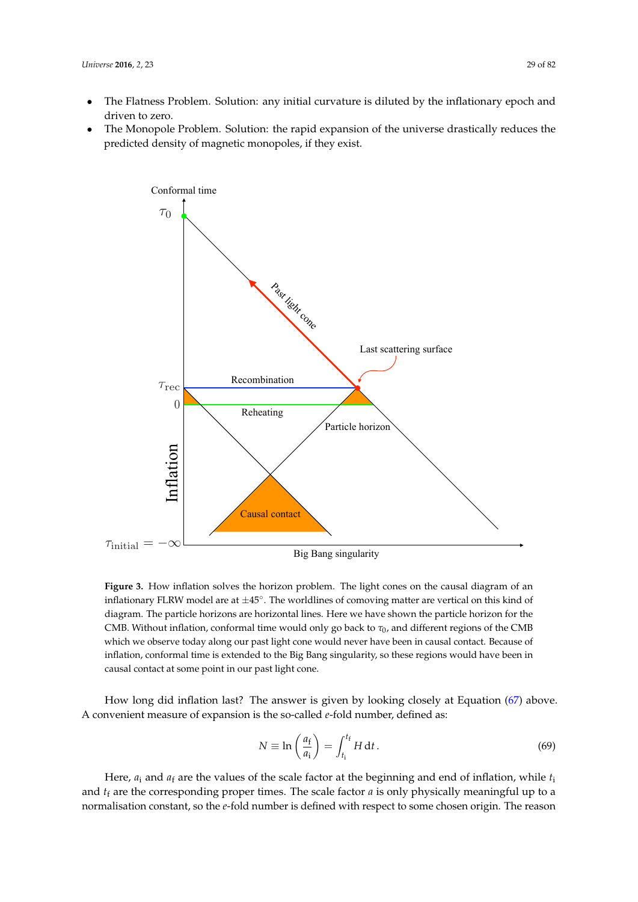- The Flatness Problem. Solution: any initial curvature is diluted by the inflationary epoch and driven to zero.
- The Monopole Problem. Solution: the rapid expansion of the universe drastically reduces the predicted density of magnetic monopoles, if they exist.

**Figure 3.** How inflation solves the horizon problem. The light cones on the causal diagram of an inflationary FLRW model are at $\pm 45°$. The worldlines of comoving matter are vertical on this kind of diagram. The particle horizons are horizontal lines. Here we have shown the particle horizon for the CMB. Without inflation, conformal time would only go back to $\tau_0$, and different regions of the CMB which we observe today along our past light cone would never have been in causal contact. Because of inflation, conformal time is extended to the Big Bang singularity, so these regions would have been in causal contact at some point in our past light cone.

How long did inflation last? The answer is given by looking closely at Equation (67) above. A convenient measure of expansion is the so-called *e*-fold number, defined as:

$$N \equiv \ln\left(\frac{a_{\mathrm{f}}}{a_{\mathrm{i}}}\right) = \int_{t_{\mathrm{i}}}^{t_{\mathrm{f}}} H \, \mathrm{d}t \,. \tag{69}$$

Here, $a_{\mathrm{i}}$ and $a_{\mathrm{f}}$ are the values of the scale factor at the beginning and end of inflation, while $t_{\mathrm{i}}$ and $t_{\mathrm{f}}$ are the corresponding proper times. The scale factor $a$ is only physically meaningful up to a normalisation constant, so the *e*-fold number is defined with respect to some chosen origin. The reason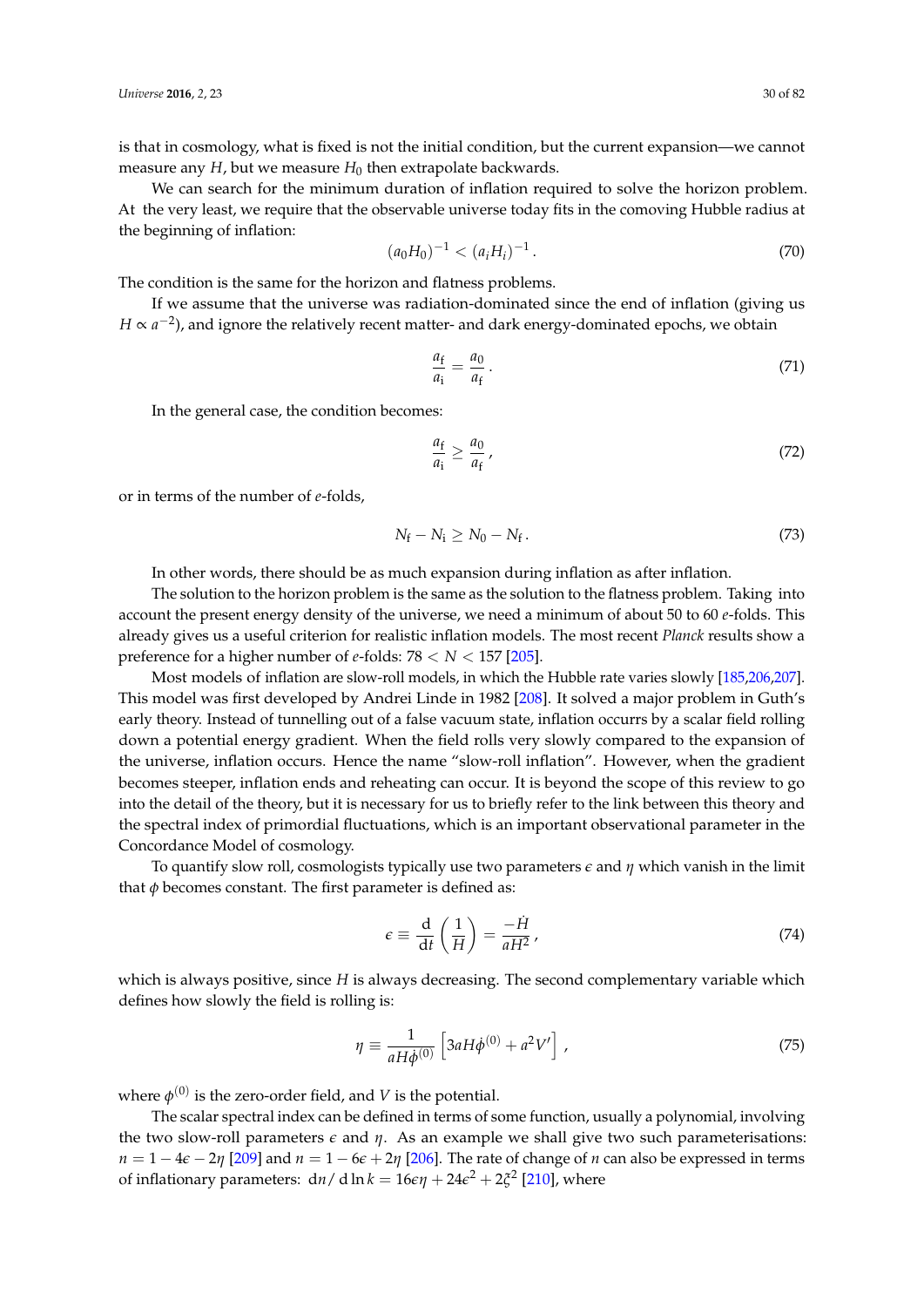is that in cosmology, what is fixed is not the initial condition, but the current expansion—we cannot measure any $H$, but we measure $H_0$ then extrapolate backwards.

We can search for the minimum duration of inflation required to solve the horizon problem. At the very least, we require that the observable universe today fits in the comoving Hubble radius at the beginning of inflation:

$$(a_0 H_0)^{-1} < (a_i H_i)^{-1} . \tag{70}$$

The condition is the same for the horizon and flatness problems.

If we assume that the universe was radiation-dominated since the end of inflation (giving us $H \propto a^{-2}$), and ignore the relatively recent matter- and dark energy-dominated epochs, we obtain

$$\frac{a_\mathrm{f}}{a_\mathrm{i}} = \frac{a_0}{a_\mathrm{f}} . \tag{71}$$

In the general case, the condition becomes:

$$\frac{a_\mathrm{f}}{a_\mathrm{i}} \geq \frac{a_0}{a_\mathrm{f}} , \tag{72}$$

or in terms of the number of $e$-folds,

$$N_\mathrm{f} - N_\mathrm{i} \geq N_0 - N_\mathrm{f} . \tag{73}$$

In other words, there should be as much expansion during inflation as after inflation.

The solution to the horizon problem is the same as the solution to the flatness problem. Taking into account the present energy density of the universe, we need a minimum of about 50 to 60 $e$-folds. This already gives us a useful criterion for realistic inflation models. The most recent *Planck* results show a preference for a higher number of $e$-folds: $78 < N < 157$ [205].

Most models of inflation are slow-roll models, in which the Hubble rate varies slowly [185,206,207]. This model was first developed by Andrei Linde in 1982 [208]. It solved a major problem in Guth's early theory. Instead of tunnelling out of a false vacuum state, inflation occurrs by a scalar field rolling down a potential energy gradient. When the field rolls very slowly compared to the expansion of the universe, inflation occurs. Hence the name "slow-roll inflation". However, when the gradient becomes steeper, inflation ends and reheating can occur. It is beyond the scope of this review to go into the detail of the theory, but it is necessary for us to briefly refer to the link between this theory and the spectral index of primordial fluctuations, which is an important observational parameter in the Concordance Model of cosmology.

To quantify slow roll, cosmologists typically use two parameters $\epsilon$ and $\eta$ which vanish in the limit that $\phi$ becomes constant. The first parameter is defined as:

$$\epsilon \equiv \frac{\mathrm{d}}{\mathrm{d}t}\left(\frac{1}{H}\right) = \frac{-\dot{H}}{aH^2} , \tag{74}$$

which is always positive, since $H$ is always decreasing. The second complementary variable which defines how slowly the field is rolling is:

$$\eta \equiv \frac{1}{aH\dot{\phi}^{(0)}}\left[3aH\dot{\phi}^{(0)} + a^2 V'\right] , \tag{75}$$

where $\phi^{(0)}$ is the zero-order field, and $V$ is the potential.

The scalar spectral index can be defined in terms of some function, usually a polynomial, involving the two slow-roll parameters $\epsilon$ and $\eta$. As an example we shall give two such parameterisations: $n = 1 - 4\epsilon - 2\eta$ [209] and $n = 1 - 6\epsilon + 2\eta$ [206]. The rate of change of $n$ can also be expressed in terms of inflationary parameters: $\mathrm{d}n/\,\mathrm{d}\ln k = 16\epsilon\eta + 24\epsilon^2 + 2\xi^2$ [210], where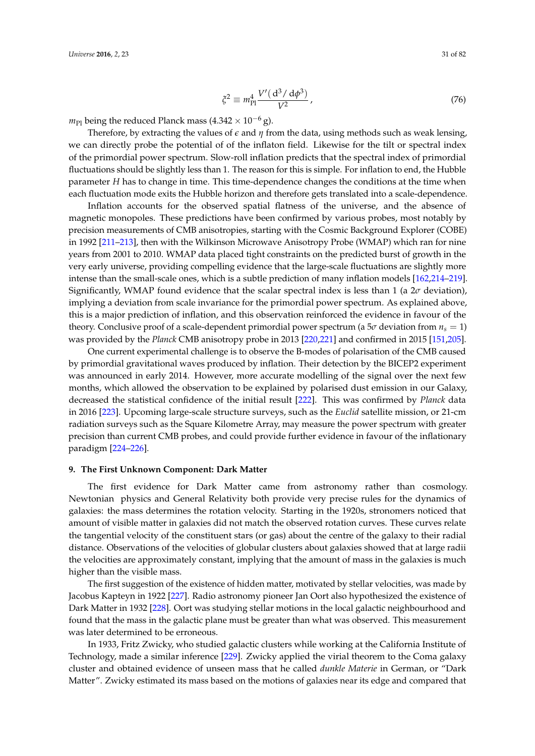$$\xi^2 \equiv m_{\mathrm{Pl}}^4 \frac{V'(\,\mathrm{d}^3/\,\mathrm{d}\phi^3)}{V^2}\,, \tag{76}$$

$m_{\mathrm{Pl}}$ being the reduced Planck mass ($4.342 \times 10^{-6}$ g).

Therefore, by extracting the values of $\epsilon$ and $\eta$ from the data, using methods such as weak lensing, we can directly probe the potential of of the inflaton field. Likewise for the tilt or spectral index of the primordial power spectrum. Slow-roll inflation predicts that the spectral index of primordial fluctuations should be slightly less than 1. The reason for this is simple. For inflation to end, the Hubble parameter $H$ has to change in time. This time-dependence changes the conditions at the time when each fluctuation mode exits the Hubble horizon and therefore gets translated into a scale-dependence.

Inflation accounts for the observed spatial flatness of the universe, and the absence of magnetic monopoles. These predictions have been confirmed by various probes, most notably by precision measurements of CMB anisotropies, starting with the Cosmic Background Explorer (COBE) in 1992 [211–213], then with the Wilkinson Microwave Anisotropy Probe (WMAP) which ran for nine years from 2001 to 2010. WMAP data placed tight constraints on the predicted burst of growth in the very early universe, providing compelling evidence that the large-scale fluctuations are slightly more intense than the small-scale ones, which is a subtle prediction of many inflation models [162,214–219]. Significantly, WMAP found evidence that the scalar spectral index is less than 1 (a $2\sigma$ deviation), implying a deviation from scale invariance for the primordial power spectrum. As explained above, this is a major prediction of inflation, and this observation reinforced the evidence in favour of the theory. Conclusive proof of a scale-dependent primordial power spectrum (a $5\sigma$ deviation from $n_s = 1$) was provided by the *Planck* CMB anisotropy probe in 2013 [220,221] and confirmed in 2015 [151,205].

One current experimental challenge is to observe the B-modes of polarisation of the CMB caused by primordial gravitational waves produced by inflation. Their detection by the BICEP2 experiment was announced in early 2014. However, more accurate modelling of the signal over the next few months, which allowed the observation to be explained by polarised dust emission in our Galaxy, decreased the statistical confidence of the initial result [222]. This was confirmed by *Planck* data in 2016 [223]. Upcoming large-scale structure surveys, such as the *Euclid* satellite mission, or 21-cm radiation surveys such as the Square Kilometre Array, may measure the power spectrum with greater precision than current CMB probes, and could provide further evidence in favour of the inflationary paradigm [224–226].

## 9. The First Unknown Component: Dark Matter

The first evidence for Dark Matter came from astronomy rather than cosmology. Newtonian physics and General Relativity both provide very precise rules for the dynamics of galaxies: the mass determines the rotation velocity. Starting in the 1920s, stronomers noticed that amount of visible matter in galaxies did not match the observed rotation curves. These curves relate the tangential velocity of the constituent stars (or gas) about the centre of the galaxy to their radial distance. Observations of the velocities of globular clusters about galaxies showed that at large radii the velocities are approximately constant, implying that the amount of mass in the galaxies is much higher than the visible mass.

The first suggestion of the existence of hidden matter, motivated by stellar velocities, was made by Jacobus Kapteyn in 1922 [227]. Radio astronomy pioneer Jan Oort also hypothesized the existence of Dark Matter in 1932 [228]. Oort was studying stellar motions in the local galactic neighbourhood and found that the mass in the galactic plane must be greater than what was observed. This measurement was later determined to be erroneous.

In 1933, Fritz Zwicky, who studied galactic clusters while working at the California Institute of Technology, made a similar inference [229]. Zwicky applied the virial theorem to the Coma galaxy cluster and obtained evidence of unseen mass that he called *dunkle Materie* in German, or "Dark Matter". Zwicky estimated its mass based on the motions of galaxies near its edge and compared that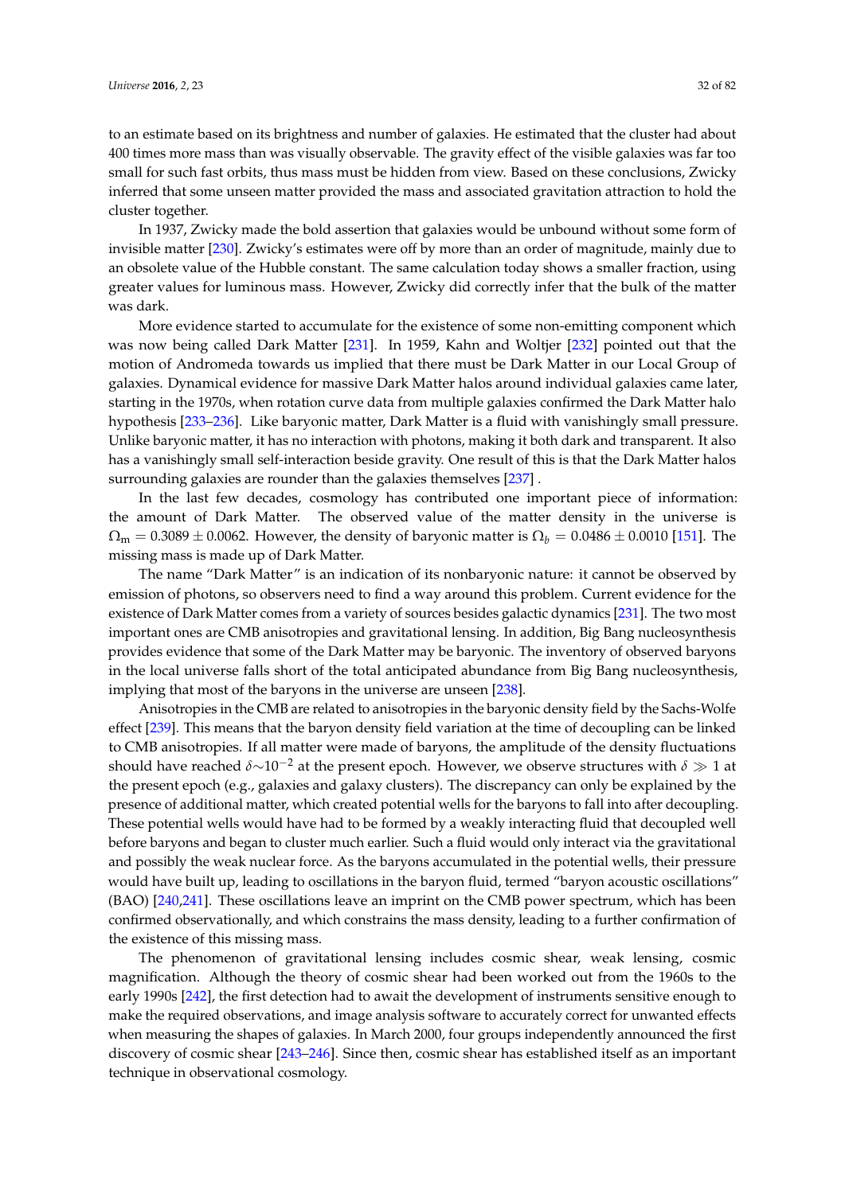to an estimate based on its brightness and number of galaxies. He estimated that the cluster had about 400 times more mass than was visually observable. The gravity effect of the visible galaxies was far too small for such fast orbits, thus mass must be hidden from view. Based on these conclusions, Zwicky inferred that some unseen matter provided the mass and associated gravitation attraction to hold the cluster together.

In 1937, Zwicky made the bold assertion that galaxies would be unbound without some form of invisible matter [230]. Zwicky's estimates were off by more than an order of magnitude, mainly due to an obsolete value of the Hubble constant. The same calculation today shows a smaller fraction, using greater values for luminous mass. However, Zwicky did correctly infer that the bulk of the matter was dark.

More evidence started to accumulate for the existence of some non-emitting component which was now being called Dark Matter [231]. In 1959, Kahn and Woltjer [232] pointed out that the motion of Andromeda towards us implied that there must be Dark Matter in our Local Group of galaxies. Dynamical evidence for massive Dark Matter halos around individual galaxies came later, starting in the 1970s, when rotation curve data from multiple galaxies confirmed the Dark Matter halo hypothesis [233–236]. Like baryonic matter, Dark Matter is a fluid with vanishingly small pressure. Unlike baryonic matter, it has no interaction with photons, making it both dark and transparent. It also has a vanishingly small self-interaction beside gravity. One result of this is that the Dark Matter halos surrounding galaxies are rounder than the galaxies themselves [237] .

In the last few decades, cosmology has contributed one important piece of information: the amount of Dark Matter. The observed value of the matter density in the universe is $\Omega_m = 0.3089 \pm 0.0062$. However, the density of baryonic matter is $\Omega_b = 0.0486 \pm 0.0010$ [151]. The missing mass is made up of Dark Matter.

The name "Dark Matter" is an indication of its nonbaryonic nature: it cannot be observed by emission of photons, so observers need to find a way around this problem. Current evidence for the existence of Dark Matter comes from a variety of sources besides galactic dynamics [231]. The two most important ones are CMB anisotropies and gravitational lensing. In addition, Big Bang nucleosynthesis provides evidence that some of the Dark Matter may be baryonic. The inventory of observed baryons in the local universe falls short of the total anticipated abundance from Big Bang nucleosynthesis, implying that most of the baryons in the universe are unseen [238].

Anisotropies in the CMB are related to anisotropies in the baryonic density field by the Sachs-Wolfe effect [239]. This means that the baryon density field variation at the time of decoupling can be linked to CMB anisotropies. If all matter were made of baryons, the amplitude of the density fluctuations should have reached $\delta \sim 10^{-2}$ at the present epoch. However, we observe structures with $\delta \gg 1$ at the present epoch (e.g., galaxies and galaxy clusters). The discrepancy can only be explained by the presence of additional matter, which created potential wells for the baryons to fall into after decoupling. These potential wells would have had to be formed by a weakly interacting fluid that decoupled well before baryons and began to cluster much earlier. Such a fluid would only interact via the gravitational and possibly the weak nuclear force. As the baryons accumulated in the potential wells, their pressure would have built up, leading to oscillations in the baryon fluid, termed "baryon acoustic oscillations" (BAO) [240,241]. These oscillations leave an imprint on the CMB power spectrum, which has been confirmed observationally, and which constrains the mass density, leading to a further confirmation of the existence of this missing mass.

The phenomenon of gravitational lensing includes cosmic shear, weak lensing, cosmic magnification. Although the theory of cosmic shear had been worked out from the 1960s to the early 1990s [242], the first detection had to await the development of instruments sensitive enough to make the required observations, and image analysis software to accurately correct for unwanted effects when measuring the shapes of galaxies. In March 2000, four groups independently announced the first discovery of cosmic shear [243–246]. Since then, cosmic shear has established itself as an important technique in observational cosmology.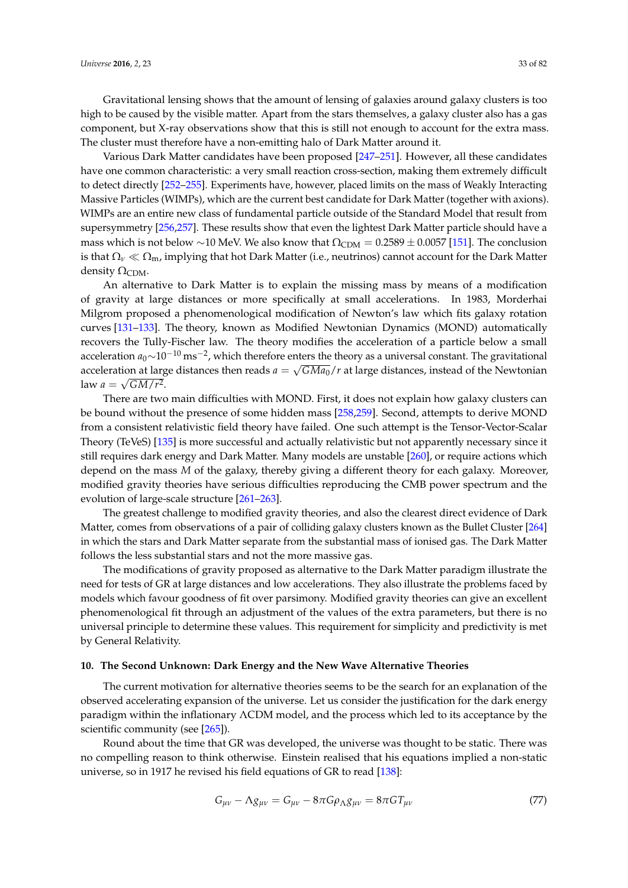Gravitational lensing shows that the amount of lensing of galaxies around galaxy clusters is too high to be caused by the visible matter. Apart from the stars themselves, a galaxy cluster also has a gas component, but X-ray observations show that this is still not enough to account for the extra mass. The cluster must therefore have a non-emitting halo of Dark Matter around it.

Various Dark Matter candidates have been proposed [247–251]. However, all these candidates have one common characteristic: a very small reaction cross-section, making them extremely difficult to detect directly [252–255]. Experiments have, however, placed limits on the mass of Weakly Interacting Massive Particles (WIMPs), which are the current best candidate for Dark Matter (together with axions). WIMPs are an entire new class of fundamental particle outside of the Standard Model that result from supersymmetry [256,257]. These results show that even the lightest Dark Matter particle should have a mass which is not below $\sim$10 MeV. We also know that $\Omega_{\mathrm{CDM}} = 0.2589 \pm 0.0057$ [151]. The conclusion is that $\Omega_{\nu} \ll \Omega_{\mathrm{m}}$, implying that hot Dark Matter (i.e., neutrinos) cannot account for the Dark Matter density $\Omega_{\mathrm{CDM}}$.

An alternative to Dark Matter is to explain the missing mass by means of a modification of gravity at large distances or more specifically at small accelerations. In 1983, Morderhai Milgrom proposed a phenomenological modification of Newton's law which fits galaxy rotation curves [131–133]. The theory, known as Modified Newtonian Dynamics (MOND) automatically recovers the Tully-Fischer law. The theory modifies the acceleration of a particle below a small acceleration $a_0 \sim 10^{-10}\,\mathrm{ms}^{-2}$, which therefore enters the theory as a universal constant. The gravitational acceleration at large distances then reads $a = \sqrt{GMa_0}/r$ at large distances, instead of the Newtonian law $a = \sqrt{GM/r^2}$.

There are two main difficulties with MOND. First, it does not explain how galaxy clusters can be bound without the presence of some hidden mass [258,259]. Second, attempts to derive MOND from a consistent relativistic field theory have failed. One such attempt is the Tensor-Vector-Scalar Theory (TeVeS) [135] is more successful and actually relativistic but not apparently necessary since it still requires dark energy and Dark Matter. Many models are unstable [260], or require actions which depend on the mass $M$ of the galaxy, thereby giving a different theory for each galaxy. Moreover, modified gravity theories have serious difficulties reproducing the CMB power spectrum and the evolution of large-scale structure [261–263].

The greatest challenge to modified gravity theories, and also the clearest direct evidence of Dark Matter, comes from observations of a pair of colliding galaxy clusters known as the Bullet Cluster [264] in which the stars and Dark Matter separate from the substantial mass of ionised gas. The Dark Matter follows the less substantial stars and not the more massive gas.

The modifications of gravity proposed as alternative to the Dark Matter paradigm illustrate the need for tests of GR at large distances and low accelerations. They also illustrate the problems faced by models which favour goodness of fit over parsimony. Modified gravity theories can give an excellent phenomenological fit through an adjustment of the values of the extra parameters, but there is no universal principle to determine these values. This requirement for simplicity and predictivity is met by General Relativity.

## 10. The Second Unknown: Dark Energy and the New Wave Alternative Theories

The current motivation for alternative theories seems to be the search for an explanation of the observed accelerating expansion of the universe. Let us consider the justification for the dark energy paradigm within the inflationary $\Lambda$CDM model, and the process which led to its acceptance by the scientific community (see [265]).

Round about the time that GR was developed, the universe was thought to be static. There was no compelling reason to think otherwise. Einstein realised that his equations implied a non-static universe, so in 1917 he revised his field equations of GR to read [138]:

$$G_{\mu\nu} - \Lambda g_{\mu\nu} = G_{\mu\nu} - 8\pi G \rho_{\Lambda} g_{\mu\nu} = 8\pi G T_{\mu\nu} \tag{77}$$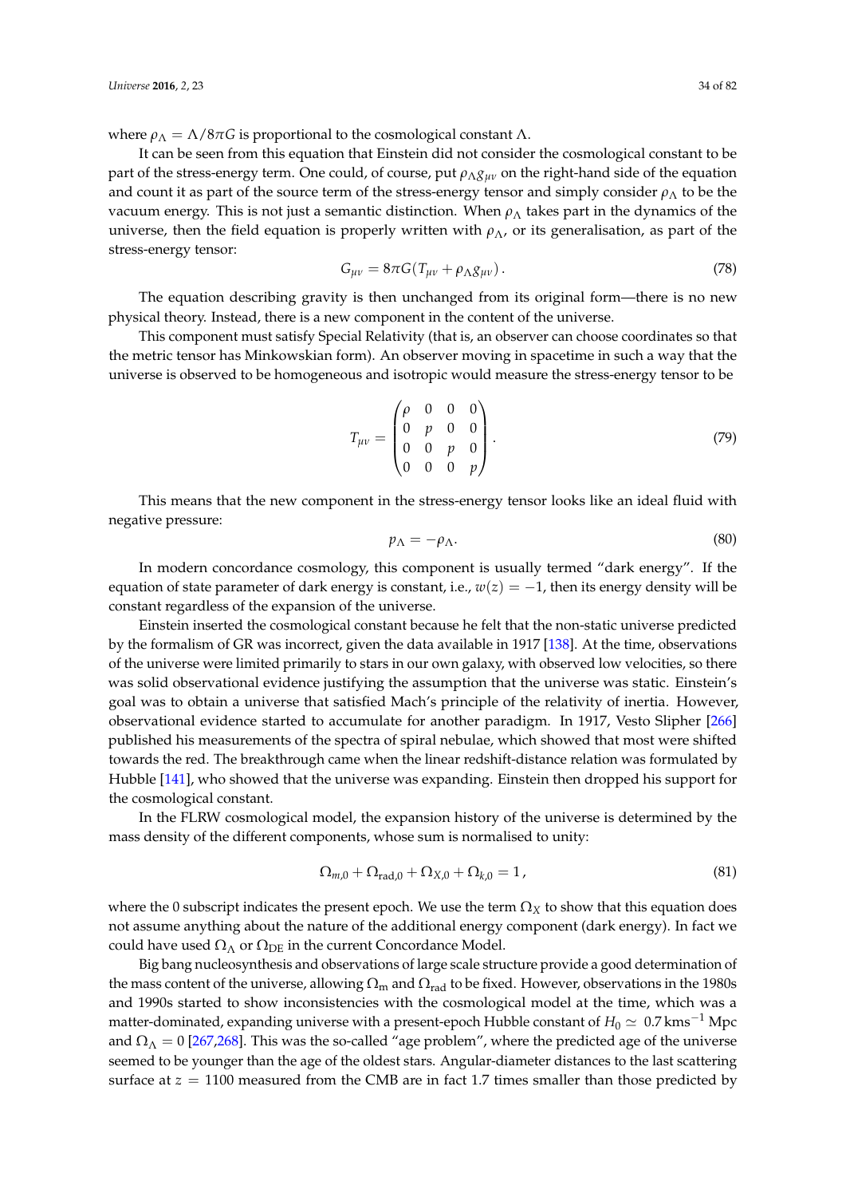where $\rho_\Lambda = \Lambda/8\pi G$ is proportional to the cosmological constant $\Lambda$.

It can be seen from this equation that Einstein did not consider the cosmological constant to be part of the stress-energy term. One could, of course, put $\rho_\Lambda g_{\mu\nu}$ on the right-hand side of the equation and count it as part of the source term of the stress-energy tensor and simply consider $\rho_\Lambda$ to be the vacuum energy. This is not just a semantic distinction. When $\rho_\Lambda$ takes part in the dynamics of the universe, then the field equation is properly written with $\rho_\Lambda$, or its generalisation, as part of the stress-energy tensor:

$$G_{\mu\nu} = 8\pi G(T_{\mu\nu} + \rho_\Lambda g_{\mu\nu})\,. \tag{78}$$

The equation describing gravity is then unchanged from its original form—there is no new physical theory. Instead, there is a new component in the content of the universe.

This component must satisfy Special Relativity (that is, an observer can choose coordinates so that the metric tensor has Minkowskian form). An observer moving in spacetime in such a way that the universe is observed to be homogeneous and isotropic would measure the stress-energy tensor to be

$$T_{\mu\nu} = \begin{pmatrix} \rho & 0 & 0 & 0 \\ 0 & p & 0 & 0 \\ 0 & 0 & p & 0 \\ 0 & 0 & 0 & p \end{pmatrix}. \tag{79}$$

This means that the new component in the stress-energy tensor looks like an ideal fluid with negative pressure:

$$p_\Lambda = -\rho_\Lambda. \tag{80}$$

In modern concordance cosmology, this component is usually termed "dark energy". If the equation of state parameter of dark energy is constant, i.e., $w(z) = -1$, then its energy density will be constant regardless of the expansion of the universe.

Einstein inserted the cosmological constant because he felt that the non-static universe predicted by the formalism of GR was incorrect, given the data available in 1917 [138]. At the time, observations of the universe were limited primarily to stars in our own galaxy, with observed low velocities, so there was solid observational evidence justifying the assumption that the universe was static. Einstein's goal was to obtain a universe that satisfied Mach's principle of the relativity of inertia. However, observational evidence started to accumulate for another paradigm. In 1917, Vesto Slipher [266] published his measurements of the spectra of spiral nebulae, which showed that most were shifted towards the red. The breakthrough came when the linear redshift-distance relation was formulated by Hubble [141], who showed that the universe was expanding. Einstein then dropped his support for the cosmological constant.

In the FLRW cosmological model, the expansion history of the universe is determined by the mass density of the different components, whose sum is normalised to unity:

$$\Omega_{m,0} + \Omega_{\mathrm{rad},0} + \Omega_{X,0} + \Omega_{k,0} = 1\,, \tag{81}$$

where the 0 subscript indicates the present epoch. We use the term $\Omega_X$ to show that this equation does not assume anything about the nature of the additional energy component (dark energy). In fact we could have used $\Omega_\Lambda$ or $\Omega_{\mathrm{DE}}$ in the current Concordance Model.

Big bang nucleosynthesis and observations of large scale structure provide a good determination of the mass content of the universe, allowing $\Omega_\mathrm{m}$ and $\Omega_\mathrm{rad}$ to be fixed. However, observations in the 1980s and 1990s started to show inconsistencies with the cosmological model at the time, which was a matter-dominated, expanding universe with a present-epoch Hubble constant of $H_0 \simeq 0.7\,\mathrm{km\,s^{-1}\,Mpc}$ and $\Omega_\Lambda = 0$ [267,268]. This was the so-called "age problem", where the predicted age of the universe seemed to be younger than the age of the oldest stars. Angular-diameter distances to the last scattering surface at $z = 1100$ measured from the CMB are in fact 1.7 times smaller than those predicted by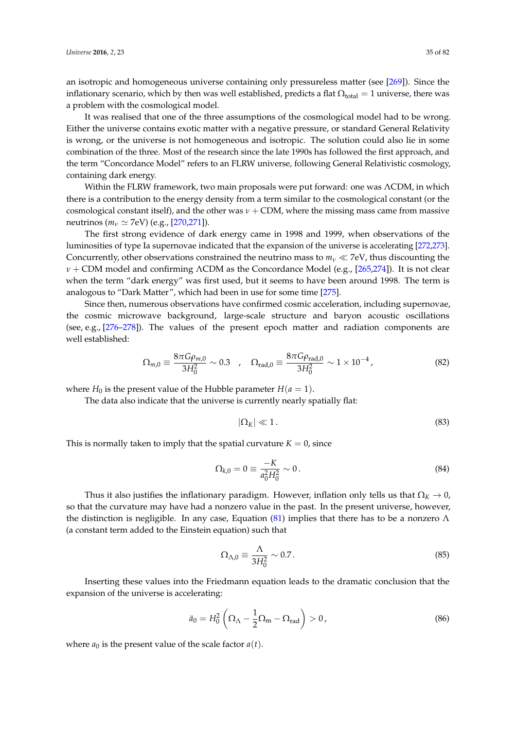an isotropic and homogeneous universe containing only pressureless matter (see [269]). Since the inflationary scenario, which by then was well established, predicts a flat $\Omega_{\text{total}} = 1$ universe, there was a problem with the cosmological model.

It was realised that one of the three assumptions of the cosmological model had to be wrong. Either the universe contains exotic matter with a negative pressure, or standard General Relativity is wrong, or the universe is not homogeneous and isotropic. The solution could also lie in some combination of the three. Most of the research since the late 1990s has followed the first approach, and the term "Concordance Model" refers to an FLRW universe, following General Relativistic cosmology, containing dark energy.

Within the FLRW framework, two main proposals were put forward: one was $\Lambda$CDM, in which there is a contribution to the energy density from a term similar to the cosmological constant (or the cosmological constant itself), and the other was $\nu +$ CDM, where the missing mass came from massive neutrinos ($m_\nu \simeq 7$eV) (e.g., [270,271]).

The first strong evidence of dark energy came in 1998 and 1999, when observations of the luminosities of type Ia supernovae indicated that the expansion of the universe is accelerating [272,273]. Concurrently, other observations constrained the neutrino mass to $m_\nu \ll 7$eV, thus discounting the $\nu +$ CDM model and confirming $\Lambda$CDM as the Concordance Model (e.g., [265,274]). It is not clear when the term "dark energy" was first used, but it seems to have been around 1998. The term is analogous to "Dark Matter", which had been in use for some time [275].

Since then, numerous observations have confirmed cosmic acceleration, including supernovae, the cosmic microwave background, large-scale structure and baryon acoustic oscillations (see, e.g., [276–278]). The values of the present epoch matter and radiation components are well established:

$$\Omega_{m,0} \equiv \frac{8\pi G \rho_{m,0}}{3H_0^2} \sim 0.3 \quad , \quad \Omega_{\text{rad},0} \equiv \frac{8\pi G \rho_{\text{rad},0}}{3H_0^2} \sim 1 \times 10^{-4} \,, \tag{82}$$

where $H_0$ is the present value of the Hubble parameter $H(a=1)$.

The data also indicate that the universe is currently nearly spatially flat:

$$|\Omega_K| \ll 1 \,. \tag{83}$$

This is normally taken to imply that the spatial curvature $K = 0$, since

$$\Omega_{k,0} = 0 \equiv \frac{-K}{a_0^2 H_0^2} \sim 0 \,. \tag{84}$$

Thus it also justifies the inflationary paradigm. However, inflation only tells us that $\Omega_K \to 0$, so that the curvature may have had a nonzero value in the past. In the present universe, however, the distinction is negligible. In any case, Equation (81) implies that there has to be a nonzero $\Lambda$ (a constant term added to the Einstein equation) such that

$$\Omega_{\Lambda,0} \equiv \frac{\Lambda}{3H_0^2} \sim 0.7 \,. \tag{85}$$

Inserting these values into the Friedmann equation leads to the dramatic conclusion that the expansion of the universe is accelerating:

$$\ddot{a}_0 = H_0^2 \left( \Omega_\Lambda - \frac{1}{2}\Omega_{\text{m}} - \Omega_{\text{rad}} \right) > 0 \,, \tag{86}$$

where $a_0$ is the present value of the scale factor $a(t)$.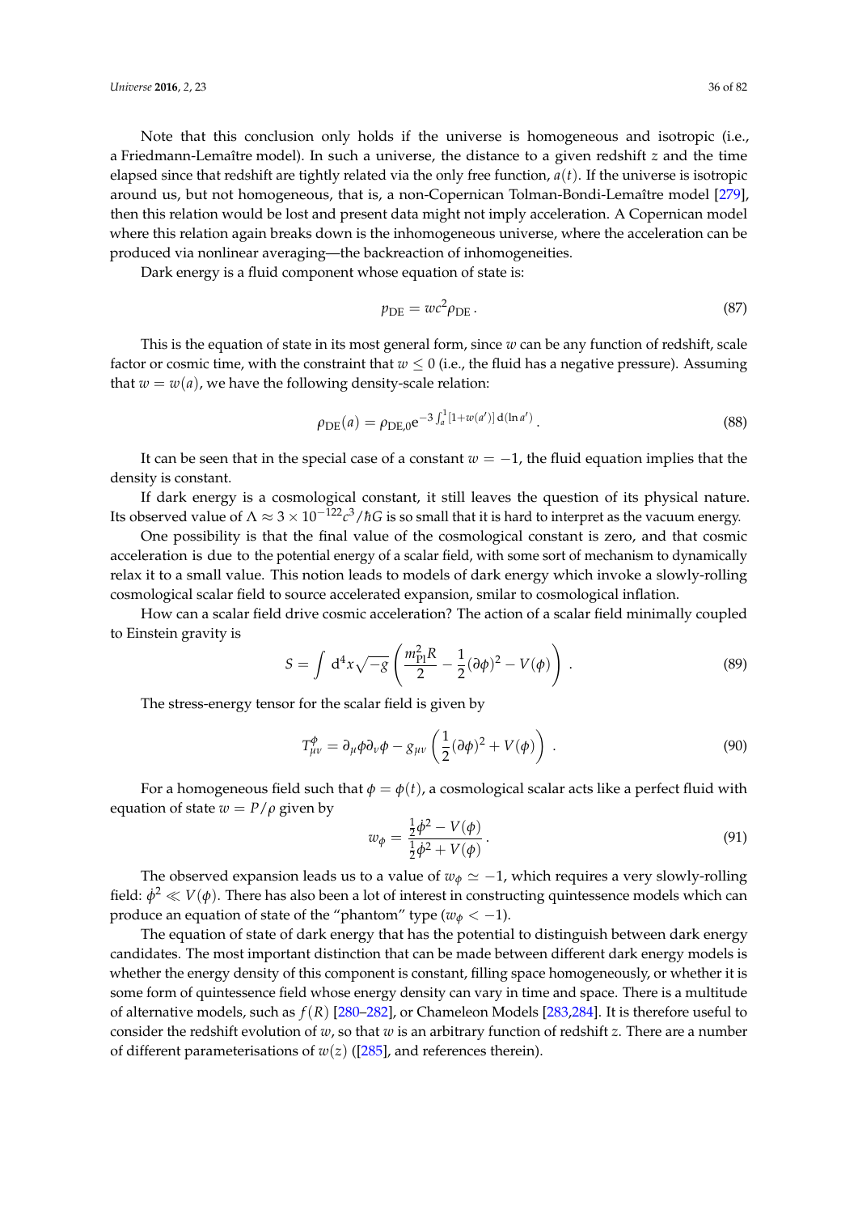Note that this conclusion only holds if the universe is homogeneous and isotropic (i.e., a Friedmann-Lemaître model). In such a universe, the distance to a given redshift $z$ and the time elapsed since that redshift are tightly related via the only free function, $a(t)$. If the universe is isotropic around us, but not homogeneous, that is, a non-Copernican Tolman-Bondi-Lemaître model [279], then this relation would be lost and present data might not imply acceleration. A Copernican model where this relation again breaks down is the inhomogeneous universe, where the acceleration can be produced via nonlinear averaging—the backreaction of inhomogeneities.

Dark energy is a fluid component whose equation of state is:

$$p_{\mathrm{DE}} = wc^2 \rho_{\mathrm{DE}} \,. \tag{87}$$

This is the equation of state in its most general form, since $w$ can be any function of redshift, scale factor or cosmic time, with the constraint that $w \leq 0$ (i.e., the fluid has a negative pressure). Assuming that $w = w(a)$, we have the following density-scale relation:

$$\rho_{\mathrm{DE}}(a) = \rho_{\mathrm{DE},0} \mathrm{e}^{-3\int_a^1 [1+w(a')]\, \mathrm{d}(\ln a')} \,. \tag{88}$$

It can be seen that in the special case of a constant $w = -1$, the fluid equation implies that the density is constant.

If dark energy is a cosmological constant, it still leaves the question of its physical nature. Its observed value of $\Lambda \approx 3 \times 10^{-122} c^3/\hbar G$ is so small that it is hard to interpret as the vacuum energy.

One possibility is that the final value of the cosmological constant is zero, and that cosmic acceleration is due to the potential energy of a scalar field, with some sort of mechanism to dynamically relax it to a small value. This notion leads to models of dark energy which invoke a slowly-rolling cosmological scalar field to source accelerated expansion, smilar to cosmological inflation.

How can a scalar field drive cosmic acceleration? The action of a scalar field minimally coupled to Einstein gravity is

$$S = \int \mathrm{d}^4 x \sqrt{-g} \left( \frac{m_{\mathrm{Pl}}^2 R}{2} - \frac{1}{2}(\partial\phi)^2 - V(\phi) \right) \,. \tag{89}$$

The stress-energy tensor for the scalar field is given by

$$T^{\phi}_{\mu\nu} = \partial_\mu \phi \partial_\nu \phi - g_{\mu\nu} \left( \frac{1}{2}(\partial\phi)^2 + V(\phi) \right) \,. \tag{90}$$

For a homogeneous field such that $\phi = \phi(t)$, a cosmological scalar acts like a perfect fluid with equation of state $w = P/\rho$ given by

$$w_\phi = \frac{\frac{1}{2}\dot{\phi}^2 - V(\phi)}{\frac{1}{2}\dot{\phi}^2 + V(\phi)} \,. \tag{91}$$

The observed expansion leads us to a value of $w_\phi \simeq -1$, which requires a very slowly-rolling field: $\dot{\phi}^2 \ll V(\phi)$. There has also been a lot of interest in constructing quintessence models which can produce an equation of state of the "phantom" type ($w_\phi < -1$).

The equation of state of dark energy that has the potential to distinguish between dark energy candidates. The most important distinction that can be made between different dark energy models is whether the energy density of this component is constant, filling space homogeneously, or whether it is some form of quintessence field whose energy density can vary in time and space. There is a multitude of alternative models, such as $f(R)$ [280–282], or Chameleon Models [283,284]. It is therefore useful to consider the redshift evolution of $w$, so that $w$ is an arbitrary function of redshift $z$. There are a number of different parameterisations of $w(z)$ ([285], and references therein).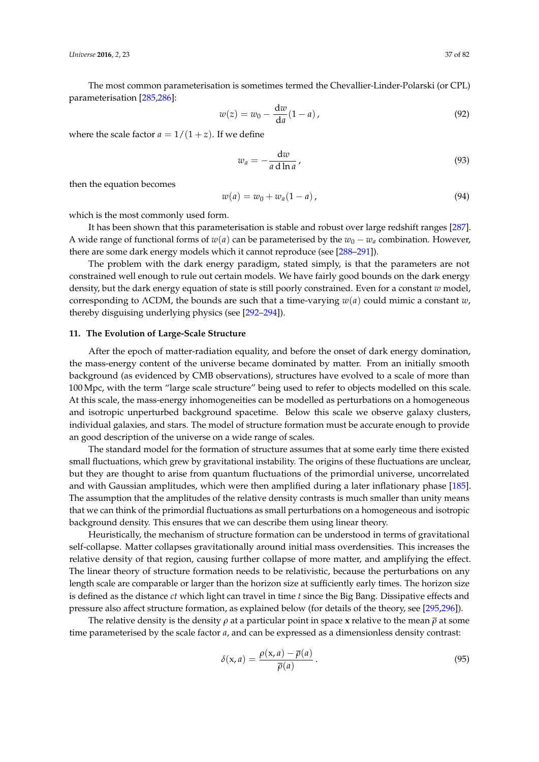The most common parameterisation is sometimes termed the Chevallier-Linder-Polarski (or CPL) parameterisation [285,286]:

$$w(z) = w_0 - \frac{\mathrm{d}w}{\mathrm{d}a}(1-a)\,, \tag{92}$$

where the scale factor $a = 1/(1+z)$. If we define

$$w_a = -\frac{\mathrm{d}w}{a\,\mathrm{d}\ln a}\,, \tag{93}$$

then the equation becomes

$$w(a) = w_0 + w_a(1-a)\,, \tag{94}$$

which is the most commonly used form.

It has been shown that this parameterisation is stable and robust over large redshift ranges [287]. A wide range of functional forms of $w(a)$ can be parameterised by the $w_0 - w_a$ combination. However, there are some dark energy models which it cannot reproduce (see [288–291]).

The problem with the dark energy paradigm, stated simply, is that the parameters are not constrained well enough to rule out certain models. We have fairly good bounds on the dark energy density, but the dark energy equation of state is still poorly constrained. Even for a constant $w$ model, corresponding to ΛCDM, the bounds are such that a time-varying $w(a)$ could mimic a constant $w$, thereby disguising underlying physics (see [292–294]).

## 11. The Evolution of Large-Scale Structure

After the epoch of matter-radiation equality, and before the onset of dark energy domination, the mass-energy content of the universe became dominated by matter. From an initially smooth background (as evidenced by CMB observations), structures have evolved to a scale of more than 100 Mpc, with the term "large scale structure" being used to refer to objects modelled on this scale. At this scale, the mass-energy inhomogeneities can be modelled as perturbations on a homogeneous and isotropic unperturbed background spacetime. Below this scale we observe galaxy clusters, individual galaxies, and stars. The model of structure formation must be accurate enough to provide an good description of the universe on a wide range of scales.

The standard model for the formation of structure assumes that at some early time there existed small fluctuations, which grew by gravitational instability. The origins of these fluctuations are unclear, but they are thought to arise from quantum fluctuations of the primordial universe, uncorrelated and with Gaussian amplitudes, which were then amplified during a later inflationary phase [185]. The assumption that the amplitudes of the relative density contrasts is much smaller than unity means that we can think of the primordial fluctuations as small perturbations on a homogeneous and isotropic background density. This ensures that we can describe them using linear theory.

Heuristically, the mechanism of structure formation can be understood in terms of gravitational self-collapse. Matter collapses gravitationally around initial mass overdensities. This increases the relative density of that region, causing further collapse of more matter, and amplifying the effect. The linear theory of structure formation needs to be relativistic, because the perturbations on any length scale are comparable or larger than the horizon size at sufficiently early times. The horizon size is defined as the distance $ct$ which light can travel in time $t$ since the Big Bang. Dissipative effects and pressure also affect structure formation, as explained below (for details of the theory, see [295,296]).

The relative density is the density $\rho$ at a particular point in space $\mathbf{x}$ relative to the mean $\bar{\rho}$ at some time parameterised by the scale factor $a$, and can be expressed as a dimensionless density contrast:

$$\delta(\mathrm{x}, a) = \frac{\rho(\mathrm{x}, a) - \bar{\rho}(a)}{\bar{\rho}(a)}\,. \tag{95}$$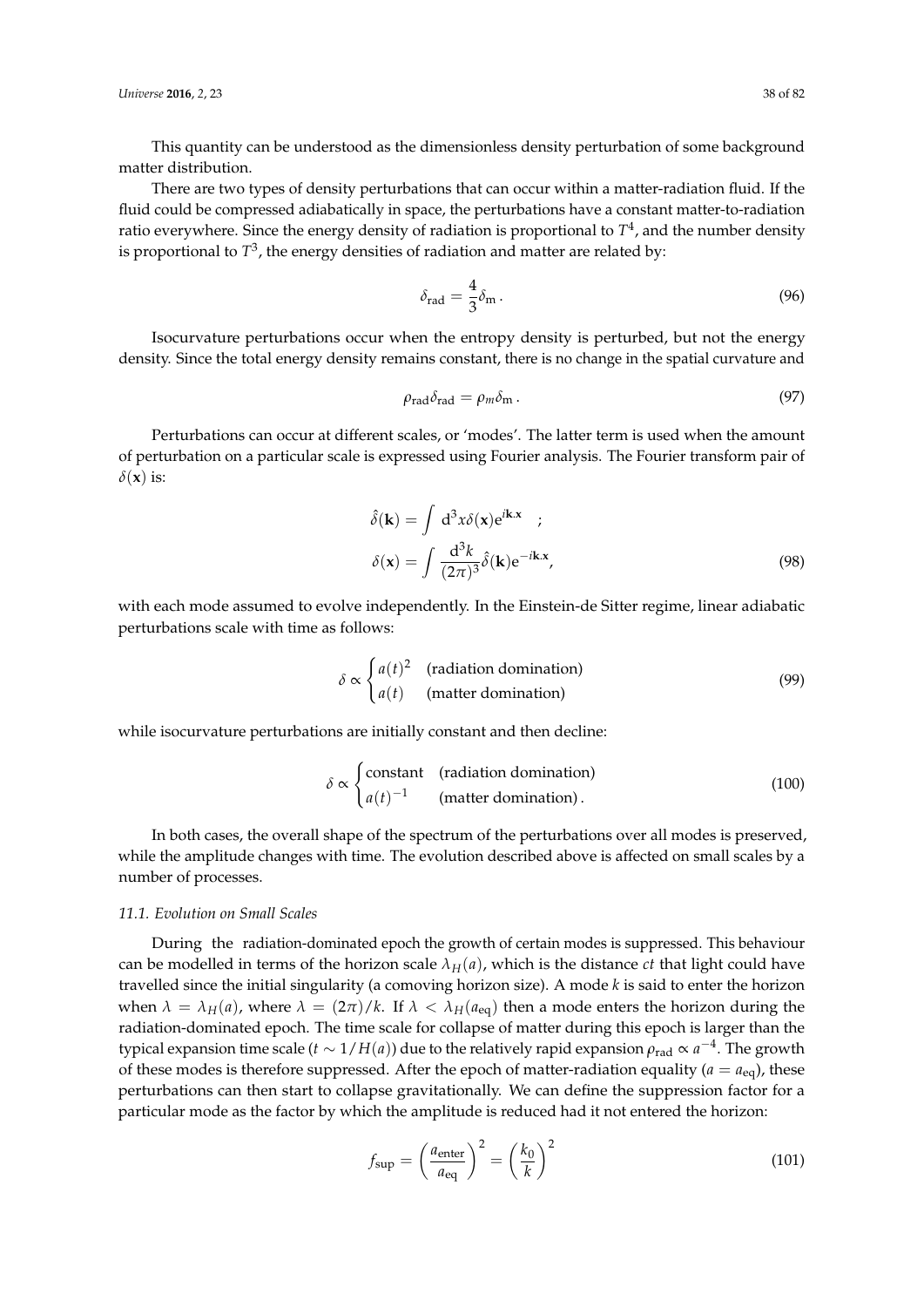This quantity can be understood as the dimensionless density perturbation of some background matter distribution.

There are two types of density perturbations that can occur within a matter-radiation fluid. If the fluid could be compressed adiabatically in space, the perturbations have a constant matter-to-radiation ratio everywhere. Since the energy density of radiation is proportional to $T^4$, and the number density is proportional to $T^3$, the energy densities of radiation and matter are related by:

$$\delta_{\text{rad}} = \frac{4}{3}\delta_{\text{m}}\,. \tag{96}$$

Isocurvature perturbations occur when the entropy density is perturbed, but not the energy density. Since the total energy density remains constant, there is no change in the spatial curvature and

$$\rho_{\text{rad}}\delta_{\text{rad}} = \rho_m \delta_{\text{m}}\,. \tag{97}$$

Perturbations can occur at different scales, or 'modes'. The latter term is used when the amount of perturbation on a particular scale is expressed using Fourier analysis. The Fourier transform pair of $\delta(\mathbf{x})$ is:

$$\begin{aligned} \hat{\delta}(\mathbf{k}) &= \int \, \mathrm{d}^3x \delta(\mathbf{x}) \mathrm{e}^{i\mathbf{k}.\mathbf{x}} \quad ; \\ \delta(\mathbf{x}) &= \int \frac{\mathrm{d}^3k}{(2\pi)^3} \hat{\delta}(\mathbf{k}) \mathrm{e}^{-i\mathbf{k}.\mathbf{x}}, \end{aligned} \tag{98}$$

with each mode assumed to evolve independently. In the Einstein-de Sitter regime, linear adiabatic perturbations scale with time as follows:

$$\delta \propto \begin{cases} a(t)^2 & \text{(radiation domination)} \\ a(t) & \text{(matter domination)} \end{cases} \tag{99}$$

while isocurvature perturbations are initially constant and then decline:

$$\delta \propto \begin{cases} \text{constant} & \text{(radiation domination)} \\ a(t)^{-1} & \text{(matter domination)}\,. \end{cases} \tag{100}$$

In both cases, the overall shape of the spectrum of the perturbations over all modes is preserved, while the amplitude changes with time. The evolution described above is affected on small scales by a number of processes.

### *11.1. Evolution on Small Scales*

During the radiation-dominated epoch the growth of certain modes is suppressed. This behaviour can be modelled in terms of the horizon scale $\lambda_H(a)$, which is the distance $ct$ that light could have travelled since the initial singularity (a comoving horizon size). A mode $k$ is said to enter the horizon when $\lambda = \lambda_H(a)$, where $\lambda = (2\pi)/k$. If $\lambda < \lambda_H(a_{\text{eq}})$ then a mode enters the horizon during the radiation-dominated epoch. The time scale for collapse of matter during this epoch is larger than the typical expansion time scale ($t \sim 1/H(a)$) due to the relatively rapid expansion $\rho_{\text{rad}} \propto a^{-4}$. The growth of these modes is therefore suppressed. After the epoch of matter-radiation equality ($a = a_{\text{eq}}$), these perturbations can then start to collapse gravitationally. We can define the suppression factor for a particular mode as the factor by which the amplitude is reduced had it not entered the horizon:

$$f_{\text{sup}} = \left(\frac{a_{\text{enter}}}{a_{\text{eq}}}\right)^2 = \left(\frac{k_0}{k}\right)^2 \tag{101}$$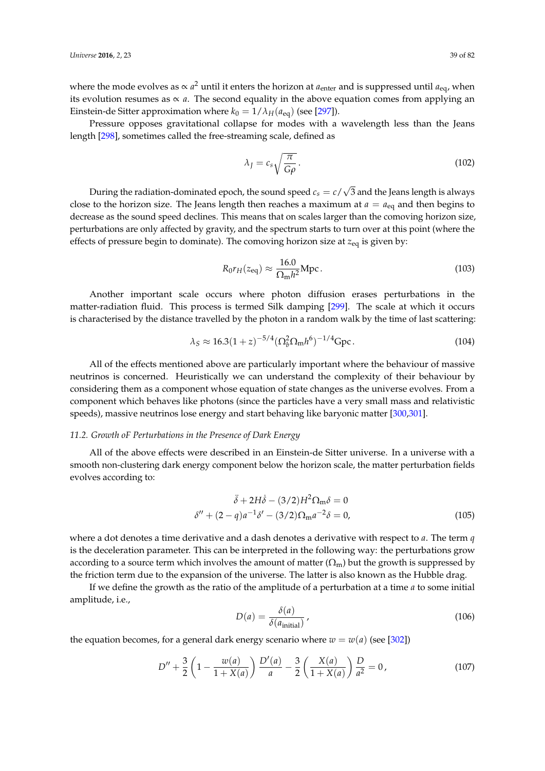where the mode evolves as $\propto a^2$ until it enters the horizon at $a_{\rm enter}$ and is suppressed until $a_{\rm eq}$, when its evolution resumes as $\propto a$. The second equality in the above equation comes from applying an Einstein-de Sitter approximation where $k_0 = 1/\lambda_H(a_{\rm eq})$ (see [297]).

Pressure opposes gravitational collapse for modes with a wavelength less than the Jeans length [298], sometimes called the free-streaming scale, defined as

$$\lambda_J = c_s\sqrt{\frac{\pi}{G\rho}}\,. \tag{102}$$

During the radiation-dominated epoch, the sound speed $c_s = c/\sqrt{3}$ and the Jeans length is always close to the horizon size. The Jeans length then reaches a maximum at $a = a_{\rm eq}$ and then begins to decrease as the sound speed declines. This means that on scales larger than the comoving horizon size, perturbations are only affected by gravity, and the spectrum starts to turn over at this point (where the effects of pressure begin to dominate). The comoving horizon size at $z_{\rm eq}$ is given by:

$$R_0 r_H(z_{\rm eq}) \approx \frac{16.0}{\Omega_{\rm m}h^2}\,{\rm Mpc}\,. \tag{103}$$

Another important scale occurs where photon diffusion erases perturbations in the matter-radiation fluid. This process is termed Silk damping [299]. The scale at which it occurs is characterised by the distance travelled by the photon in a random walk by the time of last scattering:

$$\lambda_S \approx 16.3(1+z)^{-5/4}(\Omega_b^2\Omega_{\rm m}h^6)^{-1/4}\,{\rm Gpc}\,. \tag{104}$$

All of the effects mentioned above are particularly important where the behaviour of massive neutrinos is concerned. Heuristically we can understand the complexity of their behaviour by considering them as a component whose equation of state changes as the universe evolves. From a component which behaves like photons (since the particles have a very small mass and relativistic speeds), massive neutrinos lose energy and start behaving like baryonic matter [300,301].

### *11.2. Growth oF Perturbations in the Presence of Dark Energy*

All of the above effects were described in an Einstein-de Sitter universe. In a universe with a smooth non-clustering dark energy component below the horizon scale, the matter perturbation fields evolves according to:

$$\begin{gathered}\ddot{\delta} + 2H\dot{\delta} - (3/2)H^2\Omega_{\rm m}\delta = 0 \\ \delta'' + (2-q)a^{-1}\delta' - (3/2)\Omega_{\rm m}a^{-2}\delta = 0,\end{gathered} \tag{105}$$

where a dot denotes a time derivative and a dash denotes a derivative with respect to $a$. The term $q$ is the deceleration parameter. This can be interpreted in the following way: the perturbations grow according to a source term which involves the amount of matter ($\Omega_{\rm m}$) but the growth is suppressed by the friction term due to the expansion of the universe. The latter is also known as the Hubble drag.

If we define the growth as the ratio of the amplitude of a perturbation at a time $a$ to some initial amplitude, i.e.,

$$D(a) = \frac{\delta(a)}{\delta(a_{\rm initial})}\,, \tag{106}$$

the equation becomes, for a general dark energy scenario where $w = w(a)$ (see [302])

$$D'' + \frac{3}{2}\left(1 - \frac{w(a)}{1+X(a)}\right)\frac{D'(a)}{a} - \frac{3}{2}\left(\frac{X(a)}{1+X(a)}\right)\frac{D}{a^2} = 0\,, \tag{107}$$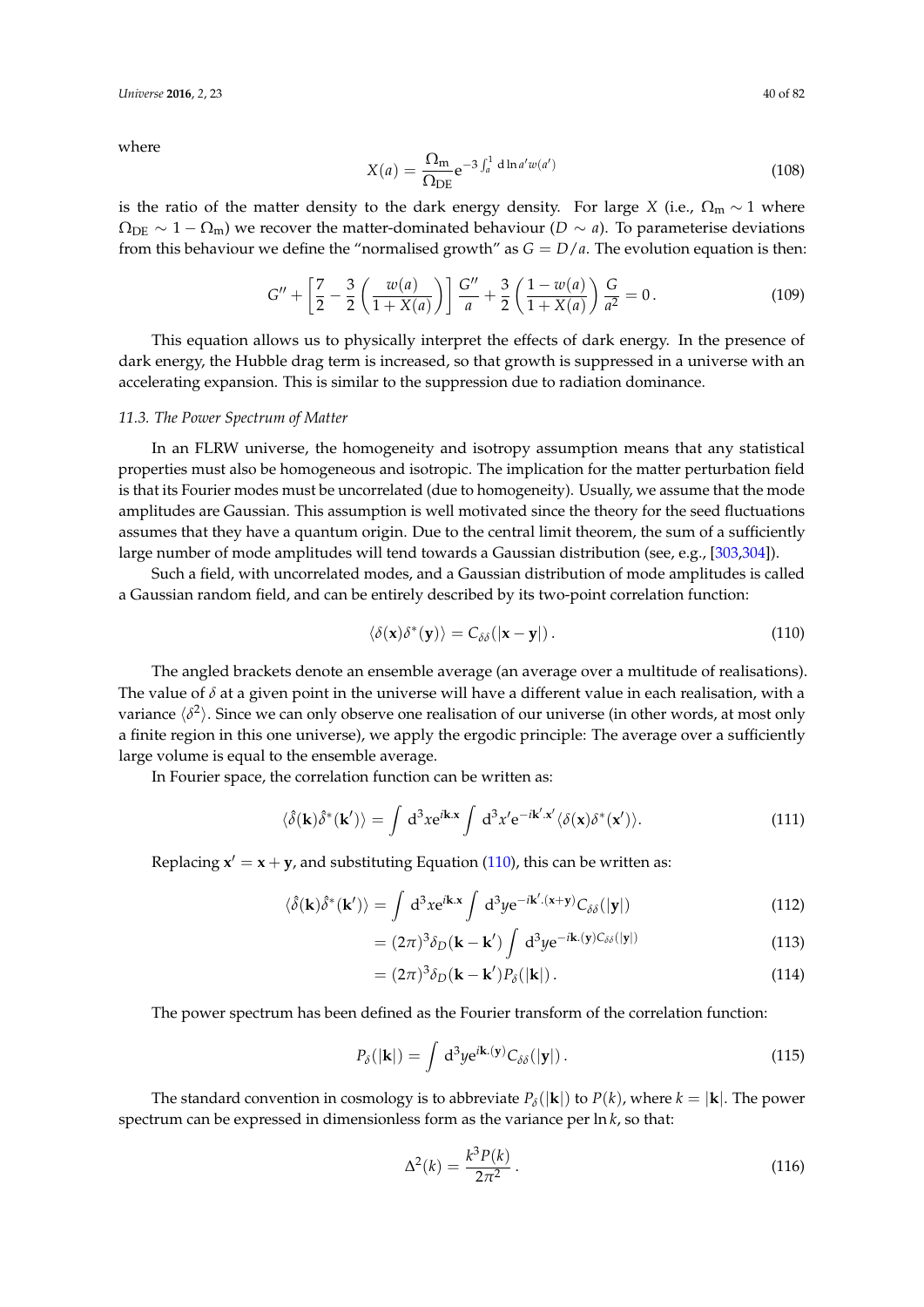where

$$X(a) = \frac{\Omega_{\rm m}}{\Omega_{\rm DE}} e^{-3\int_a^1 {\rm d}\ln a' w(a')} \tag{108}$$

is the ratio of the matter density to the dark energy density. For large $X$ (i.e., $\Omega_{\rm m} \sim 1$ where $\Omega_{\rm DE} \sim 1 - \Omega_{\rm m}$) we recover the matter-dominated behaviour ($D \sim a$). To parameterise deviations from this behaviour we define the "normalised growth" as $G = D/a$. The evolution equation is then:

$$G'' + \left[\frac{7}{2} - \frac{3}{2}\left(\frac{w(a)}{1+X(a)}\right)\right]\frac{G''}{a} + \frac{3}{2}\left(\frac{1-w(a)}{1+X(a)}\right)\frac{G}{a^2} = 0\,. \tag{109}$$

This equation allows us to physically interpret the effects of dark energy. In the presence of dark energy, the Hubble drag term is increased, so that growth is suppressed in a universe with an accelerating expansion. This is similar to the suppression due to radiation dominance.

### *11.3. The Power Spectrum of Matter*

In an FLRW universe, the homogeneity and isotropy assumption means that any statistical properties must also be homogeneous and isotropic. The implication for the matter perturbation field is that its Fourier modes must be uncorrelated (due to homogeneity). Usually, we assume that the mode amplitudes are Gaussian. This assumption is well motivated since the theory for the seed fluctuations assumes that they have a quantum origin. Due to the central limit theorem, the sum of a sufficiently large number of mode amplitudes will tend towards a Gaussian distribution (see, e.g., [303,304]).

Such a field, with uncorrelated modes, and a Gaussian distribution of mode amplitudes is called a Gaussian random field, and can be entirely described by its two-point correlation function:

$$\langle \delta(\mathbf{x})\delta^*(\mathbf{y})\rangle = C_{\delta\delta}(|\mathbf{x}-\mathbf{y}|)\,. \tag{110}$$

The angled brackets denote an ensemble average (an average over a multitude of realisations). The value of $\delta$ at a given point in the universe will have a different value in each realisation, with a variance $\langle\delta^2\rangle$. Since we can only observe one realisation of our universe (in other words, at most only a finite region in this one universe), we apply the ergodic principle: The average over a sufficiently large volume is equal to the ensemble average.

In Fourier space, the correlation function can be written as:

$$\langle \hat{\delta}(\mathbf{k})\hat{\delta}^*(\mathbf{k}')\rangle = \int {\rm d}^3x e^{i\mathbf{k}.\mathbf{x}} \int {\rm d}^3x' e^{-i\mathbf{k}'.\mathbf{x}'} \langle \delta(\mathbf{x})\delta^*(\mathbf{x}')\rangle. \tag{111}$$

Replacing $\mathbf{x}' = \mathbf{x} + \mathbf{y}$, and substituting Equation (110), this can be written as:

$$\langle \hat{\delta}(\mathbf{k})\hat{\delta}^*(\mathbf{k}')\rangle = \int {\rm d}^3x e^{i\mathbf{k}.\mathbf{x}} \int {\rm d}^3y e^{-i\mathbf{k}'.(\mathbf{x}+\mathbf{y})} C_{\delta\delta}(|\mathbf{y}|) \tag{112}$$

$$= (2\pi)^3 \delta_D(\mathbf{k}-\mathbf{k}') \int {\rm d}^3y e^{-i\mathbf{k}.(\mathbf{y}) C_{\delta\delta}(|\mathbf{y}|)} \tag{113}$$

$$= (2\pi)^3 \delta_D(\mathbf{k}-\mathbf{k}') P_\delta(|\mathbf{k}|)\,. \tag{114}$$

The power spectrum has been defined as the Fourier transform of the correlation function:

$$P_\delta(|\mathbf{k}|) = \int {\rm d}^3y e^{i\mathbf{k}.(\mathbf{y})} C_{\delta\delta}(|\mathbf{y}|)\,. \tag{115}$$

The standard convention in cosmology is to abbreviate $P_\delta(|\mathbf{k}|)$ to $P(k)$, where $k = |\mathbf{k}|$. The power spectrum can be expressed in dimensionless form as the variance per $\ln k$, so that:

$$\Delta^2(k) = \frac{k^3 P(k)}{2\pi^2}\,. \tag{116}$$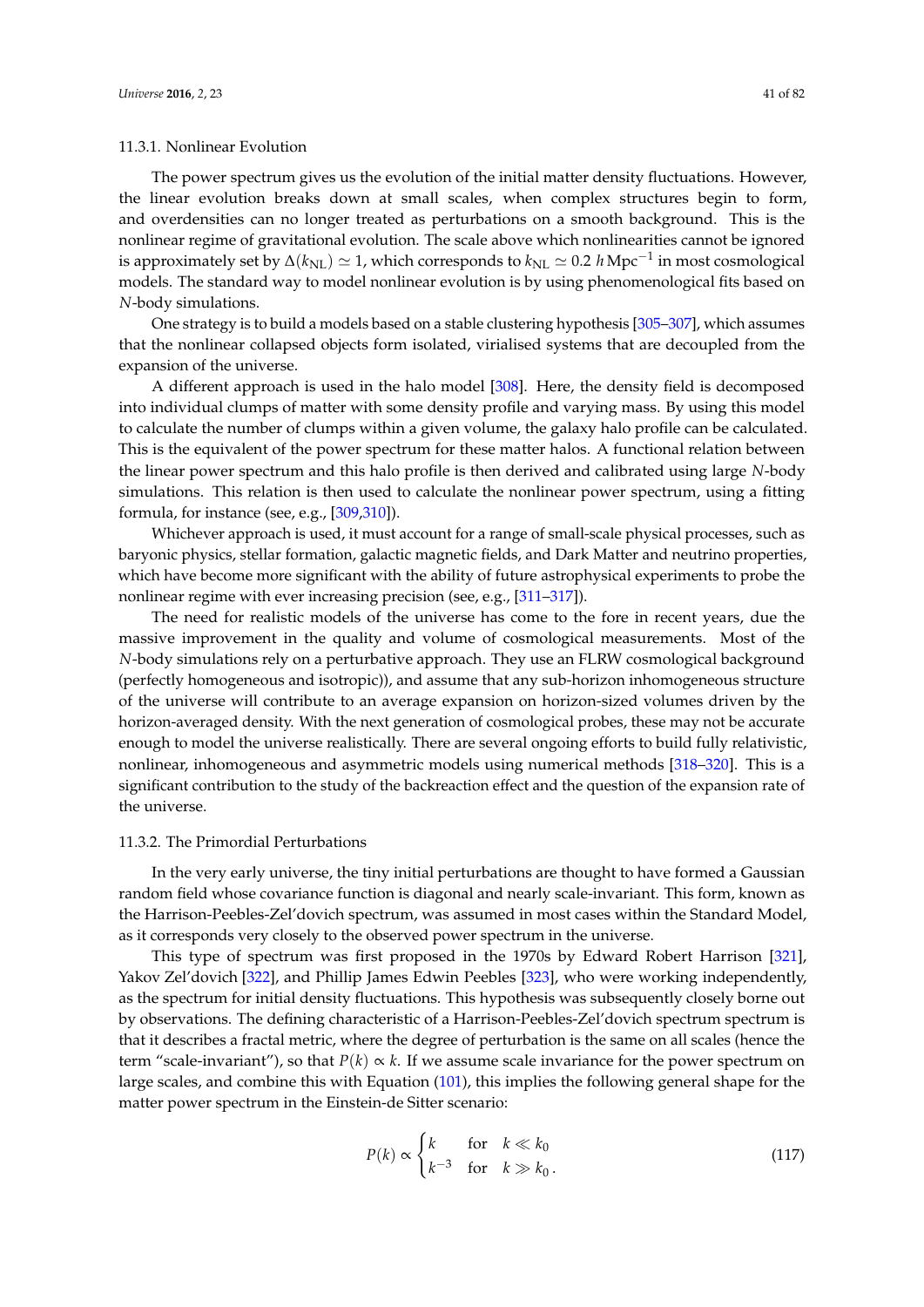#### 11.3.1. Nonlinear Evolution

The power spectrum gives us the evolution of the initial matter density fluctuations. However, the linear evolution breaks down at small scales, when complex structures begin to form, and overdensities can no longer treated as perturbations on a smooth background. This is the nonlinear regime of gravitational evolution. The scale above which nonlinearities cannot be ignored is approximately set by $\Delta(k_{\rm NL}) \simeq 1$, which corresponds to $k_{\rm NL} \simeq 0.2\, h\,{\rm Mpc}^{-1}$ in most cosmological models. The standard way to model nonlinear evolution is by using phenomenological fits based on $N$-body simulations.

One strategy is to build a models based on a stable clustering hypothesis [305–307], which assumes that the nonlinear collapsed objects form isolated, virialised systems that are decoupled from the expansion of the universe.

A different approach is used in the halo model [308]. Here, the density field is decomposed into individual clumps of matter with some density profile and varying mass. By using this model to calculate the number of clumps within a given volume, the galaxy halo profile can be calculated. This is the equivalent of the power spectrum for these matter halos. A functional relation between the linear power spectrum and this halo profile is then derived and calibrated using large $N$-body simulations. This relation is then used to calculate the nonlinear power spectrum, using a fitting formula, for instance (see, e.g., [309,310]).

Whichever approach is used, it must account for a range of small-scale physical processes, such as baryonic physics, stellar formation, galactic magnetic fields, and Dark Matter and neutrino properties, which have become more significant with the ability of future astrophysical experiments to probe the nonlinear regime with ever increasing precision (see, e.g., [311–317]).

The need for realistic models of the universe has come to the fore in recent years, due the massive improvement in the quality and volume of cosmological measurements. Most of the $N$-body simulations rely on a perturbative approach. They use an FLRW cosmological background (perfectly homogeneous and isotropic)), and assume that any sub-horizon inhomogeneous structure of the universe will contribute to an average expansion on horizon-sized volumes driven by the horizon-averaged density. With the next generation of cosmological probes, these may not be accurate enough to model the universe realistically. There are several ongoing efforts to build fully relativistic, nonlinear, inhomogeneous and asymmetric models using numerical methods [318–320]. This is a significant contribution to the study of the backreaction effect and the question of the expansion rate of the universe.

#### 11.3.2. The Primordial Perturbations

In the very early universe, the tiny initial perturbations are thought to have formed a Gaussian random field whose covariance function is diagonal and nearly scale-invariant. This form, known as the Harrison-Peebles-Zel'dovich spectrum, was assumed in most cases within the Standard Model, as it corresponds very closely to the observed power spectrum in the universe.

This type of spectrum was first proposed in the 1970s by Edward Robert Harrison [321], Yakov Zel'dovich [322], and Phillip James Edwin Peebles [323], who were working independently, as the spectrum for initial density fluctuations. This hypothesis was subsequently closely borne out by observations. The defining characteristic of a Harrison-Peebles-Zel'dovich spectrum spectrum is that it describes a fractal metric, where the degree of perturbation is the same on all scales (hence the term "scale-invariant"), so that $P(k) \propto k$. If we assume scale invariance for the power spectrum on large scales, and combine this with Equation (101), this implies the following general shape for the matter power spectrum in the Einstein-de Sitter scenario:

$$P(k) \propto \begin{cases} k & \text{for} \quad k \ll k_0 \\ k^{-3} & \text{for} \quad k \gg k_0\,. \end{cases} \tag{117}$$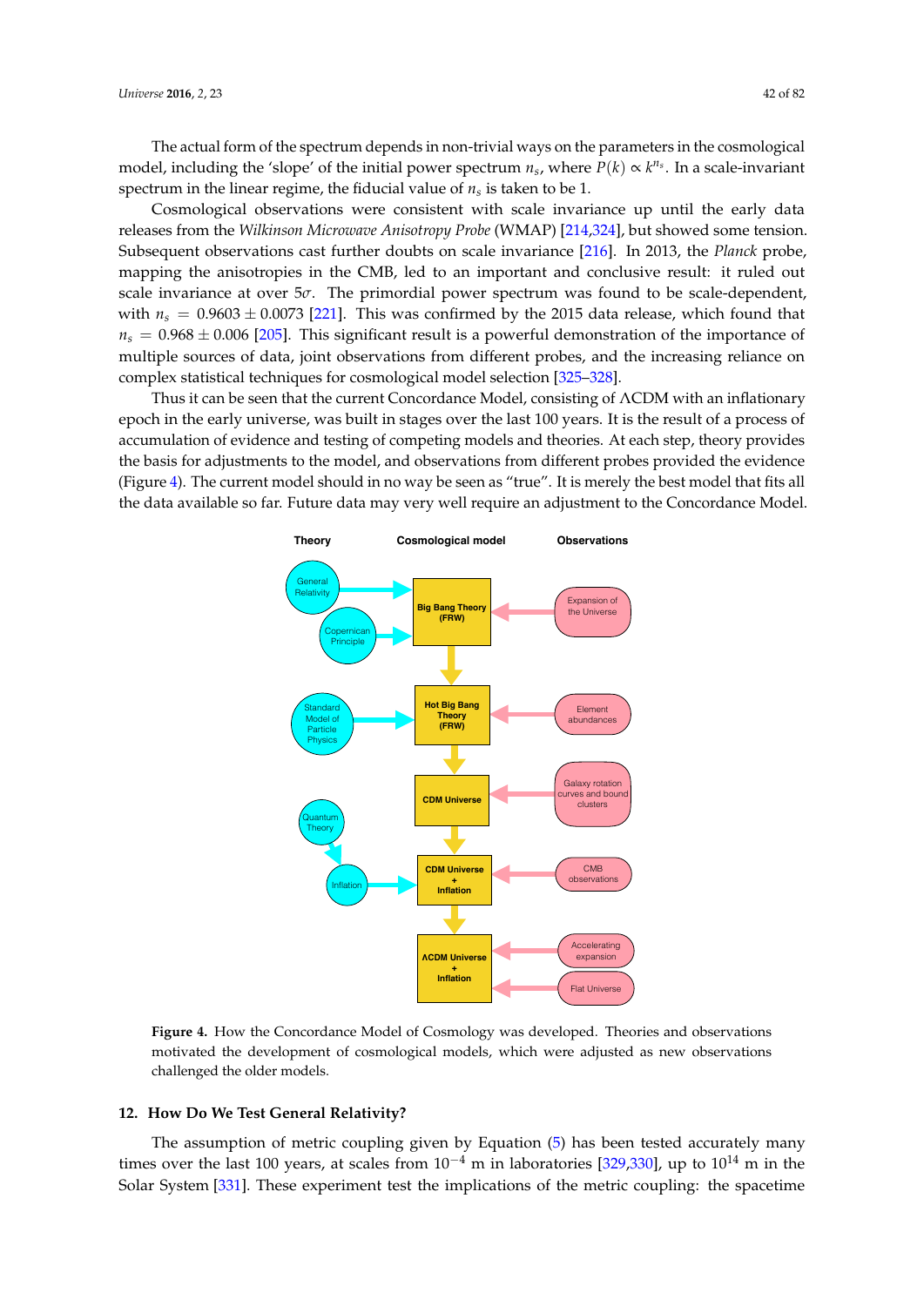The actual form of the spectrum depends in non-trivial ways on the parameters in the cosmological model, including the 'slope' of the initial power spectrum $n_s$, where $P(k) \propto k^{n_s}$. In a scale-invariant spectrum in the linear regime, the fiducial value of $n_s$ is taken to be 1.

Cosmological observations were consistent with scale invariance up until the early data releases from the *Wilkinson Microwave Anisotropy Probe* (WMAP) [214,324], but showed some tension. Subsequent observations cast further doubts on scale invariance [216]. In 2013, the *Planck* probe, mapping the anisotropies in the CMB, led to an important and conclusive result: it ruled out scale invariance at over $5\sigma$. The primordial power spectrum was found to be scale-dependent, with $n_s = 0.9603 \pm 0.0073$ [221]. This was confirmed by the 2015 data release, which found that $n_s = 0.968 \pm 0.006$ [205]. This significant result is a powerful demonstration of the importance of multiple sources of data, joint observations from different probes, and the increasing reliance on complex statistical techniques for cosmological model selection [325–328].

Thus it can be seen that the current Concordance Model, consisting of $\Lambda$CDM with an inflationary epoch in the early universe, was built in stages over the last 100 years. It is the result of a process of accumulation of evidence and testing of competing models and theories. At each step, theory provides the basis for adjustments to the model, and observations from different probes provided the evidence (Figure 4). The current model should in no way be seen as "true". It is merely the best model that fits all the data available so far. Future data may very well require an adjustment to the Concordance Model.

**Figure 4.** How the Concordance Model of Cosmology was developed. Theories and observations motivated the development of cosmological models, which were adjusted as new observations challenged the older models.

## 12. How Do We Test General Relativity?

The assumption of metric coupling given by Equation (5) has been tested accurately many times over the last 100 years, at scales from $10^{-4}$ m in laboratories [329,330], up to $10^{14}$ m in the Solar System [331]. These experiment test the implications of the metric coupling: the spacetime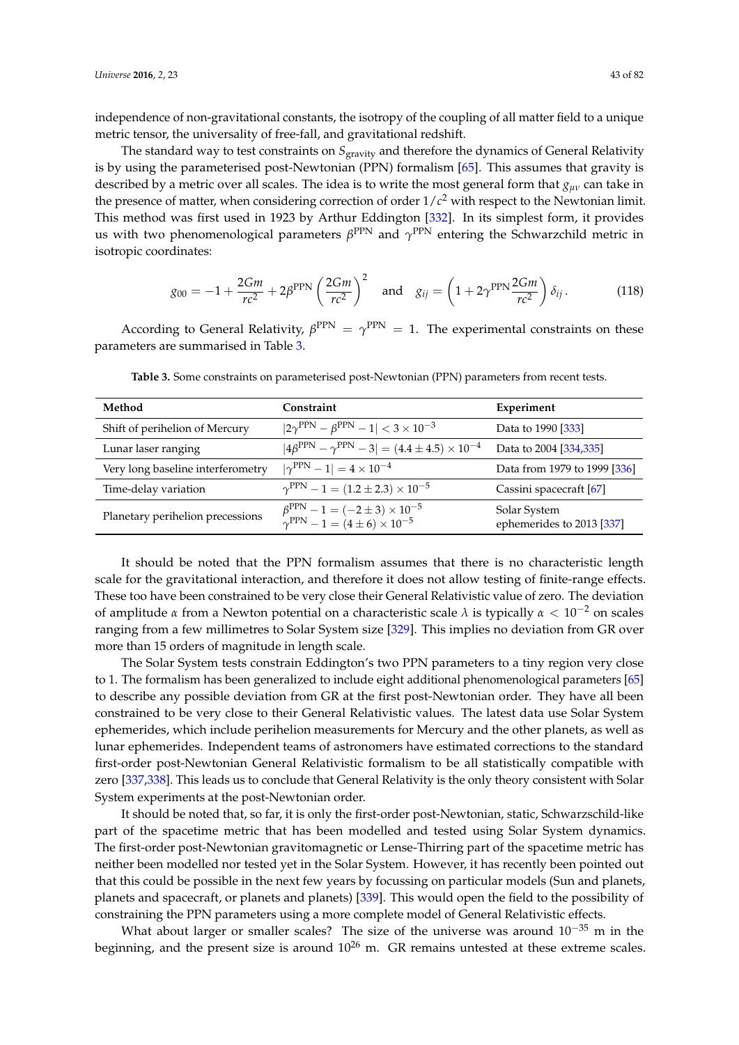independence of non-gravitational constants, the isotropy of the coupling of all matter field to a unique metric tensor, the universality of free-fall, and gravitational redshift.

The standard way to test constraints on $S_{\text{gravity}}$ and therefore the dynamics of General Relativity is by using the parameterised post-Newtonian (PPN) formalism [65]. This assumes that gravity is described by a metric over all scales. The idea is to write the most general form that $g_{\mu\nu}$ can take in the presence of matter, when considering correction of order $1/c^2$ with respect to the Newtonian limit. This method was first used in 1923 by Arthur Eddington [332]. In its simplest form, it provides us with two phenomenological parameters $\beta^{\text{PPN}}$ and $\gamma^{\text{PPN}}$ entering the Schwarzchild metric in isotropic coordinates:

$$g_{00} = -1 + \frac{2Gm}{rc^2} + 2\beta^{\text{PPN}} \left(\frac{2Gm}{rc^2}\right)^2 \quad \text{and} \quad g_{ij} = \left(1 + 2\gamma^{\text{PPN}} \frac{2Gm}{rc^2}\right) \delta_{ij} \,. \tag{118}$$

According to General Relativity, $\beta^{\text{PPN}} = \gamma^{\text{PPN}} = 1$. The experimental constraints on these parameters are summarised in Table 3.

**Table 3.** Some constraints on parameterised post-Newtonian (PPN) parameters from recent tests.

| Method | Constraint | Experiment |
|---|---|---|
| Shift of perihelion of Mercury | $\lvert 2\gamma^{\text{PPN}} - \beta^{\text{PPN}} - 1 \rvert < 3 \times 10^{-3}$ | Data to 1990 [333] |
| Lunar laser ranging | $\lvert 4\beta^{\text{PPN}} - \gamma^{\text{PPN}} - 3 \rvert = (4.4 \pm 4.5) \times 10^{-4}$ | Data to 2004 [334,335] |
| Very long baseline interferometry | $\lvert \gamma^{\text{PPN}} - 1 \rvert = 4 \times 10^{-4}$ | Data from 1979 to 1999 [336] |
| Time-delay variation | $\gamma^{\text{PPN}} - 1 = (1.2 \pm 2.3) \times 10^{-5}$ | Cassini spacecraft [67] |
| Planetary perihelion precessions | $\beta^{\text{PPN}} - 1 = (-2 \pm 3) \times 10^{-5}$ <br> $\gamma^{\text{PPN}} - 1 = (4 \pm 6) \times 10^{-5}$ | Solar System ephemerides to 2013 [337] |

It should be noted that the PPN formalism assumes that there is no characteristic length scale for the gravitational interaction, and therefore it does not allow testing of finite-range effects. These too have been constrained to be very close their General Relativistic value of zero. The deviation of amplitude $\alpha$ from a Newton potential on a characteristic scale $\lambda$ is typically $\alpha < 10^{-2}$ on scales ranging from a few millimetres to Solar System size [329]. This implies no deviation from GR over more than 15 orders of magnitude in length scale.

The Solar System tests constrain Eddington's two PPN parameters to a tiny region very close to 1. The formalism has been generalized to include eight additional phenomenological parameters [65] to describe any possible deviation from GR at the first post-Newtonian order. They have all been constrained to be very close to their General Relativistic values. The latest data use Solar System ephemerides, which include perihelion measurements for Mercury and the other planets, as well as lunar ephemerides. Independent teams of astronomers have estimated corrections to the standard first-order post-Newtonian General Relativistic formalism to be all statistically compatible with zero [337,338]. This leads us to conclude that General Relativity is the only theory consistent with Solar System experiments at the post-Newtonian order.

It should be noted that, so far, it is only the first-order post-Newtonian, static, Schwarzschild-like part of the spacetime metric that has been modelled and tested using Solar System dynamics. The first-order post-Newtonian gravitomagnetic or Lense-Thirring part of the spacetime metric has neither been modelled nor tested yet in the Solar System. However, it has recently been pointed out that this could be possible in the next few years by focussing on particular models (Sun and planets, planets and spacecraft, or planets and planets) [339]. This would open the field to the possibility of constraining the PPN parameters using a more complete model of General Relativistic effects.

What about larger or smaller scales? The size of the universe was around $10^{-35}$ m in the beginning, and the present size is around $10^{26}$ m. GR remains untested at these extreme scales.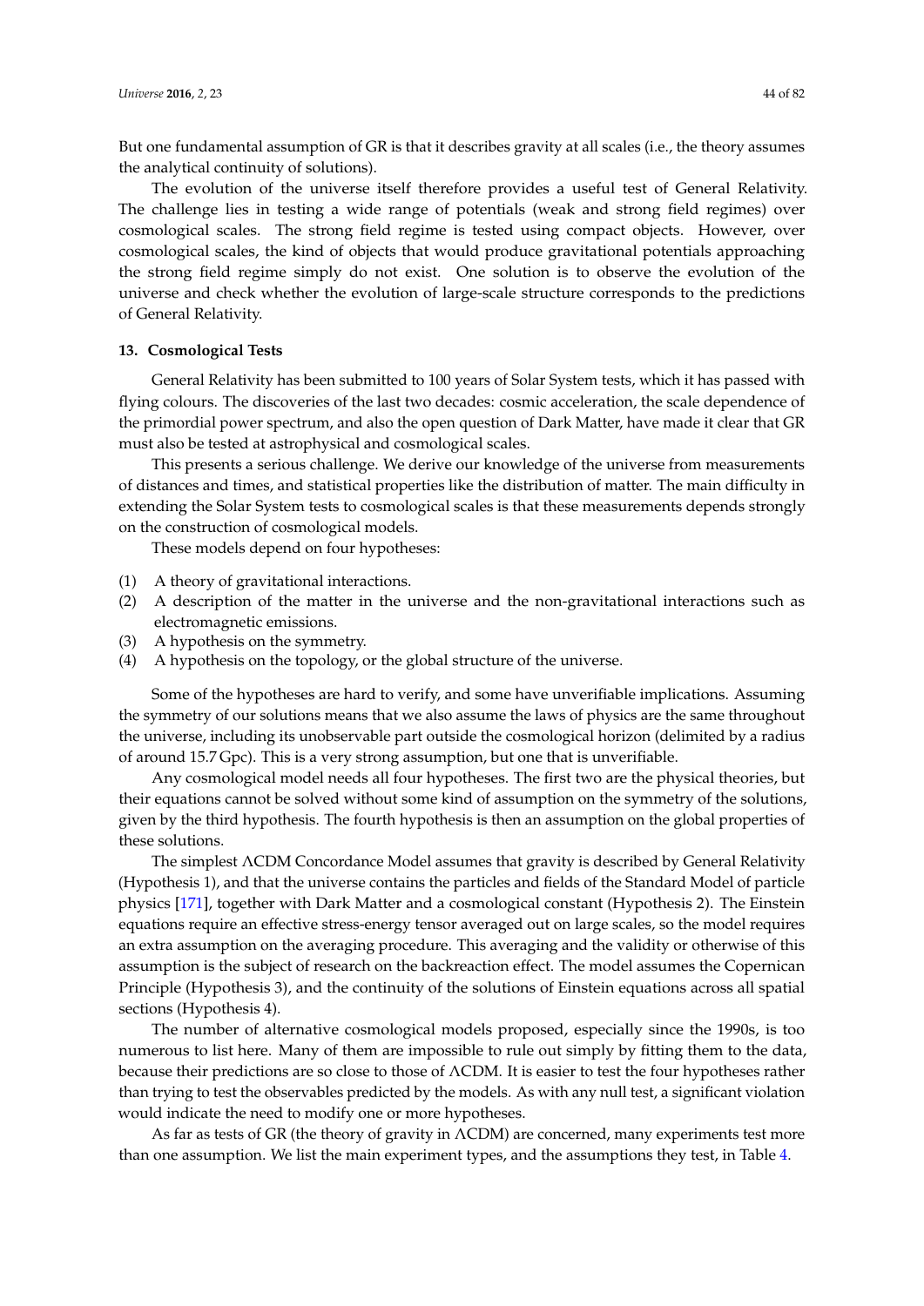But one fundamental assumption of GR is that it describes gravity at all scales (i.e., the theory assumes the analytical continuity of solutions).

The evolution of the universe itself therefore provides a useful test of General Relativity. The challenge lies in testing a wide range of potentials (weak and strong field regimes) over cosmological scales. The strong field regime is tested using compact objects. However, over cosmological scales, the kind of objects that would produce gravitational potentials approaching the strong field regime simply do not exist. One solution is to observe the evolution of the universe and check whether the evolution of large-scale structure corresponds to the predictions of General Relativity.

## 13. Cosmological Tests

General Relativity has been submitted to 100 years of Solar System tests, which it has passed with flying colours. The discoveries of the last two decades: cosmic acceleration, the scale dependence of the primordial power spectrum, and also the open question of Dark Matter, have made it clear that GR must also be tested at astrophysical and cosmological scales.

This presents a serious challenge. We derive our knowledge of the universe from measurements of distances and times, and statistical properties like the distribution of matter. The main difficulty in extending the Solar System tests to cosmological scales is that these measurements depends strongly on the construction of cosmological models.

These models depend on four hypotheses:

(1) A theory of gravitational interactions.
(2) A description of the matter in the universe and the non-gravitational interactions such as electromagnetic emissions.
(3) A hypothesis on the symmetry.
(4) A hypothesis on the topology, or the global structure of the universe.

Some of the hypotheses are hard to verify, and some have unverifiable implications. Assuming the symmetry of our solutions means that we also assume the laws of physics are the same throughout the universe, including its unobservable part outside the cosmological horizon (delimited by a radius of around 15.7 Gpc). This is a very strong assumption, but one that is unverifiable.

Any cosmological model needs all four hypotheses. The first two are the physical theories, but their equations cannot be solved without some kind of assumption on the symmetry of the solutions, given by the third hypothesis. The fourth hypothesis is then an assumption on the global properties of these solutions.

The simplest $\Lambda$CDM Concordance Model assumes that gravity is described by General Relativity (Hypothesis 1), and that the universe contains the particles and fields of the Standard Model of particle physics [171], together with Dark Matter and a cosmological constant (Hypothesis 2). The Einstein equations require an effective stress-energy tensor averaged out on large scales, so the model requires an extra assumption on the averaging procedure. This averaging and the validity or otherwise of this assumption is the subject of research on the backreaction effect. The model assumes the Copernican Principle (Hypothesis 3), and the continuity of the solutions of Einstein equations across all spatial sections (Hypothesis 4).

The number of alternative cosmological models proposed, especially since the 1990s, is too numerous to list here. Many of them are impossible to rule out simply by fitting them to the data, because their predictions are so close to those of $\Lambda$CDM. It is easier to test the four hypotheses rather than trying to test the observables predicted by the models. As with any null test, a significant violation would indicate the need to modify one or more hypotheses.

As far as tests of GR (the theory of gravity in $\Lambda$CDM) are concerned, many experiments test more than one assumption. We list the main experiment types, and the assumptions they test, in Table 4.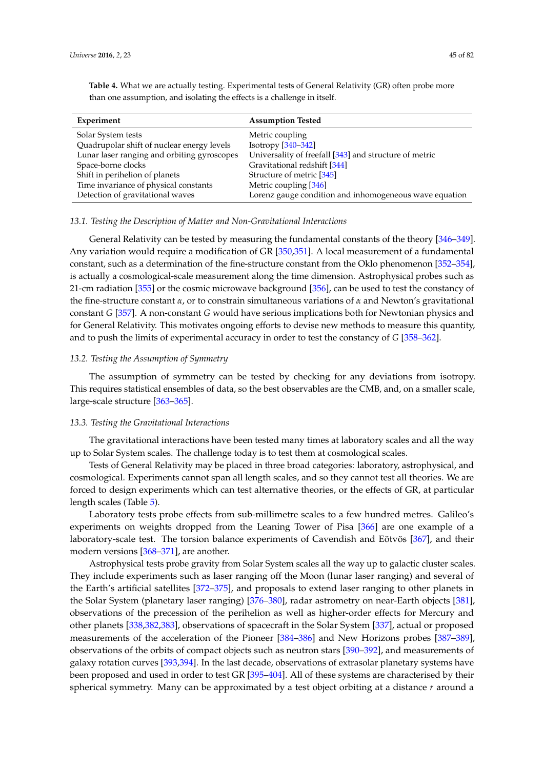**Table 4.** What we are actually testing. Experimental tests of General Relativity (GR) often probe more than one assumption, and isolating the effects is a challenge in itself.

| Experiment | Assumption Tested |
|---|---|
| Solar System tests | Metric coupling |
| Quadrupolar shift of nuclear energy levels | Isotropy [340–342] |
| Lunar laser ranging and orbiting gyroscopes | Universality of freefall [343] and structure of metric |
| Space-borne clocks | Gravitational redshift [344] |
| Shift in perihelion of planets | Structure of metric [345] |
| Time invariance of physical constants | Metric coupling [346] |
| Detection of gravitational waves | Lorenz gauge condition and inhomogeneous wave equation |

### 13.1. Testing the Description of Matter and Non-Gravitational Interactions

General Relativity can be tested by measuring the fundamental constants of the theory [346–349]. Any variation would require a modification of GR [350,351]. A local measurement of a fundamental constant, such as a determination of the fine-structure constant from the Oklo phenomenon [352–354], is actually a cosmological-scale measurement along the time dimension. Astrophysical probes such as 21-cm radiation [355] or the cosmic microwave background [356], can be used to test the constancy of the fine-structure constant $\alpha$, or to constrain simultaneous variations of $\alpha$ and Newton's gravitational constant $G$ [357]. A non-constant $G$ would have serious implications both for Newtonian physics and for General Relativity. This motivates ongoing efforts to devise new methods to measure this quantity, and to push the limits of experimental accuracy in order to test the constancy of $G$ [358–362].

### 13.2. Testing the Assumption of Symmetry

The assumption of symmetry can be tested by checking for any deviations from isotropy. This requires statistical ensembles of data, so the best observables are the CMB, and, on a smaller scale, large-scale structure [363–365].

### 13.3. Testing the Gravitational Interactions

The gravitational interactions have been tested many times at laboratory scales and all the way up to Solar System scales. The challenge today is to test them at cosmological scales.

Tests of General Relativity may be placed in three broad categories: laboratory, astrophysical, and cosmological. Experiments cannot span all length scales, and so they cannot test all theories. We are forced to design experiments which can test alternative theories, or the effects of GR, at particular length scales (Table 5).

Laboratory tests probe effects from sub-millimetre scales to a few hundred metres. Galileo's experiments on weights dropped from the Leaning Tower of Pisa [366] are one example of a laboratory-scale test. The torsion balance experiments of Cavendish and Eötvös [367], and their modern versions [368–371], are another.

Astrophysical tests probe gravity from Solar System scales all the way up to galactic cluster scales. They include experiments such as laser ranging off the Moon (lunar laser ranging) and several of the Earth's artificial satellites [372–375], and proposals to extend laser ranging to other planets in the Solar System (planetary laser ranging) [376–380], radar astrometry on near-Earth objects [381], observations of the precession of the perihelion as well as higher-order effects for Mercury and other planets [338,382,383], observations of spacecraft in the Solar System [337], actual or proposed measurements of the acceleration of the Pioneer [384–386] and New Horizons probes [387–389], observations of the orbits of compact objects such as neutron stars [390–392], and measurements of galaxy rotation curves [393,394]. In the last decade, observations of extrasolar planetary systems have been proposed and used in order to test GR [395–404]. All of these systems are characterised by their spherical symmetry. Many can be approximated by a test object orbiting at a distance $r$ around a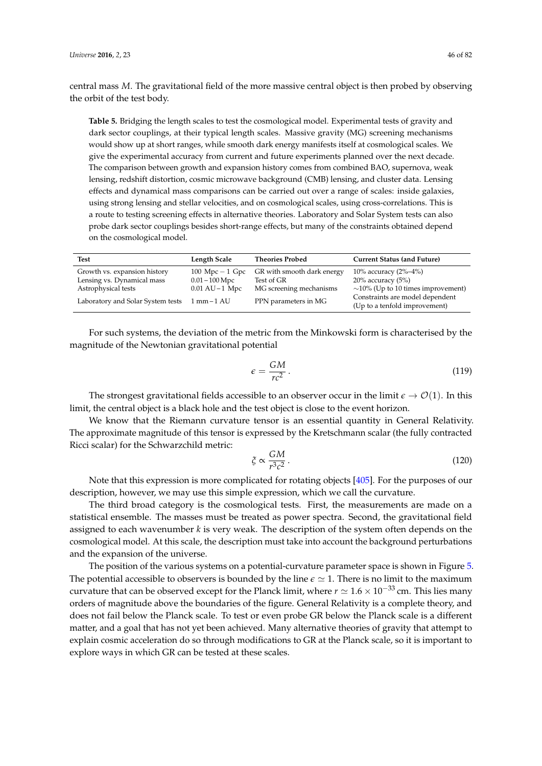central mass $M$. The gravitational field of the more massive central object is then probed by observing the orbit of the test body.

**Table 5.** Bridging the length scales to test the cosmological model. Experimental tests of gravity and dark sector couplings, at their typical length scales. Massive gravity (MG) screening mechanisms would show up at short ranges, while smooth dark energy manifests itself at cosmological scales. We give the experimental accuracy from current and future experiments planned over the next decade. The comparison between growth and expansion history comes from combined BAO, supernova, weak lensing, redshift distortion, cosmic microwave background (CMB) lensing, and cluster data. Lensing effects and dynamical mass comparisons can be carried out over a range of scales: inside galaxies, using strong lensing and stellar velocities, and on cosmological scales, using cross-correlations. This is a route to testing screening effects in alternative theories. Laboratory and Solar System tests can also probe dark sector couplings besides short-range effects, but many of the constraints obtained depend on the cosmological model.

| Test | Length Scale | Theories Probed | Current Status (and Future) |
| --- | --- | --- | --- |
| Growth vs. expansion history | 100 Mpc − 1 Gpc | GR with smooth dark energy | 10% accuracy (2%–4%) |
| Lensing vs. Dynamical mass | 0.01 − 100 Mpc | Test of GR | 20% accuracy (5%) |
| Astrophysical tests | 0.01 AU − 1 Mpc | MG screening mechanisms | ∼10% (Up to 10 times improvement) |
| Laboratory and Solar System tests | 1 mm − 1 AU | PPN parameters in MG | Constraints are model dependent (Up to a tenfold improvement) |

For such systems, the deviation of the metric from the Minkowski form is characterised by the magnitude of the Newtonian gravitational potential

$$\epsilon = \frac{GM}{rc^2}\,. \tag{119}$$

The strongest gravitational fields accessible to an observer occur in the limit $\epsilon \to \mathcal{O}(1)$. In this limit, the central object is a black hole and the test object is close to the event horizon.

We know that the Riemann curvature tensor is an essential quantity in General Relativity. The approximate magnitude of this tensor is expressed by the Kretschmann scalar (the fully contracted Ricci scalar) for the Schwarzchild metric:

$$\xi \propto \frac{GM}{r^3c^2}\,. \tag{120}$$

Note that this expression is more complicated for rotating objects [405]. For the purposes of our description, however, we may use this simple expression, which we call the curvature.

The third broad category is the cosmological tests. First, the measurements are made on a statistical ensemble. The masses must be treated as power spectra. Second, the gravitational field assigned to each wavenumber $k$ is very weak. The description of the system often depends on the cosmological model. At this scale, the description must take into account the background perturbations and the expansion of the universe.

The position of the various systems on a potential-curvature parameter space is shown in Figure 5. The potential accessible to observers is bounded by the line $\epsilon \simeq 1$. There is no limit to the maximum curvature that can be observed except for the Planck limit, where $r \simeq 1.6 \times 10^{-33}$ cm. This lies many orders of magnitude above the boundaries of the figure. General Relativity is a complete theory, and does not fail below the Planck scale. To test or even probe GR below the Planck scale is a different matter, and a goal that has not yet been achieved. Many alternative theories of gravity that attempt to explain cosmic acceleration do so through modifications to GR at the Planck scale, so it is important to explore ways in which GR can be tested at these scales.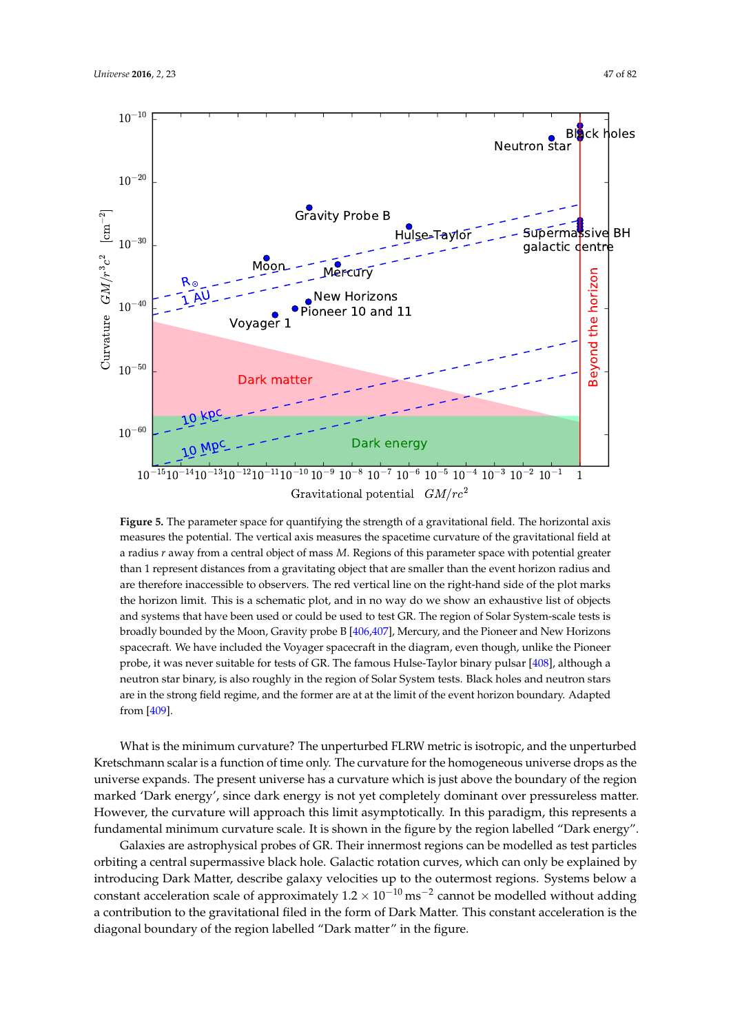**Figure 5.** The parameter space for quantifying the strength of a gravitational field. The horizontal axis measures the potential. The vertical axis measures the spacetime curvature of the gravitational field at a radius $r$ away from a central object of mass $M$. Regions of this parameter space with potential greater than 1 represent distances from a gravitating object that are smaller than the event horizon radius and are therefore inaccessible to observers. The red vertical line on the right-hand side of the plot marks the horizon limit. This is a schematic plot, and in no way do we show an exhaustive list of objects and systems that have been used or could be used to test GR. The region of Solar System-scale tests is broadly bounded by the Moon, Gravity probe B [406,407], Mercury, and the Pioneer and New Horizons spacecraft. We have included the Voyager spacecraft in the diagram, even though, unlike the Pioneer probe, it was never suitable for tests of GR. The famous Hulse-Taylor binary pulsar [408], although a neutron star binary, is also roughly in the region of Solar System tests. Black holes and neutron stars are in the strong field regime, and the former are at at the limit of the event horizon boundary. Adapted from [409].

What is the minimum curvature? The unperturbed FLRW metric is isotropic, and the unperturbed Kretschmann scalar is a function of time only. The curvature for the homogeneous universe drops as the universe expands. The present universe has a curvature which is just above the boundary of the region marked 'Dark energy', since dark energy is not yet completely dominant over pressureless matter. However, the curvature will approach this limit asymptotically. In this paradigm, this represents a fundamental minimum curvature scale. It is shown in the figure by the region labelled "Dark energy".

Galaxies are astrophysical probes of GR. Their innermost regions can be modelled as test particles orbiting a central supermassive black hole. Galactic rotation curves, which can only be explained by introducing Dark Matter, describe galaxy velocities up to the outermost regions. Systems below a constant acceleration scale of approximately $1.2 \times 10^{-10}\,\mathrm{ms}^{-2}$ cannot be modelled without adding a contribution to the gravitational filed in the form of Dark Matter. This constant acceleration is the diagonal boundary of the region labelled "Dark matter" in the figure.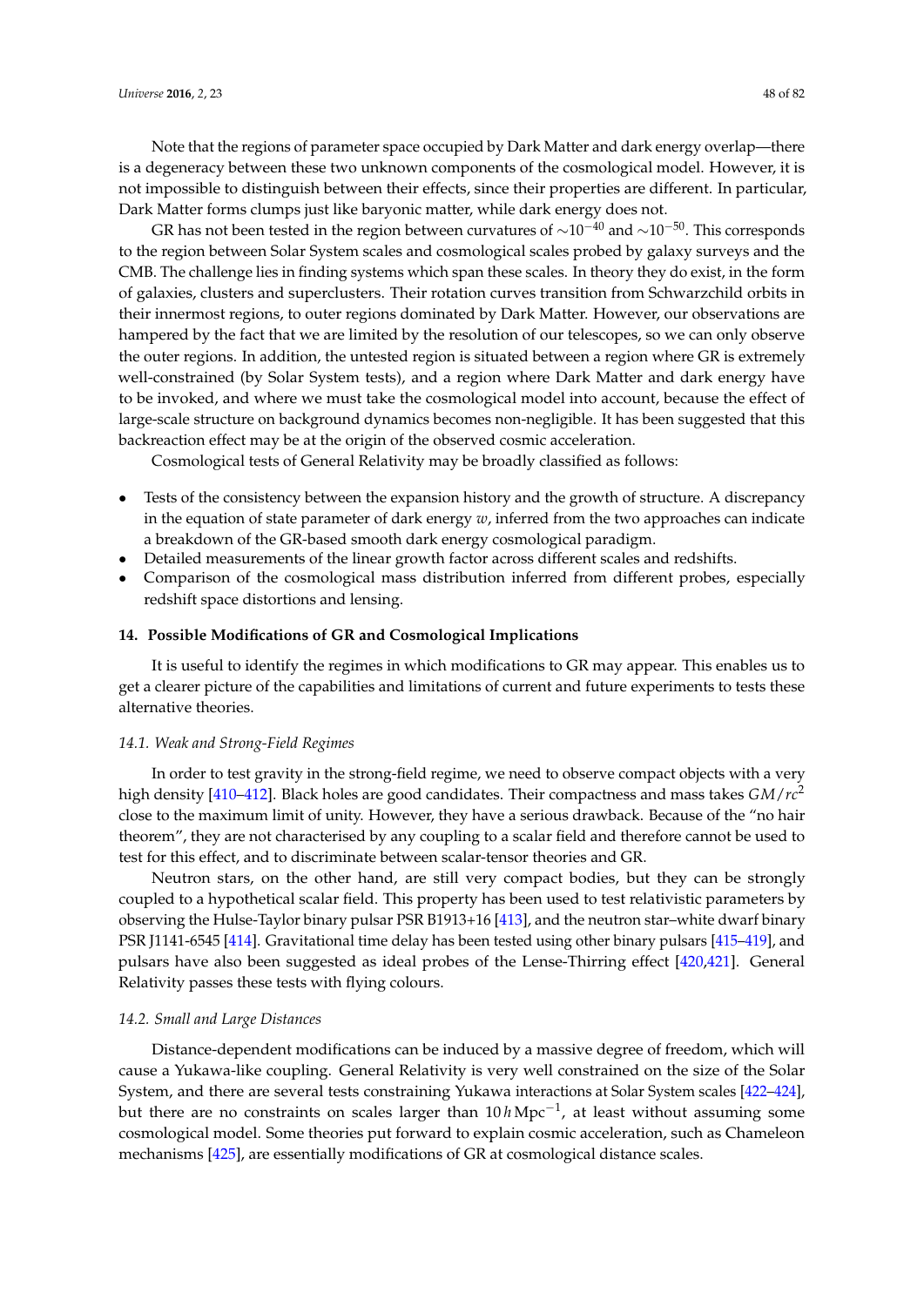Note that the regions of parameter space occupied by Dark Matter and dark energy overlap—there is a degeneracy between these two unknown components of the cosmological model. However, it is not impossible to distinguish between their effects, since their properties are different. In particular, Dark Matter forms clumps just like baryonic matter, while dark energy does not.

GR has not been tested in the region between curvatures of $\sim 10^{-40}$ and $\sim 10^{-50}$. This corresponds to the region between Solar System scales and cosmological scales probed by galaxy surveys and the CMB. The challenge lies in finding systems which span these scales. In theory they do exist, in the form of galaxies, clusters and superclusters. Their rotation curves transition from Schwarzchild orbits in their innermost regions, to outer regions dominated by Dark Matter. However, our observations are hampered by the fact that we are limited by the resolution of our telescopes, so we can only observe the outer regions. In addition, the untested region is situated between a region where GR is extremely well-constrained (by Solar System tests), and a region where Dark Matter and dark energy have to be invoked, and where we must take the cosmological model into account, because the effect of large-scale structure on background dynamics becomes non-negligible. It has been suggested that this backreaction effect may be at the origin of the observed cosmic acceleration.

Cosmological tests of General Relativity may be broadly classified as follows:

- Tests of the consistency between the expansion history and the growth of structure. A discrepancy in the equation of state parameter of dark energy $w$, inferred from the two approaches can indicate a breakdown of the GR-based smooth dark energy cosmological paradigm.
- Detailed measurements of the linear growth factor across different scales and redshifts.
- Comparison of the cosmological mass distribution inferred from different probes, especially redshift space distortions and lensing.

## 14. Possible Modifications of GR and Cosmological Implications

It is useful to identify the regimes in which modifications to GR may appear. This enables us to get a clearer picture of the capabilities and limitations of current and future experiments to tests these alternative theories.

### 14.1. Weak and Strong-Field Regimes

In order to test gravity in the strong-field regime, we need to observe compact objects with a very high density [410–412]. Black holes are good candidates. Their compactness and mass takes $GM/rc^2$ close to the maximum limit of unity. However, they have a serious drawback. Because of the "no hair theorem", they are not characterised by any coupling to a scalar field and therefore cannot be used to test for this effect, and to discriminate between scalar-tensor theories and GR.

Neutron stars, on the other hand, are still very compact bodies, but they can be strongly coupled to a hypothetical scalar field. This property has been used to test relativistic parameters by observing the Hulse-Taylor binary pulsar PSR B1913+16 [413], and the neutron star–white dwarf binary PSR J1141-6545 [414]. Gravitational time delay has been tested using other binary pulsars [415–419], and pulsars have also been suggested as ideal probes of the Lense-Thirring effect [420,421]. General Relativity passes these tests with flying colours.

### 14.2. Small and Large Distances

Distance-dependent modifications can be induced by a massive degree of freedom, which will cause a Yukawa-like coupling. General Relativity is very well constrained on the size of the Solar System, and there are several tests constraining Yukawa interactions at Solar System scales [422–424], but there are no constraints on scales larger than $10\,h\,\mathrm{Mpc}^{-1}$, at least without assuming some cosmological model. Some theories put forward to explain cosmic acceleration, such as Chameleon mechanisms [425], are essentially modifications of GR at cosmological distance scales.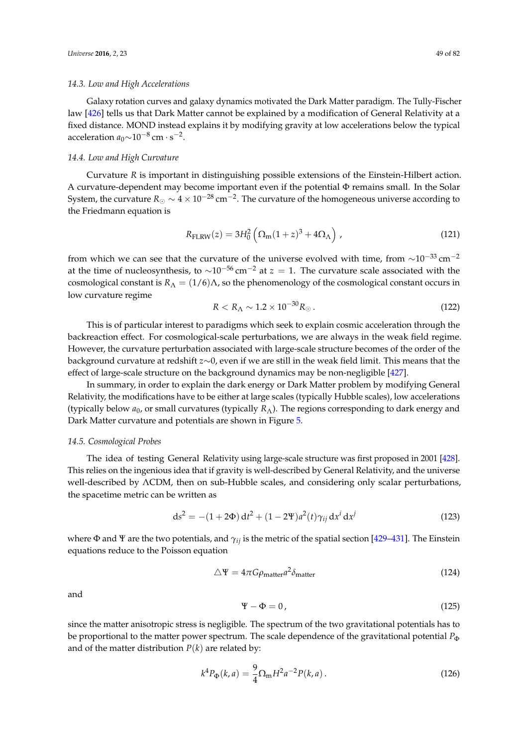### 14.3. Low and High Accelerations

Galaxy rotation curves and galaxy dynamics motivated the Dark Matter paradigm. The Tully-Fischer law [426] tells us that Dark Matter cannot be explained by a modification of General Relativity at a fixed distance. MOND instead explains it by modifying gravity at low accelerations below the typical acceleration $a_0 \sim 10^{-8}\,\mathrm{cm}\cdot\mathrm{s}^{-2}$.

### 14.4. Low and High Curvature

Curvature $R$ is important in distinguishing possible extensions of the Einstein-Hilbert action. A curvature-dependent may become important even if the potential $\Phi$ remains small. In the Solar System, the curvature $R_\odot \sim 4\times10^{-28}\,\mathrm{cm}^{-2}$. The curvature of the homogeneous universe according to the Friedmann equation is

$$R_{\mathrm{FLRW}}(z) = 3H_0^2\left(\Omega_{\mathrm{m}}(1+z)^3 + 4\Omega_\Lambda\right), \tag{121}$$

from which we can see that the curvature of the universe evolved with time, from $\sim10^{-33}\,\mathrm{cm}^{-2}$ at the time of nucleosynthesis, to $\sim10^{-56}\,\mathrm{cm}^{-2}$ at $z = 1$. The curvature scale associated with the cosmological constant is $R_\Lambda = (1/6)\Lambda$, so the phenomenology of the cosmological constant occurs in low curvature regime

$$R < R_\Lambda \sim 1.2\times10^{-30} R_\odot\,. \tag{122}$$

This is of particular interest to paradigms which seek to explain cosmic acceleration through the backreaction effect. For cosmological-scale perturbations, we are always in the weak field regime. However, the curvature perturbation associated with large-scale structure becomes of the order of the background curvature at redshift $z\sim0$, even if we are still in the weak field limit. This means that the effect of large-scale structure on the background dynamics may be non-negligible [427].

In summary, in order to explain the dark energy or Dark Matter problem by modifying General Relativity, the modifications have to be either at large scales (typically Hubble scales), low accelerations (typically below $a_0$, or small curvatures (typically $R_\Lambda$). The regions corresponding to dark energy and Dark Matter curvature and potentials are shown in Figure 5.

### 14.5. Cosmological Probes

The idea of testing General Relativity using large-scale structure was first proposed in 2001 [428]. This relies on the ingenious idea that if gravity is well-described by General Relativity, and the universe well-described by ΛCDM, then on sub-Hubble scales, and considering only scalar perturbations, the spacetime metric can be written as

$$\mathrm{d}s^2 = -(1+2\Phi)\,\mathrm{d}t^2 + (1-2\Psi)a^2(t)\gamma_{ij}\,\mathrm{d}x^i\,\mathrm{d}x^j \tag{123}$$

where $\Phi$ and $\Psi$ are the two potentials, and $\gamma_{ij}$ is the metric of the spatial section [429–431]. The Einstein equations reduce to the Poisson equation

$$\triangle\Psi = 4\pi G\rho_{\mathrm{matter}}a^2\delta_{\mathrm{matter}} \tag{124}$$

and

$$\Psi - \Phi = 0\,, \tag{125}$$

since the matter anisotropic stress is negligible. The spectrum of the two gravitational potentials has to be proportional to the matter power spectrum. The scale dependence of the gravitational potential $P_\Phi$ and of the matter distribution $P(k)$ are related by:

$$k^4 P_\Phi(k,a) = \frac{9}{4}\Omega_{\mathrm{m}}H^2a^{-2}P(k,a)\,. \tag{126}$$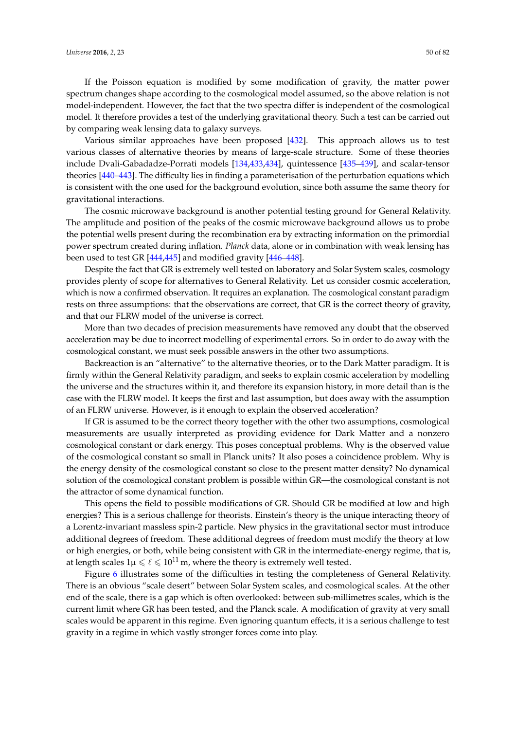If the Poisson equation is modified by some modification of gravity, the matter power spectrum changes shape according to the cosmological model assumed, so the above relation is not model-independent. However, the fact that the two spectra differ is independent of the cosmological model. It therefore provides a test of the underlying gravitational theory. Such a test can be carried out by comparing weak lensing data to galaxy surveys.

Various similar approaches have been proposed [432]. This approach allows us to test various classes of alternative theories by means of large-scale structure. Some of these theories include Dvali-Gabadadze-Porrati models [134,433,434], quintessence [435–439], and scalar-tensor theories [440–443]. The difficulty lies in finding a parameterisation of the perturbation equations which is consistent with the one used for the background evolution, since both assume the same theory for gravitational interactions.

The cosmic microwave background is another potential testing ground for General Relativity. The amplitude and position of the peaks of the cosmic microwave background allows us to probe the potential wells present during the recombination era by extracting information on the primordial power spectrum created during inflation. *Planck* data, alone or in combination with weak lensing has been used to test GR [444,445] and modified gravity [446–448].

Despite the fact that GR is extremely well tested on laboratory and Solar System scales, cosmology provides plenty of scope for alternatives to General Relativity. Let us consider cosmic acceleration, which is now a confirmed observation. It requires an explanation. The cosmological constant paradigm rests on three assumptions: that the observations are correct, that GR is the correct theory of gravity, and that our FLRW model of the universe is correct.

More than two decades of precision measurements have removed any doubt that the observed acceleration may be due to incorrect modelling of experimental errors. So in order to do away with the cosmological constant, we must seek possible answers in the other two assumptions.

Backreaction is an "alternative" to the alternative theories, or to the Dark Matter paradigm. It is firmly within the General Relativity paradigm, and seeks to explain cosmic acceleration by modelling the universe and the structures within it, and therefore its expansion history, in more detail than is the case with the FLRW model. It keeps the first and last assumption, but does away with the assumption of an FLRW universe. However, is it enough to explain the observed acceleration?

If GR is assumed to be the correct theory together with the other two assumptions, cosmological measurements are usually interpreted as providing evidence for Dark Matter and a nonzero cosmological constant or dark energy. This poses conceptual problems. Why is the observed value of the cosmological constant so small in Planck units? It also poses a coincidence problem. Why is the energy density of the cosmological constant so close to the present matter density? No dynamical solution of the cosmological constant problem is possible within GR—the cosmological constant is not the attractor of some dynamical function.

This opens the field to possible modifications of GR. Should GR be modified at low and high energies? This is a serious challenge for theorists. Einstein's theory is the unique interacting theory of a Lorentz-invariant massless spin-2 particle. New physics in the gravitational sector must introduce additional degrees of freedom. These additional degrees of freedom must modify the theory at low or high energies, or both, while being consistent with GR in the intermediate-energy regime, that is, at length scales $1\mu \leqslant \ell \leqslant 10^{11}$ m, where the theory is extremely well tested.

Figure 6 illustrates some of the difficulties in testing the completeness of General Relativity. There is an obvious "scale desert" between Solar System scales, and cosmological scales. At the other end of the scale, there is a gap which is often overlooked: between sub-millimetres scales, which is the current limit where GR has been tested, and the Planck scale. A modification of gravity at very small scales would be apparent in this regime. Even ignoring quantum effects, it is a serious challenge to test gravity in a regime in which vastly stronger forces come into play.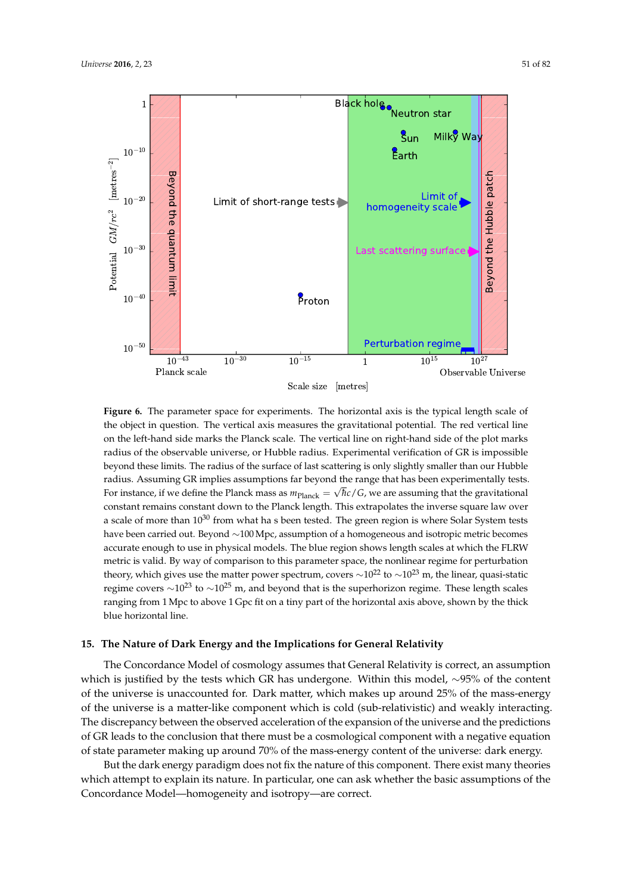**Figure 6.** The parameter space for experiments. The horizontal axis is the typical length scale of the object in question. The vertical axis measures the gravitational potential. The red vertical line on the left-hand side marks the Planck scale. The vertical line on right-hand side of the plot marks radius of the observable universe, or Hubble radius. Experimental verification of GR is impossible beyond these limits. The radius of the surface of last scattering is only slightly smaller than our Hubble radius. Assuming GR implies assumptions far beyond the range that has been experimentally tests. For instance, if we define the Planck mass as $m_{\text{Planck}} = \sqrt{\hbar c/G}$, we are assuming that the gravitational constant remains constant down to the Planck length. This extrapolates the inverse square law over a scale of more than $10^{30}$ from what ha s been tested. The green region is where Solar System tests have been carried out. Beyond $\sim$100 Mpc, assumption of a homogeneous and isotropic metric becomes accurate enough to use in physical models. The blue region shows length scales at which the FLRW metric is valid. By way of comparison to this parameter space, the nonlinear regime for perturbation theory, which gives use the matter power spectrum, covers $\sim 10^{22}$ to $\sim 10^{23}$ m, the linear, quasi-static regime covers $\sim 10^{23}$ to $\sim 10^{25}$ m, and beyond that is the superhorizon regime. These length scales ranging from 1 Mpc to above 1 Gpc fit on a tiny part of the horizontal axis above, shown by the thick blue horizontal line.

## 15. The Nature of Dark Energy and the Implications for General Relativity

The Concordance Model of cosmology assumes that General Relativity is correct, an assumption which is justified by the tests which GR has undergone. Within this model, $\sim$95% of the content of the universe is unaccounted for. Dark matter, which makes up around 25% of the mass-energy of the universe is a matter-like component which is cold (sub-relativistic) and weakly interacting. The discrepancy between the observed acceleration of the expansion of the universe and the predictions of GR leads to the conclusion that there must be a cosmological component with a negative equation of state parameter making up around 70% of the mass-energy content of the universe: dark energy.

But the dark energy paradigm does not fix the nature of this component. There exist many theories which attempt to explain its nature. In particular, one can ask whether the basic assumptions of the Concordance Model—homogeneity and isotropy—are correct.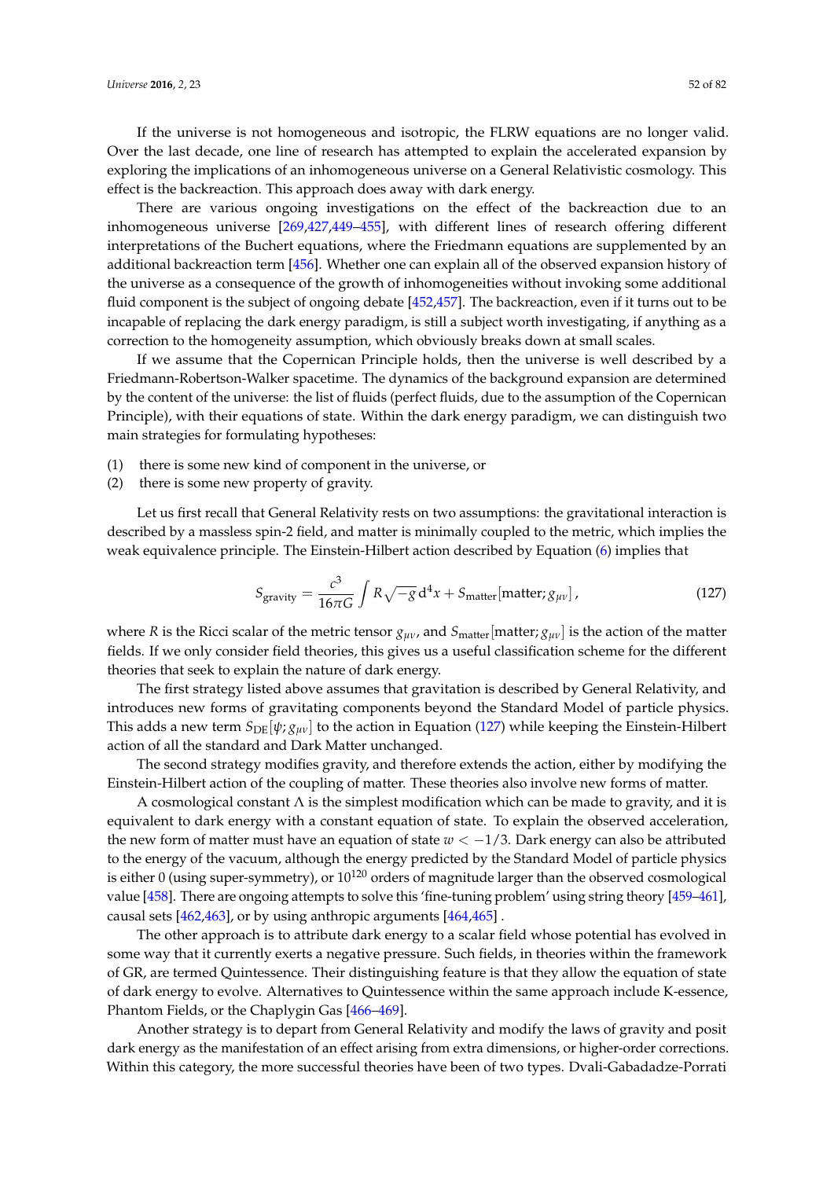If the universe is not homogeneous and isotropic, the FLRW equations are no longer valid. Over the last decade, one line of research has attempted to explain the accelerated expansion by exploring the implications of an inhomogeneous universe on a General Relativistic cosmology. This effect is the backreaction. This approach does away with dark energy.

There are various ongoing investigations on the effect of the backreaction due to an inhomogeneous universe [269,427,449–455], with different lines of research offering different interpretations of the Buchert equations, where the Friedmann equations are supplemented by an additional backreaction term [456]. Whether one can explain all of the observed expansion history of the universe as a consequence of the growth of inhomogeneities without invoking some additional fluid component is the subject of ongoing debate [452,457]. The backreaction, even if it turns out to be incapable of replacing the dark energy paradigm, is still a subject worth investigating, if anything as a correction to the homogeneity assumption, which obviously breaks down at small scales.

If we assume that the Copernican Principle holds, then the universe is well described by a Friedmann-Robertson-Walker spacetime. The dynamics of the background expansion are determined by the content of the universe: the list of fluids (perfect fluids, due to the assumption of the Copernican Principle), with their equations of state. Within the dark energy paradigm, we can distinguish two main strategies for formulating hypotheses:

(1) there is some new kind of component in the universe, or
(2) there is some new property of gravity.

Let us first recall that General Relativity rests on two assumptions: the gravitational interaction is described by a massless spin-2 field, and matter is minimally coupled to the metric, which implies the weak equivalence principle. The Einstein-Hilbert action described by Equation (6) implies that

$$S_{\text{gravity}} = \frac{c^3}{16\pi G}\int R\sqrt{-g}\,\mathrm{d}^4x + S_{\text{matter}}[\text{matter}; g_{\mu\nu}]\,, \tag{127}$$

where $R$ is the Ricci scalar of the metric tensor $g_{\mu\nu}$, and $S_{\text{matter}}[\text{matter}; g_{\mu\nu}]$ is the action of the matter fields. If we only consider field theories, this gives us a useful classification scheme for the different theories that seek to explain the nature of dark energy.

The first strategy listed above assumes that gravitation is described by General Relativity, and introduces new forms of gravitating components beyond the Standard Model of particle physics. This adds a new term $S_{\text{DE}}[\psi; g_{\mu\nu}]$ to the action in Equation (127) while keeping the Einstein-Hilbert action of all the standard and Dark Matter unchanged.

The second strategy modifies gravity, and therefore extends the action, either by modifying the Einstein-Hilbert action of the coupling of matter. These theories also involve new forms of matter.

A cosmological constant $\Lambda$ is the simplest modification which can be made to gravity, and it is equivalent to dark energy with a constant equation of state. To explain the observed acceleration, the new form of matter must have an equation of state $w < -1/3$. Dark energy can also be attributed to the energy of the vacuum, although the energy predicted by the Standard Model of particle physics is either 0 (using super-symmetry), or $10^{120}$ orders of magnitude larger than the observed cosmological value [458]. There are ongoing attempts to solve this 'fine-tuning problem' using string theory [459–461], causal sets [462,463], or by using anthropic arguments [464,465] .

The other approach is to attribute dark energy to a scalar field whose potential has evolved in some way that it currently exerts a negative pressure. Such fields, in theories within the framework of GR, are termed Quintessence. Their distinguishing feature is that they allow the equation of state of dark energy to evolve. Alternatives to Quintessence within the same approach include K-essence, Phantom Fields, or the Chaplygin Gas [466–469].

Another strategy is to depart from General Relativity and modify the laws of gravity and posit dark energy as the manifestation of an effect arising from extra dimensions, or higher-order corrections. Within this category, the more successful theories have been of two types. Dvali-Gabadadze-Porrati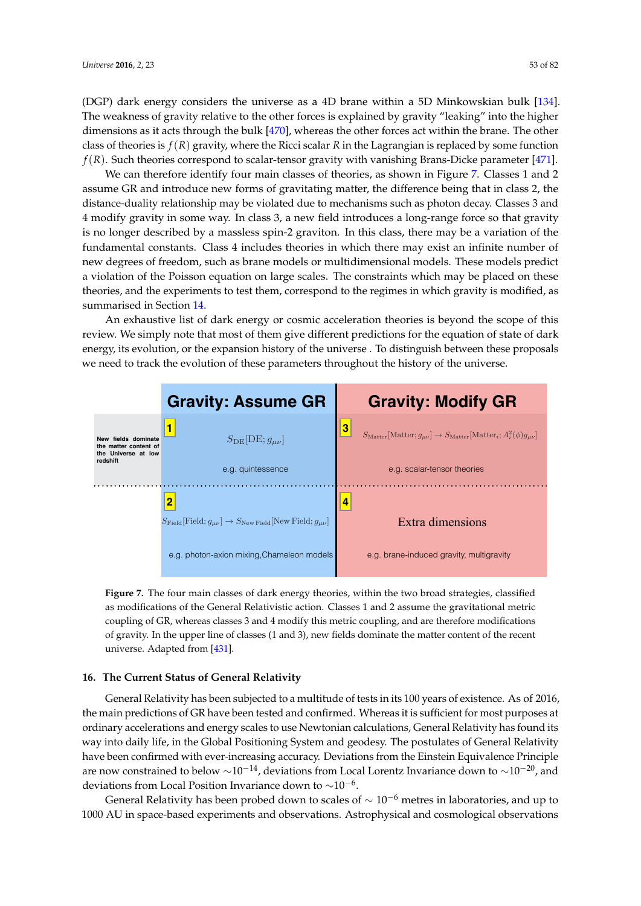(DGP) dark energy considers the universe as a 4D brane within a 5D Minkowskian bulk [134]. The weakness of gravity relative to the other forces is explained by gravity "leaking" into the higher dimensions as it acts through the bulk [470], whereas the other forces act within the brane. The other class of theories is $f(R)$ gravity, where the Ricci scalar $R$ in the Lagrangian is replaced by some function $f(R)$. Such theories correspond to scalar-tensor gravity with vanishing Brans-Dicke parameter [471].

We can therefore identify four main classes of theories, as shown in Figure 7. Classes 1 and 2 assume GR and introduce new forms of gravitating matter, the difference being that in class 2, the distance-duality relationship may be violated due to mechanisms such as photon decay. Classes 3 and 4 modify gravity in some way. In class 3, a new field introduces a long-range force so that gravity is no longer described by a massless spin-2 graviton. In this class, there may be a variation of the fundamental constants. Class 4 includes theories in which there may exist an infinite number of new degrees of freedom, such as brane models or multidimensional models. These models predict a violation of the Poisson equation on large scales. The constraints which may be placed on these theories, and the experiments to test them, correspond to the regimes in which gravity is modified, as summarised in Section 14.

An exhaustive list of dark energy or cosmic acceleration theories is beyond the scope of this review. We simply note that most of them give different predictions for the equation of state of dark energy, its evolution, or the expansion history of the universe . To distinguish between these proposals we need to track the evolution of these parameters throughout the history of the universe.

| | Gravity: Assume GR | Gravity: Modify GR |
|---|---|---|
| New fields dominate the matter content of the Universe at low redshift | **1** $S_{\rm DE}[{\rm DE}; g_{\mu\nu}]$ e.g. quintessence | **3** $S_{\rm Matter}[{\rm Matter}; g_{\mu\nu}] \rightarrow S_{\rm Matter}[{\rm Matter}_i; A_i^2(\phi) g_{\mu\nu}]$ e.g. scalar-tensor theories |
| | **2** $S_{\rm Field}[{\rm Field}; g_{\mu\nu}] \rightarrow S_{\rm New\ Field}[{\rm New\ Field}; g_{\mu\nu}]$ e.g. photon-axion mixing, Chameleon models | **4** Extra dimensions e.g. brane-induced gravity, multigravity |

**Figure 7.** The four main classes of dark energy theories, within the two broad strategies, classified as modifications of the General Relativistic action. Classes 1 and 2 assume the gravitational metric coupling of GR, whereas classes 3 and 4 modify this metric coupling, and are therefore modifications of gravity. In the upper line of classes (1 and 3), new fields dominate the matter content of the recent universe. Adapted from [431].

## 16. The Current Status of General Relativity

General Relativity has been subjected to a multitude of tests in its 100 years of existence. As of 2016, the main predictions of GR have been tested and confirmed. Whereas it is sufficient for most purposes at ordinary accelerations and energy scales to use Newtonian calculations, General Relativity has found its way into daily life, in the Global Positioning System and geodesy. The postulates of General Relativity have been confirmed with ever-increasing accuracy. Deviations from the Einstein Equivalence Principle are now constrained to below $\sim 10^{-14}$, deviations from Local Lorentz Invariance down to $\sim 10^{-20}$, and deviations from Local Position Invariance down to $\sim 10^{-6}$.

General Relativity has been probed down to scales of $\sim 10^{-6}$ metres in laboratories, and up to 1000 AU in space-based experiments and observations. Astrophysical and cosmological observations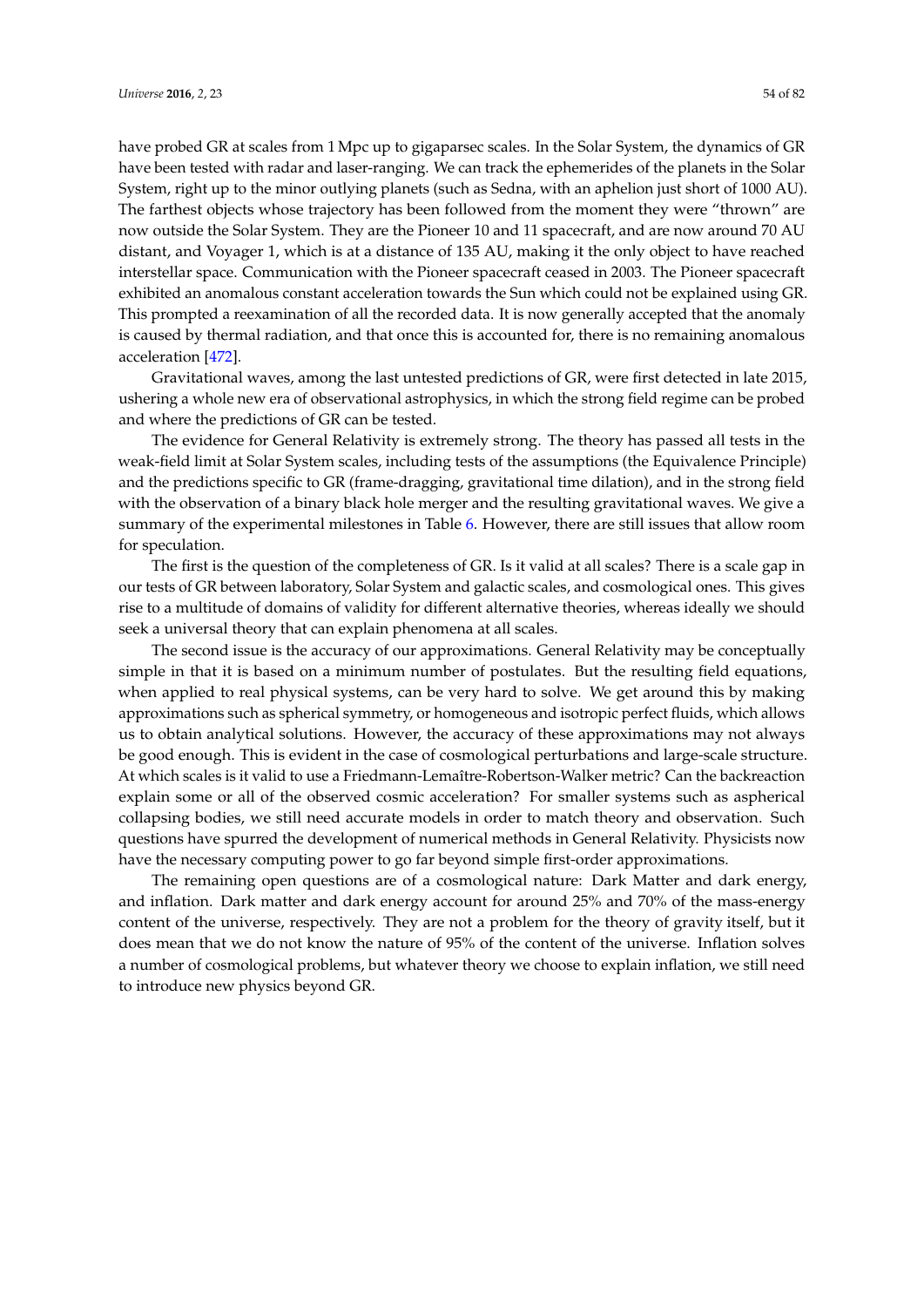have probed GR at scales from 1 Mpc up to gigaparsec scales. In the Solar System, the dynamics of GR have been tested with radar and laser-ranging. We can track the ephemerides of the planets in the Solar System, right up to the minor outlying planets (such as Sedna, with an aphelion just short of 1000 AU). The farthest objects whose trajectory has been followed from the moment they were "thrown" are now outside the Solar System. They are the Pioneer 10 and 11 spacecraft, and are now around 70 AU distant, and Voyager 1, which is at a distance of 135 AU, making it the only object to have reached interstellar space. Communication with the Pioneer spacecraft ceased in 2003. The Pioneer spacecraft exhibited an anomalous constant acceleration towards the Sun which could not be explained using GR. This prompted a reexamination of all the recorded data. It is now generally accepted that the anomaly is caused by thermal radiation, and that once this is accounted for, there is no remaining anomalous acceleration [472].

Gravitational waves, among the last untested predictions of GR, were first detected in late 2015, ushering a whole new era of observational astrophysics, in which the strong field regime can be probed and where the predictions of GR can be tested.

The evidence for General Relativity is extremely strong. The theory has passed all tests in the weak-field limit at Solar System scales, including tests of the assumptions (the Equivalence Principle) and the predictions specific to GR (frame-dragging, gravitational time dilation), and in the strong field with the observation of a binary black hole merger and the resulting gravitational waves. We give a summary of the experimental milestones in Table 6. However, there are still issues that allow room for speculation.

The first is the question of the completeness of GR. Is it valid at all scales? There is a scale gap in our tests of GR between laboratory, Solar System and galactic scales, and cosmological ones. This gives rise to a multitude of domains of validity for different alternative theories, whereas ideally we should seek a universal theory that can explain phenomena at all scales.

The second issue is the accuracy of our approximations. General Relativity may be conceptually simple in that it is based on a minimum number of postulates. But the resulting field equations, when applied to real physical systems, can be very hard to solve. We get around this by making approximations such as spherical symmetry, or homogeneous and isotropic perfect fluids, which allows us to obtain analytical solutions. However, the accuracy of these approximations may not always be good enough. This is evident in the case of cosmological perturbations and large-scale structure. At which scales is it valid to use a Friedmann-Lemaître-Robertson-Walker metric? Can the backreaction explain some or all of the observed cosmic acceleration? For smaller systems such as aspherical collapsing bodies, we still need accurate models in order to match theory and observation. Such questions have spurred the development of numerical methods in General Relativity. Physicists now have the necessary computing power to go far beyond simple first-order approximations.

The remaining open questions are of a cosmological nature: Dark Matter and dark energy, and inflation. Dark matter and dark energy account for around 25% and 70% of the mass-energy content of the universe, respectively. They are not a problem for the theory of gravity itself, but it does mean that we do not know the nature of 95% of the content of the universe. Inflation solves a number of cosmological problems, but whatever theory we choose to explain inflation, we still need to introduce new physics beyond GR.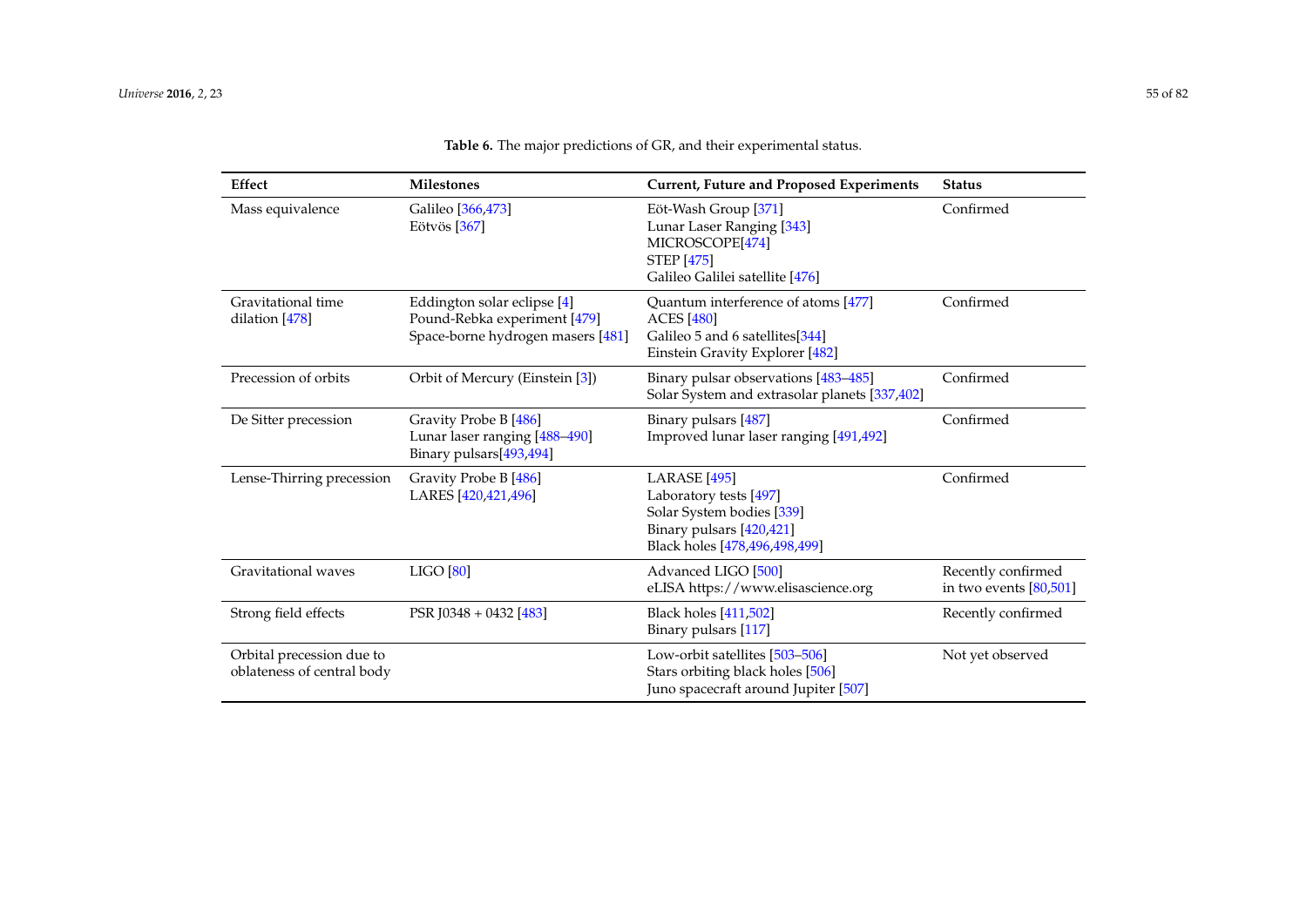**Table 6.** The major predictions of GR, and their experimental status.

| Effect | Milestones | Current, Future and Proposed Experiments | Status |
|---|---|---|---|
| Mass equivalence | Galileo [366,473]<br>Eötvös [367] | Eöt-Wash Group [371]<br>Lunar Laser Ranging [343]<br>MICROSCOPE[474]<br>STEP [475]<br>Galileo Galilei satellite [476] | Confirmed |
| Gravitational time dilation [478] | Eddington solar eclipse [4]<br>Pound-Rebka experiment [479]<br>Space-borne hydrogen masers [481] | Quantum interference of atoms [477]<br>ACES [480]<br>Galileo 5 and 6 satellites[344]<br>Einstein Gravity Explorer [482] | Confirmed |
| Precession of orbits | Orbit of Mercury (Einstein [3]) | Binary pulsar observations [483–485]<br>Solar System and extrasolar planets [337,402] | Confirmed |
| De Sitter precession | Gravity Probe B [486]<br>Lunar laser ranging [488–490]<br>Binary pulsars[493,494] | Binary pulsars [487]<br>Improved lunar laser ranging [491,492] | Confirmed |
| Lense-Thirring precession | Gravity Probe B [486]<br>LARES [420,421,496] | LARASE [495]<br>Laboratory tests [497]<br>Solar System bodies [339]<br>Binary pulsars [420,421]<br>Black holes [478,496,498,499] | Confirmed |
| Gravitational waves | LIGO [80] | Advanced LIGO [500]<br>eLISA https://www.elisascience.org | Recently confirmed in two events [80,501] |
| Strong field effects | PSR J0348 + 0432 [483] | Black holes [411,502]<br>Binary pulsars [117] | Recently confirmed |
| Orbital precession due to oblateness of central body | | Low-orbit satellites [503–506]<br>Stars orbiting black holes [506]<br>Juno spacecraft around Jupiter [507] | Not yet observed |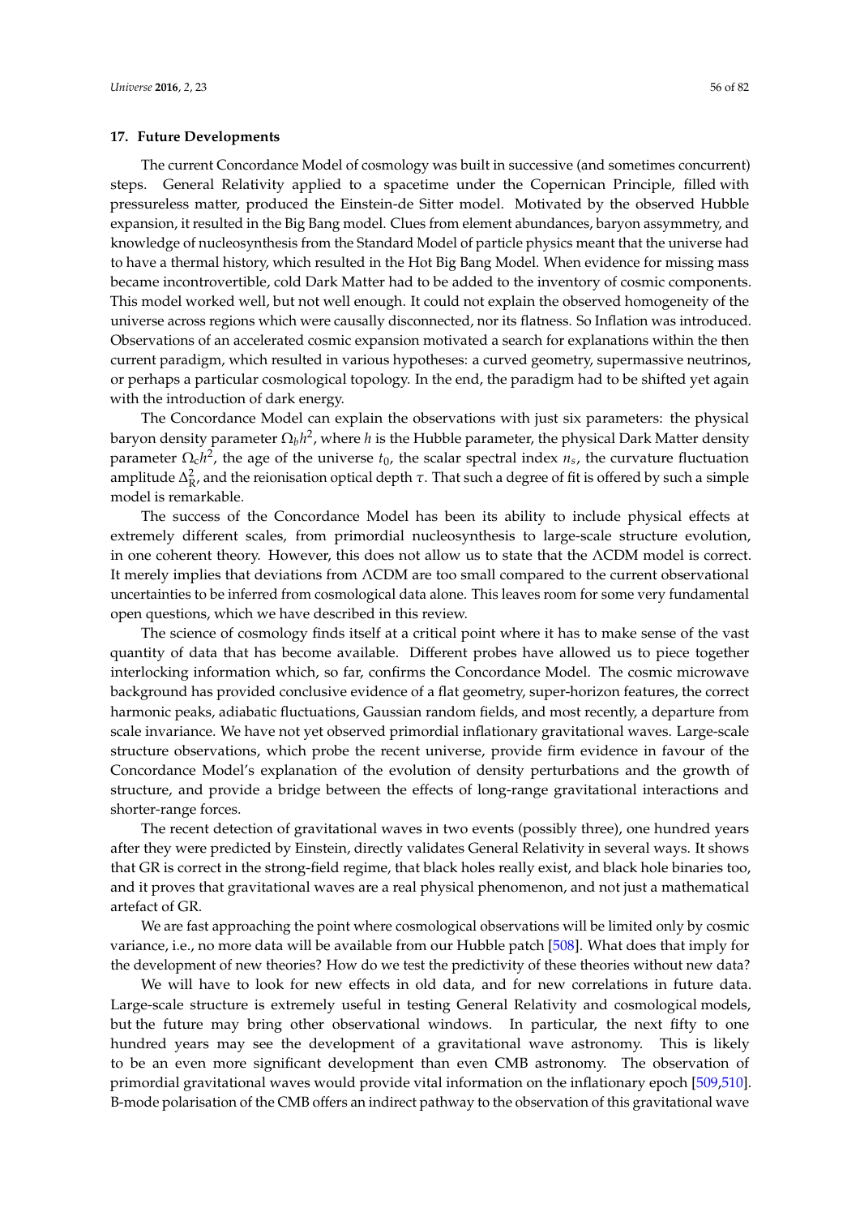## 17. Future Developments

The current Concordance Model of cosmology was built in successive (and sometimes concurrent) steps. General Relativity applied to a spacetime under the Copernican Principle, filled with pressureless matter, produced the Einstein-de Sitter model. Motivated by the observed Hubble expansion, it resulted in the Big Bang model. Clues from element abundances, baryon assymmetry, and knowledge of nucleosynthesis from the Standard Model of particle physics meant that the universe had to have a thermal history, which resulted in the Hot Big Bang Model. When evidence for missing mass became incontrovertible, cold Dark Matter had to be added to the inventory of cosmic components. This model worked well, but not well enough. It could not explain the observed homogeneity of the universe across regions which were causally disconnected, nor its flatness. So Inflation was introduced. Observations of an accelerated cosmic expansion motivated a search for explanations within the then current paradigm, which resulted in various hypotheses: a curved geometry, supermassive neutrinos, or perhaps a particular cosmological topology. In the end, the paradigm had to be shifted yet again with the introduction of dark energy.

The Concordance Model can explain the observations with just six parameters: the physical baryon density parameter $\Omega_b h^2$, where $h$ is the Hubble parameter, the physical Dark Matter density parameter $\Omega_c h^2$, the age of the universe $t_0$, the scalar spectral index $n_s$, the curvature fluctuation amplitude $\Delta_R^2$, and the reionisation optical depth $\tau$. That such a degree of fit is offered by such a simple model is remarkable.

The success of the Concordance Model has been its ability to include physical effects at extremely different scales, from primordial nucleosynthesis to large-scale structure evolution, in one coherent theory. However, this does not allow us to state that the ΛCDM model is correct. It merely implies that deviations from ΛCDM are too small compared to the current observational uncertainties to be inferred from cosmological data alone. This leaves room for some very fundamental open questions, which we have described in this review.

The science of cosmology finds itself at a critical point where it has to make sense of the vast quantity of data that has become available. Different probes have allowed us to piece together interlocking information which, so far, confirms the Concordance Model. The cosmic microwave background has provided conclusive evidence of a flat geometry, super-horizon features, the correct harmonic peaks, adiabatic fluctuations, Gaussian random fields, and most recently, a departure from scale invariance. We have not yet observed primordial inflationary gravitational waves. Large-scale structure observations, which probe the recent universe, provide firm evidence in favour of the Concordance Model's explanation of the evolution of density perturbations and the growth of structure, and provide a bridge between the effects of long-range gravitational interactions and shorter-range forces.

The recent detection of gravitational waves in two events (possibly three), one hundred years after they were predicted by Einstein, directly validates General Relativity in several ways. It shows that GR is correct in the strong-field regime, that black holes really exist, and black hole binaries too, and it proves that gravitational waves are a real physical phenomenon, and not just a mathematical artefact of GR.

We are fast approaching the point where cosmological observations will be limited only by cosmic variance, i.e., no more data will be available from our Hubble patch [508]. What does that imply for the development of new theories? How do we test the predictivity of these theories without new data?

We will have to look for new effects in old data, and for new correlations in future data. Large-scale structure is extremely useful in testing General Relativity and cosmological models, but the future may bring other observational windows. In particular, the next fifty to one hundred years may see the development of a gravitational wave astronomy. This is likely to be an even more significant development than even CMB astronomy. The observation of primordial gravitational waves would provide vital information on the inflationary epoch [509,510]. B-mode polarisation of the CMB offers an indirect pathway to the observation of this gravitational wave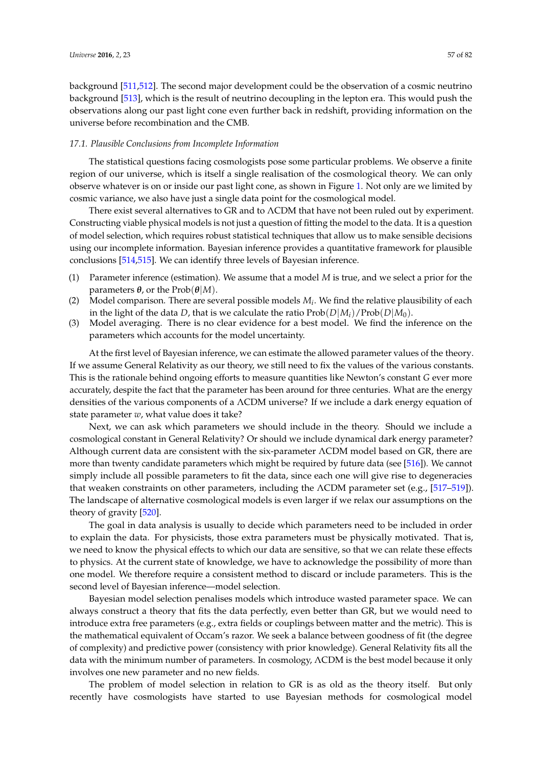background [511,512]. The second major development could be the observation of a cosmic neutrino background [513], which is the result of neutrino decoupling in the lepton era. This would push the observations along our past light cone even further back in redshift, providing information on the universe before recombination and the CMB.

### 17.1. Plausible Conclusions from Incomplete Information

The statistical questions facing cosmologists pose some particular problems. We observe a finite region of our universe, which is itself a single realisation of the cosmological theory. We can only observe whatever is on or inside our past light cone, as shown in Figure 1. Not only are we limited by cosmic variance, we also have just a single data point for the cosmological model.

There exist several alternatives to GR and to ΛCDM that have not been ruled out by experiment. Constructing viable physical models is not just a question of fitting the model to the data. It is a question of model selection, which requires robust statistical techniques that allow us to make sensible decisions using our incomplete information. Bayesian inference provides a quantitative framework for plausible conclusions [514,515]. We can identify three levels of Bayesian inference.

(1) Parameter inference (estimation). We assume that a model $M$ is true, and we select a prior for the parameters $\boldsymbol{\theta}$, or the $\mathrm{Prob}(\boldsymbol{\theta}|M)$.
(2) Model comparison. There are several possible models $M_i$. We find the relative plausibility of each in the light of the data $D$, that is we calculate the ratio $\mathrm{Prob}(D|M_i)/\mathrm{Prob}(D|M_0)$.
(3) Model averaging. There is no clear evidence for a best model. We find the inference on the parameters which accounts for the model uncertainty.

At the first level of Bayesian inference, we can estimate the allowed parameter values of the theory. If we assume General Relativity as our theory, we still need to fix the values of the various constants. This is the rationale behind ongoing efforts to measure quantities like Newton's constant $G$ ever more accurately, despite the fact that the parameter has been around for three centuries. What are the energy densities of the various components of a ΛCDM universe? If we include a dark energy equation of state parameter $w$, what value does it take?

Next, we can ask which parameters we should include in the theory. Should we include a cosmological constant in General Relativity? Or should we include dynamical dark energy parameter? Although current data are consistent with the six-parameter ΛCDM model based on GR, there are more than twenty candidate parameters which might be required by future data (see [516]). We cannot simply include all possible parameters to fit the data, since each one will give rise to degeneracies that weaken constraints on other parameters, including the ΛCDM parameter set (e.g., [517–519]). The landscape of alternative cosmological models is even larger if we relax our assumptions on the theory of gravity [520].

The goal in data analysis is usually to decide which parameters need to be included in order to explain the data. For physicists, those extra parameters must be physically motivated. That is, we need to know the physical effects to which our data are sensitive, so that we can relate these effects to physics. At the current state of knowledge, we have to acknowledge the possibility of more than one model. We therefore require a consistent method to discard or include parameters. This is the second level of Bayesian inference—model selection.

Bayesian model selection penalises models which introduce wasted parameter space. We can always construct a theory that fits the data perfectly, even better than GR, but we would need to introduce extra free parameters (e.g., extra fields or couplings between matter and the metric). This is the mathematical equivalent of Occam's razor. We seek a balance between goodness of fit (the degree of complexity) and predictive power (consistency with prior knowledge). General Relativity fits all the data with the minimum number of parameters. In cosmology, ΛCDM is the best model because it only involves one new parameter and no new fields.

The problem of model selection in relation to GR is as old as the theory itself. But only recently have cosmologists started to use Bayesian methods for cosmological model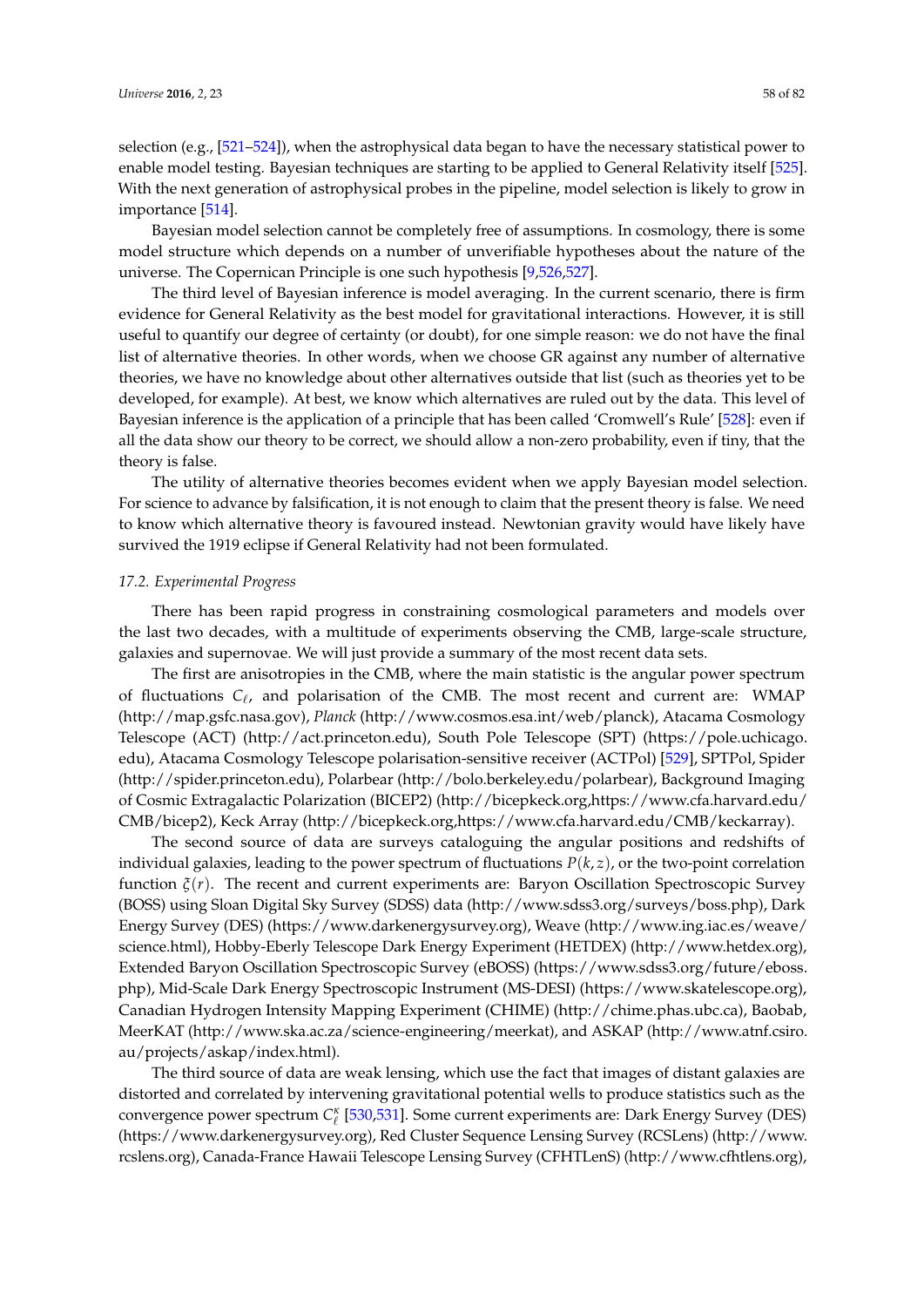selection (e.g., [521–524]), when the astrophysical data began to have the necessary statistical power to enable model testing. Bayesian techniques are starting to be applied to General Relativity itself [525]. With the next generation of astrophysical probes in the pipeline, model selection is likely to grow in importance [514].

Bayesian model selection cannot be completely free of assumptions. In cosmology, there is some model structure which depends on a number of unverifiable hypotheses about the nature of the universe. The Copernican Principle is one such hypothesis [9,526,527].

The third level of Bayesian inference is model averaging. In the current scenario, there is firm evidence for General Relativity as the best model for gravitational interactions. However, it is still useful to quantify our degree of certainty (or doubt), for one simple reason: we do not have the final list of alternative theories. In other words, when we choose GR against any number of alternative theories, we have no knowledge about other alternatives outside that list (such as theories yet to be developed, for example). At best, we know which alternatives are ruled out by the data. This level of Bayesian inference is the application of a principle that has been called 'Cromwell's Rule' [528]: even if all the data show our theory to be correct, we should allow a non-zero probability, even if tiny, that the theory is false.

The utility of alternative theories becomes evident when we apply Bayesian model selection. For science to advance by falsification, it is not enough to claim that the present theory is false. We need to know which alternative theory is favoured instead. Newtonian gravity would have likely have survived the 1919 eclipse if General Relativity had not been formulated.

### *17.2. Experimental Progress*

There has been rapid progress in constraining cosmological parameters and models over the last two decades, with a multitude of experiments observing the CMB, large-scale structure, galaxies and supernovae. We will just provide a summary of the most recent data sets.

The first are anisotropies in the CMB, where the main statistic is the angular power spectrum of fluctuations $C_\ell$, and polarisation of the CMB. The most recent and current are: WMAP (http://map.gsfc.nasa.gov), *Planck* (http://www.cosmos.esa.int/web/planck), Atacama Cosmology Telescope (ACT) (http://act.princeton.edu), South Pole Telescope (SPT) (https://pole.uchicago.edu), Atacama Cosmology Telescope polarisation-sensitive receiver (ACTPol) [529], SPTPol, Spider (http://spider.princeton.edu), Polarbear (http://bolo.berkeley.edu/polarbear), Background Imaging of Cosmic Extragalactic Polarization (BICEP2) (http://bicepkeck.org,https://www.cfa.harvard.edu/CMB/bicep2), Keck Array (http://bicepkeck.org,https://www.cfa.harvard.edu/CMB/keckarray).

The second source of data are surveys cataloguing the angular positions and redshifts of individual galaxies, leading to the power spectrum of fluctuations $P(k,z)$, or the two-point correlation function $\xi(r)$. The recent and current experiments are: Baryon Oscillation Spectroscopic Survey (BOSS) using Sloan Digital Sky Survey (SDSS) data (http://www.sdss3.org/surveys/boss.php), Dark Energy Survey (DES) (https://www.darkenergysurvey.org), Weave (http://www.ing.iac.es/weave/science.html), Hobby-Eberly Telescope Dark Energy Experiment (HETDEX) (http://www.hetdex.org), Extended Baryon Oscillation Spectroscopic Survey (eBOSS) (https://www.sdss3.org/future/eboss.php), Mid-Scale Dark Energy Spectroscopic Instrument (MS-DESI) (https://www.skatelescope.org), Canadian Hydrogen Intensity Mapping Experiment (CHIME) (http://chime.phas.ubc.ca), Baobab, MeerKAT (http://www.ska.ac.za/science-engineering/meerkat), and ASKAP (http://www.atnf.csiro.au/projects/askap/index.html).

The third source of data are weak lensing, which use the fact that images of distant galaxies are distorted and correlated by intervening gravitational potential wells to produce statistics such as the convergence power spectrum $C_\ell^\kappa$ [530,531]. Some current experiments are: Dark Energy Survey (DES) (https://www.darkenergysurvey.org), Red Cluster Sequence Lensing Survey (RCSLens) (http://www.rcslens.org), Canada-France Hawaii Telescope Lensing Survey (CFHTLenS) (http://www.cfhtlens.org),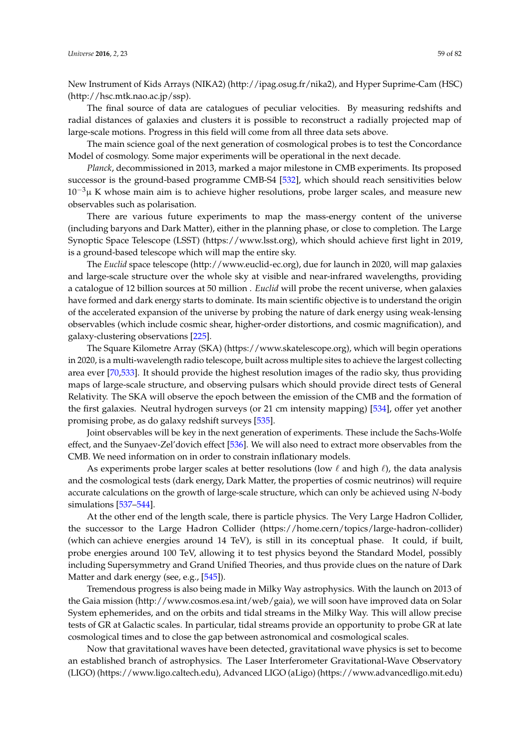New Instrument of Kids Arrays (NIKA2) (http://ipag.osug.fr/nika2), and Hyper Suprime-Cam (HSC) (http://hsc.mtk.nao.ac.jp/ssp).

The final source of data are catalogues of peculiar velocities. By measuring redshifts and radial distances of galaxies and clusters it is possible to reconstruct a radially projected map of large-scale motions. Progress in this field will come from all three data sets above.

The main science goal of the next generation of cosmological probes is to test the Concordance Model of cosmology. Some major experiments will be operational in the next decade.

*Planck*, decommissioned in 2013, marked a major milestone in CMB experiments. Its proposed successor is the ground-based programme CMB-S4 [532], which should reach sensitivities below $10^{-3}\mu$ K whose main aim is to achieve higher resolutions, probe larger scales, and measure new observables such as polarisation.

There are various future experiments to map the mass-energy content of the universe (including baryons and Dark Matter), either in the planning phase, or close to completion. The Large Synoptic Space Telescope (LSST) (https://www.lsst.org), which should achieve first light in 2019, is a ground-based telescope which will map the entire sky.

The *Euclid* space telescope (http://www.euclid-ec.org), due for launch in 2020, will map galaxies and large-scale structure over the whole sky at visible and near-infrared wavelengths, providing a catalogue of 12 billion sources at 50 million . *Euclid* will probe the recent universe, when galaxies have formed and dark energy starts to dominate. Its main scientific objective is to understand the origin of the accelerated expansion of the universe by probing the nature of dark energy using weak-lensing observables (which include cosmic shear, higher-order distortions, and cosmic magnification), and galaxy-clustering observations [225].

The Square Kilometre Array (SKA) (https://www.skatelescope.org), which will begin operations in 2020, is a multi-wavelength radio telescope, built across multiple sites to achieve the largest collecting area ever [70,533]. It should provide the highest resolution images of the radio sky, thus providing maps of large-scale structure, and observing pulsars which should provide direct tests of General Relativity. The SKA will observe the epoch between the emission of the CMB and the formation of the first galaxies. Neutral hydrogen surveys (or 21 cm intensity mapping) [534], offer yet another promising probe, as do galaxy redshift surveys [535].

Joint observables will be key in the next generation of experiments. These include the Sachs-Wolfe effect, and the Sunyaev-Zel'dovich effect [536]. We will also need to extract more observables from the CMB. We need information on in order to constrain inflationary models.

As experiments probe larger scales at better resolutions (low $\ell$ and high $\ell$), the data analysis and the cosmological tests (dark energy, Dark Matter, the properties of cosmic neutrinos) will require accurate calculations on the growth of large-scale structure, which can only be achieved using $N$-body simulations [537–544].

At the other end of the length scale, there is particle physics. The Very Large Hadron Collider, the successor to the Large Hadron Collider (https://home.cern/topics/large-hadron-collider) (which can achieve energies around 14 TeV), is still in its conceptual phase. It could, if built, probe energies around 100 TeV, allowing it to test physics beyond the Standard Model, possibly including Supersymmetry and Grand Unified Theories, and thus provide clues on the nature of Dark Matter and dark energy (see, e.g., [545]).

Tremendous progress is also being made in Milky Way astrophysics. With the launch on 2013 of the Gaia mission (http://www.cosmos.esa.int/web/gaia), we will soon have improved data on Solar System ephemerides, and on the orbits and tidal streams in the Milky Way. This will allow precise tests of GR at Galactic scales. In particular, tidal streams provide an opportunity to probe GR at late cosmological times and to close the gap between astronomical and cosmological scales.

Now that gravitational waves have been detected, gravitational wave physics is set to become an established branch of astrophysics. The Laser Interferometer Gravitational-Wave Observatory (LIGO) (https://www.ligo.caltech.edu), Advanced LIGO (aLigo) (https://www.advancedligo.mit.edu)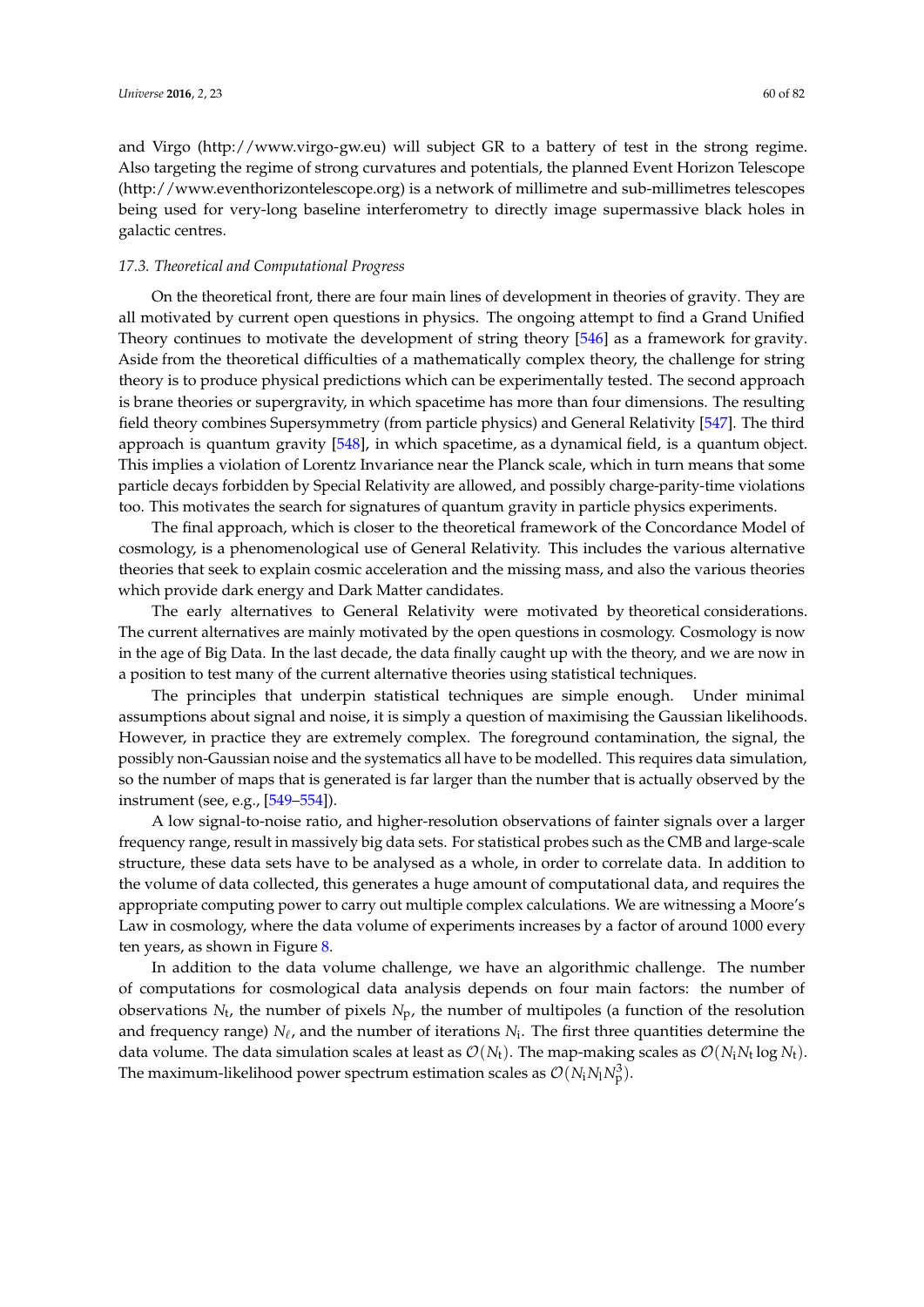and Virgo (http://www.virgo-gw.eu) will subject GR to a battery of test in the strong regime. Also targeting the regime of strong curvatures and potentials, the planned Event Horizon Telescope (http://www.eventhorizontelescope.org) is a network of millimetre and sub-millimetres telescopes being used for very-long baseline interferometry to directly image supermassive black holes in galactic centres.

### *17.3. Theoretical and Computational Progress*

On the theoretical front, there are four main lines of development in theories of gravity. They are all motivated by current open questions in physics. The ongoing attempt to find a Grand Unified Theory continues to motivate the development of string theory [546] as a framework for gravity. Aside from the theoretical difficulties of a mathematically complex theory, the challenge for string theory is to produce physical predictions which can be experimentally tested. The second approach is brane theories or supergravity, in which spacetime has more than four dimensions. The resulting field theory combines Supersymmetry (from particle physics) and General Relativity [547]. The third approach is quantum gravity [548], in which spacetime, as a dynamical field, is a quantum object. This implies a violation of Lorentz Invariance near the Planck scale, which in turn means that some particle decays forbidden by Special Relativity are allowed, and possibly charge-parity-time violations too. This motivates the search for signatures of quantum gravity in particle physics experiments.

The final approach, which is closer to the theoretical framework of the Concordance Model of cosmology, is a phenomenological use of General Relativity. This includes the various alternative theories that seek to explain cosmic acceleration and the missing mass, and also the various theories which provide dark energy and Dark Matter candidates.

The early alternatives to General Relativity were motivated by theoretical considerations. The current alternatives are mainly motivated by the open questions in cosmology. Cosmology is now in the age of Big Data. In the last decade, the data finally caught up with the theory, and we are now in a position to test many of the current alternative theories using statistical techniques.

The principles that underpin statistical techniques are simple enough. Under minimal assumptions about signal and noise, it is simply a question of maximising the Gaussian likelihoods. However, in practice they are extremely complex. The foreground contamination, the signal, the possibly non-Gaussian noise and the systematics all have to be modelled. This requires data simulation, so the number of maps that is generated is far larger than the number that is actually observed by the instrument (see, e.g., [549–554]).

A low signal-to-noise ratio, and higher-resolution observations of fainter signals over a larger frequency range, result in massively big data sets. For statistical probes such as the CMB and large-scale structure, these data sets have to be analysed as a whole, in order to correlate data. In addition to the volume of data collected, this generates a huge amount of computational data, and requires the appropriate computing power to carry out multiple complex calculations. We are witnessing a Moore's Law in cosmology, where the data volume of experiments increases by a factor of around 1000 every ten years, as shown in Figure 8.

In addition to the data volume challenge, we have an algorithmic challenge. The number of computations for cosmological data analysis depends on four main factors: the number of observations $N_t$, the number of pixels $N_p$, the number of multipoles (a function of the resolution and frequency range) $N_\ell$, and the number of iterations $N_i$. The first three quantities determine the data volume. The data simulation scales at least as $\mathcal{O}(N_t)$. The map-making scales as $\mathcal{O}(N_i N_t \log N_t)$. The maximum-likelihood power spectrum estimation scales as $\mathcal{O}(N_i N_l N_p^3)$.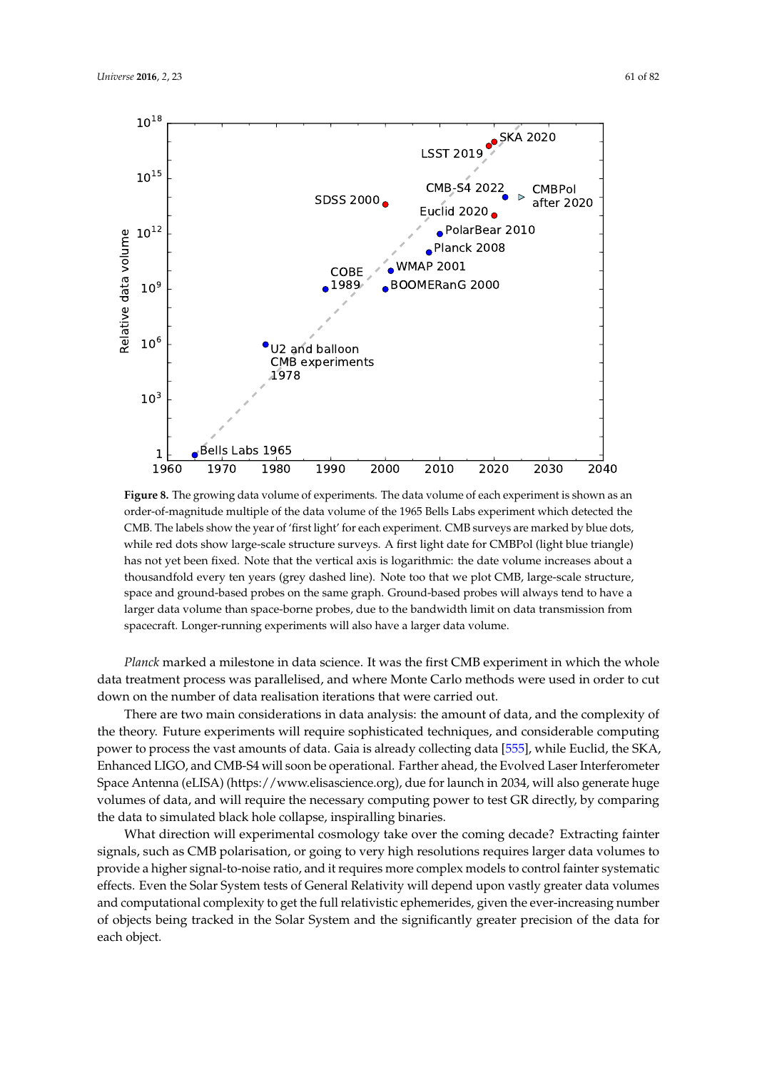$10^{18}$
$10^{15}$
$10^{12}$
$10^{9}$
$10^{6}$
$10^{3}$
1
Relative data volume
1960 1970 1980 1990 2000 2010 2020 2030 2040
SKA 2020
LSST 2019
CMB-S4 2022
CMBPol after 2020
SDSS 2000
Euclid 2020
PolarBear 2010
Planck 2008
WMAP 2001
COBE 1989
BOOMERanG 2000
U2 and balloon CMB experiments 1978
Bells Labs 1965

**Figure 8.** The growing data volume of experiments. The data volume of each experiment is shown as an order-of-magnitude multiple of the data volume of the 1965 Bells Labs experiment which detected the CMB. The labels show the year of 'first light' for each experiment. CMB surveys are marked by blue dots, while red dots show large-scale structure surveys. A first light date for CMBPol (light blue triangle) has not yet been fixed. Note that the vertical axis is logarithmic: the date volume increases about a thousandfold every ten years (grey dashed line). Note too that we plot CMB, large-scale structure, space and ground-based probes on the same graph. Ground-based probes will always tend to have a larger data volume than space-borne probes, due to the bandwidth limit on data transmission from spacecraft. Longer-running experiments will also have a larger data volume.

*Planck* marked a milestone in data science. It was the first CMB experiment in which the whole data treatment process was parallelised, and where Monte Carlo methods were used in order to cut down on the number of data realisation iterations that were carried out.

There are two main considerations in data analysis: the amount of data, and the complexity of the theory. Future experiments will require sophisticated techniques, and considerable computing power to process the vast amounts of data. Gaia is already collecting data [555], while Euclid, the SKA, Enhanced LIGO, and CMB-S4 will soon be operational. Farther ahead, the Evolved Laser Interferometer Space Antenna (eLISA) (https://www.elisascience.org), due for launch in 2034, will also generate huge volumes of data, and will require the necessary computing power to test GR directly, by comparing the data to simulated black hole collapse, inspiralling binaries.

What direction will experimental cosmology take over the coming decade? Extracting fainter signals, such as CMB polarisation, or going to very high resolutions requires larger data volumes to provide a higher signal-to-noise ratio, and it requires more complex models to control fainter systematic effects. Even the Solar System tests of General Relativity will depend upon vastly greater data volumes and computational complexity to get the full relativistic ephemerides, given the ever-increasing number of objects being tracked in the Solar System and the significantly greater precision of the data for each object.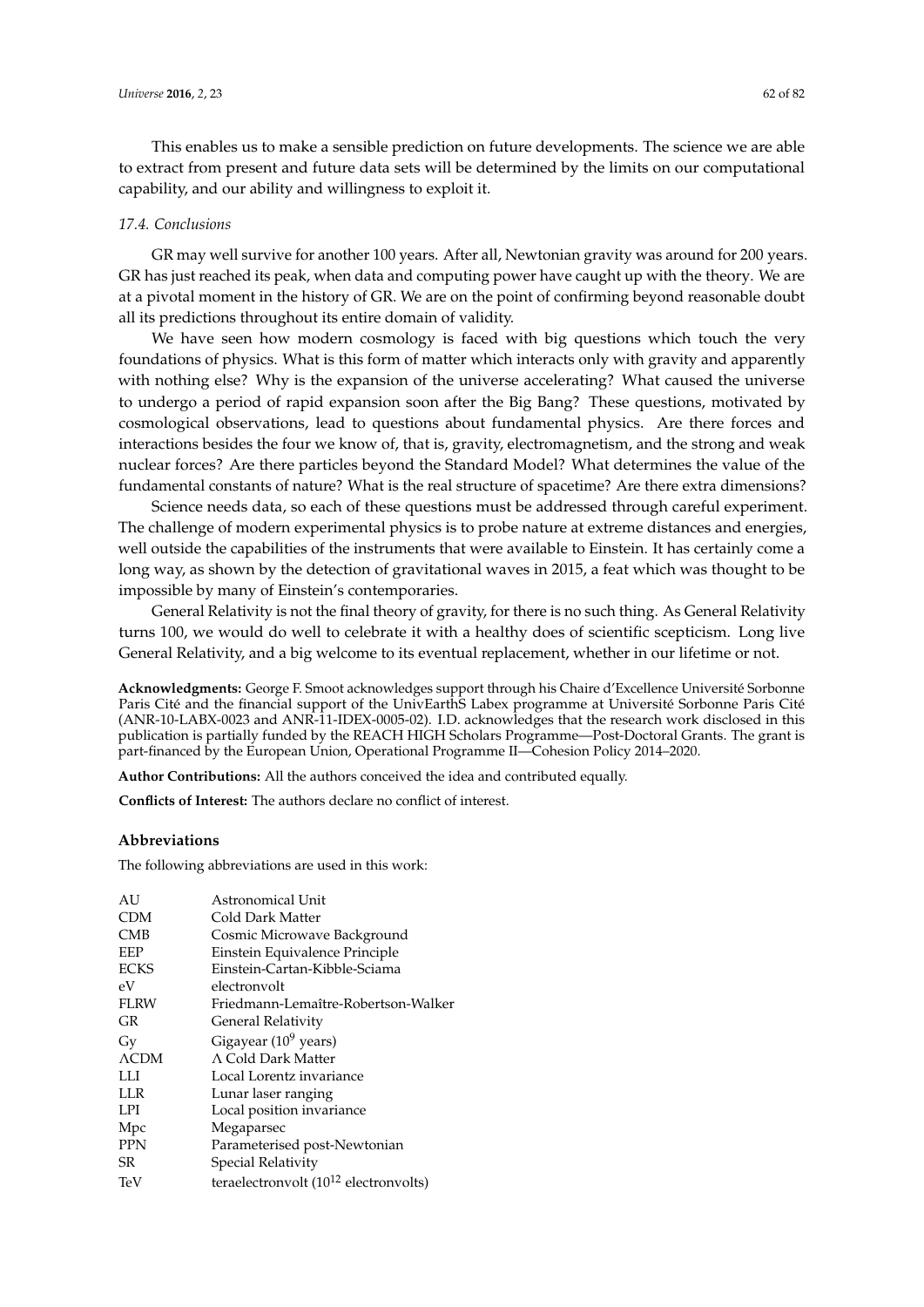This enables us to make a sensible prediction on future developments. The science we are able to extract from present and future data sets will be determined by the limits on our computational capability, and our ability and willingness to exploit it.

### *17.4. Conclusions*

GR may well survive for another 100 years. After all, Newtonian gravity was around for 200 years. GR has just reached its peak, when data and computing power have caught up with the theory. We are at a pivotal moment in the history of GR. We are on the point of confirming beyond reasonable doubt all its predictions throughout its entire domain of validity.

We have seen how modern cosmology is faced with big questions which touch the very foundations of physics. What is this form of matter which interacts only with gravity and apparently with nothing else? Why is the expansion of the universe accelerating? What caused the universe to undergo a period of rapid expansion soon after the Big Bang? These questions, motivated by cosmological observations, lead to questions about fundamental physics. Are there forces and interactions besides the four we know of, that is, gravity, electromagnetism, and the strong and weak nuclear forces? Are there particles beyond the Standard Model? What determines the value of the fundamental constants of nature? What is the real structure of spacetime? Are there extra dimensions?

Science needs data, so each of these questions must be addressed through careful experiment. The challenge of modern experimental physics is to probe nature at extreme distances and energies, well outside the capabilities of the instruments that were available to Einstein. It has certainly come a long way, as shown by the detection of gravitational waves in 2015, a feat which was thought to be impossible by many of Einstein's contemporaries.

General Relativity is not the final theory of gravity, for there is no such thing. As General Relativity turns 100, we would do well to celebrate it with a healthy does of scientific scepticism. Long live General Relativity, and a big welcome to its eventual replacement, whether in our lifetime or not.

**Acknowledgments:** George F. Smoot acknowledges support through his Chaire d'Excellence Université Sorbonne Paris Cité and the financial support of the UnivEarthS Labex programme at Université Sorbonne Paris Cité (ANR-10-LABX-0023 and ANR-11-IDEX-0005-02). I.D. acknowledges that the research work disclosed in this publication is partially funded by the REACH HIGH Scholars Programme—Post-Doctoral Grants. The grant is part-financed by the European Union, Operational Programme II—Cohesion Policy 2014–2020.

**Author Contributions:** All the authors conceived the idea and contributed equally.

**Conflicts of Interest:** The authors declare no conflict of interest.

## Abbreviations

The following abbreviations are used in this work:

| | |
|---|---|
| AU | Astronomical Unit |
| CDM | Cold Dark Matter |
| CMB | Cosmic Microwave Background |
| EEP | Einstein Equivalence Principle |
| ECKS | Einstein-Cartan-Kibble-Sciama |
| eV | electronvolt |
| FLRW | Friedmann-Lemaître-Robertson-Walker |
| GR | General Relativity |
| Gy | Gigayear ($10^9$ years) |
| ΛCDM | Λ Cold Dark Matter |
| LLI | Local Lorentz invariance |
| LLR | Lunar laser ranging |
| LPI | Local position invariance |
| Mpc | Megaparsec |
| PPN | Parameterised post-Newtonian |
| SR | Special Relativity |
| TeV | teraelectronvolt ($10^{12}$ electronvolts) |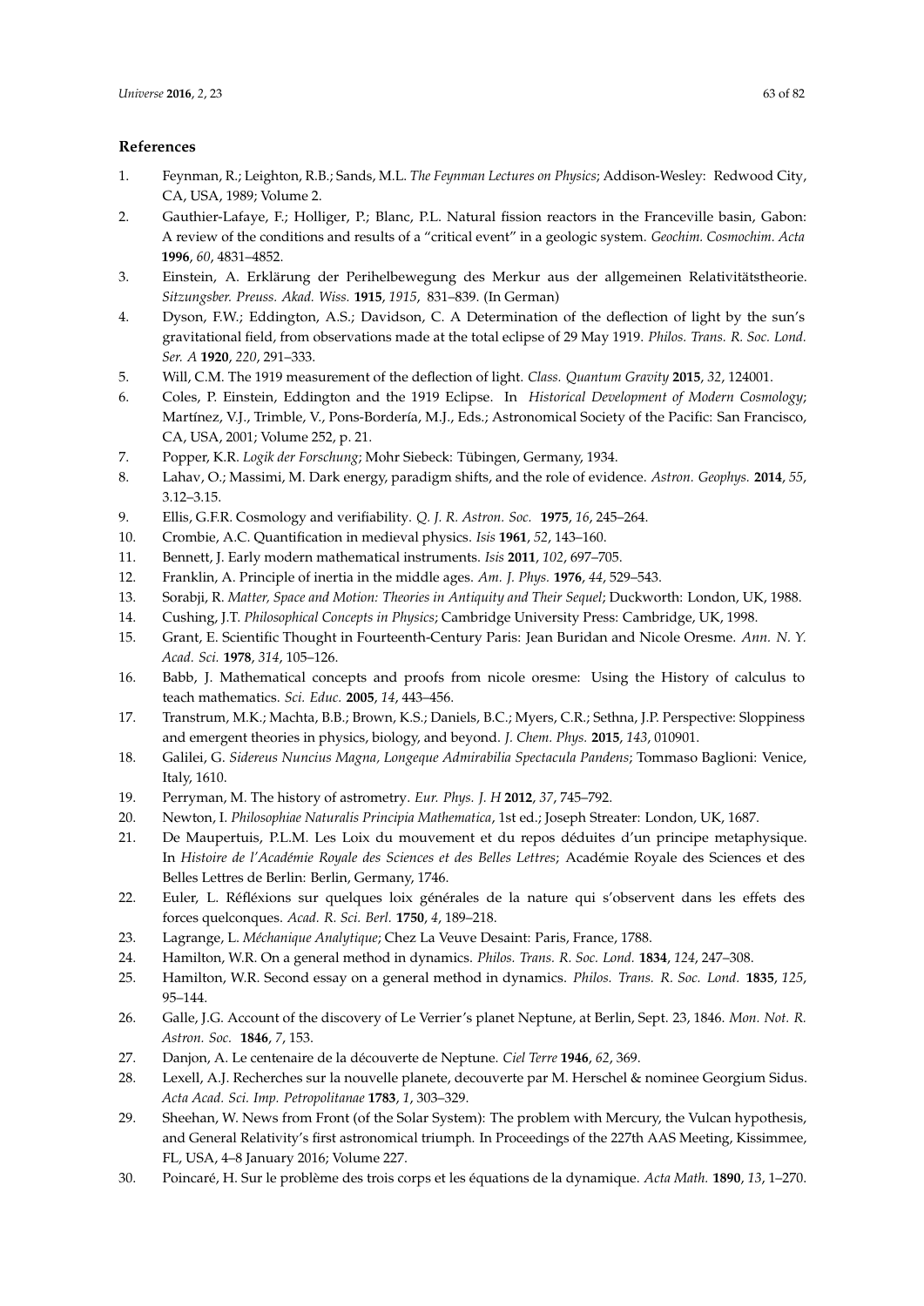## References

1. Feynman, R.; Leighton, R.B.; Sands, M.L. *The Feynman Lectures on Physics*; Addison-Wesley: Redwood City, CA, USA, 1989; Volume 2.
2. Gauthier-Lafaye, F.; Holliger, P.; Blanc, P.L. Natural fission reactors in the Franceville basin, Gabon: A review of the conditions and results of a "critical event" in a geologic system. *Geochim. Cosmochim. Acta* **1996**, *60*, 4831–4852.
3. Einstein, A. Erklärung der Perihelbewegung des Merkur aus der allgemeinen Relativitätstheorie. *Sitzungsber. Preuss. Akad. Wiss.* **1915**, *1915*, 831–839. (In German)
4. Dyson, F.W.; Eddington, A.S.; Davidson, C. A Determination of the deflection of light by the sun's gravitational field, from observations made at the total eclipse of 29 May 1919. *Philos. Trans. R. Soc. Lond. Ser. A* **1920**, *220*, 291–333.
5. Will, C.M. The 1919 measurement of the deflection of light. *Class. Quantum Gravity* **2015**, *32*, 124001.
6. Coles, P. Einstein, Eddington and the 1919 Eclipse. In *Historical Development of Modern Cosmology*; Martínez, V.J., Trimble, V., Pons-Bordería, M.J., Eds.; Astronomical Society of the Pacific: San Francisco, CA, USA, 2001; Volume 252, p. 21.
7. Popper, K.R. *Logik der Forschung*; Mohr Siebeck: Tübingen, Germany, 1934.
8. Lahav, O.; Massimi, M. Dark energy, paradigm shifts, and the role of evidence. *Astron. Geophys.* **2014**, *55*, 3.12–3.15.
9. Ellis, G.F.R. Cosmology and verifiability. *Q. J. R. Astron. Soc.* **1975**, *16*, 245–264.
10. Crombie, A.C. Quantification in medieval physics. *Isis* **1961**, *52*, 143–160.
11. Bennett, J. Early modern mathematical instruments. *Isis* **2011**, *102*, 697–705.
12. Franklin, A. Principle of inertia in the middle ages. *Am. J. Phys.* **1976**, *44*, 529–543.
13. Sorabji, R. *Matter, Space and Motion: Theories in Antiquity and Their Sequel*; Duckworth: London, UK, 1988.
14. Cushing, J.T. *Philosophical Concepts in Physics*; Cambridge University Press: Cambridge, UK, 1998.
15. Grant, E. Scientific Thought in Fourteenth-Century Paris: Jean Buridan and Nicole Oresme. *Ann. N. Y. Acad. Sci.* **1978**, *314*, 105–126.
16. Babb, J. Mathematical concepts and proofs from nicole oresme: Using the History of calculus to teach mathematics. *Sci. Educ.* **2005**, *14*, 443–456.
17. Transtrum, M.K.; Machta, B.B.; Brown, K.S.; Daniels, B.C.; Myers, C.R.; Sethna, J.P. Perspective: Sloppiness and emergent theories in physics, biology, and beyond. *J. Chem. Phys.* **2015**, *143*, 010901.
18. Galilei, G. *Sidereus Nuncius Magna, Longeque Admirabilia Spectacula Pandens*; Tommaso Baglioni: Venice, Italy, 1610.
19. Perryman, M. The history of astrometry. *Eur. Phys. J. H* **2012**, *37*, 745–792.
20. Newton, I. *Philosophiae Naturalis Principia Mathematica*, 1st ed.; Joseph Streater: London, UK, 1687.
21. De Maupertuis, P.L.M. Les Loix du mouvement et du repos déduites d'un principe metaphysique. In *Histoire de l'Académie Royale des Sciences et des Belles Lettres*; Académie Royale des Sciences et des Belles Lettres de Berlin: Berlin, Germany, 1746.
22. Euler, L. Réfléxions sur quelques loix générales de la nature qui s'observent dans les effets des forces quelconques. *Acad. R. Sci. Berl.* **1750**, *4*, 189–218.
23. Lagrange, L. *Méchanique Analytique*; Chez La Veuve Desaint: Paris, France, 1788.
24. Hamilton, W.R. On a general method in dynamics. *Philos. Trans. R. Soc. Lond.* **1834**, *124*, 247–308.
25. Hamilton, W.R. Second essay on a general method in dynamics. *Philos. Trans. R. Soc. Lond.* **1835**, *125*, 95–144.
26. Galle, J.G. Account of the discovery of Le Verrier's planet Neptune, at Berlin, Sept. 23, 1846. *Mon. Not. R. Astron. Soc.* **1846**, *7*, 153.
27. Danjon, A. Le centenaire de la découverte de Neptune. *Ciel Terre* **1946**, *62*, 369.
28. Lexell, A.J. Recherches sur la nouvelle planete, decouverte par M. Herschel & nominee Georgium Sidus. *Acta Acad. Sci. Imp. Petropolitanae* **1783**, *1*, 303–329.
29. Sheehan, W. News from Front (of the Solar System): The problem with Mercury, the Vulcan hypothesis, and General Relativity's first astronomical triumph. In Proceedings of the 227th AAS Meeting, Kissimmee, FL, USA, 4–8 January 2016; Volume 227.
30. Poincaré, H. Sur le problème des trois corps et les équations de la dynamique. *Acta Math.* **1890**, *13*, 1–270.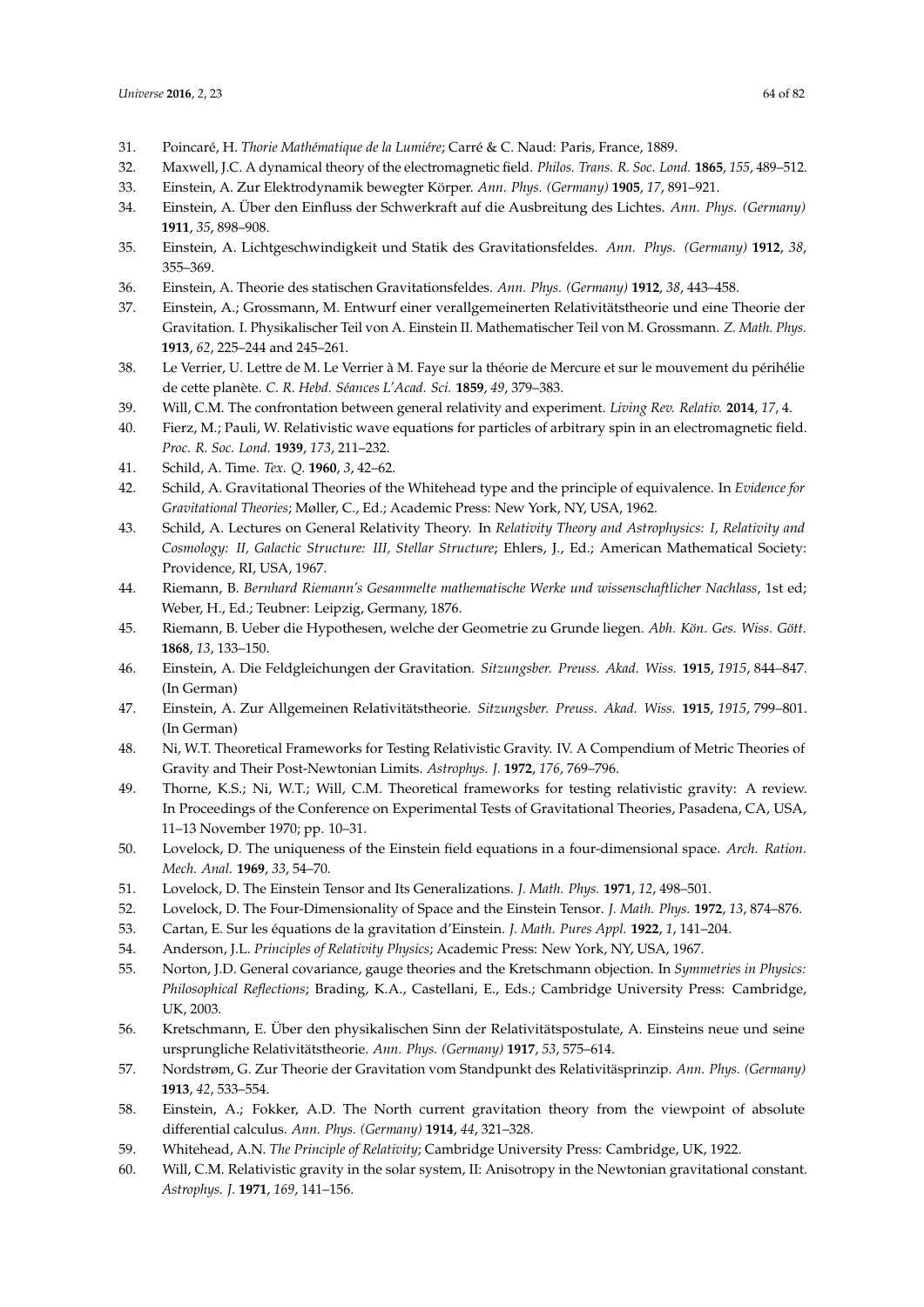31. Poincaré, H. *Thorie Mathématique de la Lumiére*; Carré & C. Naud: Paris, France, 1889.
32. Maxwell, J.C. A dynamical theory of the electromagnetic field. *Philos. Trans. R. Soc. Lond.* **1865**, *155*, 489–512.
33. Einstein, A. Zur Elektrodynamik bewegter Körper. *Ann. Phys. (Germany)* **1905**, *17*, 891–921.
34. Einstein, A. Über den Einfluss der Schwerkraft auf die Ausbreitung des Lichtes. *Ann. Phys. (Germany)* **1911**, *35*, 898–908.
35. Einstein, A. Lichtgeschwindigkeit und Statik des Gravitationsfeldes. *Ann. Phys. (Germany)* **1912**, *38*, 355–369.
36. Einstein, A. Theorie des statischen Gravitationsfeldes. *Ann. Phys. (Germany)* **1912**, *38*, 443–458.
37. Einstein, A.; Grossmann, M. Entwurf einer verallgemeinerten Relativitätstheorie und eine Theorie der Gravitation. I. Physikalischer Teil von A. Einstein II. Mathematischer Teil von M. Grossmann. *Z. Math. Phys.* **1913**, *62*, 225–244 and 245–261.
38. Le Verrier, U. Lettre de M. Le Verrier à M. Faye sur la théorie de Mercure et sur le mouvement du périhélie de cette planète. *C. R. Hebd. Séances L'Acad. Sci.* **1859**, *49*, 379–383.
39. Will, C.M. The confrontation between general relativity and experiment. *Living Rev. Relativ.* **2014**, *17*, 4.
40. Fierz, M.; Pauli, W. Relativistic wave equations for particles of arbitrary spin in an electromagnetic field. *Proc. R. Soc. Lond.* **1939**, *173*, 211–232.
41. Schild, A. Time. *Tex. Q.* **1960**, *3*, 42–62.
42. Schild, A. Gravitational Theories of the Whitehead type and the principle of equivalence. In *Evidence for Gravitational Theories*; Møller, C., Ed.; Academic Press: New York, NY, USA, 1962.
43. Schild, A. Lectures on General Relativity Theory. In *Relativity Theory and Astrophysics: I, Relativity and Cosmology: II, Galactic Structure: III, Stellar Structure*; Ehlers, J., Ed.; American Mathematical Society: Providence, RI, USA, 1967.
44. Riemann, B. *Bernhard Riemann's Gesammelte mathematische Werke und wissenschaftlicher Nachlass*, 1st ed; Weber, H., Ed.; Teubner: Leipzig, Germany, 1876.
45. Riemann, B. Ueber die Hypothesen, welche der Geometrie zu Grunde liegen. *Abh. Kön. Ges. Wiss. Gött.* **1868**, *13*, 133–150.
46. Einstein, A. Die Feldgleichungen der Gravitation. *Sitzungsber. Preuss. Akad. Wiss.* **1915**, *1915*, 844–847. (In German)
47. Einstein, A. Zur Allgemeinen Relativitätstheorie. *Sitzungsber. Preuss. Akad. Wiss.* **1915**, *1915*, 799–801. (In German)
48. Ni, W.T. Theoretical Frameworks for Testing Relativistic Gravity. IV. A Compendium of Metric Theories of Gravity and Their Post-Newtonian Limits. *Astrophys. J.* **1972**, *176*, 769–796.
49. Thorne, K.S.; Ni, W.T.; Will, C.M. Theoretical frameworks for testing relativistic gravity: A review. In Proceedings of the Conference on Experimental Tests of Gravitational Theories, Pasadena, CA, USA, 11–13 November 1970; pp. 10–31.
50. Lovelock, D. The uniqueness of the Einstein field equations in a four-dimensional space. *Arch. Ration. Mech. Anal.* **1969**, *33*, 54–70.
51. Lovelock, D. The Einstein Tensor and Its Generalizations. *J. Math. Phys.* **1971**, *12*, 498–501.
52. Lovelock, D. The Four-Dimensionality of Space and the Einstein Tensor. *J. Math. Phys.* **1972**, *13*, 874–876.
53. Cartan, E. Sur les équations de la gravitation d'Einstein. *J. Math. Pures Appl.* **1922**, *1*, 141–204.
54. Anderson, J.L. *Principles of Relativity Physics*; Academic Press: New York, NY, USA, 1967.
55. Norton, J.D. General covariance, gauge theories and the Kretschmann objection. In *Symmetries in Physics: Philosophical Reflections*; Brading, K.A., Castellani, E., Eds.; Cambridge University Press: Cambridge, UK, 2003.
56. Kretschmann, E. Über den physikalischen Sinn der Relativitätspostulate, A. Einsteins neue und seine ursprungliche Relativitätstheorie. *Ann. Phys. (Germany)* **1917**, *53*, 575–614.
57. Nordstrøm, G. Zur Theorie der Gravitation vom Standpunkt des Relativitäsprinzip. *Ann. Phys. (Germany)* **1913**, *42*, 533–554.
58. Einstein, A.; Fokker, A.D. The North current gravitation theory from the viewpoint of absolute differential calculus. *Ann. Phys. (Germany)* **1914**, *44*, 321–328.
59. Whitehead, A.N. *The Principle of Relativity*; Cambridge University Press: Cambridge, UK, 1922.
60. Will, C.M. Relativistic gravity in the solar system, II: Anisotropy in the Newtonian gravitational constant. *Astrophys. J.* **1971**, *169*, 141–156.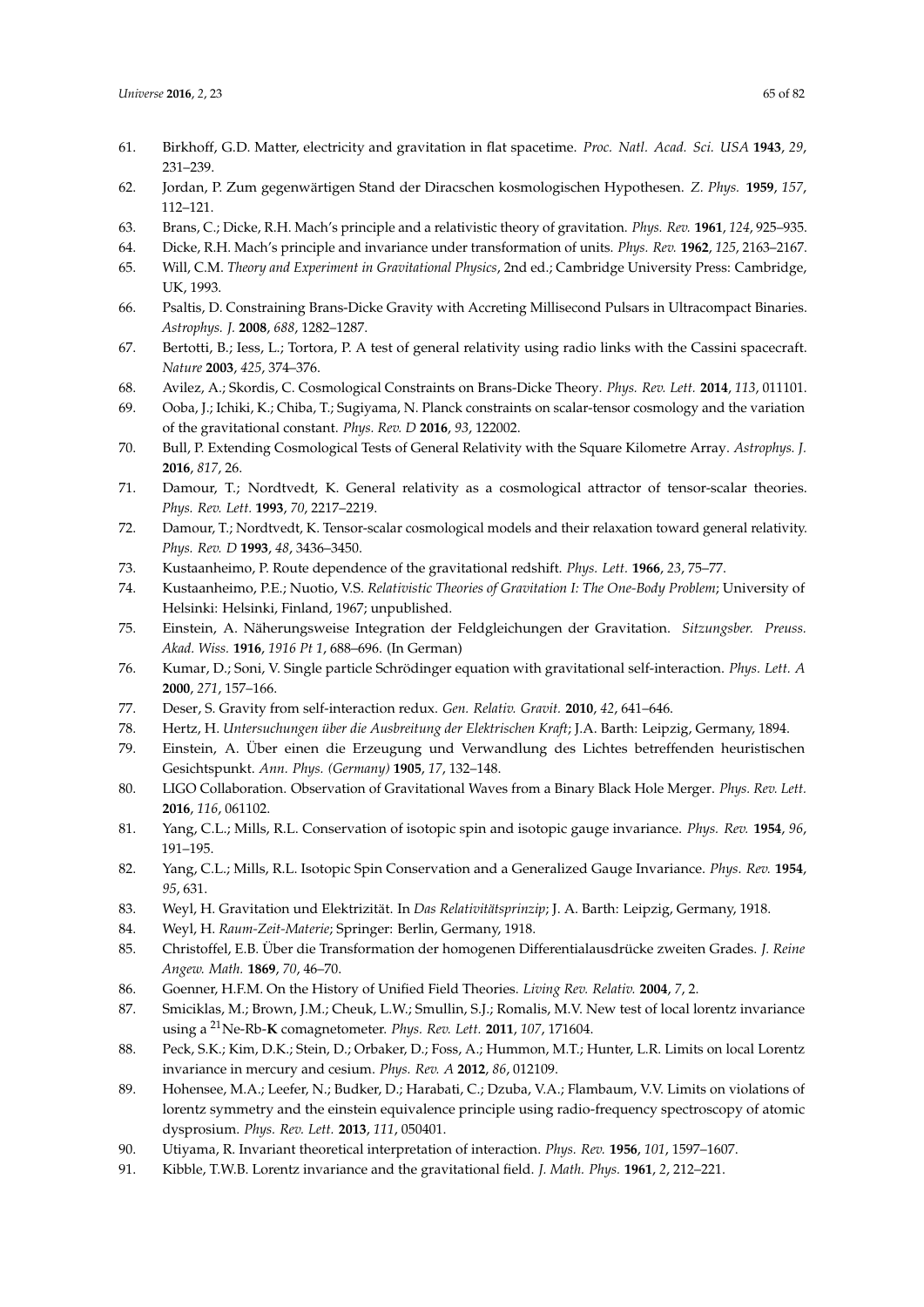61. Birkhoff, G.D. Matter, electricity and gravitation in flat spacetime. *Proc. Natl. Acad. Sci. USA* **1943**, *29*, 231–239.
62. Jordan, P. Zum gegenwärtigen Stand der Diracschen kosmologischen Hypothesen. *Z. Phys.* **1959**, *157*, 112–121.
63. Brans, C.; Dicke, R.H. Mach's principle and a relativistic theory of gravitation. *Phys. Rev.* **1961**, *124*, 925–935.
64. Dicke, R.H. Mach's principle and invariance under transformation of units. *Phys. Rev.* **1962**, *125*, 2163–2167.
65. Will, C.M. *Theory and Experiment in Gravitational Physics*, 2nd ed.; Cambridge University Press: Cambridge, UK, 1993.
66. Psaltis, D. Constraining Brans-Dicke Gravity with Accreting Millisecond Pulsars in Ultracompact Binaries. *Astrophys. J.* **2008**, *688*, 1282–1287.
67. Bertotti, B.; Iess, L.; Tortora, P. A test of general relativity using radio links with the Cassini spacecraft. *Nature* **2003**, *425*, 374–376.
68. Avilez, A.; Skordis, C. Cosmological Constraints on Brans-Dicke Theory. *Phys. Rev. Lett.* **2014**, *113*, 011101.
69. Ooba, J.; Ichiki, K.; Chiba, T.; Sugiyama, N. Planck constraints on scalar-tensor cosmology and the variation of the gravitational constant. *Phys. Rev. D* **2016**, *93*, 122002.
70. Bull, P. Extending Cosmological Tests of General Relativity with the Square Kilometre Array. *Astrophys. J.* **2016**, *817*, 26.
71. Damour, T.; Nordtvedt, K. General relativity as a cosmological attractor of tensor-scalar theories. *Phys. Rev. Lett.* **1993**, *70*, 2217–2219.
72. Damour, T.; Nordtvedt, K. Tensor-scalar cosmological models and their relaxation toward general relativity. *Phys. Rev. D* **1993**, *48*, 3436–3450.
73. Kustaanheimo, P. Route dependence of the gravitational redshift. *Phys. Lett.* **1966**, *23*, 75–77.
74. Kustaanheimo, P.E.; Nuotio, V.S. *Relativistic Theories of Gravitation I: The One-Body Problem*; University of Helsinki: Helsinki, Finland, 1967; unpublished.
75. Einstein, A. Näherungsweise Integration der Feldgleichungen der Gravitation. *Sitzungsber. Preuss. Akad. Wiss.* **1916**, *1916 Pt 1*, 688–696. (In German)
76. Kumar, D.; Soni, V. Single particle Schrödinger equation with gravitational self-interaction. *Phys. Lett. A* **2000**, *271*, 157–166.
77. Deser, S. Gravity from self-interaction redux. *Gen. Relativ. Gravit.* **2010**, *42*, 641–646.
78. Hertz, H. *Untersuchungen über die Ausbreitung der Elektrischen Kraft*; J.A. Barth: Leipzig, Germany, 1894.
79. Einstein, A. Über einen die Erzeugung und Verwandlung des Lichtes betreffenden heuristischen Gesichtspunkt. *Ann. Phys. (Germany)* **1905**, *17*, 132–148.
80. LIGO Collaboration. Observation of Gravitational Waves from a Binary Black Hole Merger. *Phys. Rev. Lett.* **2016**, *116*, 061102.
81. Yang, C.L.; Mills, R.L. Conservation of isotopic spin and isotopic gauge invariance. *Phys. Rev.* **1954**, *96*, 191–195.
82. Yang, C.L.; Mills, R.L. Isotopic Spin Conservation and a Generalized Gauge Invariance. *Phys. Rev.* **1954**, *95*, 631.
83. Weyl, H. Gravitation und Elektrizität. In *Das Relativitätsprinzip*; J. A. Barth: Leipzig, Germany, 1918.
84. Weyl, H. *Raum-Zeit-Materie*; Springer: Berlin, Germany, 1918.
85. Christoffel, E.B. Über die Transformation der homogenen Differentialausdrücke zweiten Grades. *J. Reine Angew. Math.* **1869**, *70*, 46–70.
86. Goenner, H.F.M. On the History of Unified Field Theories. *Living Rev. Relativ.* **2004**, *7*, 2.
87. Smiciklas, M.; Brown, J.M.; Cheuk, L.W.; Smullin, S.J.; Romalis, M.V. New test of local lorentz invariance using a $^{21}$Ne-Rb-**K** comagnetometer. *Phys. Rev. Lett.* **2011**, *107*, 171604.
88. Peck, S.K.; Kim, D.K.; Stein, D.; Orbaker, D.; Foss, A.; Hummon, M.T.; Hunter, L.R. Limits on local Lorentz invariance in mercury and cesium. *Phys. Rev. A* **2012**, *86*, 012109.
89. Hohensee, M.A.; Leefer, N.; Budker, D.; Harabati, C.; Dzuba, V.A.; Flambaum, V.V. Limits on violations of lorentz symmetry and the einstein equivalence principle using radio-frequency spectroscopy of atomic dysprosium. *Phys. Rev. Lett.* **2013**, *111*, 050401.
90. Utiyama, R. Invariant theoretical interpretation of interaction. *Phys. Rev.* **1956**, *101*, 1597–1607.
91. Kibble, T.W.B. Lorentz invariance and the gravitational field. *J. Math. Phys.* **1961**, *2*, 212–221.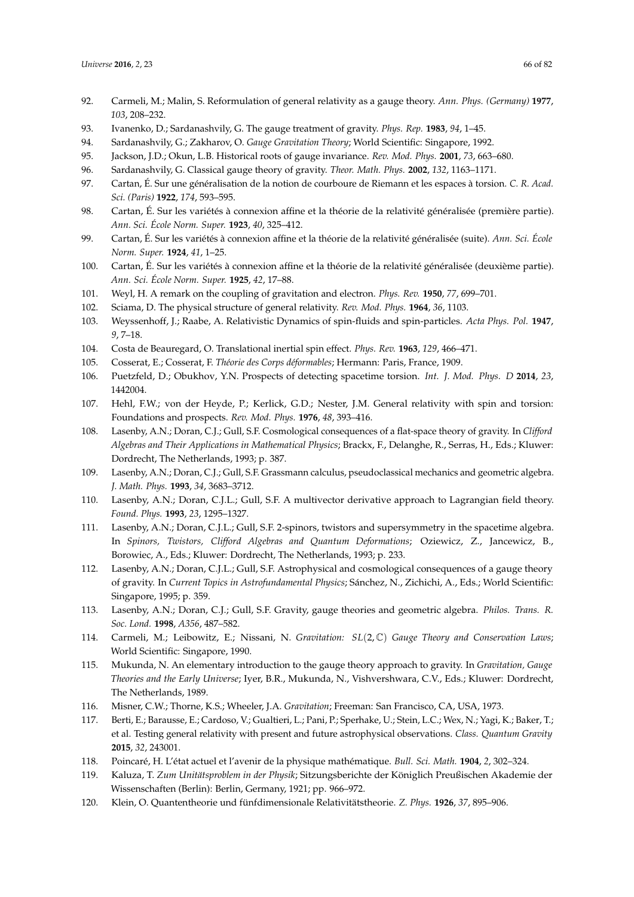92. Carmeli, M.; Malin, S. Reformulation of general relativity as a gauge theory. *Ann. Phys. (Germany)* **1977**, *103*, 208–232.
93. Ivanenko, D.; Sardanashvily, G. The gauge treatment of gravity. *Phys. Rep.* **1983**, *94*, 1–45.
94. Sardanashvily, G.; Zakharov, O. *Gauge Gravitation Theory*; World Scientific: Singapore, 1992.
95. Jackson, J.D.; Okun, L.B. Historical roots of gauge invariance. *Rev. Mod. Phys.* **2001**, *73*, 663–680.
96. Sardanashvily, G. Classical gauge theory of gravity. *Theor. Math. Phys.* **2002**, *132*, 1163–1171.
97. Cartan, É. Sur une généralisation de la notion de courboure de Riemann et les espaces à torsion. *C. R. Acad. Sci. (Paris)* **1922**, *174*, 593–595.
98. Cartan, É. Sur les variétés à connexion affine et la théorie de la relativité généralisée (première partie). *Ann. Sci. École Norm. Super.* **1923**, *40*, 325–412.
99. Cartan, É. Sur les variétés à connexion affine et la théorie de la relativité généralisée (suite). *Ann. Sci. École Norm. Super.* **1924**, *41*, 1–25.
100. Cartan, É. Sur les variétés à connexion affine et la théorie de la relativité généralisée (deuxième partie). *Ann. Sci. École Norm. Super.* **1925**, *42*, 17–88.
101. Weyl, H. A remark on the coupling of gravitation and electron. *Phys. Rev.* **1950**, *77*, 699–701.
102. Sciama, D. The physical structure of general relativity. *Rev. Mod. Phys.* **1964**, *36*, 1103.
103. Weyssenhoff, J.; Raabe, A. Relativistic Dynamics of spin-fluids and spin-particles. *Acta Phys. Pol.* **1947**, *9*, 7–18.
104. Costa de Beauregard, O. Translational inertial spin effect. *Phys. Rev.* **1963**, *129*, 466–471.
105. Cosserat, E.; Cosserat, F. *Théorie des Corps déformables*; Hermann: Paris, France, 1909.
106. Puetzfeld, D.; Obukhov, Y.N. Prospects of detecting spacetime torsion. *Int. J. Mod. Phys. D* **2014**, *23*, 1442004.
107. Hehl, F.W.; von der Heyde, P.; Kerlick, G.D.; Nester, J.M. General relativity with spin and torsion: Foundations and prospects. *Rev. Mod. Phys.* **1976**, *48*, 393–416.
108. Lasenby, A.N.; Doran, C.J.; Gull, S.F. Cosmological consequences of a flat-space theory of gravity. In *Clifford Algebras and Their Applications in Mathematical Physics*; Brackx, F., Delanghe, R., Serras, H., Eds.; Kluwer: Dordrecht, The Netherlands, 1993; p. 387.
109. Lasenby, A.N.; Doran, C.J.; Gull, S.F. Grassmann calculus, pseudoclassical mechanics and geometric algebra. *J. Math. Phys.* **1993**, *34*, 3683–3712.
110. Lasenby, A.N.; Doran, C.J.L.; Gull, S.F. A multivector derivative approach to Lagrangian field theory. *Found. Phys.* **1993**, *23*, 1295–1327.
111. Lasenby, A.N.; Doran, C.J.L.; Gull, S.F. 2-spinors, twistors and supersymmetry in the spacetime algebra. In *Spinors, Twistors, Clifford Algebras and Quantum Deformations*; Oziewicz, Z., Jancewicz, B., Borowiec, A., Eds.; Kluwer: Dordrecht, The Netherlands, 1993; p. 233.
112. Lasenby, A.N.; Doran, C.J.L.; Gull, S.F. Astrophysical and cosmological consequences of a gauge theory of gravity. In *Current Topics in Astrofundamental Physics*; Sánchez, N., Zichichi, A., Eds.; World Scientific: Singapore, 1995; p. 359.
113. Lasenby, A.N.; Doran, C.J.; Gull, S.F. Gravity, gauge theories and geometric algebra. *Philos. Trans. R. Soc. Lond.* **1998**, *A356*, 487–582.
114. Carmeli, M.; Leibowitz, E.; Nissani, N. *Gravitation: $SL(2,\mathbb{C})$ Gauge Theory and Conservation Laws*; World Scientific: Singapore, 1990.
115. Mukunda, N. An elementary introduction to the gauge theory approach to gravity. In *Gravitation, Gauge Theories and the Early Universe*; Iyer, B.R., Mukunda, N., Vishvershwara, C.V., Eds.; Kluwer: Dordrecht, The Netherlands, 1989.
116. Misner, C.W.; Thorne, K.S.; Wheeler, J.A. *Gravitation*; Freeman: San Francisco, CA, USA, 1973.
117. Berti, E.; Barausse, E.; Cardoso, V.; Gualtieri, L.; Pani, P.; Sperhake, U.; Stein, L.C.; Wex, N.; Yagi, K.; Baker, T.; et al. Testing general relativity with present and future astrophysical observations. *Class. Quantum Gravity* **2015**, *32*, 243001.
118. Poincaré, H. L'état actuel et l'avenir de la physique mathématique. *Bull. Sci. Math.* **1904**, *2*, 302–324.
119. Kaluza, T. *Zum Unitätsproblem in der Physik*; Sitzungsberichte der Königlich Preußischen Akademie der Wissenschaften (Berlin): Berlin, Germany, 1921; pp. 966–972.
120. Klein, O. Quantentheorie und fünfdimensionale Relativitätstheorie. *Z. Phys.* **1926**, *37*, 895–906.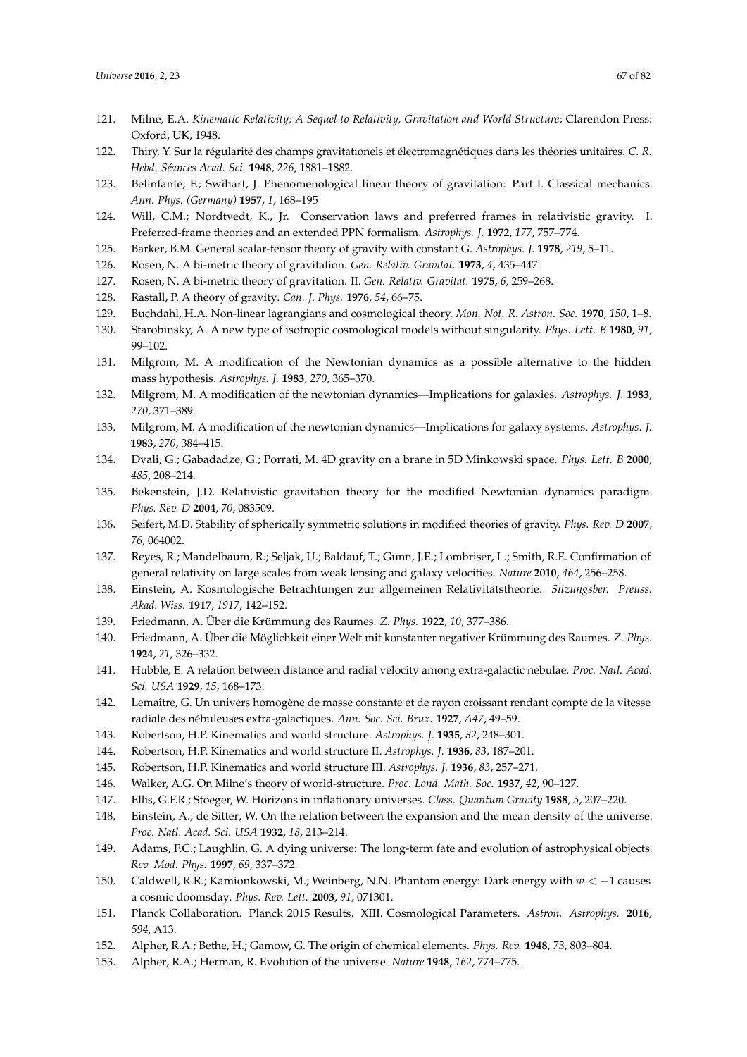121. Milne, E.A. *Kinematic Relativity; A Sequel to Relativity, Gravitation and World Structure*; Clarendon Press: Oxford, UK, 1948.
122. Thiry, Y. Sur la régularité des champs gravitationels et électromagnétiques dans les théories unitaires. *C. R. Hebd. Séances Acad. Sci.* **1948**, *226*, 1881–1882.
123. Belinfante, F.; Swihart, J. Phenomenological linear theory of gravitation: Part I. Classical mechanics. *Ann. Phys. (Germany)* **1957**, *1*, 168–195
124. Will, C.M.; Nordtvedt, K., Jr. Conservation laws and preferred frames in relativistic gravity. I. Preferred-frame theories and an extended PPN formalism. *Astrophys. J.* **1972**, *177*, 757–774.
125. Barker, B.M. General scalar-tensor theory of gravity with constant G. *Astrophys. J.* **1978**, *219*, 5–11.
126. Rosen, N. A bi-metric theory of gravitation. *Gen. Relativ. Gravitat.* **1973**, *4*, 435–447.
127. Rosen, N. A bi-metric theory of gravitation. II. *Gen. Relativ. Gravitat.* **1975**, *6*, 259–268.
128. Rastall, P. A theory of gravity. *Can. J. Phys.* **1976**, *54*, 66–75.
129. Buchdahl, H.A. Non-linear lagrangians and cosmological theory. *Mon. Not. R. Astron. Soc.* **1970**, *150*, 1–8.
130. Starobinsky, A. A new type of isotropic cosmological models without singularity. *Phys. Lett. B* **1980**, *91*, 99–102.
131. Milgrom, M. A modification of the Newtonian dynamics as a possible alternative to the hidden mass hypothesis. *Astrophys. J.* **1983**, *270*, 365–370.
132. Milgrom, M. A modification of the newtonian dynamics—Implications for galaxies. *Astrophys. J.* **1983**, *270*, 371–389.
133. Milgrom, M. A modification of the newtonian dynamics—Implications for galaxy systems. *Astrophys. J.* **1983**, *270*, 384–415.
134. Dvali, G.; Gabadadze, G.; Porrati, M. 4D gravity on a brane in 5D Minkowski space. *Phys. Lett. B* **2000**, *485*, 208–214.
135. Bekenstein, J.D. Relativistic gravitation theory for the modified Newtonian dynamics paradigm. *Phys. Rev. D* **2004**, *70*, 083509.
136. Seifert, M.D. Stability of spherically symmetric solutions in modified theories of gravity. *Phys. Rev. D* **2007**, *76*, 064002.
137. Reyes, R.; Mandelbaum, R.; Seljak, U.; Baldauf, T.; Gunn, J.E.; Lombriser, L.; Smith, R.E. Confirmation of general relativity on large scales from weak lensing and galaxy velocities. *Nature* **2010**, *464*, 256–258.
138. Einstein, A. Kosmologische Betrachtungen zur allgemeinen Relativitätstheorie. *Sitzungsber. Preuss. Akad. Wiss.* **1917**, *1917*, 142–152.
139. Friedmann, A. Über die Krümmung des Raumes. *Z. Phys.* **1922**, *10*, 377–386.
140. Friedmann, A. Über die Möglichkeit einer Welt mit konstanter negativer Krümmung des Raumes. *Z. Phys.* **1924**, *21*, 326–332.
141. Hubble, E. A relation between distance and radial velocity among extra-galactic nebulae. *Proc. Natl. Acad. Sci. USA* **1929**, *15*, 168–173.
142. Lemaître, G. Un univers homogène de masse constante et de rayon croissant rendant compte de la vitesse radiale des nébuleuses extra-galactiques. *Ann. Soc. Sci. Brux.* **1927**, *A47*, 49–59.
143. Robertson, H.P. Kinematics and world structure. *Astrophys. J.* **1935**, *82*, 248–301.
144. Robertson, H.P. Kinematics and world structure II. *Astrophys. J.* **1936**, *83*, 187–201.
145. Robertson, H.P. Kinematics and world structure III. *Astrophys. J.* **1936**, *83*, 257–271.
146. Walker, A.G. On Milne's theory of world-structure. *Proc. Lond. Math. Soc.* **1937**, *42*, 90–127.
147. Ellis, G.F.R.; Stoeger, W. Horizons in inflationary universes. *Class. Quantum Gravity* **1988**, *5*, 207–220.
148. Einstein, A.; de Sitter, W. On the relation between the expansion and the mean density of the universe. *Proc. Natl. Acad. Sci. USA* **1932**, *18*, 213–214.
149. Adams, F.C.; Laughlin, G. A dying universe: The long-term fate and evolution of astrophysical objects. *Rev. Mod. Phys.* **1997**, *69*, 337–372.
150. Caldwell, R.R.; Kamionkowski, M.; Weinberg, N.N. Phantom energy: Dark energy with $w < -1$ causes a cosmic doomsday. *Phys. Rev. Lett.* **2003**, *91*, 071301.
151. Planck Collaboration. Planck 2015 Results. XIII. Cosmological Parameters. *Astron. Astrophys.* **2016**, *594*, A13.
152. Alpher, R.A.; Bethe, H.; Gamow, G. The origin of chemical elements. *Phys. Rev.* **1948**, *73*, 803–804.
153. Alpher, R.A.; Herman, R. Evolution of the universe. *Nature* **1948**, *162*, 774–775.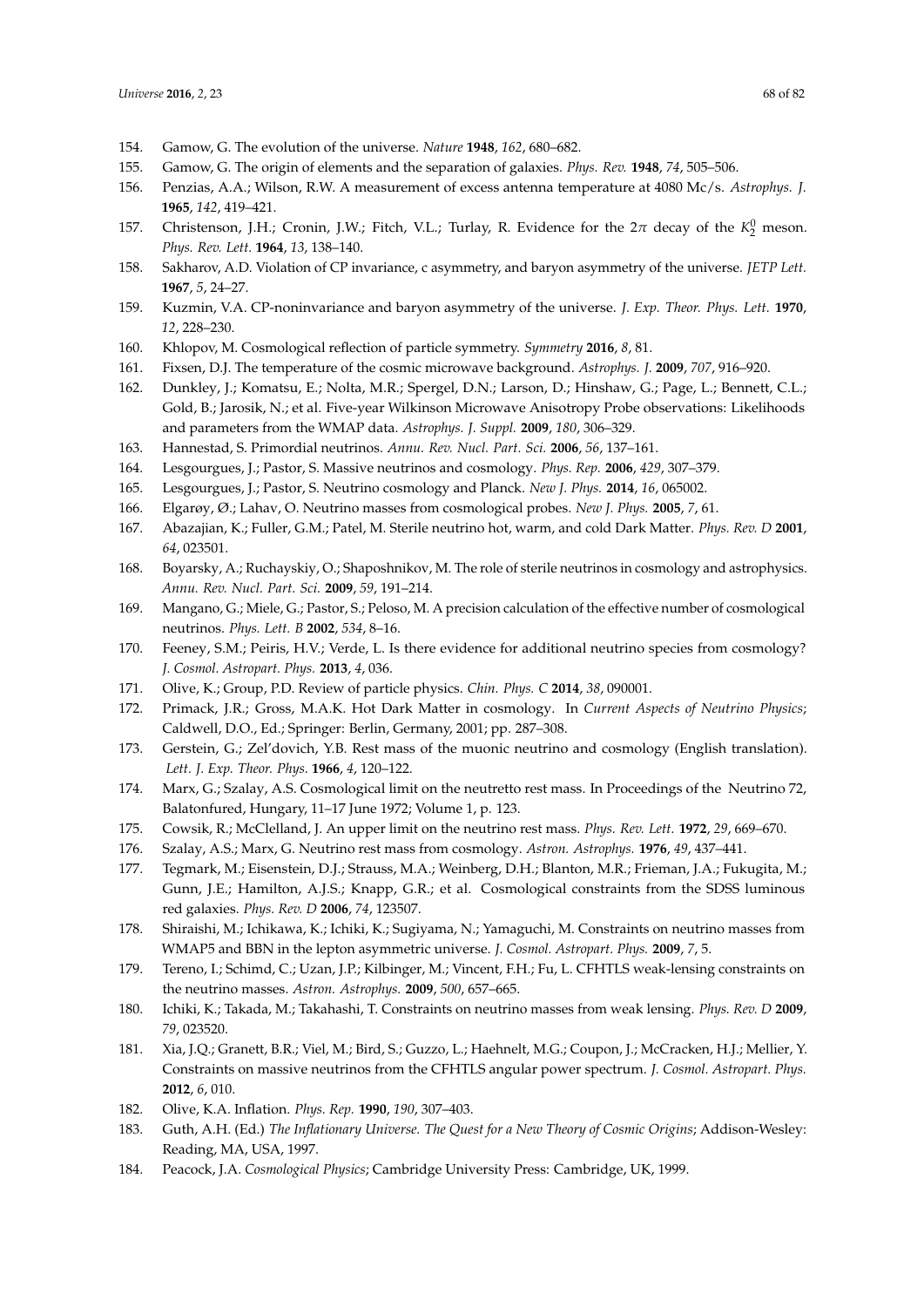154. Gamow, G. The evolution of the universe. *Nature* **1948**, *162*, 680–682.
155. Gamow, G. The origin of elements and the separation of galaxies. *Phys. Rev.* **1948**, *74*, 505–506.
156. Penzias, A.A.; Wilson, R.W. A measurement of excess antenna temperature at 4080 Mc/s. *Astrophys. J.* **1965**, *142*, 419–421.
157. Christenson, J.H.; Cronin, J.W.; Fitch, V.L.; Turlay, R. Evidence for the $2\pi$ decay of the $K_2^0$ meson. *Phys. Rev. Lett.* **1964**, *13*, 138–140.
158. Sakharov, A.D. Violation of CP invariance, c asymmetry, and baryon asymmetry of the universe. *JETP Lett.* **1967**, *5*, 24–27.
159. Kuzmin, V.A. CP-noninvariance and baryon asymmetry of the universe. *J. Exp. Theor. Phys. Lett.* **1970**, *12*, 228–230.
160. Khlopov, M. Cosmological reflection of particle symmetry. *Symmetry* **2016**, *8*, 81.
161. Fixsen, D.J. The temperature of the cosmic microwave background. *Astrophys. J.* **2009**, *707*, 916–920.
162. Dunkley, J.; Komatsu, E.; Nolta, M.R.; Spergel, D.N.; Larson, D.; Hinshaw, G.; Page, L.; Bennett, C.L.; Gold, B.; Jarosik, N.; et al. Five-year Wilkinson Microwave Anisotropy Probe observations: Likelihoods and parameters from the WMAP data. *Astrophys. J. Suppl.* **2009**, *180*, 306–329.
163. Hannestad, S. Primordial neutrinos. *Annu. Rev. Nucl. Part. Sci.* **2006**, *56*, 137–161.
164. Lesgourgues, J.; Pastor, S. Massive neutrinos and cosmology. *Phys. Rep.* **2006**, *429*, 307–379.
165. Lesgourgues, J.; Pastor, S. Neutrino cosmology and Planck. *New J. Phys.* **2014**, *16*, 065002.
166. Elgarøy, Ø.; Lahav, O. Neutrino masses from cosmological probes. *New J. Phys.* **2005**, *7*, 61.
167. Abazajian, K.; Fuller, G.M.; Patel, M. Sterile neutrino hot, warm, and cold Dark Matter. *Phys. Rev. D* **2001**, *64*, 023501.
168. Boyarsky, A.; Ruchayskiy, O.; Shaposhnikov, M. The role of sterile neutrinos in cosmology and astrophysics. *Annu. Rev. Nucl. Part. Sci.* **2009**, *59*, 191–214.
169. Mangano, G.; Miele, G.; Pastor, S.; Peloso, M. A precision calculation of the effective number of cosmological neutrinos. *Phys. Lett. B* **2002**, *534*, 8–16.
170. Feeney, S.M.; Peiris, H.V.; Verde, L. Is there evidence for additional neutrino species from cosmology? *J. Cosmol. Astropart. Phys.* **2013**, *4*, 036.
171. Olive, K.; Group, P.D. Review of particle physics. *Chin. Phys. C* **2014**, *38*, 090001.
172. Primack, J.R.; Gross, M.A.K. Hot Dark Matter in cosmology. In *Current Aspects of Neutrino Physics*; Caldwell, D.O., Ed.; Springer: Berlin, Germany, 2001; pp. 287–308.
173. Gerstein, G.; Zel'dovich, Y.B. Rest mass of the muonic neutrino and cosmology (English translation). *Lett. J. Exp. Theor. Phys.* **1966**, *4*, 120–122.
174. Marx, G.; Szalay, A.S. Cosmological limit on the neutretto rest mass. In Proceedings of the Neutrino 72, Balatonfured, Hungary, 11–17 June 1972; Volume 1, p. 123.
175. Cowsik, R.; McClelland, J. An upper limit on the neutrino rest mass. *Phys. Rev. Lett.* **1972**, *29*, 669–670.
176. Szalay, A.S.; Marx, G. Neutrino rest mass from cosmology. *Astron. Astrophys.* **1976**, *49*, 437–441.
177. Tegmark, M.; Eisenstein, D.J.; Strauss, M.A.; Weinberg, D.H.; Blanton, M.R.; Frieman, J.A.; Fukugita, M.; Gunn, J.E.; Hamilton, A.J.S.; Knapp, G.R.; et al. Cosmological constraints from the SDSS luminous red galaxies. *Phys. Rev. D* **2006**, *74*, 123507.
178. Shiraishi, M.; Ichikawa, K.; Ichiki, K.; Sugiyama, N.; Yamaguchi, M. Constraints on neutrino masses from WMAP5 and BBN in the lepton asymmetric universe. *J. Cosmol. Astropart. Phys.* **2009**, *7*, 5.
179. Tereno, I.; Schimd, C.; Uzan, J.P.; Kilbinger, M.; Vincent, F.H.; Fu, L. CFHTLS weak-lensing constraints on the neutrino masses. *Astron. Astrophys.* **2009**, *500*, 657–665.
180. Ichiki, K.; Takada, M.; Takahashi, T. Constraints on neutrino masses from weak lensing. *Phys. Rev. D* **2009**, *79*, 023520.
181. Xia, J.Q.; Granett, B.R.; Viel, M.; Bird, S.; Guzzo, L.; Haehnelt, M.G.; Coupon, J.; McCracken, H.J.; Mellier, Y. Constraints on massive neutrinos from the CFHTLS angular power spectrum. *J. Cosmol. Astropart. Phys.* **2012**, *6*, 010.
182. Olive, K.A. Inflation. *Phys. Rep.* **1990**, *190*, 307–403.
183. Guth, A.H. (Ed.) *The Inflationary Universe. The Quest for a New Theory of Cosmic Origins*; Addison-Wesley: Reading, MA, USA, 1997.
184. Peacock, J.A. *Cosmological Physics*; Cambridge University Press: Cambridge, UK, 1999.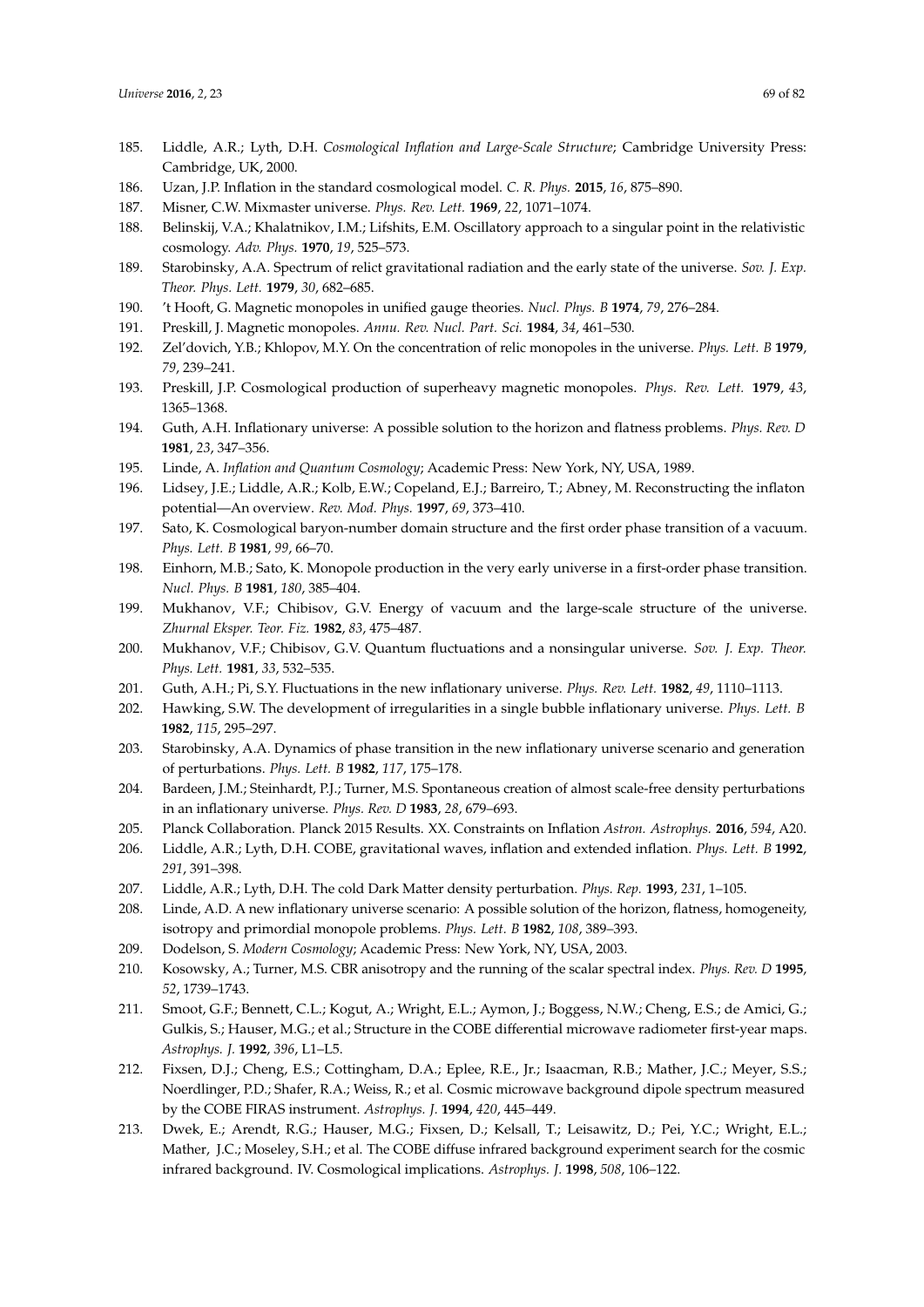185. Liddle, A.R.; Lyth, D.H. *Cosmological Inflation and Large-Scale Structure*; Cambridge University Press: Cambridge, UK, 2000.
186. Uzan, J.P. Inflation in the standard cosmological model. *C. R. Phys.* **2015**, *16*, 875–890.
187. Misner, C.W. Mixmaster universe. *Phys. Rev. Lett.* **1969**, *22*, 1071–1074.
188. Belinskij, V.A.; Khalatnikov, I.M.; Lifshits, E.M. Oscillatory approach to a singular point in the relativistic cosmology. *Adv. Phys.* **1970**, *19*, 525–573.
189. Starobinsky, A.A. Spectrum of relict gravitational radiation and the early state of the universe. *Sov. J. Exp. Theor. Phys. Lett.* **1979**, *30*, 682–685.
190. 't Hooft, G. Magnetic monopoles in unified gauge theories. *Nucl. Phys. B* **1974**, *79*, 276–284.
191. Preskill, J. Magnetic monopoles. *Annu. Rev. Nucl. Part. Sci.* **1984**, *34*, 461–530.
192. Zel'dovich, Y.B.; Khlopov, M.Y. On the concentration of relic monopoles in the universe. *Phys. Lett. B* **1979**, *79*, 239–241.
193. Preskill, J.P. Cosmological production of superheavy magnetic monopoles. *Phys. Rev. Lett.* **1979**, *43*, 1365–1368.
194. Guth, A.H. Inflationary universe: A possible solution to the horizon and flatness problems. *Phys. Rev. D* **1981**, *23*, 347–356.
195. Linde, A. *Inflation and Quantum Cosmology*; Academic Press: New York, NY, USA, 1989.
196. Lidsey, J.E.; Liddle, A.R.; Kolb, E.W.; Copeland, E.J.; Barreiro, T.; Abney, M. Reconstructing the inflaton potential—An overview. *Rev. Mod. Phys.* **1997**, *69*, 373–410.
197. Sato, K. Cosmological baryon-number domain structure and the first order phase transition of a vacuum. *Phys. Lett. B* **1981**, *99*, 66–70.
198. Einhorn, M.B.; Sato, K. Monopole production in the very early universe in a first-order phase transition. *Nucl. Phys. B* **1981**, *180*, 385–404.
199. Mukhanov, V.F.; Chibisov, G.V. Energy of vacuum and the large-scale structure of the universe. *Zhurnal Eksper. Teor. Fiz.* **1982**, *83*, 475–487.
200. Mukhanov, V.F.; Chibisov, G.V. Quantum fluctuations and a nonsingular universe. *Sov. J. Exp. Theor. Phys. Lett.* **1981**, *33*, 532–535.
201. Guth, A.H.; Pi, S.Y. Fluctuations in the new inflationary universe. *Phys. Rev. Lett.* **1982**, *49*, 1110–1113.
202. Hawking, S.W. The development of irregularities in a single bubble inflationary universe. *Phys. Lett. B* **1982**, *115*, 295–297.
203. Starobinsky, A.A. Dynamics of phase transition in the new inflationary universe scenario and generation of perturbations. *Phys. Lett. B* **1982**, *117*, 175–178.
204. Bardeen, J.M.; Steinhardt, P.J.; Turner, M.S. Spontaneous creation of almost scale-free density perturbations in an inflationary universe. *Phys. Rev. D* **1983**, *28*, 679–693.
205. Planck Collaboration. Planck 2015 Results. XX. Constraints on Inflation *Astron. Astrophys.* **2016**, *594*, A20.
206. Liddle, A.R.; Lyth, D.H. COBE, gravitational waves, inflation and extended inflation. *Phys. Lett. B* **1992**, *291*, 391–398.
207. Liddle, A.R.; Lyth, D.H. The cold Dark Matter density perturbation. *Phys. Rep.* **1993**, *231*, 1–105.
208. Linde, A.D. A new inflationary universe scenario: A possible solution of the horizon, flatness, homogeneity, isotropy and primordial monopole problems. *Phys. Lett. B* **1982**, *108*, 389–393.
209. Dodelson, S. *Modern Cosmology*; Academic Press: New York, NY, USA, 2003.
210. Kosowsky, A.; Turner, M.S. CBR anisotropy and the running of the scalar spectral index. *Phys. Rev. D* **1995**, *52*, 1739–1743.
211. Smoot, G.F.; Bennett, C.L.; Kogut, A.; Wright, E.L.; Aymon, J.; Boggess, N.W.; Cheng, E.S.; de Amici, G.; Gulkis, S.; Hauser, M.G.; et al.; Structure in the COBE differential microwave radiometer first-year maps. *Astrophys. J.* **1992**, *396*, L1–L5.
212. Fixsen, D.J.; Cheng, E.S.; Cottingham, D.A.; Eplee, R.E., Jr.; Isaacman, R.B.; Mather, J.C.; Meyer, S.S.; Noerdlinger, P.D.; Shafer, R.A.; Weiss, R.; et al. Cosmic microwave background dipole spectrum measured by the COBE FIRAS instrument. *Astrophys. J.* **1994**, *420*, 445–449.
213. Dwek, E.; Arendt, R.G.; Hauser, M.G.; Fixsen, D.; Kelsall, T.; Leisawitz, D.; Pei, Y.C.; Wright, E.L.; Mather, J.C.; Moseley, S.H.; et al. The COBE diffuse infrared background experiment search for the cosmic infrared background. IV. Cosmological implications. *Astrophys. J.* **1998**, *508*, 106–122.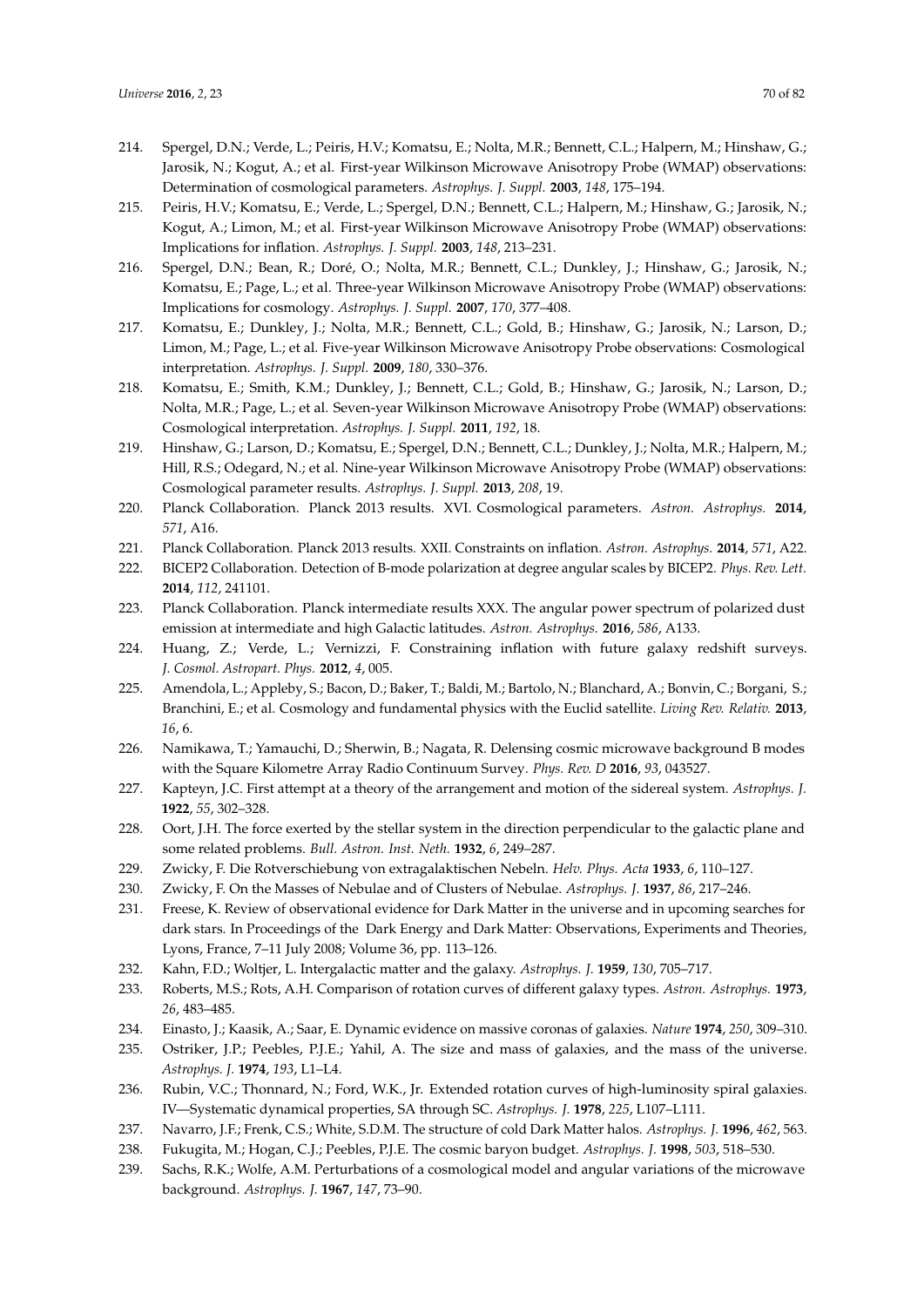214. Spergel, D.N.; Verde, L.; Peiris, H.V.; Komatsu, E.; Nolta, M.R.; Bennett, C.L.; Halpern, M.; Hinshaw, G.; Jarosik, N.; Kogut, A.; et al. First-year Wilkinson Microwave Anisotropy Probe (WMAP) observations: Determination of cosmological parameters. *Astrophys. J. Suppl.* **2003**, *148*, 175–194.
215. Peiris, H.V.; Komatsu, E.; Verde, L.; Spergel, D.N.; Bennett, C.L.; Halpern, M.; Hinshaw, G.; Jarosik, N.; Kogut, A.; Limon, M.; et al. First-year Wilkinson Microwave Anisotropy Probe (WMAP) observations: Implications for inflation. *Astrophys. J. Suppl.* **2003**, *148*, 213–231.
216. Spergel, D.N.; Bean, R.; Doré, O.; Nolta, M.R.; Bennett, C.L.; Dunkley, J.; Hinshaw, G.; Jarosik, N.; Komatsu, E.; Page, L.; et al. Three-year Wilkinson Microwave Anisotropy Probe (WMAP) observations: Implications for cosmology. *Astrophys. J. Suppl.* **2007**, *170*, 377–408.
217. Komatsu, E.; Dunkley, J.; Nolta, M.R.; Bennett, C.L.; Gold, B.; Hinshaw, G.; Jarosik, N.; Larson, D.; Limon, M.; Page, L.; et al. Five-year Wilkinson Microwave Anisotropy Probe observations: Cosmological interpretation. *Astrophys. J. Suppl.* **2009**, *180*, 330–376.
218. Komatsu, E.; Smith, K.M.; Dunkley, J.; Bennett, C.L.; Gold, B.; Hinshaw, G.; Jarosik, N.; Larson, D.; Nolta, M.R.; Page, L.; et al. Seven-year Wilkinson Microwave Anisotropy Probe (WMAP) observations: Cosmological interpretation. *Astrophys. J. Suppl.* **2011**, *192*, 18.
219. Hinshaw, G.; Larson, D.; Komatsu, E.; Spergel, D.N.; Bennett, C.L.; Dunkley, J.; Nolta, M.R.; Halpern, M.; Hill, R.S.; Odegard, N.; et al. Nine-year Wilkinson Microwave Anisotropy Probe (WMAP) observations: Cosmological parameter results. *Astrophys. J. Suppl.* **2013**, *208*, 19.
220. Planck Collaboration. Planck 2013 results. XVI. Cosmological parameters. *Astron. Astrophys.* **2014**, *571*, A16.
221. Planck Collaboration. Planck 2013 results. XXII. Constraints on inflation. *Astron. Astrophys.* **2014**, *571*, A22.
222. BICEP2 Collaboration. Detection of B-mode polarization at degree angular scales by BICEP2. *Phys. Rev. Lett.* **2014**, *112*, 241101.
223. Planck Collaboration. Planck intermediate results XXX. The angular power spectrum of polarized dust emission at intermediate and high Galactic latitudes. *Astron. Astrophys.* **2016**, *586*, A133.
224. Huang, Z.; Verde, L.; Vernizzi, F. Constraining inflation with future galaxy redshift surveys. *J. Cosmol. Astropart. Phys.* **2012**, *4*, 005.
225. Amendola, L.; Appleby, S.; Bacon, D.; Baker, T.; Baldi, M.; Bartolo, N.; Blanchard, A.; Bonvin, C.; Borgani, S.; Branchini, E.; et al. Cosmology and fundamental physics with the Euclid satellite. *Living Rev. Relativ.* **2013**, *16*, 6.
226. Namikawa, T.; Yamauchi, D.; Sherwin, B.; Nagata, R. Delensing cosmic microwave background B modes with the Square Kilometre Array Radio Continuum Survey. *Phys. Rev. D* **2016**, *93*, 043527.
227. Kapteyn, J.C. First attempt at a theory of the arrangement and motion of the sidereal system. *Astrophys. J.* **1922**, *55*, 302–328.
228. Oort, J.H. The force exerted by the stellar system in the direction perpendicular to the galactic plane and some related problems. *Bull. Astron. Inst. Neth.* **1932**, *6*, 249–287.
229. Zwicky, F. Die Rotverschiebung von extragalaktischen Nebeln. *Helv. Phys. Acta* **1933**, *6*, 110–127.
230. Zwicky, F. On the Masses of Nebulae and of Clusters of Nebulae. *Astrophys. J.* **1937**, *86*, 217–246.
231. Freese, K. Review of observational evidence for Dark Matter in the universe and in upcoming searches for dark stars. In Proceedings of the Dark Energy and Dark Matter: Observations, Experiments and Theories, Lyons, France, 7–11 July 2008; Volume 36, pp. 113–126.
232. Kahn, F.D.; Woltjer, L. Intergalactic matter and the galaxy. *Astrophys. J.* **1959**, *130*, 705–717.
233. Roberts, M.S.; Rots, A.H. Comparison of rotation curves of different galaxy types. *Astron. Astrophys.* **1973**, *26*, 483–485.
234. Einasto, J.; Kaasik, A.; Saar, E. Dynamic evidence on massive coronas of galaxies. *Nature* **1974**, *250*, 309–310.
235. Ostriker, J.P.; Peebles, P.J.E.; Yahil, A. The size and mass of galaxies, and the mass of the universe. *Astrophys. J.* **1974**, *193*, L1–L4.
236. Rubin, V.C.; Thonnard, N.; Ford, W.K., Jr. Extended rotation curves of high-luminosity spiral galaxies. IV—Systematic dynamical properties, SA through SC. *Astrophys. J.* **1978**, *225*, L107–L111.
237. Navarro, J.F.; Frenk, C.S.; White, S.D.M. The structure of cold Dark Matter halos. *Astrophys. J.* **1996**, *462*, 563.
238. Fukugita, M.; Hogan, C.J.; Peebles, P.J.E. The cosmic baryon budget. *Astrophys. J.* **1998**, *503*, 518–530.
239. Sachs, R.K.; Wolfe, A.M. Perturbations of a cosmological model and angular variations of the microwave background. *Astrophys. J.* **1967**, *147*, 73–90.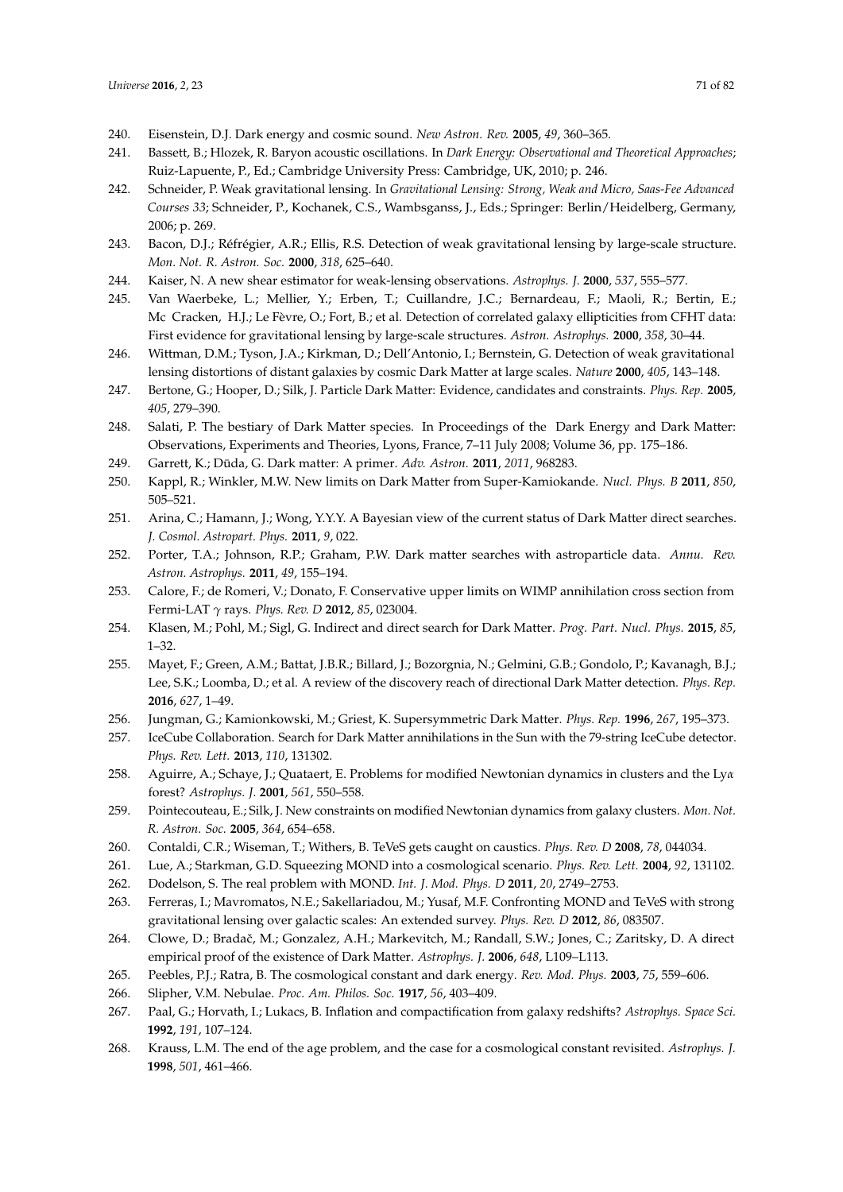240. Eisenstein, D.J. Dark energy and cosmic sound. *New Astron. Rev.* **2005**, *49*, 360–365.
241. Bassett, B.; Hlozek, R. Baryon acoustic oscillations. In *Dark Energy: Observational and Theoretical Approaches*; Ruiz-Lapuente, P., Ed.; Cambridge University Press: Cambridge, UK, 2010; p. 246.
242. Schneider, P. Weak gravitational lensing. In *Gravitational Lensing: Strong, Weak and Micro, Saas-Fee Advanced Courses 33*; Schneider, P., Kochanek, C.S., Wambsganss, J., Eds.; Springer: Berlin/Heidelberg, Germany, 2006; p. 269.
243. Bacon, D.J.; Réfrégier, A.R.; Ellis, R.S. Detection of weak gravitational lensing by large-scale structure. *Mon. Not. R. Astron. Soc.* **2000**, *318*, 625–640.
244. Kaiser, N. A new shear estimator for weak-lensing observations. *Astrophys. J.* **2000**, *537*, 555–577.
245. Van Waerbeke, L.; Mellier, Y.; Erben, T.; Cuillandre, J.C.; Bernardeau, F.; Maoli, R.; Bertin, E.; Mc Cracken, H.J.; Le Fèvre, O.; Fort, B.; et al. Detection of correlated galaxy ellipticities from CFHT data: First evidence for gravitational lensing by large-scale structures. *Astron. Astrophys.* **2000**, *358*, 30–44.
246. Wittman, D.M.; Tyson, J.A.; Kirkman, D.; Dell'Antonio, I.; Bernstein, G. Detection of weak gravitational lensing distortions of distant galaxies by cosmic Dark Matter at large scales. *Nature* **2000**, *405*, 143–148.
247. Bertone, G.; Hooper, D.; Silk, J. Particle Dark Matter: Evidence, candidates and constraints. *Phys. Rep.* **2005**, *405*, 279–390.
248. Salati, P. The bestiary of Dark Matter species. In Proceedings of the Dark Energy and Dark Matter: Observations, Experiments and Theories, Lyons, France, 7–11 July 2008; Volume 36, pp. 175–186.
249. Garrett, K.; Dūda, G. Dark matter: A primer. *Adv. Astron.* **2011**, *2011*, 968283.
250. Kappl, R.; Winkler, M.W. New limits on Dark Matter from Super-Kamiokande. *Nucl. Phys. B* **2011**, *850*, 505–521.
251. Arina, C.; Hamann, J.; Wong, Y.Y.Y. A Bayesian view of the current status of Dark Matter direct searches. *J. Cosmol. Astropart. Phys.* **2011**, *9*, 022.
252. Porter, T.A.; Johnson, R.P.; Graham, P.W. Dark matter searches with astroparticle data. *Annu. Rev. Astron. Astrophys.* **2011**, *49*, 155–194.
253. Calore, F.; de Romeri, V.; Donato, F. Conservative upper limits on WIMP annihilation cross section from Fermi-LAT $\gamma$ rays. *Phys. Rev. D* **2012**, *85*, 023004.
254. Klasen, M.; Pohl, M.; Sigl, G. Indirect and direct search for Dark Matter. *Prog. Part. Nucl. Phys.* **2015**, *85*, 1–32.
255. Mayet, F.; Green, A.M.; Battat, J.B.R.; Billard, J.; Bozorgnia, N.; Gelmini, G.B.; Gondolo, P.; Kavanagh, B.J.; Lee, S.K.; Loomba, D.; et al. A review of the discovery reach of directional Dark Matter detection. *Phys. Rep.* **2016**, *627*, 1–49.
256. Jungman, G.; Kamionkowski, M.; Griest, K. Supersymmetric Dark Matter. *Phys. Rep.* **1996**, *267*, 195–373.
257. IceCube Collaboration. Search for Dark Matter annihilations in the Sun with the 79-string IceCube detector. *Phys. Rev. Lett.* **2013**, *110*, 131302.
258. Aguirre, A.; Schaye, J.; Quataert, E. Problems for modified Newtonian dynamics in clusters and the Ly$\alpha$ forest? *Astrophys. J.* **2001**, *561*, 550–558.
259. Pointecouteau, E.; Silk, J. New constraints on modified Newtonian dynamics from galaxy clusters. *Mon. Not. R. Astron. Soc.* **2005**, *364*, 654–658.
260. Contaldi, C.R.; Wiseman, T.; Withers, B. TeVeS gets caught on caustics. *Phys. Rev. D* **2008**, *78*, 044034.
261. Lue, A.; Starkman, G.D. Squeezing MOND into a cosmological scenario. *Phys. Rev. Lett.* **2004**, *92*, 131102.
262. Dodelson, S. The real problem with MOND. *Int. J. Mod. Phys. D* **2011**, *20*, 2749–2753.
263. Ferreras, I.; Mavromatos, N.E.; Sakellariadou, M.; Yusaf, M.F. Confronting MOND and TeVeS with strong gravitational lensing over galactic scales: An extended survey. *Phys. Rev. D* **2012**, *86*, 083507.
264. Clowe, D.; Bradač, M.; Gonzalez, A.H.; Markevitch, M.; Randall, S.W.; Jones, C.; Zaritsky, D. A direct empirical proof of the existence of Dark Matter. *Astrophys. J.* **2006**, *648*, L109–L113.
265. Peebles, P.J.; Ratra, B. The cosmological constant and dark energy. *Rev. Mod. Phys.* **2003**, *75*, 559–606.
266. Slipher, V.M. Nebulae. *Proc. Am. Philos. Soc.* **1917**, *56*, 403–409.
267. Paal, G.; Horvath, I.; Lukacs, B. Inflation and compactification from galaxy redshifts? *Astrophys. Space Sci.* **1992**, *191*, 107–124.
268. Krauss, L.M. The end of the age problem, and the case for a cosmological constant revisited. *Astrophys. J.* **1998**, *501*, 461–466.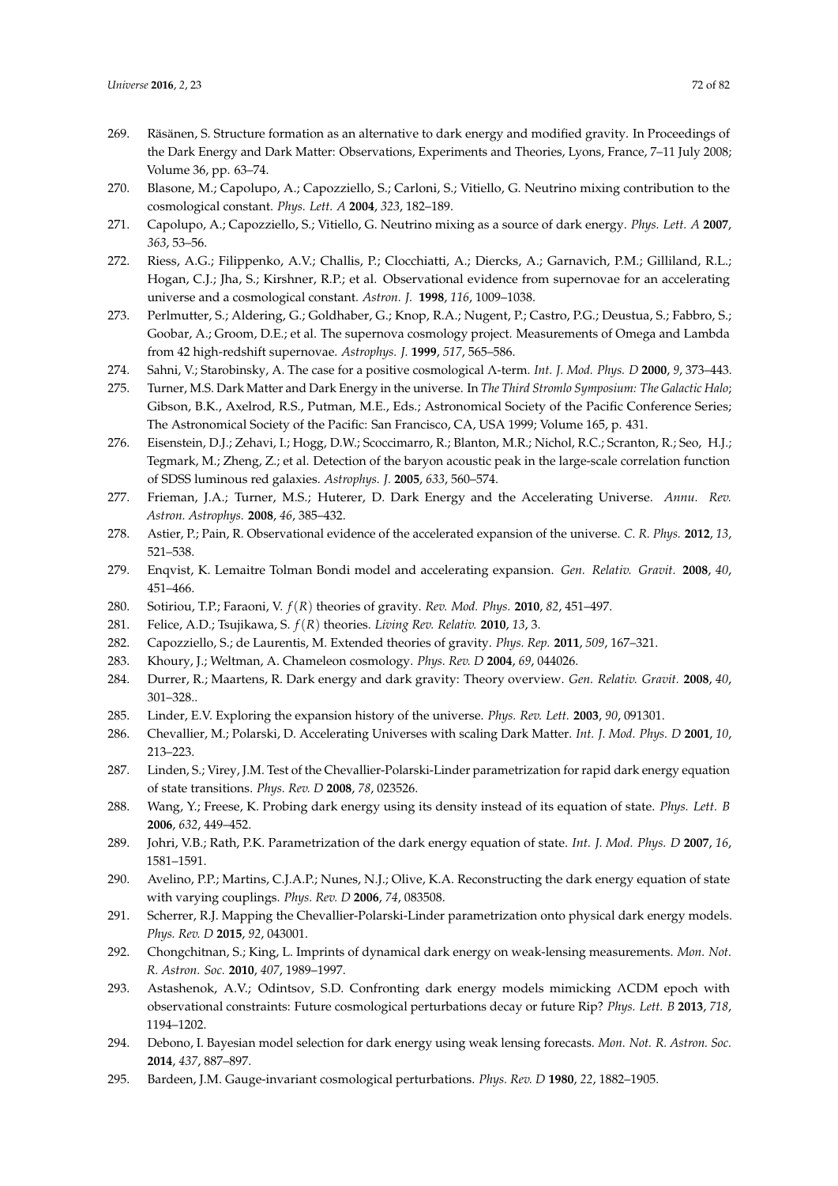269. Räsänen, S. Structure formation as an alternative to dark energy and modified gravity. In Proceedings of the Dark Energy and Dark Matter: Observations, Experiments and Theories, Lyons, France, 7–11 July 2008; Volume 36, pp. 63–74.
270. Blasone, M.; Capolupo, A.; Capozziello, S.; Carloni, S.; Vitiello, G. Neutrino mixing contribution to the cosmological constant. *Phys. Lett. A* **2004**, *323*, 182–189.
271. Capolupo, A.; Capozziello, S.; Vitiello, G. Neutrino mixing as a source of dark energy. *Phys. Lett. A* **2007**, *363*, 53–56.
272. Riess, A.G.; Filippenko, A.V.; Challis, P.; Clocchiatti, A.; Diercks, A.; Garnavich, P.M.; Gilliland, R.L.; Hogan, C.J.; Jha, S.; Kirshner, R.P.; et al. Observational evidence from supernovae for an accelerating universe and a cosmological constant. *Astron. J.* **1998**, *116*, 1009–1038.
273. Perlmutter, S.; Aldering, G.; Goldhaber, G.; Knop, R.A.; Nugent, P.; Castro, P.G.; Deustua, S.; Fabbro, S.; Goobar, A.; Groom, D.E.; et al. The supernova cosmology project. Measurements of Omega and Lambda from 42 high-redshift supernovae. *Astrophys. J.* **1999**, *517*, 565–586.
274. Sahni, V.; Starobinsky, A. The case for a positive cosmological Λ-term. *Int. J. Mod. Phys. D* **2000**, *9*, 373–443.
275. Turner, M.S. Dark Matter and Dark Energy in the universe. In *The Third Stromlo Symposium: The Galactic Halo*; Gibson, B.K., Axelrod, R.S., Putman, M.E., Eds.; Astronomical Society of the Pacific Conference Series; The Astronomical Society of the Pacific: San Francisco, CA, USA 1999; Volume 165, p. 431.
276. Eisenstein, D.J.; Zehavi, I.; Hogg, D.W.; Scoccimarro, R.; Blanton, M.R.; Nichol, R.C.; Scranton, R.; Seo, H.J.; Tegmark, M.; Zheng, Z.; et al. Detection of the baryon acoustic peak in the large-scale correlation function of SDSS luminous red galaxies. *Astrophys. J.* **2005**, *633*, 560–574.
277. Frieman, J.A.; Turner, M.S.; Huterer, D. Dark Energy and the Accelerating Universe. *Annu. Rev. Astron. Astrophys.* **2008**, *46*, 385–432.
278. Astier, P.; Pain, R. Observational evidence of the accelerated expansion of the universe. *C. R. Phys.* **2012**, *13*, 521–538.
279. Enqvist, K. Lemaitre Tolman Bondi model and accelerating expansion. *Gen. Relativ. Gravit.* **2008**, *40*, 451–466.
280. Sotiriou, T.P.; Faraoni, V. $f(R)$ theories of gravity. *Rev. Mod. Phys.* **2010**, *82*, 451–497.
281. Felice, A.D.; Tsujikawa, S. $f(R)$ theories. *Living Rev. Relativ.* **2010**, *13*, 3.
282. Capozziello, S.; de Laurentis, M. Extended theories of gravity. *Phys. Rep.* **2011**, *509*, 167–321.
283. Khoury, J.; Weltman, A. Chameleon cosmology. *Phys. Rev. D* **2004**, *69*, 044026.
284. Durrer, R.; Maartens, R. Dark energy and dark gravity: Theory overview. *Gen. Relativ. Gravit.* **2008**, *40*, 301–328..
285. Linder, E.V. Exploring the expansion history of the universe. *Phys. Rev. Lett.* **2003**, *90*, 091301.
286. Chevallier, M.; Polarski, D. Accelerating Universes with scaling Dark Matter. *Int. J. Mod. Phys. D* **2001**, *10*, 213–223.
287. Linden, S.; Virey, J.M. Test of the Chevallier-Polarski-Linder parametrization for rapid dark energy equation of state transitions. *Phys. Rev. D* **2008**, *78*, 023526.
288. Wang, Y.; Freese, K. Probing dark energy using its density instead of its equation of state. *Phys. Lett. B* **2006**, *632*, 449–452.
289. Johri, V.B.; Rath, P.K. Parametrization of the dark energy equation of state. *Int. J. Mod. Phys. D* **2007**, *16*, 1581–1591.
290. Avelino, P.P.; Martins, C.J.A.P.; Nunes, N.J.; Olive, K.A. Reconstructing the dark energy equation of state with varying couplings. *Phys. Rev. D* **2006**, *74*, 083508.
291. Scherrer, R.J. Mapping the Chevallier-Polarski-Linder parametrization onto physical dark energy models. *Phys. Rev. D* **2015**, *92*, 043001.
292. Chongchitnan, S.; King, L. Imprints of dynamical dark energy on weak-lensing measurements. *Mon. Not. R. Astron. Soc.* **2010**, *407*, 1989–1997.
293. Astashenok, A.V.; Odintsov, S.D. Confronting dark energy models mimicking ΛCDM epoch with observational constraints: Future cosmological perturbations decay or future Rip? *Phys. Lett. B* **2013**, *718*, 1194–1202.
294. Debono, I. Bayesian model selection for dark energy using weak lensing forecasts. *Mon. Not. R. Astron. Soc.* **2014**, *437*, 887–897.
295. Bardeen, J.M. Gauge-invariant cosmological perturbations. *Phys. Rev. D* **1980**, *22*, 1882–1905.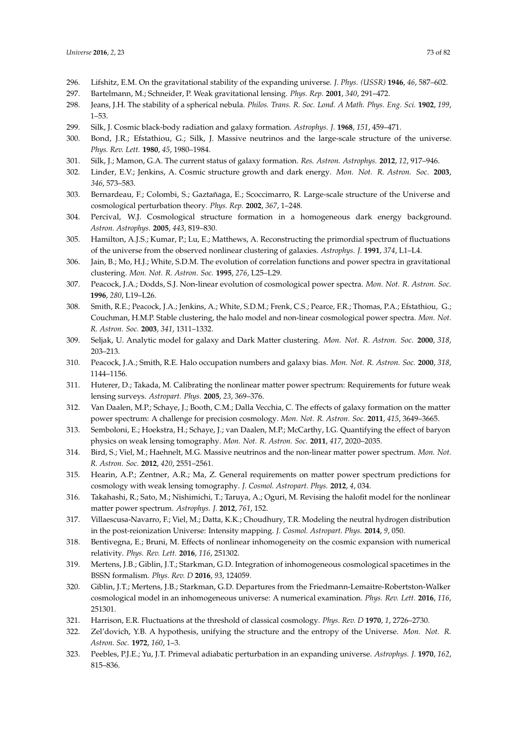296. Lifshitz, E.M. On the gravitational stability of the expanding universe. *J. Phys. (USSR)* **1946**, *46*, 587–602.
297. Bartelmann, M.; Schneider, P. Weak gravitational lensing. *Phys. Rep.* **2001**, *340*, 291–472.
298. Jeans, J.H. The stability of a spherical nebula. *Philos. Trans. R. Soc. Lond. A Math. Phys. Eng. Sci.* **1902**, *199*, 1–53.
299. Silk, J. Cosmic black-body radiation and galaxy formation. *Astrophys. J.* **1968**, *151*, 459–471.
300. Bond, J.R.; Efstathiou, G.; Silk, J. Massive neutrinos and the large-scale structure of the universe. *Phys. Rev. Lett.* **1980**, *45*, 1980–1984.
301. Silk, J.; Mamon, G.A. The current status of galaxy formation. *Res. Astron. Astrophys.* **2012**, *12*, 917–946.
302. Linder, E.V.; Jenkins, A. Cosmic structure growth and dark energy. *Mon. Not. R. Astron. Soc.* **2003**, *346*, 573–583.
303. Bernardeau, F.; Colombi, S.; Gaztañaga, E.; Scoccimarro, R. Large-scale structure of the Universe and cosmological perturbation theory. *Phys. Rep.* **2002**, *367*, 1–248.
304. Percival, W.J. Cosmological structure formation in a homogeneous dark energy background. *Astron. Astrophys.* **2005**, *443*, 819–830.
305. Hamilton, A.J.S.; Kumar, P.; Lu, E.; Matthews, A. Reconstructing the primordial spectrum of fluctuations of the universe from the observed nonlinear clustering of galaxies. *Astrophys. J.* **1991**, *374*, L1–L4.
306. Jain, B.; Mo, H.J.; White, S.D.M. The evolution of correlation functions and power spectra in gravitational clustering. *Mon. Not. R. Astron. Soc.* **1995**, *276*, L25–L29.
307. Peacock, J.A.; Dodds, S.J. Non-linear evolution of cosmological power spectra. *Mon. Not. R. Astron. Soc.* **1996**, *280*, L19–L26.
308. Smith, R.E.; Peacock, J.A.; Jenkins, A.; White, S.D.M.; Frenk, C.S.; Pearce, F.R.; Thomas, P.A.; Efstathiou, G.; Couchman, H.M.P. Stable clustering, the halo model and non-linear cosmological power spectra. *Mon. Not. R. Astron. Soc.* **2003**, *341*, 1311–1332.
309. Seljak, U. Analytic model for galaxy and Dark Matter clustering. *Mon. Not. R. Astron. Soc.* **2000**, *318*, 203–213.
310. Peacock, J.A.; Smith, R.E. Halo occupation numbers and galaxy bias. *Mon. Not. R. Astron. Soc.* **2000**, *318*, 1144–1156.
311. Huterer, D.; Takada, M. Calibrating the nonlinear matter power spectrum: Requirements for future weak lensing surveys. *Astropart. Phys.* **2005**, *23*, 369–376.
312. Van Daalen, M.P.; Schaye, J.; Booth, C.M.; Dalla Vecchia, C. The effects of galaxy formation on the matter power spectrum: A challenge for precision cosmology. *Mon. Not. R. Astron. Soc.* **2011**, *415*, 3649–3665.
313. Semboloni, E.; Hoekstra, H.; Schaye, J.; van Daalen, M.P.; McCarthy, I.G. Quantifying the effect of baryon physics on weak lensing tomography. *Mon. Not. R. Astron. Soc.* **2011**, *417*, 2020–2035.
314. Bird, S.; Viel, M.; Haehnelt, M.G. Massive neutrinos and the non-linear matter power spectrum. *Mon. Not. R. Astron. Soc.* **2012**, *420*, 2551–2561.
315. Hearin, A.P.; Zentner, A.R.; Ma, Z. General requirements on matter power spectrum predictions for cosmology with weak lensing tomography. *J. Cosmol. Astropart. Phys.* **2012**, *4*, 034.
316. Takahashi, R.; Sato, M.; Nishimichi, T.; Taruya, A.; Oguri, M. Revising the halofit model for the nonlinear matter power spectrum. *Astrophys. J.* **2012**, *761*, 152.
317. Villaescusa-Navarro, F.; Viel, M.; Datta, K.K.; Choudhury, T.R. Modeling the neutral hydrogen distribution in the post-reionization Universe: Intensity mapping. *J. Cosmol. Astropart. Phys.* **2014**, *9*, 050.
318. Bentivegna, E.; Bruni, M. Effects of nonlinear inhomogeneity on the cosmic expansion with numerical relativity. *Phys. Rev. Lett.* **2016**, *116*, 251302.
319. Mertens, J.B.; Giblin, J.T.; Starkman, G.D. Integration of inhomogeneous cosmological spacetimes in the BSSN formalism. *Phys. Rev. D* **2016**, *93*, 124059.
320. Giblin, J.T.; Mertens, J.B.; Starkman, G.D. Departures from the Friedmann-Lemaitre-Robertston-Walker cosmological model in an inhomogeneous universe: A numerical examination. *Phys. Rev. Lett.* **2016**, *116*, 251301.
321. Harrison, E.R. Fluctuations at the threshold of classical cosmology. *Phys. Rev. D* **1970**, *1*, 2726–2730.
322. Zel'dovich, Y.B. A hypothesis, unifying the structure and the entropy of the Universe. *Mon. Not. R. Astron. Soc.* **1972**, *160*, 1–3.
323. Peebles, P.J.E.; Yu, J.T. Primeval adiabatic perturbation in an expanding universe. *Astrophys. J.* **1970**, *162*, 815–836.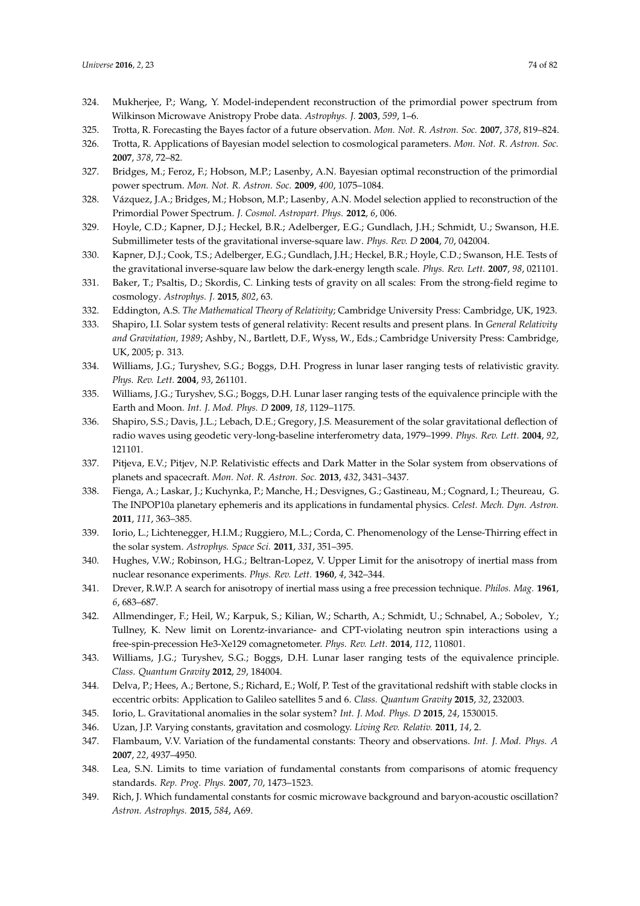324. Mukherjee, P.; Wang, Y. Model-independent reconstruction of the primordial power spectrum from Wilkinson Microwave Anistropy Probe data. *Astrophys. J.* **2003**, *599*, 1–6.
325. Trotta, R. Forecasting the Bayes factor of a future observation. *Mon. Not. R. Astron. Soc.* **2007**, *378*, 819–824.
326. Trotta, R. Applications of Bayesian model selection to cosmological parameters. *Mon. Not. R. Astron. Soc.* **2007**, *378*, 72–82.
327. Bridges, M.; Feroz, F.; Hobson, M.P.; Lasenby, A.N. Bayesian optimal reconstruction of the primordial power spectrum. *Mon. Not. R. Astron. Soc.* **2009**, *400*, 1075–1084.
328. Vázquez, J.A.; Bridges, M.; Hobson, M.P.; Lasenby, A.N. Model selection applied to reconstruction of the Primordial Power Spectrum. *J. Cosmol. Astropart. Phys.* **2012**, *6*, 006.
329. Hoyle, C.D.; Kapner, D.J.; Heckel, B.R.; Adelberger, E.G.; Gundlach, J.H.; Schmidt, U.; Swanson, H.E. Submillimeter tests of the gravitational inverse-square law. *Phys. Rev. D* **2004**, *70*, 042004.
330. Kapner, D.J.; Cook, T.S.; Adelberger, E.G.; Gundlach, J.H.; Heckel, B.R.; Hoyle, C.D.; Swanson, H.E. Tests of the gravitational inverse-square law below the dark-energy length scale. *Phys. Rev. Lett.* **2007**, *98*, 021101.
331. Baker, T.; Psaltis, D.; Skordis, C. Linking tests of gravity on all scales: From the strong-field regime to cosmology. *Astrophys. J.* **2015**, *802*, 63.
332. Eddington, A.S. *The Mathematical Theory of Relativity*; Cambridge University Press: Cambridge, UK, 1923.
333. Shapiro, I.I. Solar system tests of general relativity: Recent results and present plans. In *General Relativity and Gravitation, 1989*; Ashby, N., Bartlett, D.F., Wyss, W., Eds.; Cambridge University Press: Cambridge, UK, 2005; p. 313.
334. Williams, J.G.; Turyshev, S.G.; Boggs, D.H. Progress in lunar laser ranging tests of relativistic gravity. *Phys. Rev. Lett.* **2004**, *93*, 261101.
335. Williams, J.G.; Turyshev, S.G.; Boggs, D.H. Lunar laser ranging tests of the equivalence principle with the Earth and Moon. *Int. J. Mod. Phys. D* **2009**, *18*, 1129–1175.
336. Shapiro, S.S.; Davis, J.L.; Lebach, D.E.; Gregory, J.S. Measurement of the solar gravitational deflection of radio waves using geodetic very-long-baseline interferometry data, 1979–1999. *Phys. Rev. Lett.* **2004**, *92*, 121101.
337. Pitjeva, E.V.; Pitjev, N.P. Relativistic effects and Dark Matter in the Solar system from observations of planets and spacecraft. *Mon. Not. R. Astron. Soc.* **2013**, *432*, 3431–3437.
338. Fienga, A.; Laskar, J.; Kuchynka, P.; Manche, H.; Desvignes, G.; Gastineau, M.; Cognard, I.; Theureau, G. The INPOP10a planetary ephemeris and its applications in fundamental physics. *Celest. Mech. Dyn. Astron.* **2011**, *111*, 363–385.
339. Iorio, L.; Lichtenegger, H.I.M.; Ruggiero, M.L.; Corda, C. Phenomenology of the Lense-Thirring effect in the solar system. *Astrophys. Space Sci.* **2011**, *331*, 351–395.
340. Hughes, V.W.; Robinson, H.G.; Beltran-Lopez, V. Upper Limit for the anisotropy of inertial mass from nuclear resonance experiments. *Phys. Rev. Lett.* **1960**, *4*, 342–344.
341. Drever, R.W.P. A search for anisotropy of inertial mass using a free precession technique. *Philos. Mag.* **1961**, *6*, 683–687.
342. Allmendinger, F.; Heil, W.; Karpuk, S.; Kilian, W.; Scharth, A.; Schmidt, U.; Schnabel, A.; Sobolev, Y.; Tullney, K. New limit on Lorentz-invariance- and CPT-violating neutron spin interactions using a free-spin-precession He3-Xe129 comagnetometer. *Phys. Rev. Lett.* **2014**, *112*, 110801.
343. Williams, J.G.; Turyshev, S.G.; Boggs, D.H. Lunar laser ranging tests of the equivalence principle. *Class. Quantum Gravity* **2012**, *29*, 184004.
344. Delva, P.; Hees, A.; Bertone, S.; Richard, E.; Wolf, P. Test of the gravitational redshift with stable clocks in eccentric orbits: Application to Galileo satellites 5 and 6. *Class. Quantum Gravity* **2015**, *32*, 232003.
345. Iorio, L. Gravitational anomalies in the solar system? *Int. J. Mod. Phys. D* **2015**, *24*, 1530015.
346. Uzan, J.P. Varying constants, gravitation and cosmology. *Living Rev. Relativ.* **2011**, *14*, 2.
347. Flambaum, V.V. Variation of the fundamental constants: Theory and observations. *Int. J. Mod. Phys. A* **2007**, *22*, 4937–4950.
348. Lea, S.N. Limits to time variation of fundamental constants from comparisons of atomic frequency standards. *Rep. Prog. Phys.* **2007**, *70*, 1473–1523.
349. Rich, J. Which fundamental constants for cosmic microwave background and baryon-acoustic oscillation? *Astron. Astrophys.* **2015**, *584*, A69.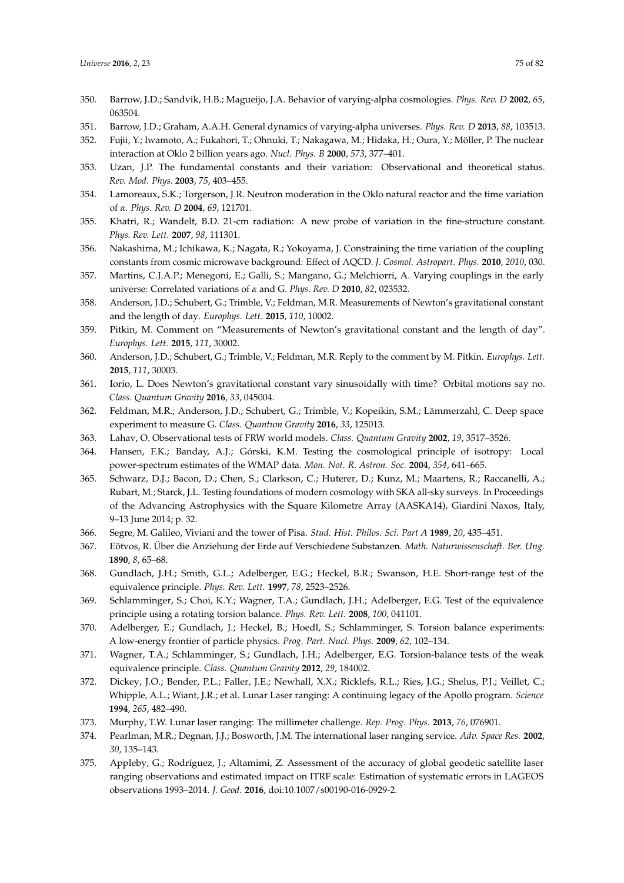350. Barrow, J.D.; Sandvik, H.B.; Magueijo, J.A. Behavior of varying-alpha cosmologies. *Phys. Rev. D* **2002**, *65*, 063504.
351. Barrow, J.D.; Graham, A.A.H. General dynamics of varying-alpha universes. *Phys. Rev. D* **2013**, *88*, 103513.
352. Fujii, Y.; Iwamoto, A.; Fukahori, T.; Ohnuki, T.; Nakagawa, M.; Hidaka, H.; Oura, Y.; Möller, P. The nuclear interaction at Oklo 2 billion years ago. *Nucl. Phys. B* **2000**, *573*, 377–401.
353. Uzan, J.P. The fundamental constants and their variation: Observational and theoretical status. *Rev. Mod. Phys.* **2003**, *75*, 403–455.
354. Lamoreaux, S.K.; Torgerson, J.R. Neutron moderation in the Oklo natural reactor and the time variation of $\alpha$. *Phys. Rev. D* **2004**, *69*, 121701.
355. Khatri, R.; Wandelt, B.D. 21-cm radiation: A new probe of variation in the fine-structure constant. *Phys. Rev. Lett.* **2007**, *98*, 111301.
356. Nakashima, M.; Ichikawa, K.; Nagata, R.; Yokoyama, J. Constraining the time variation of the coupling constants from cosmic microwave background: Effect of ΛQCD. *J. Cosmol. Astropart. Phys.* **2010**, *2010*, 030.
357. Martins, C.J.A.P.; Menegoni, E.; Galli, S.; Mangano, G.; Melchiorri, A. Varying couplings in the early universe: Correlated variations of $\alpha$ and G. *Phys. Rev. D* **2010**, *82*, 023532.
358. Anderson, J.D.; Schubert, G.; Trimble, V.; Feldman, M.R. Measurements of Newton's gravitational constant and the length of day. *Europhys. Lett.* **2015**, *110*, 10002.
359. Pitkin, M. Comment on "Measurements of Newton's gravitational constant and the length of day". *Europhys. Lett.* **2015**, *111*, 30002.
360. Anderson, J.D.; Schubert, G.; Trimble, V.; Feldman, M.R. Reply to the comment by M. Pitkin. *Europhys. Lett.* **2015**, *111*, 30003.
361. Iorio, L. Does Newton's gravitational constant vary sinusoidally with time? Orbital motions say no. *Class. Quantum Gravity* **2016**, *33*, 045004.
362. Feldman, M.R.; Anderson, J.D.; Schubert, G.; Trimble, V.; Kopeikin, S.M.; Lämmerzahl, C. Deep space experiment to measure G. *Class. Quantum Gravity* **2016**, *33*, 125013.
363. Lahav, O. Observational tests of FRW world models. *Class. Quantum Gravity* **2002**, *19*, 3517–3526.
364. Hansen, F.K.; Banday, A.J.; Górski, K.M. Testing the cosmological principle of isotropy: Local power-spectrum estimates of the WMAP data. *Mon. Not. R. Astron. Soc.* **2004**, *354*, 641–665.
365. Schwarz, D.J.; Bacon, D.; Chen, S.; Clarkson, C.; Huterer, D.; Kunz, M.; Maartens, R.; Raccanelli, A.; Rubart, M.; Starck, J.L. Testing foundations of modern cosmology with SKA all-sky surveys. In Proceedings of the Advancing Astrophysics with the Square Kilometre Array (AASKA14), Giardini Naxos, Italy, 9–13 June 2014; p. 32.
366. Segre, M. Galileo, Viviani and the tower of Pisa. *Stud. Hist. Philos. Sci. Part A* **1989**, *20*, 435–451.
367. Eötvos, R. Über die Anziehung der Erde auf Verschiedene Substanzen. *Math. Naturwissenschaft. Ber. Ung.* **1890**, *8*, 65–68.
368. Gundlach, J.H.; Smith, G.L.; Adelberger, E.G.; Heckel, B.R.; Swanson, H.E. Short-range test of the equivalence principle. *Phys. Rev. Lett.* **1997**, *78*, 2523–2526.
369. Schlamminger, S.; Choi, K.Y.; Wagner, T.A.; Gundlach, J.H.; Adelberger, E.G. Test of the equivalence principle using a rotating torsion balance. *Phys. Rev. Lett.* **2008**, *100*, 041101.
370. Adelberger, E.; Gundlach, J.; Heckel, B.; Hoedl, S.; Schlamminger, S. Torsion balance experiments: A low-energy frontier of particle physics. *Prog. Part. Nucl. Phys.* **2009**, *62*, 102–134.
371. Wagner, T.A.; Schlamminger, S.; Gundlach, J.H.; Adelberger, E.G. Torsion-balance tests of the weak equivalence principle. *Class. Quantum Gravity* **2012**, *29*, 184002.
372. Dickey, J.O.; Bender, P.L.; Faller, J.E.; Newhall, X.X.; Ricklefs, R.L.; Ries, J.G.; Shelus, P.J.; Veillet, C.; Whipple, A.L.; Wiant, J.R.; et al. Lunar Laser ranging: A continuing legacy of the Apollo program. *Science* **1994**, *265*, 482–490.
373. Murphy, T.W. Lunar laser ranging: The millimeter challenge. *Rep. Prog. Phys.* **2013**, *76*, 076901.
374. Pearlman, M.R.; Degnan, J.J.; Bosworth, J.M. The international laser ranging service. *Adv. Space Res.* **2002**, *30*, 135–143.
375. Appleby, G.; Rodríguez, J.; Altamimi, Z. Assessment of the accuracy of global geodetic satellite laser ranging observations and estimated impact on ITRF scale: Estimation of systematic errors in LAGEOS observations 1993–2014. *J. Geod.* **2016**, doi:10.1007/s00190-016-0929-2.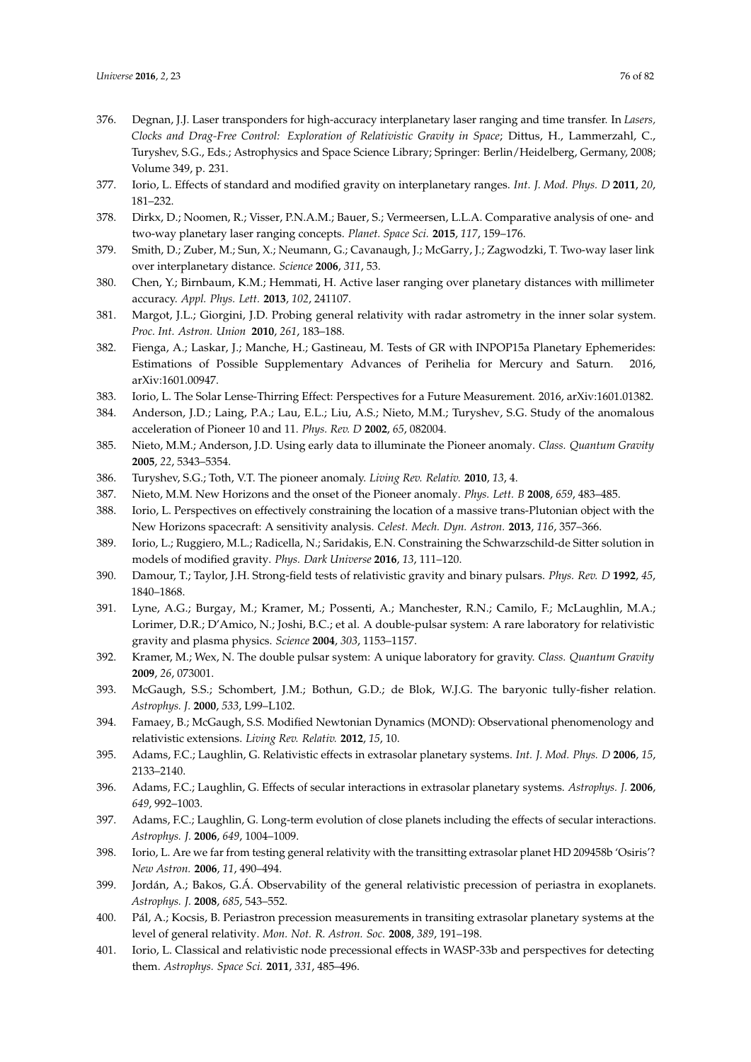376. Degnan, J.J. Laser transponders for high-accuracy interplanetary laser ranging and time transfer. In *Lasers, Clocks and Drag-Free Control: Exploration of Relativistic Gravity in Space*; Dittus, H., Lammerzahl, C., Turyshev, S.G., Eds.; Astrophysics and Space Science Library; Springer: Berlin/Heidelberg, Germany, 2008; Volume 349, p. 231.
377. Iorio, L. Effects of standard and modified gravity on interplanetary ranges. *Int. J. Mod. Phys. D* **2011**, *20*, 181–232.
378. Dirkx, D.; Noomen, R.; Visser, P.N.A.M.; Bauer, S.; Vermeersen, L.L.A. Comparative analysis of one- and two-way planetary laser ranging concepts. *Planet. Space Sci.* **2015**, *117*, 159–176.
379. Smith, D.; Zuber, M.; Sun, X.; Neumann, G.; Cavanaugh, J.; McGarry, J.; Zagwodzki, T. Two-way laser link over interplanetary distance. *Science* **2006**, *311*, 53.
380. Chen, Y.; Birnbaum, K.M.; Hemmati, H. Active laser ranging over planetary distances with millimeter accuracy. *Appl. Phys. Lett.* **2013**, *102*, 241107.
381. Margot, J.L.; Giorgini, J.D. Probing general relativity with radar astrometry in the inner solar system. *Proc. Int. Astron. Union* **2010**, *261*, 183–188.
382. Fienga, A.; Laskar, J.; Manche, H.; Gastineau, M. Tests of GR with INPOP15a Planetary Ephemerides: Estimations of Possible Supplementary Advances of Perihelia for Mercury and Saturn. 2016, arXiv:1601.00947.
383. Iorio, L. The Solar Lense-Thirring Effect: Perspectives for a Future Measurement. 2016, arXiv:1601.01382.
384. Anderson, J.D.; Laing, P.A.; Lau, E.L.; Liu, A.S.; Nieto, M.M.; Turyshev, S.G. Study of the anomalous acceleration of Pioneer 10 and 11. *Phys. Rev. D* **2002**, *65*, 082004.
385. Nieto, M.M.; Anderson, J.D. Using early data to illuminate the Pioneer anomaly. *Class. Quantum Gravity* **2005**, *22*, 5343–5354.
386. Turyshev, S.G.; Toth, V.T. The pioneer anomaly. *Living Rev. Relativ.* **2010**, *13*, 4.
387. Nieto, M.M. New Horizons and the onset of the Pioneer anomaly. *Phys. Lett. B* **2008**, *659*, 483–485.
388. Iorio, L. Perspectives on effectively constraining the location of a massive trans-Plutonian object with the New Horizons spacecraft: A sensitivity analysis. *Celest. Mech. Dyn. Astron.* **2013**, *116*, 357–366.
389. Iorio, L.; Ruggiero, M.L.; Radicella, N.; Saridakis, E.N. Constraining the Schwarzschild-de Sitter solution in models of modified gravity. *Phys. Dark Universe* **2016**, *13*, 111–120.
390. Damour, T.; Taylor, J.H. Strong-field tests of relativistic gravity and binary pulsars. *Phys. Rev. D* **1992**, *45*, 1840–1868.
391. Lyne, A.G.; Burgay, M.; Kramer, M.; Possenti, A.; Manchester, R.N.; Camilo, F.; McLaughlin, M.A.; Lorimer, D.R.; D'Amico, N.; Joshi, B.C.; et al. A double-pulsar system: A rare laboratory for relativistic gravity and plasma physics. *Science* **2004**, *303*, 1153–1157.
392. Kramer, M.; Wex, N. The double pulsar system: A unique laboratory for gravity. *Class. Quantum Gravity* **2009**, *26*, 073001.
393. McGaugh, S.S.; Schombert, J.M.; Bothun, G.D.; de Blok, W.J.G. The baryonic tully-fisher relation. *Astrophys. J.* **2000**, *533*, L99–L102.
394. Famaey, B.; McGaugh, S.S. Modified Newtonian Dynamics (MOND): Observational phenomenology and relativistic extensions. *Living Rev. Relativ.* **2012**, *15*, 10.
395. Adams, F.C.; Laughlin, G. Relativistic effects in extrasolar planetary systems. *Int. J. Mod. Phys. D* **2006**, *15*, 2133–2140.
396. Adams, F.C.; Laughlin, G. Effects of secular interactions in extrasolar planetary systems. *Astrophys. J.* **2006**, *649*, 992–1003.
397. Adams, F.C.; Laughlin, G. Long-term evolution of close planets including the effects of secular interactions. *Astrophys. J.* **2006**, *649*, 1004–1009.
398. Iorio, L. Are we far from testing general relativity with the transitting extrasolar planet HD 209458b 'Osiris'? *New Astron.* **2006**, *11*, 490–494.
399. Jordán, A.; Bakos, G.Á. Observability of the general relativistic precession of periastra in exoplanets. *Astrophys. J.* **2008**, *685*, 543–552.
400. Pál, A.; Kocsis, B. Periastron precession measurements in transiting extrasolar planetary systems at the level of general relativity. *Mon. Not. R. Astron. Soc.* **2008**, *389*, 191–198.
401. Iorio, L. Classical and relativistic node precessional effects in WASP-33b and perspectives for detecting them. *Astrophys. Space Sci.* **2011**, *331*, 485–496.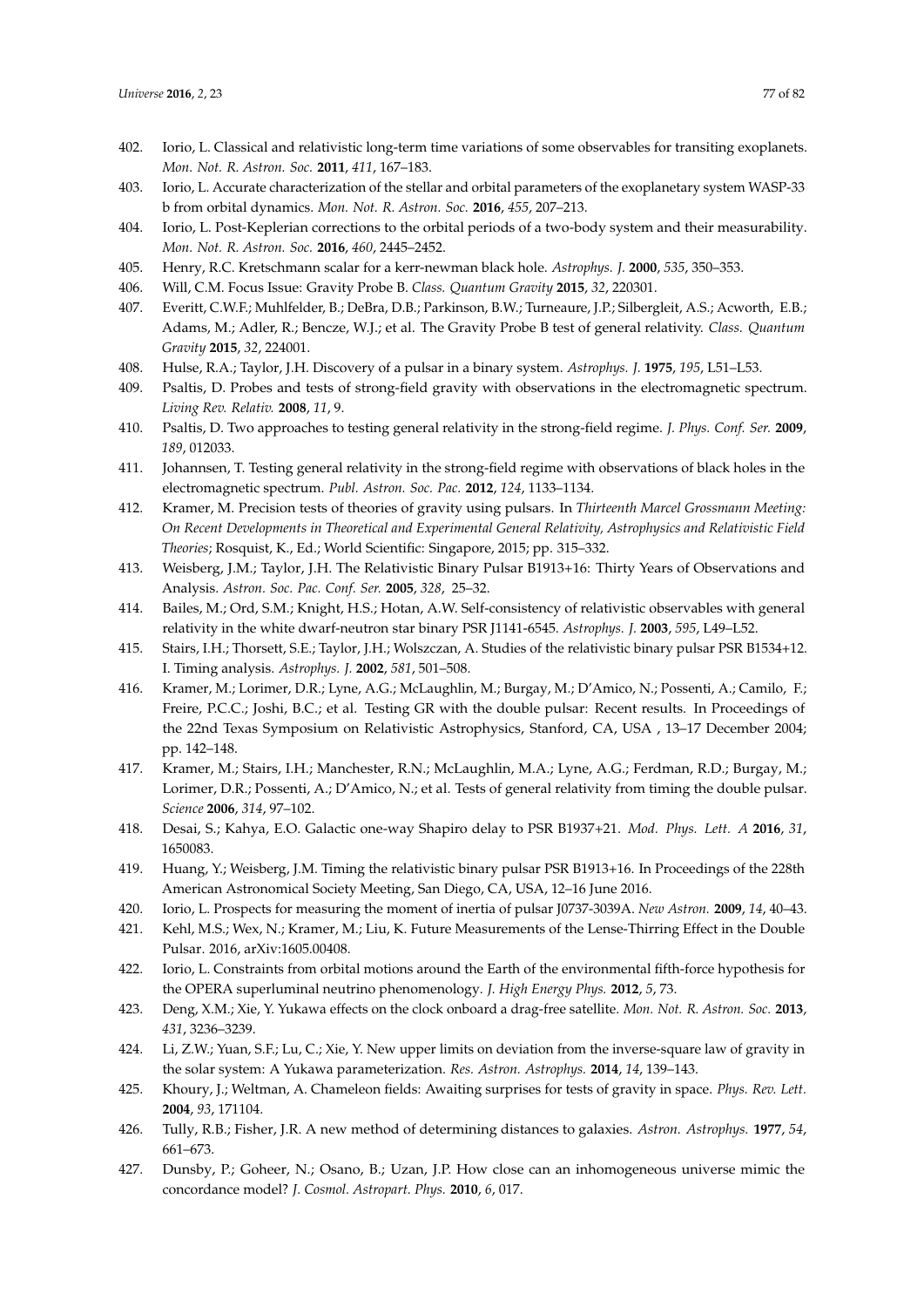402. Iorio, L. Classical and relativistic long-term time variations of some observables for transiting exoplanets. *Mon. Not. R. Astron. Soc.* **2011**, *411*, 167–183.

403. Iorio, L. Accurate characterization of the stellar and orbital parameters of the exoplanetary system WASP-33 b from orbital dynamics. *Mon. Not. R. Astron. Soc.* **2016**, *455*, 207–213.

404. Iorio, L. Post-Keplerian corrections to the orbital periods of a two-body system and their measurability. *Mon. Not. R. Astron. Soc.* **2016**, *460*, 2445–2452.

405. Henry, R.C. Kretschmann scalar for a kerr-newman black hole. *Astrophys. J.* **2000**, *535*, 350–353.

406. Will, C.M. Focus Issue: Gravity Probe B. *Class. Quantum Gravity* **2015**, *32*, 220301.

407. Everitt, C.W.F.; Muhlfelder, B.; DeBra, D.B.; Parkinson, B.W.; Turneaure, J.P.; Silbergleit, A.S.; Acworth, E.B.; Adams, M.; Adler, R.; Bencze, W.J.; et al. The Gravity Probe B test of general relativity. *Class. Quantum Gravity* **2015**, *32*, 224001.

408. Hulse, R.A.; Taylor, J.H. Discovery of a pulsar in a binary system. *Astrophys. J.* **1975**, *195*, L51–L53.

409. Psaltis, D. Probes and tests of strong-field gravity with observations in the electromagnetic spectrum. *Living Rev. Relativ.* **2008**, *11*, 9.

410. Psaltis, D. Two approaches to testing general relativity in the strong-field regime. *J. Phys. Conf. Ser.* **2009**, *189*, 012033.

411. Johannsen, T. Testing general relativity in the strong-field regime with observations of black holes in the electromagnetic spectrum. *Publ. Astron. Soc. Pac.* **2012**, *124*, 1133–1134.

412. Kramer, M. Precision tests of theories of gravity using pulsars. In *Thirteenth Marcel Grossmann Meeting: On Recent Developments in Theoretical and Experimental General Relativity, Astrophysics and Relativistic Field Theories*; Rosquist, K., Ed.; World Scientific: Singapore, 2015; pp. 315–332.

413. Weisberg, J.M.; Taylor, J.H. The Relativistic Binary Pulsar B1913+16: Thirty Years of Observations and Analysis. *Astron. Soc. Pac. Conf. Ser.* **2005**, *328*, 25–32.

414. Bailes, M.; Ord, S.M.; Knight, H.S.; Hotan, A.W. Self-consistency of relativistic observables with general relativity in the white dwarf-neutron star binary PSR J1141-6545. *Astrophys. J.* **2003**, *595*, L49–L52.

415. Stairs, I.H.; Thorsett, S.E.; Taylor, J.H.; Wolszczan, A. Studies of the relativistic binary pulsar PSR B1534+12. I. Timing analysis. *Astrophys. J.* **2002**, *581*, 501–508.

416. Kramer, M.; Lorimer, D.R.; Lyne, A.G.; McLaughlin, M.; Burgay, M.; D'Amico, N.; Possenti, A.; Camilo, F.; Freire, P.C.C.; Joshi, B.C.; et al. Testing GR with the double pulsar: Recent results. In Proceedings of the 22nd Texas Symposium on Relativistic Astrophysics, Stanford, CA, USA , 13–17 December 2004; pp. 142–148.

417. Kramer, M.; Stairs, I.H.; Manchester, R.N.; McLaughlin, M.A.; Lyne, A.G.; Ferdman, R.D.; Burgay, M.; Lorimer, D.R.; Possenti, A.; D'Amico, N.; et al. Tests of general relativity from timing the double pulsar. *Science* **2006**, *314*, 97–102.

418. Desai, S.; Kahya, E.O. Galactic one-way Shapiro delay to PSR B1937+21. *Mod. Phys. Lett. A* **2016**, *31*, 1650083.

419. Huang, Y.; Weisberg, J.M. Timing the relativistic binary pulsar PSR B1913+16. In Proceedings of the 228th American Astronomical Society Meeting, San Diego, CA, USA, 12–16 June 2016.

420. Iorio, L. Prospects for measuring the moment of inertia of pulsar J0737-3039A. *New Astron.* **2009**, *14*, 40–43.

421. Kehl, M.S.; Wex, N.; Kramer, M.; Liu, K. Future Measurements of the Lense-Thirring Effect in the Double Pulsar. 2016, arXiv:1605.00408.

422. Iorio, L. Constraints from orbital motions around the Earth of the environmental fifth-force hypothesis for the OPERA superluminal neutrino phenomenology. *J. High Energy Phys.* **2012**, *5*, 73.

423. Deng, X.M.; Xie, Y. Yukawa effects on the clock onboard a drag-free satellite. *Mon. Not. R. Astron. Soc.* **2013**, *431*, 3236–3239.

424. Li, Z.W.; Yuan, S.F.; Lu, C.; Xie, Y. New upper limits on deviation from the inverse-square law of gravity in the solar system: A Yukawa parameterization. *Res. Astron. Astrophys.* **2014**, *14*, 139–143.

425. Khoury, J.; Weltman, A. Chameleon fields: Awaiting surprises for tests of gravity in space. *Phys. Rev. Lett.* **2004**, *93*, 171104.

426. Tully, R.B.; Fisher, J.R. A new method of determining distances to galaxies. *Astron. Astrophys.* **1977**, *54*, 661–673.

427. Dunsby, P.; Goheer, N.; Osano, B.; Uzan, J.P. How close can an inhomogeneous universe mimic the concordance model? *J. Cosmol. Astropart. Phys.* **2010**, *6*, 017.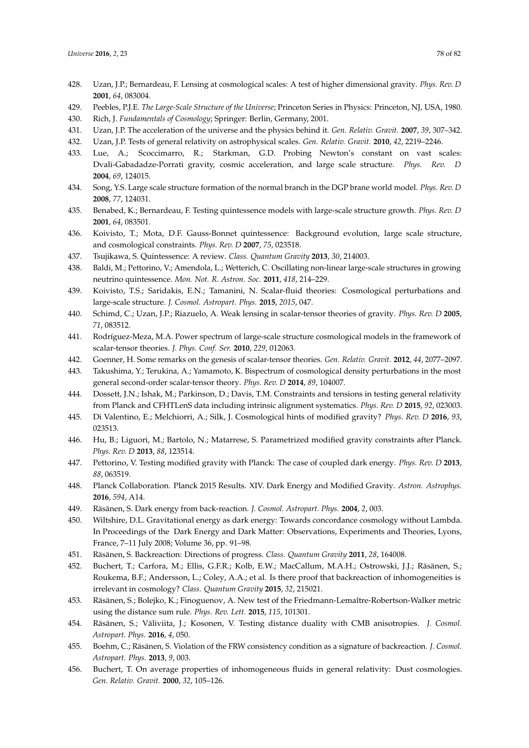428. Uzan, J.P.; Bernardeau, F. Lensing at cosmological scales: A test of higher dimensional gravity. *Phys. Rev. D* **2001**, *64*, 083004.
429. Peebles, P.J.E. *The Large-Scale Structure of the Universe*; Princeton Series in Physics: Princeton, NJ, USA, 1980.
430. Rich, J. *Fundamentals of Cosmology*; Springer: Berlin, Germany, 2001.
431. Uzan, J.P. The acceleration of the universe and the physics behind it. *Gen. Relativ. Gravit.* **2007**, *39*, 307–342.
432. Uzan, J.P. Tests of general relativity on astrophysical scales. *Gen. Relativ. Gravit.* **2010**, *42*, 2219–2246.
433. Lue, A.; Scoccimarro, R.; Starkman, G.D. Probing Newton's constant on vast scales: Dvali-Gabadadze-Porrati gravity, cosmic acceleration, and large scale structure. *Phys. Rev. D* **2004**, *69*, 124015.
434. Song, Y.S. Large scale structure formation of the normal branch in the DGP brane world model. *Phys. Rev. D* **2008**, *77*, 124031.
435. Benabed, K.; Bernardeau, F. Testing quintessence models with large-scale structure growth. *Phys. Rev. D* **2001**, *64*, 083501.
436. Koivisto, T.; Mota, D.F. Gauss-Bonnet quintessence: Background evolution, large scale structure, and cosmological constraints. *Phys. Rev. D* **2007**, *75*, 023518.
437. Tsujikawa, S. Quintessence: A review. *Class. Quantum Gravity* **2013**, *30*, 214003.
438. Baldi, M.; Pettorino, V.; Amendola, L.; Wetterich, C. Oscillating non-linear large-scale structures in growing neutrino quintessence. *Mon. Not. R. Astron. Soc.* **2011**, *418*, 214–229.
439. Koivisto, T.S.; Saridakis, E.N.; Tamanini, N. Scalar-fluid theories: Cosmological perturbations and large-scale structure. *J. Cosmol. Astropart. Phys.* **2015**, *2015*, 047.
440. Schimd, C.; Uzan, J.P.; Riazuelo, A. Weak lensing in scalar-tensor theories of gravity. *Phys. Rev. D* **2005**, *71*, 083512.
441. Rodríguez-Meza, M.A. Power spectrum of large-scale structure cosmological models in the framework of scalar-tensor theories. *J. Phys. Conf. Ser.* **2010**, *229*, 012063.
442. Goenner, H. Some remarks on the genesis of scalar-tensor theories. *Gen. Relativ. Gravit.* **2012**, *44*, 2077–2097.
443. Takushima, Y.; Terukina, A.; Yamamoto, K. Bispectrum of cosmological density perturbations in the most general second-order scalar-tensor theory. *Phys. Rev. D* **2014**, *89*, 104007.
444. Dossett, J.N.; Ishak, M.; Parkinson, D.; Davis, T.M. Constraints and tensions in testing general relativity from Planck and CFHTLenS data including intrinsic alignment systematics. *Phys. Rev. D* **2015**, *92*, 023003.
445. Di Valentino, E.; Melchiorri, A.; Silk, J. Cosmological hints of modified gravity? *Phys. Rev. D* **2016**, *93*, 023513.
446. Hu, B.; Liguori, M.; Bartolo, N.; Matarrese, S. Parametrized modified gravity constraints after Planck. *Phys. Rev. D* **2013**, *88*, 123514.
447. Pettorino, V. Testing modified gravity with Planck: The case of coupled dark energy. *Phys. Rev. D* **2013**, *88*, 063519.
448. Planck Collaboration. Planck 2015 Results. XIV. Dark Energy and Modified Gravity. *Astron. Astrophys.* **2016**, *594*, A14.
449. Räsänen, S. Dark energy from back-reaction. *J. Cosmol. Astropart. Phys.* **2004**, *2*, 003.
450. Wiltshire, D.L. Gravitational energy as dark energy: Towards concordance cosmology without Lambda. In Proceedings of the Dark Energy and Dark Matter: Observations, Experiments and Theories, Lyons, France, 7–11 July 2008; Volume 36, pp. 91–98.
451. Räsänen, S. Backreaction: Directions of progress. *Class. Quantum Gravity* **2011**, *28*, 164008.
452. Buchert, T.; Carfora, M.; Ellis, G.F.R.; Kolb, E.W.; MacCallum, M.A.H.; Ostrowski, J.J.; Räsänen, S.; Roukema, B.F.; Andersson, L.; Coley, A.A.; et al. Is there proof that backreaction of inhomogeneities is irrelevant in cosmology? *Class. Quantum Gravity* **2015**, *32*, 215021.
453. Räsänen, S.; Bolejko, K.; Finoguenov, A. New test of the Friedmann-Lemaître-Robertson-Walker metric using the distance sum rule. *Phys. Rev. Lett.* **2015**, *115*, 101301.
454. Räsänen, S.; Väliviita, J.; Kosonen, V. Testing distance duality with CMB anisotropies. *J. Cosmol. Astropart. Phys.* **2016**, *4*, 050.
455. Boehm, C.; Räsänen, S. Violation of the FRW consistency condition as a signature of backreaction. *J. Cosmol. Astropart. Phys.* **2013**, *9*, 003.
456. Buchert, T. On average properties of inhomogeneous fluids in general relativity: Dust cosmologies. *Gen. Relativ. Gravit.* **2000**, *32*, 105–126.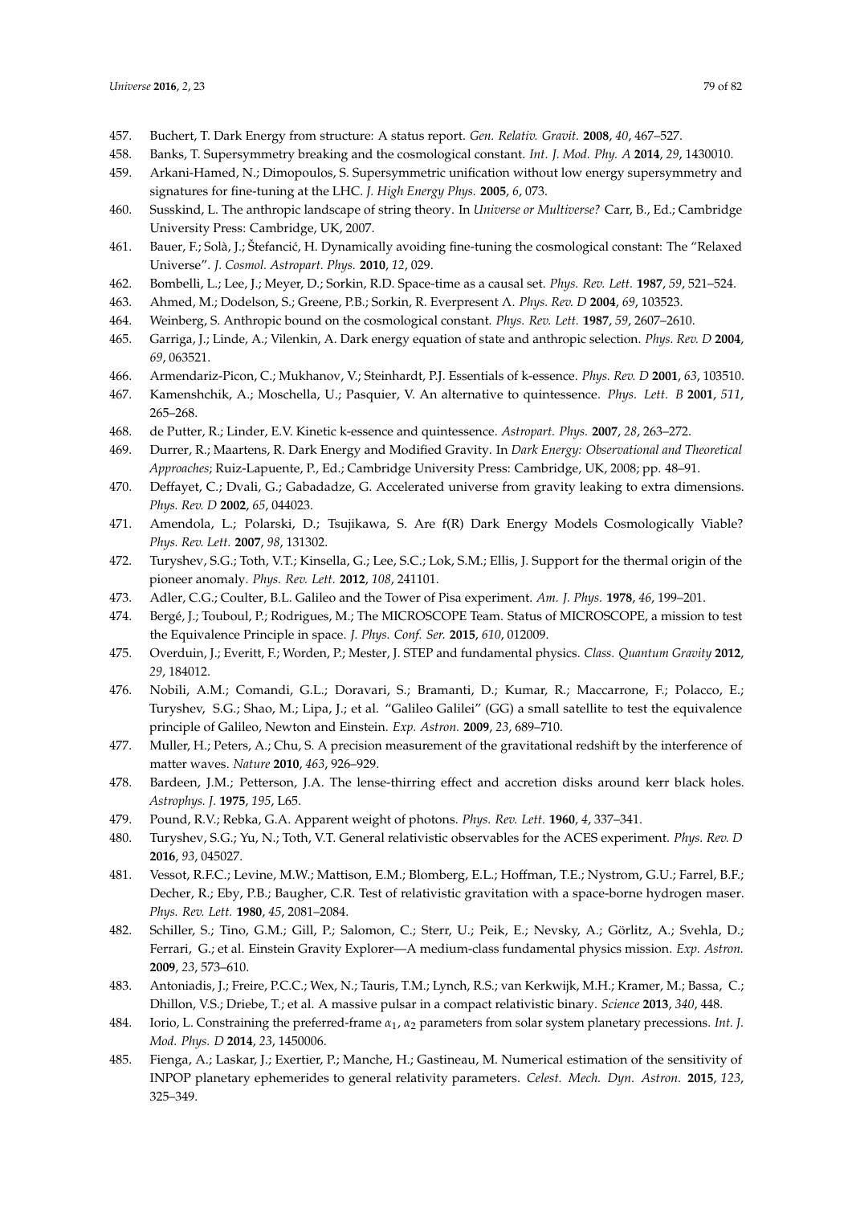457. Buchert, T. Dark Energy from structure: A status report. *Gen. Relativ. Gravit.* **2008**, *40*, 467–527.
458. Banks, T. Supersymmetry breaking and the cosmological constant. *Int. J. Mod. Phy. A* **2014**, *29*, 1430010.
459. Arkani-Hamed, N.; Dimopoulos, S. Supersymmetric unification without low energy supersymmetry and signatures for fine-tuning at the LHC. *J. High Energy Phys.* **2005**, *6*, 073.
460. Susskind, L. The anthropic landscape of string theory. In *Universe or Multiverse?* Carr, B., Ed.; Cambridge University Press: Cambridge, UK, 2007.
461. Bauer, F.; Solà, J.; Štefancić, H. Dynamically avoiding fine-tuning the cosmological constant: The "Relaxed Universe". *J. Cosmol. Astropart. Phys.* **2010**, *12*, 029.
462. Bombelli, L.; Lee, J.; Meyer, D.; Sorkin, R.D. Space-time as a causal set. *Phys. Rev. Lett.* **1987**, *59*, 521–524.
463. Ahmed, M.; Dodelson, S.; Greene, P.B.; Sorkin, R. Everpresent Λ. *Phys. Rev. D* **2004**, *69*, 103523.
464. Weinberg, S. Anthropic bound on the cosmological constant. *Phys. Rev. Lett.* **1987**, *59*, 2607–2610.
465. Garriga, J.; Linde, A.; Vilenkin, A. Dark energy equation of state and anthropic selection. *Phys. Rev. D* **2004**, *69*, 063521.
466. Armendariz-Picon, C.; Mukhanov, V.; Steinhardt, P.J. Essentials of k-essence. *Phys. Rev. D* **2001**, *63*, 103510.
467. Kamenshchik, A.; Moschella, U.; Pasquier, V. An alternative to quintessence. *Phys. Lett. B* **2001**, *511*, 265–268.
468. de Putter, R.; Linder, E.V. Kinetic k-essence and quintessence. *Astropart. Phys.* **2007**, *28*, 263–272.
469. Durrer, R.; Maartens, R. Dark Energy and Modified Gravity. In *Dark Energy: Observational and Theoretical Approaches*; Ruiz-Lapuente, P., Ed.; Cambridge University Press: Cambridge, UK, 2008; pp. 48–91.
470. Deffayet, C.; Dvali, G.; Gabadadze, G. Accelerated universe from gravity leaking to extra dimensions. *Phys. Rev. D* **2002**, *65*, 044023.
471. Amendola, L.; Polarski, D.; Tsujikawa, S. Are f(R) Dark Energy Models Cosmologically Viable? *Phys. Rev. Lett.* **2007**, *98*, 131302.
472. Turyshev, S.G.; Toth, V.T.; Kinsella, G.; Lee, S.C.; Lok, S.M.; Ellis, J. Support for the thermal origin of the pioneer anomaly. *Phys. Rev. Lett.* **2012**, *108*, 241101.
473. Adler, C.G.; Coulter, B.L. Galileo and the Tower of Pisa experiment. *Am. J. Phys.* **1978**, *46*, 199–201.
474. Bergé, J.; Touboul, P.; Rodrigues, M.; The MICROSCOPE Team. Status of MICROSCOPE, a mission to test the Equivalence Principle in space. *J. Phys. Conf. Ser.* **2015**, *610*, 012009.
475. Overduin, J.; Everitt, F.; Worden, P.; Mester, J. STEP and fundamental physics. *Class. Quantum Gravity* **2012**, *29*, 184012.
476. Nobili, A.M.; Comandi, G.L.; Doravari, S.; Bramanti, D.; Kumar, R.; Maccarrone, F.; Polacco, E.; Turyshev, S.G.; Shao, M.; Lipa, J.; et al. "Galileo Galilei" (GG) a small satellite to test the equivalence principle of Galileo, Newton and Einstein. *Exp. Astron.* **2009**, *23*, 689–710.
477. Muller, H.; Peters, A.; Chu, S. A precision measurement of the gravitational redshift by the interference of matter waves. *Nature* **2010**, *463*, 926–929.
478. Bardeen, J.M.; Petterson, J.A. The lense-thirring effect and accretion disks around kerr black holes. *Astrophys. J.* **1975**, *195*, L65.
479. Pound, R.V.; Rebka, G.A. Apparent weight of photons. *Phys. Rev. Lett.* **1960**, *4*, 337–341.
480. Turyshev, S.G.; Yu, N.; Toth, V.T. General relativistic observables for the ACES experiment. *Phys. Rev. D* **2016**, *93*, 045027.
481. Vessot, R.F.C.; Levine, M.W.; Mattison, E.M.; Blomberg, E.L.; Hoffman, T.E.; Nystrom, G.U.; Farrel, B.F.; Decher, R.; Eby, P.B.; Baugher, C.R. Test of relativistic gravitation with a space-borne hydrogen maser. *Phys. Rev. Lett.* **1980**, *45*, 2081–2084.
482. Schiller, S.; Tino, G.M.; Gill, P.; Salomon, C.; Sterr, U.; Peik, E.; Nevsky, A.; Görlitz, A.; Svehla, D.; Ferrari, G.; et al. Einstein Gravity Explorer—A medium-class fundamental physics mission. *Exp. Astron.* **2009**, *23*, 573–610.
483. Antoniadis, J.; Freire, P.C.C.; Wex, N.; Tauris, T.M.; Lynch, R.S.; van Kerkwijk, M.H.; Kramer, M.; Bassa, C.; Dhillon, V.S.; Driebe, T.; et al. A massive pulsar in a compact relativistic binary. *Science* **2013**, *340*, 448.
484. Iorio, L. Constraining the preferred-frame $\alpha_1$, $\alpha_2$ parameters from solar system planetary precessions. *Int. J. Mod. Phys. D* **2014**, *23*, 1450006.
485. Fienga, A.; Laskar, J.; Exertier, P.; Manche, H.; Gastineau, M. Numerical estimation of the sensitivity of INPOP planetary ephemerides to general relativity parameters. *Celest. Mech. Dyn. Astron.* **2015**, *123*, 325–349.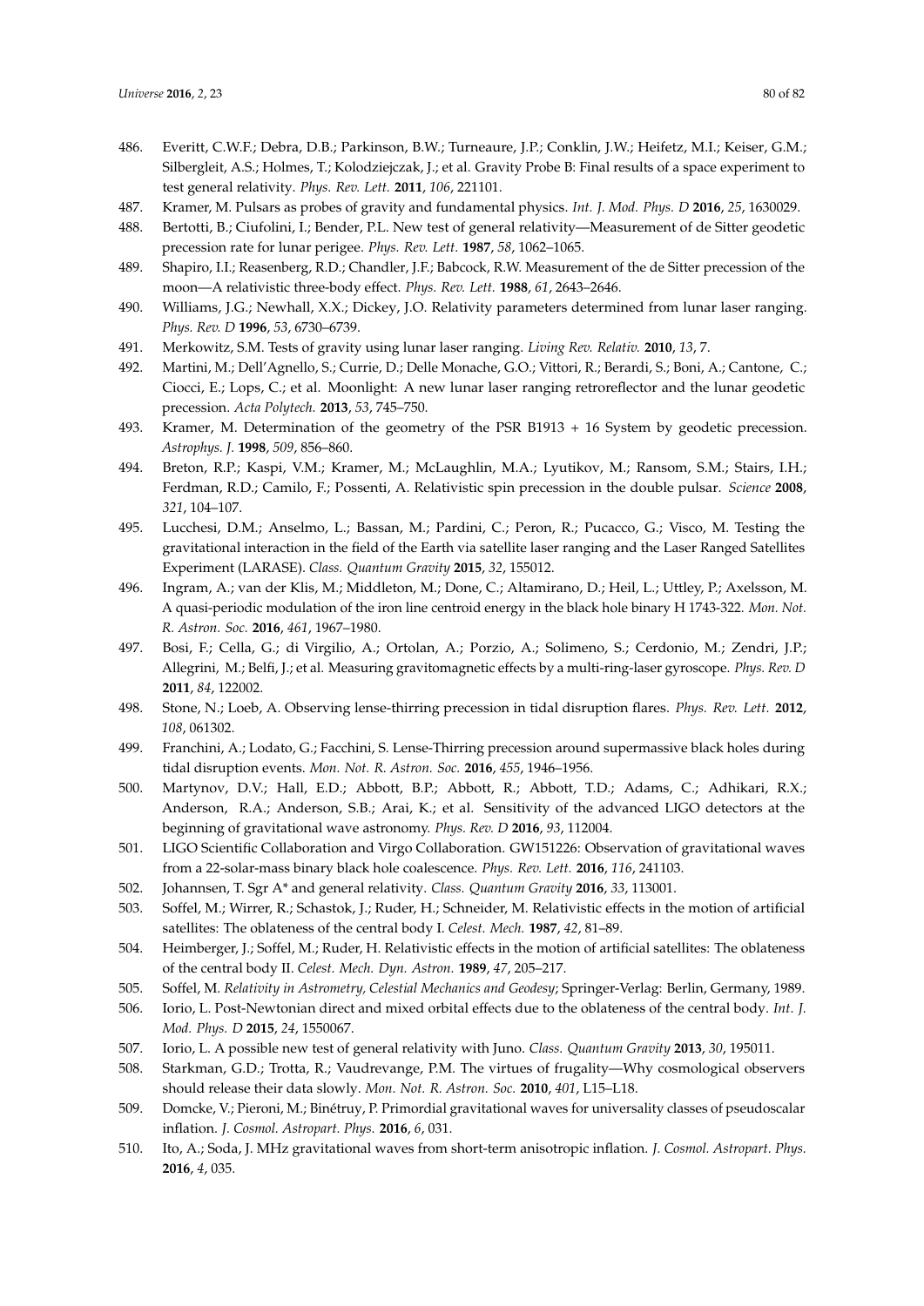486. Everitt, C.W.F.; Debra, D.B.; Parkinson, B.W.; Turneaure, J.P.; Conklin, J.W.; Heifetz, M.I.; Keiser, G.M.; Silbergleit, A.S.; Holmes, T.; Kolodziejczak, J.; et al. Gravity Probe B: Final results of a space experiment to test general relativity. *Phys. Rev. Lett.* **2011**, *106*, 221101.
487. Kramer, M. Pulsars as probes of gravity and fundamental physics. *Int. J. Mod. Phys. D* **2016**, *25*, 1630029.
488. Bertotti, B.; Ciufolini, I.; Bender, P.L. New test of general relativity—Measurement of de Sitter geodetic precession rate for lunar perigee. *Phys. Rev. Lett.* **1987**, *58*, 1062–1065.
489. Shapiro, I.I.; Reasenberg, R.D.; Chandler, J.F.; Babcock, R.W. Measurement of the de Sitter precession of the moon—A relativistic three-body effect. *Phys. Rev. Lett.* **1988**, *61*, 2643–2646.
490. Williams, J.G.; Newhall, X.X.; Dickey, J.O. Relativity parameters determined from lunar laser ranging. *Phys. Rev. D* **1996**, *53*, 6730–6739.
491. Merkowitz, S.M. Tests of gravity using lunar laser ranging. *Living Rev. Relativ.* **2010**, *13*, 7.
492. Martini, M.; Dell'Agnello, S.; Currie, D.; Delle Monache, G.O.; Vittori, R.; Berardi, S.; Boni, A.; Cantone, C.; Ciocci, E.; Lops, C.; et al. Moonlight: A new lunar laser ranging retroreflector and the lunar geodetic precession. *Acta Polytech.* **2013**, *53*, 745–750.
493. Kramer, M. Determination of the geometry of the PSR B1913 + 16 System by geodetic precession. *Astrophys. J.* **1998**, *509*, 856–860.
494. Breton, R.P.; Kaspi, V.M.; Kramer, M.; McLaughlin, M.A.; Lyutikov, M.; Ransom, S.M.; Stairs, I.H.; Ferdman, R.D.; Camilo, F.; Possenti, A. Relativistic spin precession in the double pulsar. *Science* **2008**, *321*, 104–107.
495. Lucchesi, D.M.; Anselmo, L.; Bassan, M.; Pardini, C.; Peron, R.; Pucacco, G.; Visco, M. Testing the gravitational interaction in the field of the Earth via satellite laser ranging and the Laser Ranged Satellites Experiment (LARASE). *Class. Quantum Gravity* **2015**, *32*, 155012.
496. Ingram, A.; van der Klis, M.; Middleton, M.; Done, C.; Altamirano, D.; Heil, L.; Uttley, P.; Axelsson, M. A quasi-periodic modulation of the iron line centroid energy in the black hole binary H 1743-322. *Mon. Not. R. Astron. Soc.* **2016**, *461*, 1967–1980.
497. Bosi, F.; Cella, G.; di Virgilio, A.; Ortolan, A.; Porzio, A.; Solimeno, S.; Cerdonio, M.; Zendri, J.P.; Allegrini, M.; Belfi, J.; et al. Measuring gravitomagnetic effects by a multi-ring-laser gyroscope. *Phys. Rev. D* **2011**, *84*, 122002.
498. Stone, N.; Loeb, A. Observing lense-thirring precession in tidal disruption flares. *Phys. Rev. Lett.* **2012**, *108*, 061302.
499. Franchini, A.; Lodato, G.; Facchini, S. Lense-Thirring precession around supermassive black holes during tidal disruption events. *Mon. Not. R. Astron. Soc.* **2016**, *455*, 1946–1956.
500. Martynov, D.V.; Hall, E.D.; Abbott, B.P.; Abbott, R.; Abbott, T.D.; Adams, C.; Adhikari, R.X.; Anderson, R.A.; Anderson, S.B.; Arai, K.; et al. Sensitivity of the advanced LIGO detectors at the beginning of gravitational wave astronomy. *Phys. Rev. D* **2016**, *93*, 112004.
501. LIGO Scientific Collaboration and Virgo Collaboration. GW151226: Observation of gravitational waves from a 22-solar-mass binary black hole coalescence. *Phys. Rev. Lett.* **2016**, *116*, 241103.
502. Johannsen, T. Sgr A* and general relativity. *Class. Quantum Gravity* **2016**, *33*, 113001.
503. Soffel, M.; Wirrer, R.; Schastok, J.; Ruder, H.; Schneider, M. Relativistic effects in the motion of artificial satellites: The oblateness of the central body I. *Celest. Mech.* **1987**, *42*, 81–89.
504. Heimberger, J.; Soffel, M.; Ruder, H. Relativistic effects in the motion of artificial satellites: The oblateness of the central body II. *Celest. Mech. Dyn. Astron.* **1989**, *47*, 205–217.
505. Soffel, M. *Relativity in Astrometry, Celestial Mechanics and Geodesy*; Springer-Verlag: Berlin, Germany, 1989.
506. Iorio, L. Post-Newtonian direct and mixed orbital effects due to the oblateness of the central body. *Int. J. Mod. Phys. D* **2015**, *24*, 1550067.
507. Iorio, L. A possible new test of general relativity with Juno. *Class. Quantum Gravity* **2013**, *30*, 195011.
508. Starkman, G.D.; Trotta, R.; Vaudrevange, P.M. The virtues of frugality—Why cosmological observers should release their data slowly. *Mon. Not. R. Astron. Soc.* **2010**, *401*, L15–L18.
509. Domcke, V.; Pieroni, M.; Binétruy, P. Primordial gravitational waves for universality classes of pseudoscalar inflation. *J. Cosmol. Astropart. Phys.* **2016**, *6*, 031.
510. Ito, A.; Soda, J. MHz gravitational waves from short-term anisotropic inflation. *J. Cosmol. Astropart. Phys.* **2016**, *4*, 035.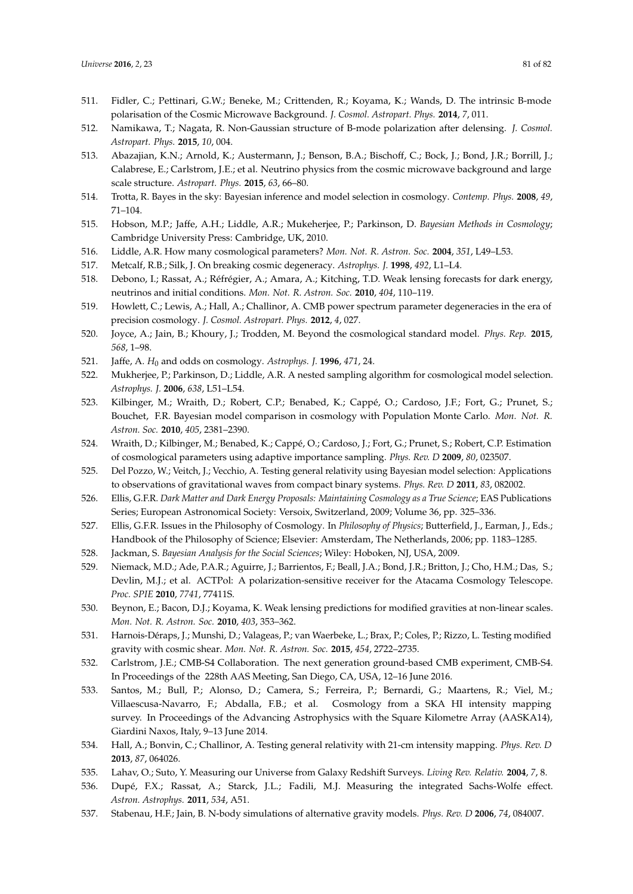511. Fidler, C.; Pettinari, G.W.; Beneke, M.; Crittenden, R.; Koyama, K.; Wands, D. The intrinsic B-mode polarisation of the Cosmic Microwave Background. *J. Cosmol. Astropart. Phys.* **2014**, *7*, 011.
512. Namikawa, T.; Nagata, R. Non-Gaussian structure of B-mode polarization after delensing. *J. Cosmol. Astropart. Phys.* **2015**, *10*, 004.
513. Abazajian, K.N.; Arnold, K.; Austermann, J.; Benson, B.A.; Bischoff, C.; Bock, J.; Bond, J.R.; Borrill, J.; Calabrese, E.; Carlstrom, J.E.; et al. Neutrino physics from the cosmic microwave background and large scale structure. *Astropart. Phys.* **2015**, *63*, 66–80.
514. Trotta, R. Bayes in the sky: Bayesian inference and model selection in cosmology. *Contemp. Phys.* **2008**, *49*, 71–104.
515. Hobson, M.P.; Jaffe, A.H.; Liddle, A.R.; Mukeherjee, P.; Parkinson, D. *Bayesian Methods in Cosmology*; Cambridge University Press: Cambridge, UK, 2010.
516. Liddle, A.R. How many cosmological parameters? *Mon. Not. R. Astron. Soc.* **2004**, *351*, L49–L53.
517. Metcalf, R.B.; Silk, J. On breaking cosmic degeneracy. *Astrophys. J.* **1998**, *492*, L1–L4.
518. Debono, I.; Rassat, A.; Réfrégier, A.; Amara, A.; Kitching, T.D. Weak lensing forecasts for dark energy, neutrinos and initial conditions. *Mon. Not. R. Astron. Soc.* **2010**, *404*, 110–119.
519. Howlett, C.; Lewis, A.; Hall, A.; Challinor, A. CMB power spectrum parameter degeneracies in the era of precision cosmology. *J. Cosmol. Astropart. Phys.* **2012**, *4*, 027.
520. Joyce, A.; Jain, B.; Khoury, J.; Trodden, M. Beyond the cosmological standard model. *Phys. Rep.* **2015**, *568*, 1–98.
521. Jaffe, A. $H_0$ and odds on cosmology. *Astrophys. J.* **1996**, *471*, 24.
522. Mukherjee, P.; Parkinson, D.; Liddle, A.R. A nested sampling algorithm for cosmological model selection. *Astrophys. J.* **2006**, *638*, L51–L54.
523. Kilbinger, M.; Wraith, D.; Robert, C.P.; Benabed, K.; Cappé, O.; Cardoso, J.F.; Fort, G.; Prunet, S.; Bouchet, F.R. Bayesian model comparison in cosmology with Population Monte Carlo. *Mon. Not. R. Astron. Soc.* **2010**, *405*, 2381–2390.
524. Wraith, D.; Kilbinger, M.; Benabed, K.; Cappé, O.; Cardoso, J.; Fort, G.; Prunet, S.; Robert, C.P. Estimation of cosmological parameters using adaptive importance sampling. *Phys. Rev. D* **2009**, *80*, 023507.
525. Del Pozzo, W.; Veitch, J.; Vecchio, A. Testing general relativity using Bayesian model selection: Applications to observations of gravitational waves from compact binary systems. *Phys. Rev. D* **2011**, *83*, 082002.
526. Ellis, G.F.R. *Dark Matter and Dark Energy Proposals: Maintaining Cosmology as a True Science*; EAS Publications Series; European Astronomical Society: Versoix, Switzerland, 2009; Volume 36, pp. 325–336.
527. Ellis, G.F.R. Issues in the Philosophy of Cosmology. In *Philosophy of Physics*; Butterfield, J., Earman, J., Eds.; Handbook of the Philosophy of Science; Elsevier: Amsterdam, The Netherlands, 2006; pp. 1183–1285.
528. Jackman, S. *Bayesian Analysis for the Social Sciences*; Wiley: Hoboken, NJ, USA, 2009.
529. Niemack, M.D.; Ade, P.A.R.; Aguirre, J.; Barrientos, F.; Beall, J.A.; Bond, J.R.; Britton, J.; Cho, H.M.; Das, S.; Devlin, M.J.; et al. ACTPol: A polarization-sensitive receiver for the Atacama Cosmology Telescope. *Proc. SPIE* **2010**, *7741*, 77411S.
530. Beynon, E.; Bacon, D.J.; Koyama, K. Weak lensing predictions for modified gravities at non-linear scales. *Mon. Not. R. Astron. Soc.* **2010**, *403*, 353–362.
531. Harnois-Déraps, J.; Munshi, D.; Valageas, P.; van Waerbeke, L.; Brax, P.; Coles, P.; Rizzo, L. Testing modified gravity with cosmic shear. *Mon. Not. R. Astron. Soc.* **2015**, *454*, 2722–2735.
532. Carlstrom, J.E.; CMB-S4 Collaboration. The next generation ground-based CMB experiment, CMB-S4. In Proceedings of the 228th AAS Meeting, San Diego, CA, USA, 12–16 June 2016.
533. Santos, M.; Bull, P.; Alonso, D.; Camera, S.; Ferreira, P.; Bernardi, G.; Maartens, R.; Viel, M.; Villaescusa-Navarro, F.; Abdalla, F.B.; et al. Cosmology from a SKA HI intensity mapping survey. In Proceedings of the Advancing Astrophysics with the Square Kilometre Array (AASKA14), Giardini Naxos, Italy, 9–13 June 2014.
534. Hall, A.; Bonvin, C.; Challinor, A. Testing general relativity with 21-cm intensity mapping. *Phys. Rev. D* **2013**, *87*, 064026.
535. Lahav, O.; Suto, Y. Measuring our Universe from Galaxy Redshift Surveys. *Living Rev. Relativ.* **2004**, *7*, 8.
536. Dupé, F.X.; Rassat, A.; Starck, J.L.; Fadili, M.J. Measuring the integrated Sachs-Wolfe effect. *Astron. Astrophys.* **2011**, *534*, A51.
537. Stabenau, H.F.; Jain, B. N-body simulations of alternative gravity models. *Phys. Rev. D* **2006**, *74*, 084007.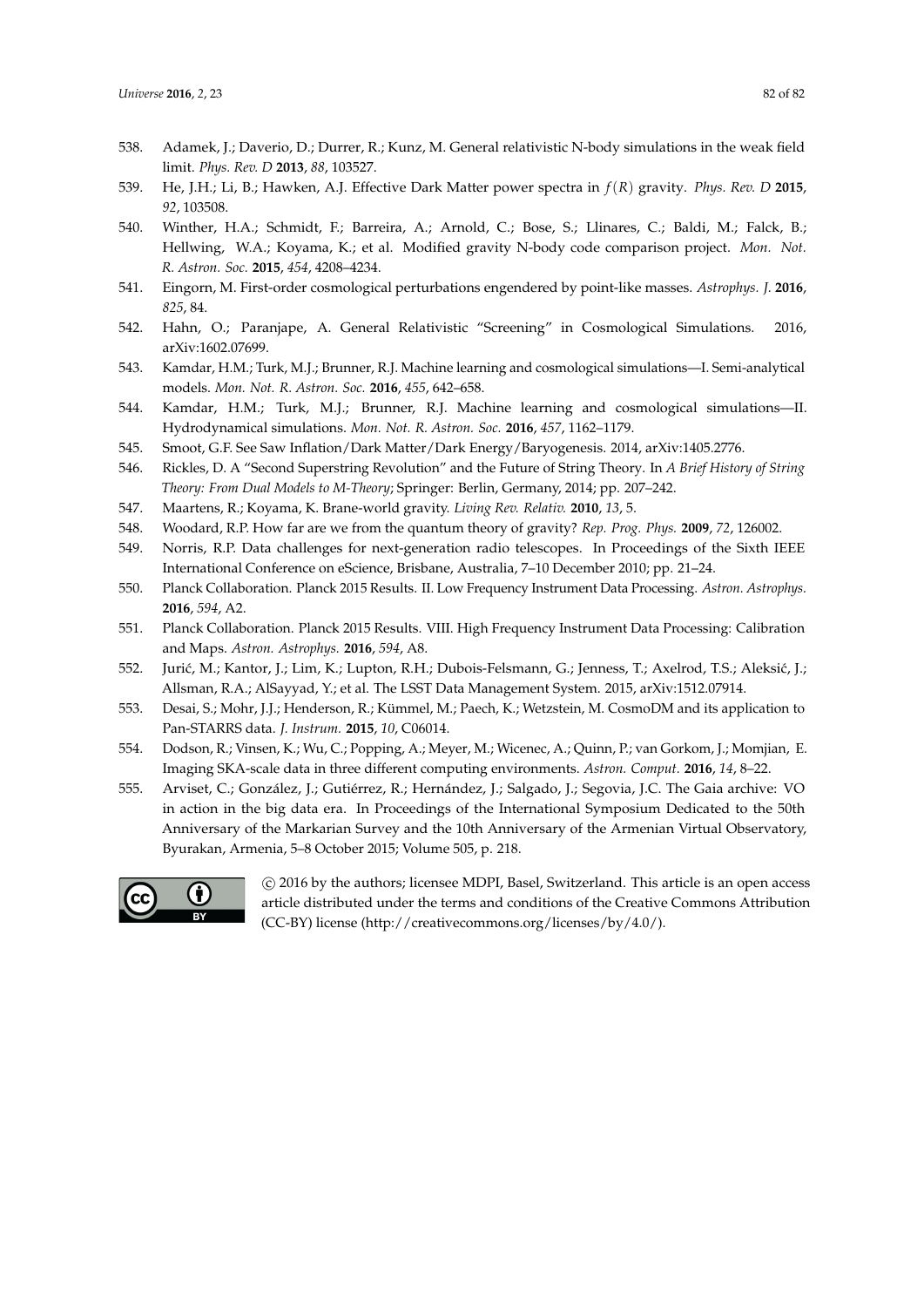538. Adamek, J.; Daverio, D.; Durrer, R.; Kunz, M. General relativistic N-body simulations in the weak field limit. *Phys. Rev. D* **2013**, *88*, 103527.
539. He, J.H.; Li, B.; Hawken, A.J. Effective Dark Matter power spectra in $f(R)$ gravity. *Phys. Rev. D* **2015**, *92*, 103508.
540. Winther, H.A.; Schmidt, F.; Barreira, A.; Arnold, C.; Bose, S.; Llinares, C.; Baldi, M.; Falck, B.; Hellwing, W.A.; Koyama, K.; et al. Modified gravity N-body code comparison project. *Mon. Not. R. Astron. Soc.* **2015**, *454*, 4208–4234.
541. Eingorn, M. First-order cosmological perturbations engendered by point-like masses. *Astrophys. J.* **2016**, *825*, 84.
542. Hahn, O.; Paranjape, A. General Relativistic "Screening" in Cosmological Simulations. 2016, arXiv:1602.07699.
543. Kamdar, H.M.; Turk, M.J.; Brunner, R.J. Machine learning and cosmological simulations—I. Semi-analytical models. *Mon. Not. R. Astron. Soc.* **2016**, *455*, 642–658.
544. Kamdar, H.M.; Turk, M.J.; Brunner, R.J. Machine learning and cosmological simulations—II. Hydrodynamical simulations. *Mon. Not. R. Astron. Soc.* **2016**, *457*, 1162–1179.
545. Smoot, G.F. See Saw Inflation/Dark Matter/Dark Energy/Baryogenesis. 2014, arXiv:1405.2776.
546. Rickles, D. A "Second Superstring Revolution" and the Future of String Theory. In *A Brief History of String Theory: From Dual Models to M-Theory*; Springer: Berlin, Germany, 2014; pp. 207–242.
547. Maartens, R.; Koyama, K. Brane-world gravity. *Living Rev. Relativ.* **2010**, *13*, 5.
548. Woodard, R.P. How far are we from the quantum theory of gravity? *Rep. Prog. Phys.* **2009**, *72*, 126002.
549. Norris, R.P. Data challenges for next-generation radio telescopes. In Proceedings of the Sixth IEEE International Conference on eScience, Brisbane, Australia, 7–10 December 2010; pp. 21–24.
550. Planck Collaboration. Planck 2015 Results. II. Low Frequency Instrument Data Processing. *Astron. Astrophys.* **2016**, *594*, A2.
551. Planck Collaboration. Planck 2015 Results. VIII. High Frequency Instrument Data Processing: Calibration and Maps. *Astron. Astrophys.* **2016**, *594*, A8.
552. Jurić, M.; Kantor, J.; Lim, K.; Lupton, R.H.; Dubois-Felsmann, G.; Jenness, T.; Axelrod, T.S.; Aleksić, J.; Allsman, R.A.; AlSayyad, Y.; et al. The LSST Data Management System. 2015, arXiv:1512.07914.
553. Desai, S.; Mohr, J.J.; Henderson, R.; Kümmel, M.; Paech, K.; Wetzstein, M. CosmoDM and its application to Pan-STARRS data. *J. Instrum.* **2015**, *10*, C06014.
554. Dodson, R.; Vinsen, K.; Wu, C.; Popping, A.; Meyer, M.; Wicenec, A.; Quinn, P.; van Gorkom, J.; Momjian, E. Imaging SKA-scale data in three different computing environments. *Astron. Comput.* **2016**, *14*, 8–22.
555. Arviset, C.; González, J.; Gutiérrez, R.; Hernández, J.; Salgado, J.; Segovia, J.C. The Gaia archive: VO in action in the big data era. In Proceedings of the International Symposium Dedicated to the 50th Anniversary of the Markarian Survey and the 10th Anniversary of the Armenian Virtual Observatory, Byurakan, Armenia, 5–8 October 2015; Volume 505, p. 218.

© 2016 by the authors; licensee MDPI, Basel, Switzerland. This article is an open access article distributed under the terms and conditions of the Creative Commons Attribution (CC-BY) license (http://creativecommons.org/licenses/by/4.0/).